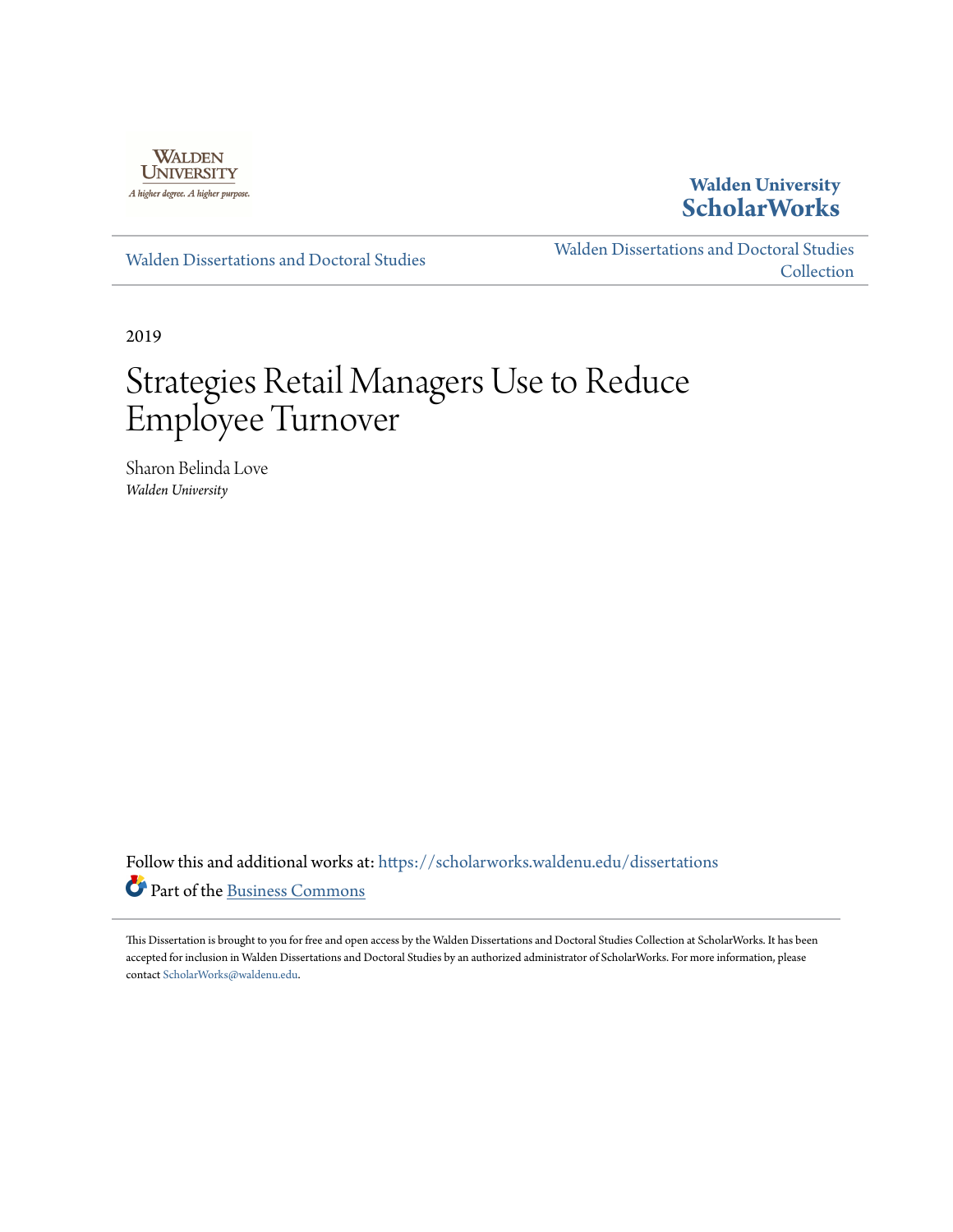Walden University

A higher degree. A higher purpose.

**Walden University ScholarWorks**

Walden Dissertations and Doctoral Studies

Walden Dissertations and Doctoral Studies Collection

2019

# Strategies Retail Managers Use to Reduce Employee Turnover

Sharon Belinda Love
*Walden University*

Follow this and additional works at: https://scholarworks.waldenu.edu/dissertations

Part of the Business Commons

This Dissertation is brought to you for free and open access by the Walden Dissertations and Doctoral Studies Collection at ScholarWorks. It has been accepted for inclusion in Walden Dissertations and Doctoral Studies by an authorized administrator of ScholarWorks. For more information, please contact ScholarWorks@waldenu.edu.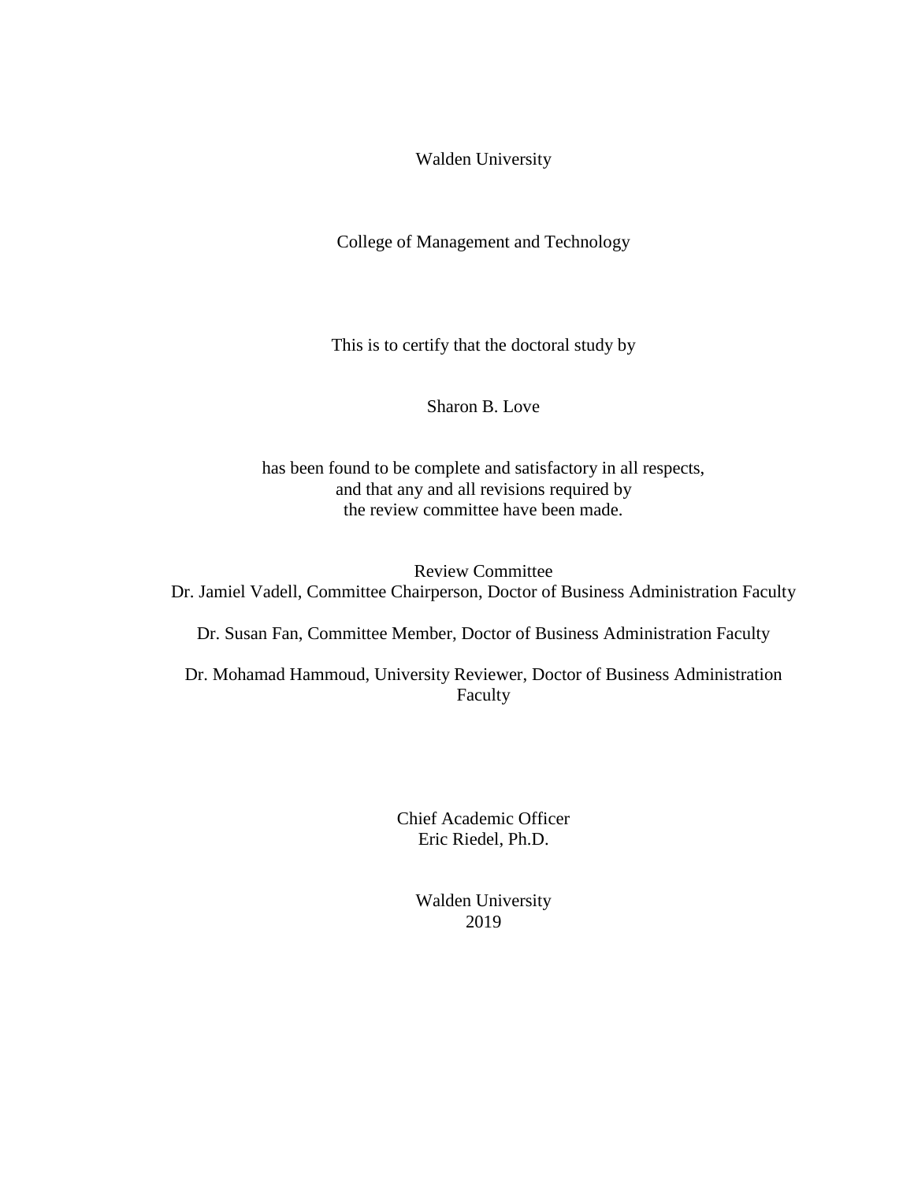Walden University

College of Management and Technology

This is to certify that the doctoral study by

Sharon B. Love

has been found to be complete and satisfactory in all respects,
and that any and all revisions required by
the review committee have been made.

Review Committee
Dr. Jamiel Vadell, Committee Chairperson, Doctor of Business Administration Faculty

Dr. Susan Fan, Committee Member, Doctor of Business Administration Faculty

Dr. Mohamad Hammoud, University Reviewer, Doctor of Business Administration Faculty

Chief Academic Officer
Eric Riedel, Ph.D.

Walden University
2019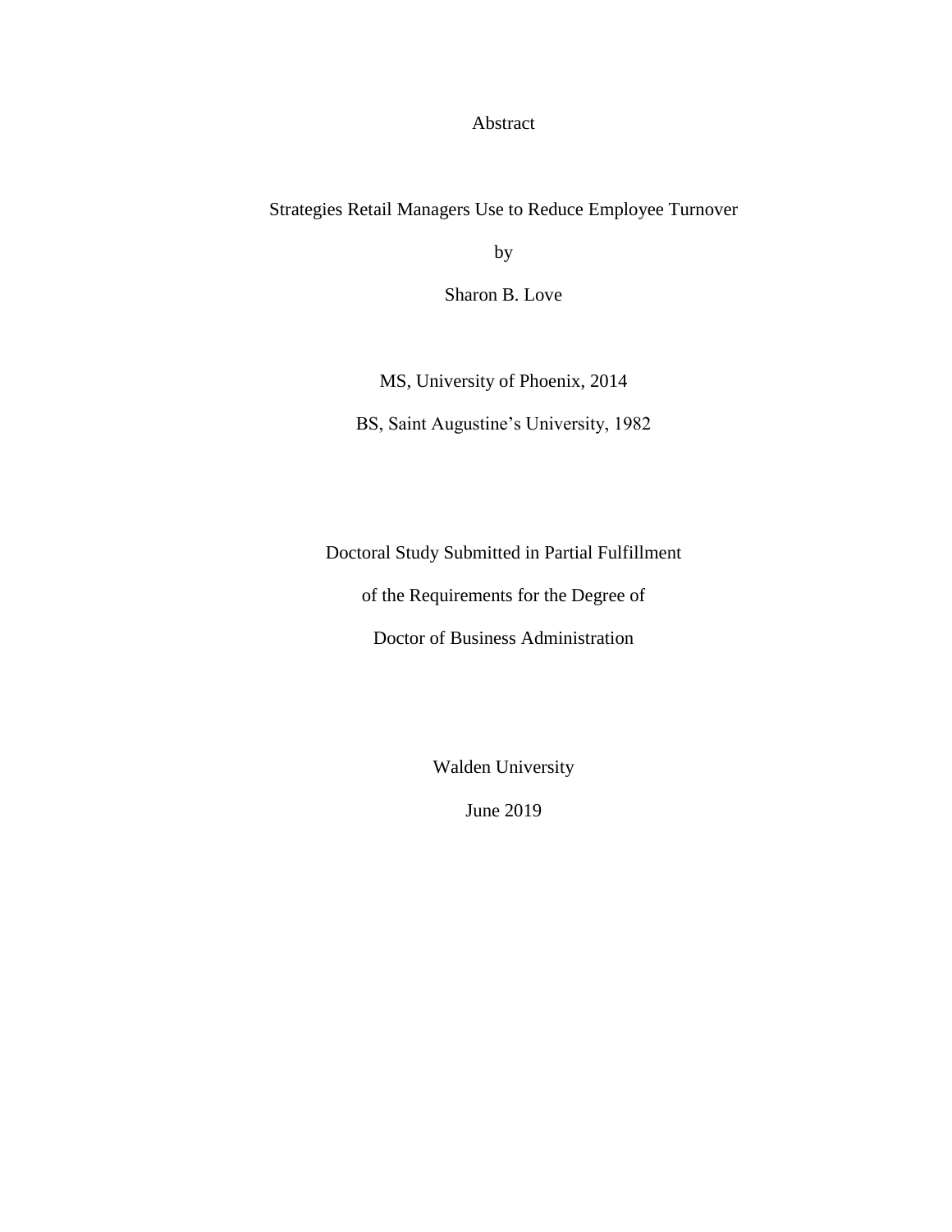Abstract

Strategies Retail Managers Use to Reduce Employee Turnover

by

Sharon B. Love

MS, University of Phoenix, 2014

BS, Saint Augustine’s University, 1982

Doctoral Study Submitted in Partial Fulfillment

of the Requirements for the Degree of

Doctor of Business Administration

Walden University

June 2019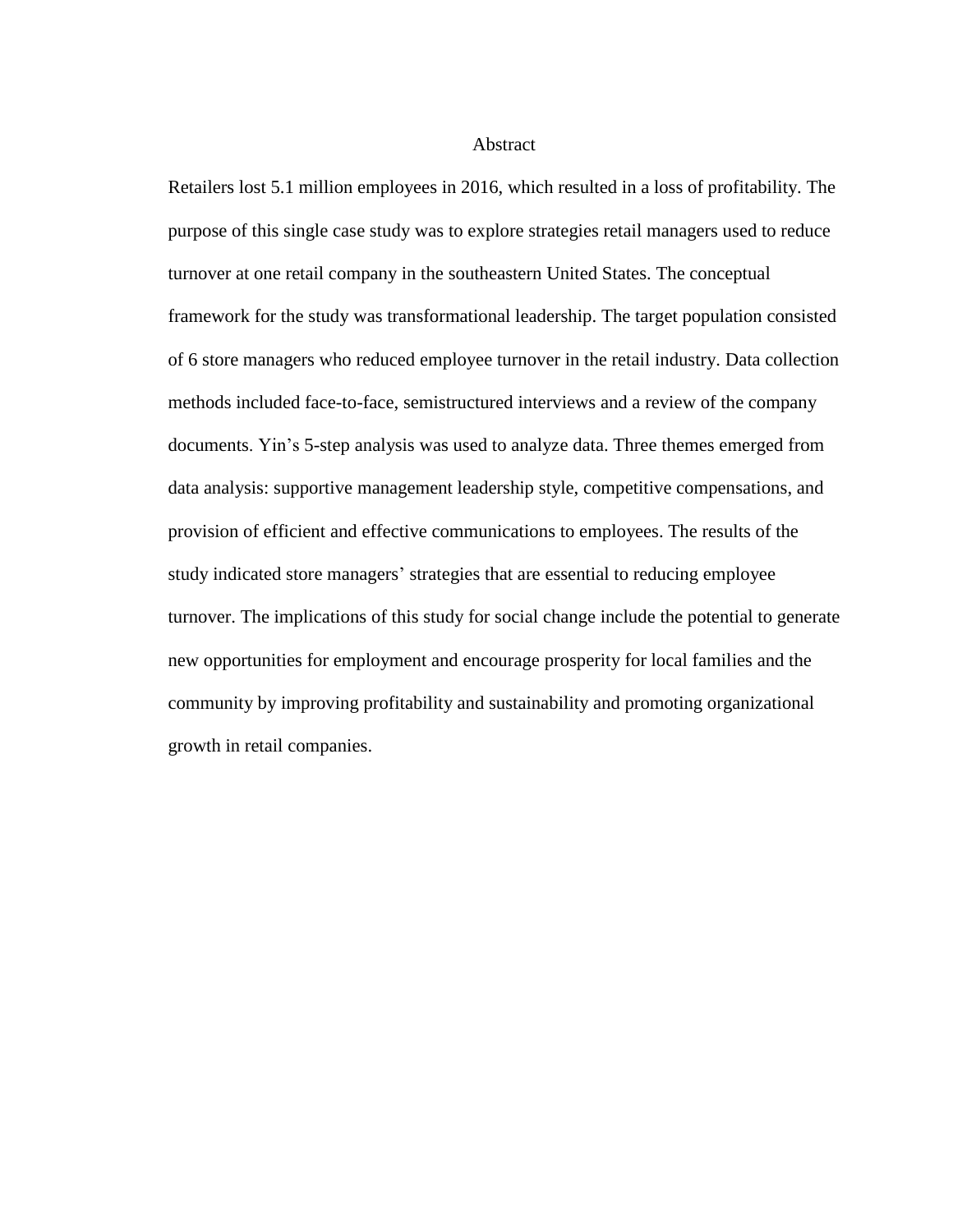# Abstract

Retailers lost 5.1 million employees in 2016, which resulted in a loss of profitability. The purpose of this single case study was to explore strategies retail managers used to reduce turnover at one retail company in the southeastern United States. The conceptual framework for the study was transformational leadership. The target population consisted of 6 store managers who reduced employee turnover in the retail industry. Data collection methods included face-to-face, semistructured interviews and a review of the company documents. Yin's 5-step analysis was used to analyze data. Three themes emerged from data analysis: supportive management leadership style, competitive compensations, and provision of efficient and effective communications to employees. The results of the study indicated store managers' strategies that are essential to reducing employee turnover. The implications of this study for social change include the potential to generate new opportunities for employment and encourage prosperity for local families and the community by improving profitability and sustainability and promoting organizational growth in retail companies.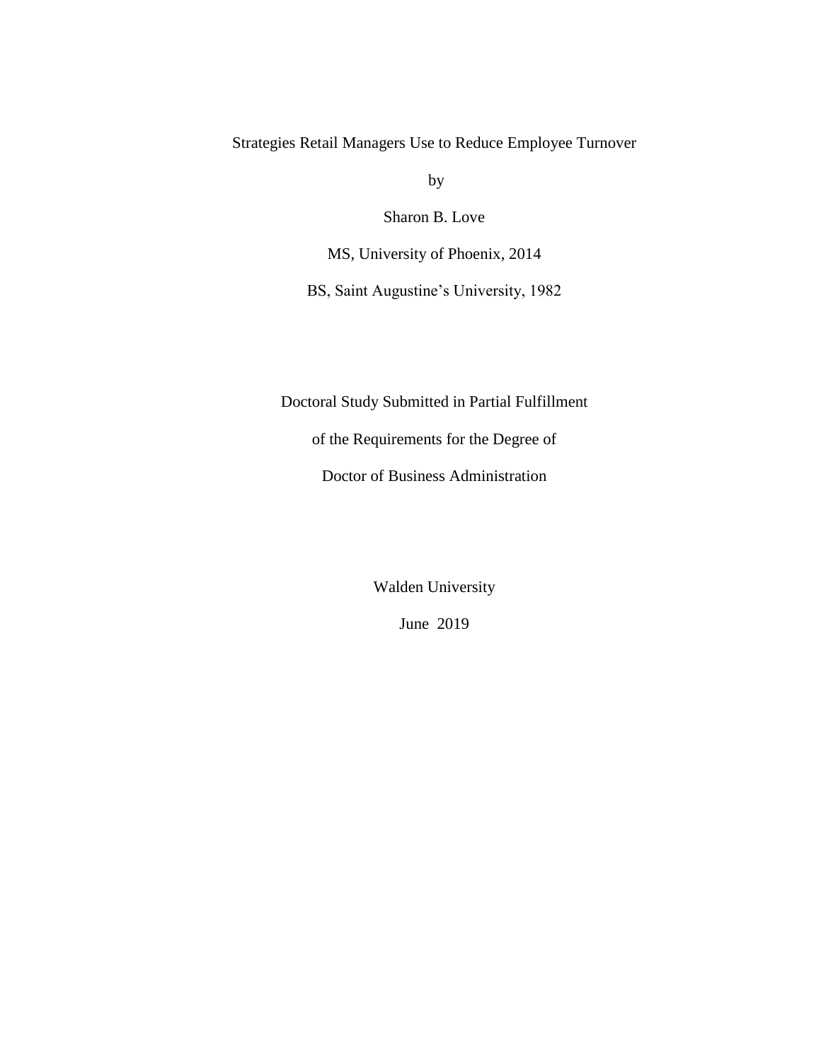Strategies Retail Managers Use to Reduce Employee Turnover

by

Sharon B. Love

MS, University of Phoenix, 2014

BS, Saint Augustine's University, 1982

Doctoral Study Submitted in Partial Fulfillment

of the Requirements for the Degree of

Doctor of Business Administration

Walden University

June 2019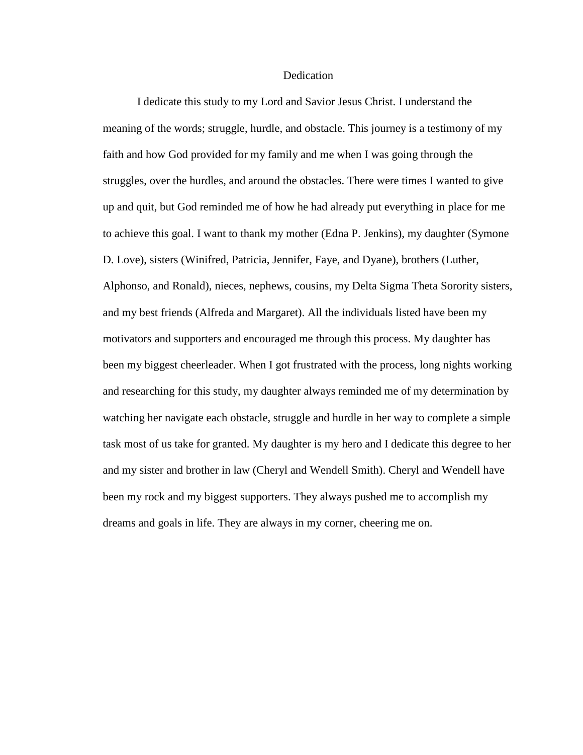# Dedication

I dedicate this study to my Lord and Savior Jesus Christ. I understand the meaning of the words; struggle, hurdle, and obstacle. This journey is a testimony of my faith and how God provided for my family and me when I was going through the struggles, over the hurdles, and around the obstacles. There were times I wanted to give up and quit, but God reminded me of how he had already put everything in place for me to achieve this goal. I want to thank my mother (Edna P. Jenkins), my daughter (Symone D. Love), sisters (Winifred, Patricia, Jennifer, Faye, and Dyane), brothers (Luther, Alphonso, and Ronald), nieces, nephews, cousins, my Delta Sigma Theta Sorority sisters, and my best friends (Alfreda and Margaret). All the individuals listed have been my motivators and supporters and encouraged me through this process. My daughter has been my biggest cheerleader. When I got frustrated with the process, long nights working and researching for this study, my daughter always reminded me of my determination by watching her navigate each obstacle, struggle and hurdle in her way to complete a simple task most of us take for granted. My daughter is my hero and I dedicate this degree to her and my sister and brother in law (Cheryl and Wendell Smith). Cheryl and Wendell have been my rock and my biggest supporters. They always pushed me to accomplish my dreams and goals in life. They are always in my corner, cheering me on.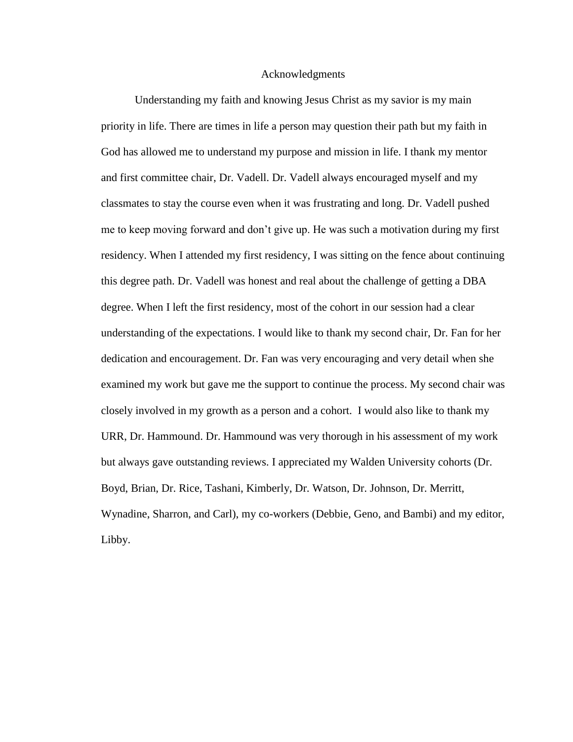# Acknowledgments

Understanding my faith and knowing Jesus Christ as my savior is my main priority in life. There are times in life a person may question their path but my faith in God has allowed me to understand my purpose and mission in life. I thank my mentor and first committee chair, Dr. Vadell. Dr. Vadell always encouraged myself and my classmates to stay the course even when it was frustrating and long. Dr. Vadell pushed me to keep moving forward and don't give up. He was such a motivation during my first residency. When I attended my first residency, I was sitting on the fence about continuing this degree path. Dr. Vadell was honest and real about the challenge of getting a DBA degree. When I left the first residency, most of the cohort in our session had a clear understanding of the expectations. I would like to thank my second chair, Dr. Fan for her dedication and encouragement. Dr. Fan was very encouraging and very detail when she examined my work but gave me the support to continue the process. My second chair was closely involved in my growth as a person and a cohort. I would also like to thank my URR, Dr. Hammound. Dr. Hammound was very thorough in his assessment of my work but always gave outstanding reviews. I appreciated my Walden University cohorts (Dr. Boyd, Brian, Dr. Rice, Tashani, Kimberly, Dr. Watson, Dr. Johnson, Dr. Merritt, Wynadine, Sharron, and Carl), my co-workers (Debbie, Geno, and Bambi) and my editor, Libby.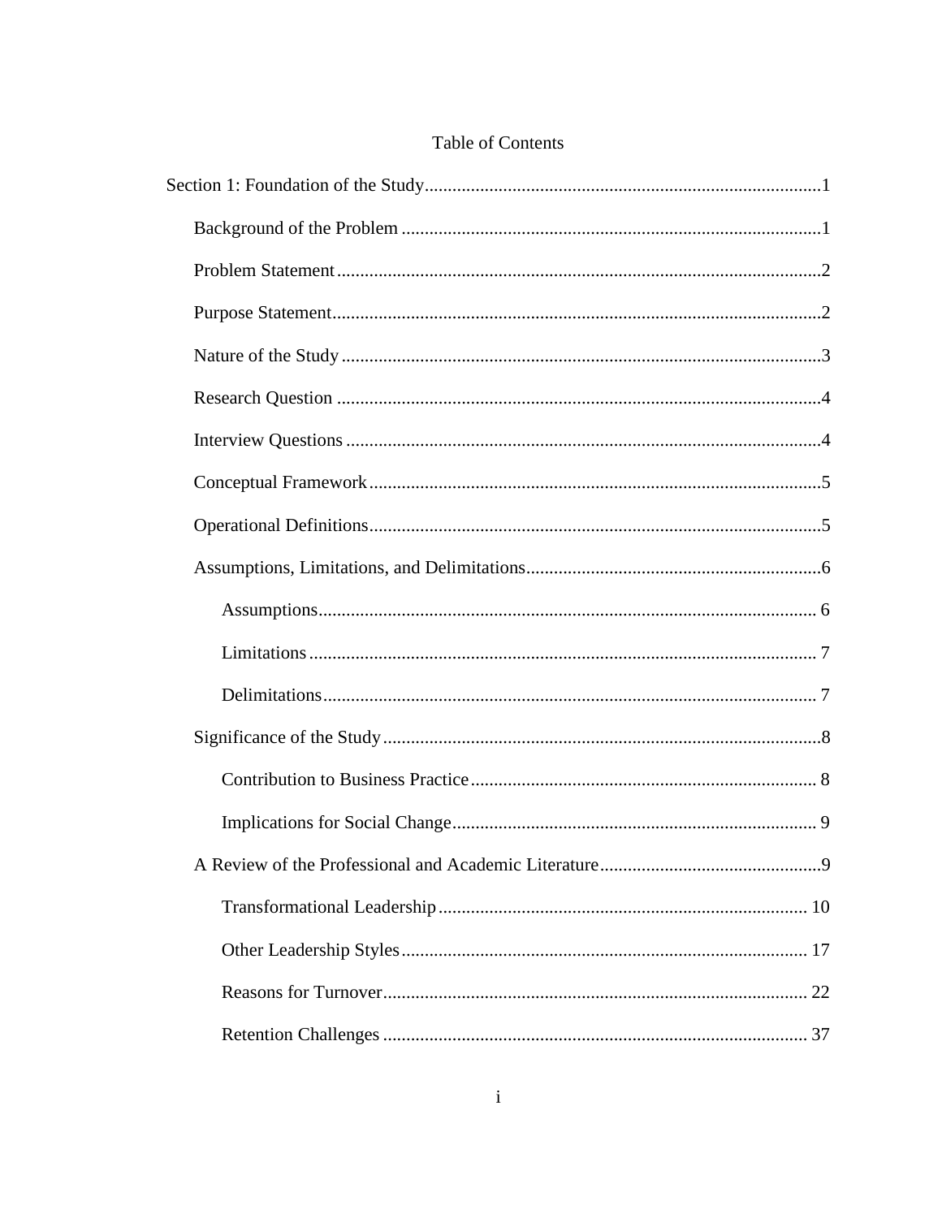# Table of Contents

Section 1: Foundation of the Study ..... 1

- Background of the Problem ..... 1
- Problem Statement ..... 2
- Purpose Statement ..... 2
- Nature of the Study ..... 3
- Research Question ..... 4
- Interview Questions ..... 4
- Conceptual Framework ..... 5
- Operational Definitions ..... 5
- Assumptions, Limitations, and Delimitations ..... 6
  - Assumptions ..... 6
  - Limitations ..... 7
  - Delimitations ..... 7
- Significance of the Study ..... 8
  - Contribution to Business Practice ..... 8
  - Implications for Social Change ..... 9
- A Review of the Professional and Academic Literature ..... 9
  - Transformational Leadership ..... 10
  - Other Leadership Styles ..... 17
  - Reasons for Turnover ..... 22
  - Retention Challenges ..... 37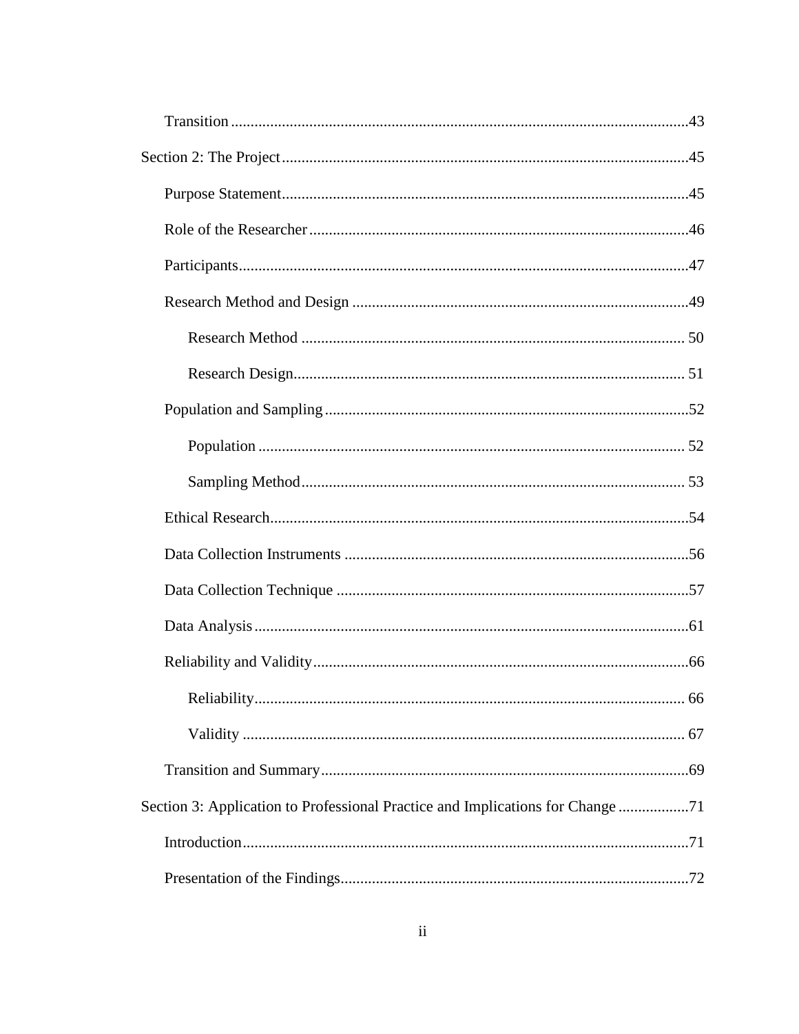Transition ..................................................................................................................43

Section 2: The Project ....................................................................................................45

Purpose Statement..........................................................................................................45

Role of the Researcher ...................................................................................................46

Participants.....................................................................................................................47

Research Method and Design ........................................................................................49

Research Method ....................................................................................................50

Research Design......................................................................................................51

Population and Sampling ...............................................................................................52

Population ...............................................................................................................52

Sampling Method ....................................................................................................53

Ethical Research.............................................................................................................54

Data Collection Instruments ..........................................................................................56

Data Collection Technique ............................................................................................57

Data Analysis .................................................................................................................61

Reliability and Validity ..................................................................................................66

Reliability................................................................................................................66

Validity ...................................................................................................................67

Transition and Summary ................................................................................................69

Section 3: Application to Professional Practice and Implications for Change ..................71

Introduction....................................................................................................................71

Presentation of the Findings...........................................................................................72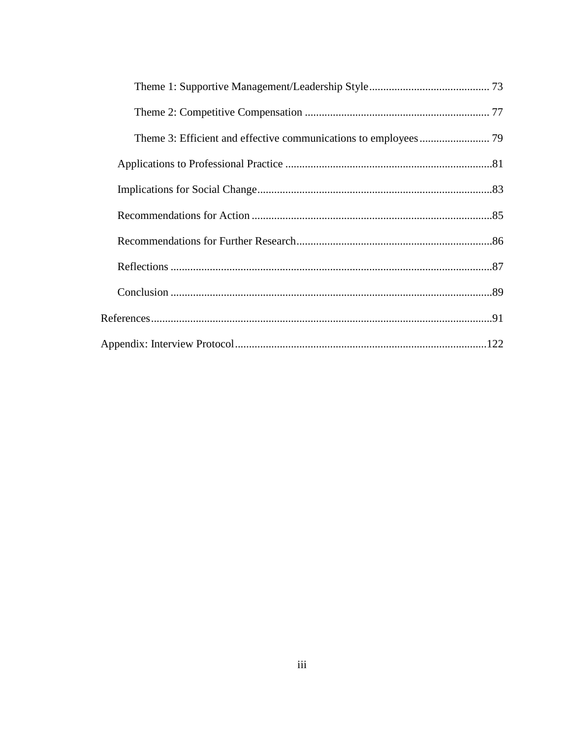Theme 1: Supportive Management/Leadership Style ........................................... 73

Theme 2: Competitive Compensation .................................................................. 77

Theme 3: Efficient and effective communications to employees ......................... 79

Applications to Professional Practice ..........................................................................81

Implications for Social Change....................................................................................83

Recommendations for Action ......................................................................................85

Recommendations for Further Research......................................................................86

Reflections ..................................................................................................................87

Conclusion ..................................................................................................................89

References..........................................................................................................................91

Appendix: Interview Protocol..........................................................................................122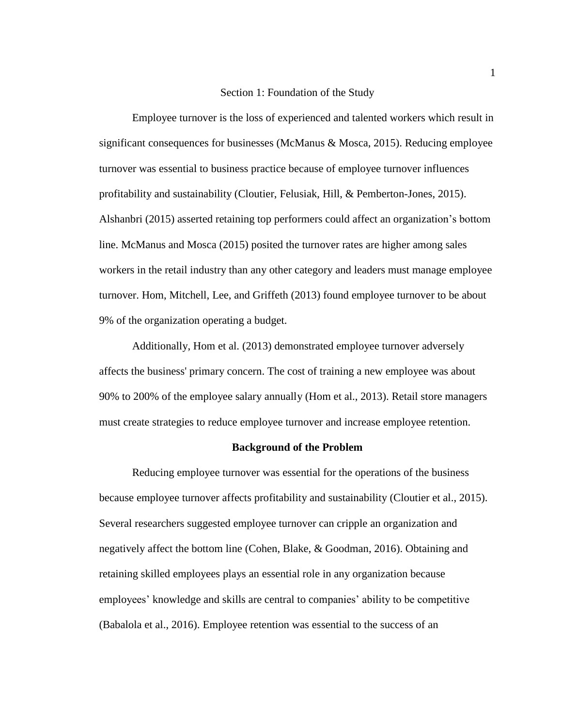# Section 1: Foundation of the Study

Employee turnover is the loss of experienced and talented workers which result in significant consequences for businesses (McManus & Mosca, 2015). Reducing employee turnover was essential to business practice because of employee turnover influences profitability and sustainability (Cloutier, Felusiak, Hill, & Pemberton-Jones, 2015). Alshanbri (2015) asserted retaining top performers could affect an organization's bottom line. McManus and Mosca (2015) posited the turnover rates are higher among sales workers in the retail industry than any other category and leaders must manage employee turnover. Hom, Mitchell, Lee, and Griffeth (2013) found employee turnover to be about 9% of the organization operating a budget.

Additionally, Hom et al. (2013) demonstrated employee turnover adversely affects the business' primary concern. The cost of training a new employee was about 90% to 200% of the employee salary annually (Hom et al., 2013). Retail store managers must create strategies to reduce employee turnover and increase employee retention.

## Background of the Problem

Reducing employee turnover was essential for the operations of the business because employee turnover affects profitability and sustainability (Cloutier et al., 2015). Several researchers suggested employee turnover can cripple an organization and negatively affect the bottom line (Cohen, Blake, & Goodman, 2016). Obtaining and retaining skilled employees plays an essential role in any organization because employees' knowledge and skills are central to companies' ability to be competitive (Babalola et al., 2016). Employee retention was essential to the success of an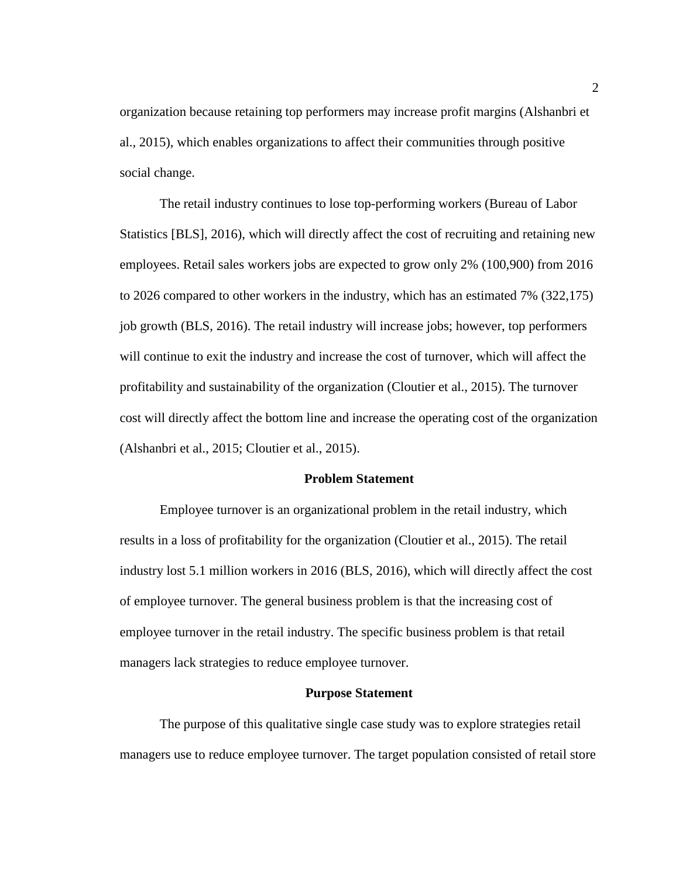organization because retaining top performers may increase profit margins (Alshanbri et al., 2015), which enables organizations to affect their communities through positive social change.

The retail industry continues to lose top-performing workers (Bureau of Labor Statistics [BLS], 2016), which will directly affect the cost of recruiting and retaining new employees. Retail sales workers jobs are expected to grow only 2% (100,900) from 2016 to 2026 compared to other workers in the industry, which has an estimated 7% (322,175) job growth (BLS, 2016). The retail industry will increase jobs; however, top performers will continue to exit the industry and increase the cost of turnover, which will affect the profitability and sustainability of the organization (Cloutier et al., 2015). The turnover cost will directly affect the bottom line and increase the operating cost of the organization (Alshanbri et al., 2015; Cloutier et al., 2015).

## Problem Statement

Employee turnover is an organizational problem in the retail industry, which results in a loss of profitability for the organization (Cloutier et al., 2015). The retail industry lost 5.1 million workers in 2016 (BLS, 2016), which will directly affect the cost of employee turnover. The general business problem is that the increasing cost of employee turnover in the retail industry. The specific business problem is that retail managers lack strategies to reduce employee turnover.

## Purpose Statement

The purpose of this qualitative single case study was to explore strategies retail managers use to reduce employee turnover. The target population consisted of retail store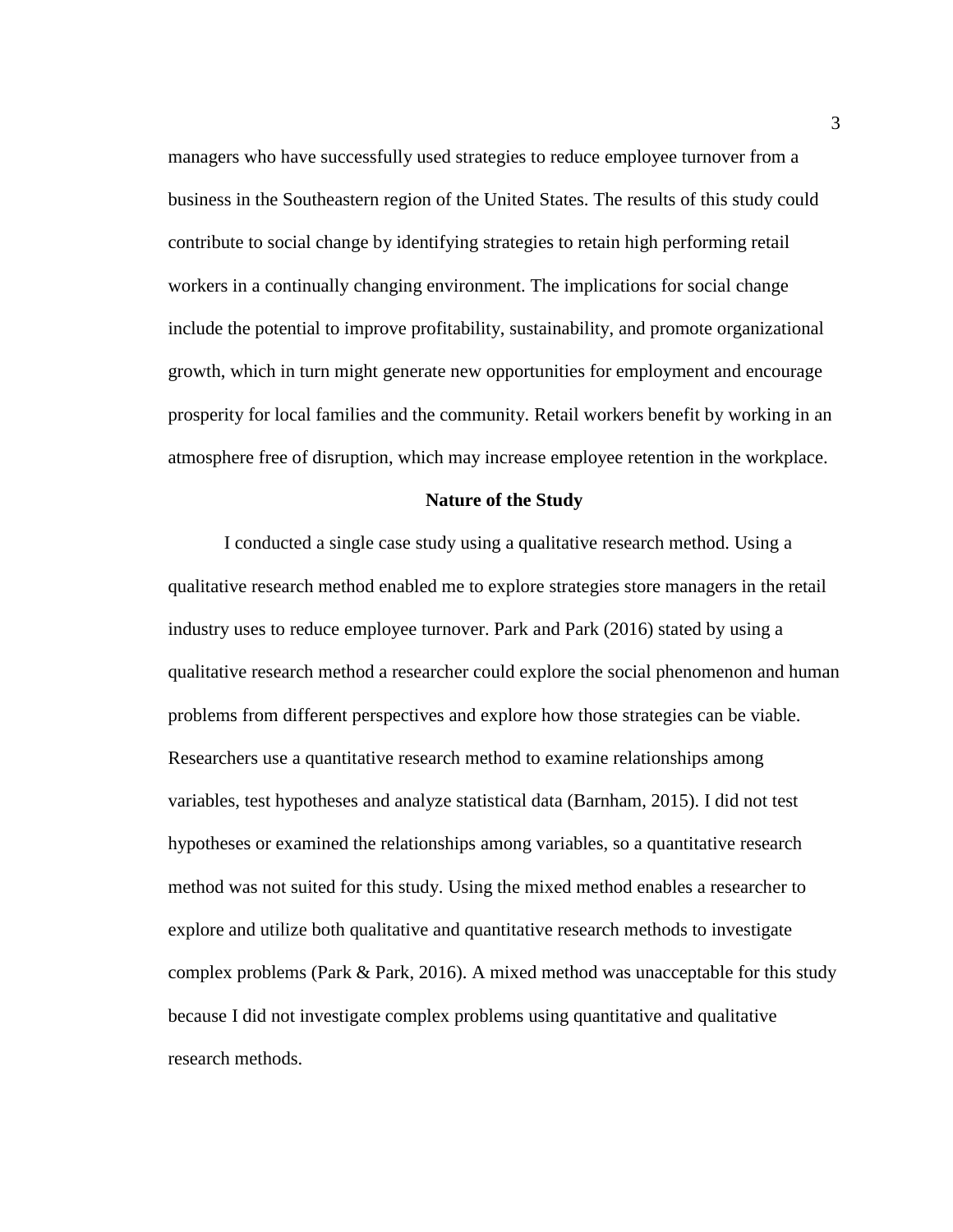managers who have successfully used strategies to reduce employee turnover from a business in the Southeastern region of the United States. The results of this study could contribute to social change by identifying strategies to retain high performing retail workers in a continually changing environment. The implications for social change include the potential to improve profitability, sustainability, and promote organizational growth, which in turn might generate new opportunities for employment and encourage prosperity for local families and the community. Retail workers benefit by working in an atmosphere free of disruption, which may increase employee retention in the workplace.

## Nature of the Study

I conducted a single case study using a qualitative research method. Using a qualitative research method enabled me to explore strategies store managers in the retail industry uses to reduce employee turnover. Park and Park (2016) stated by using a qualitative research method a researcher could explore the social phenomenon and human problems from different perspectives and explore how those strategies can be viable. Researchers use a quantitative research method to examine relationships among variables, test hypotheses and analyze statistical data (Barnham, 2015). I did not test hypotheses or examined the relationships among variables, so a quantitative research method was not suited for this study. Using the mixed method enables a researcher to explore and utilize both qualitative and quantitative research methods to investigate complex problems (Park & Park, 2016). A mixed method was unacceptable for this study because I did not investigate complex problems using quantitative and qualitative research methods.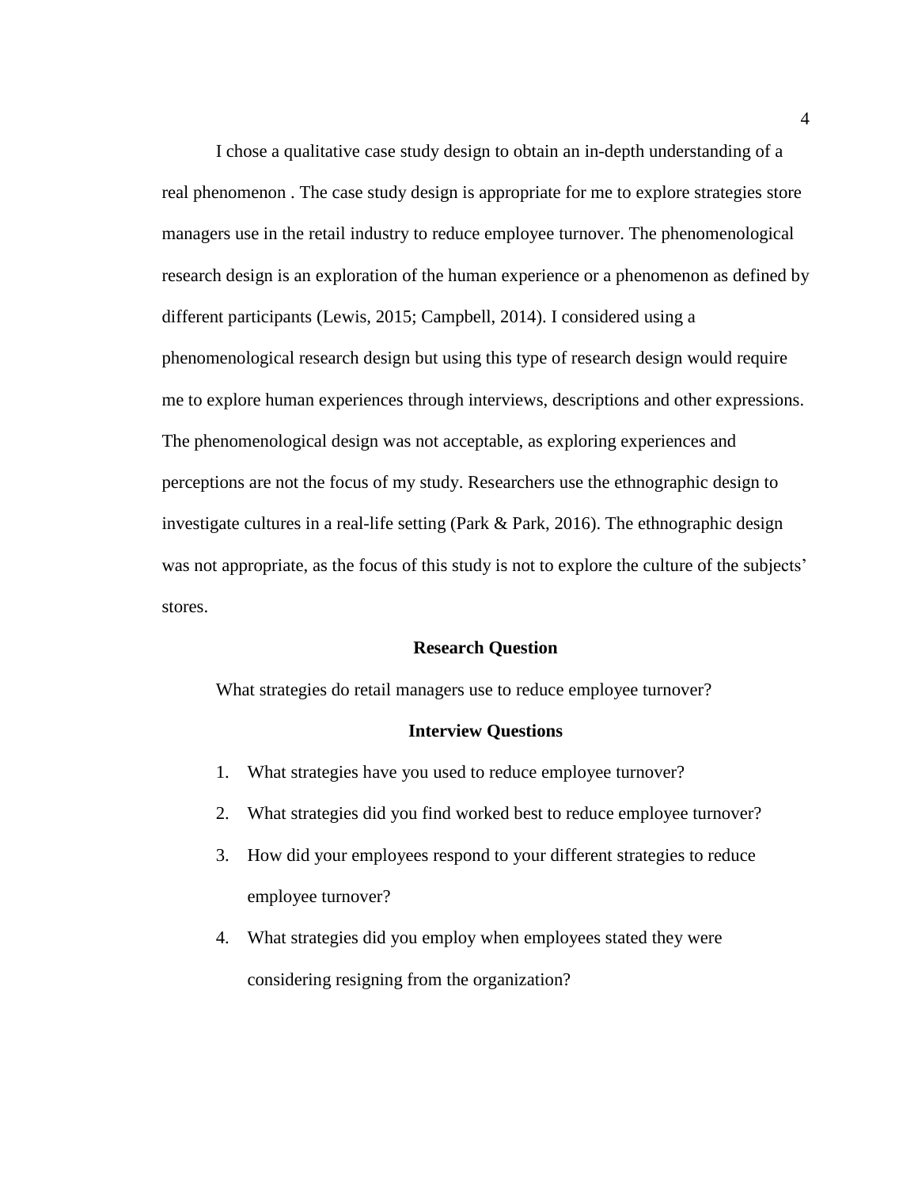I chose a qualitative case study design to obtain an in-depth understanding of a real phenomenon . The case study design is appropriate for me to explore strategies store managers use in the retail industry to reduce employee turnover. The phenomenological research design is an exploration of the human experience or a phenomenon as defined by different participants (Lewis, 2015; Campbell, 2014). I considered using a phenomenological research design but using this type of research design would require me to explore human experiences through interviews, descriptions and other expressions. The phenomenological design was not acceptable, as exploring experiences and perceptions are not the focus of my study. Researchers use the ethnographic design to investigate cultures in a real-life setting (Park & Park, 2016). The ethnographic design was not appropriate, as the focus of this study is not to explore the culture of the subjects' stores.

## Research Question

What strategies do retail managers use to reduce employee turnover?

## Interview Questions

1. What strategies have you used to reduce employee turnover?
2. What strategies did you find worked best to reduce employee turnover?
3. How did your employees respond to your different strategies to reduce employee turnover?
4. What strategies did you employ when employees stated they were considering resigning from the organization?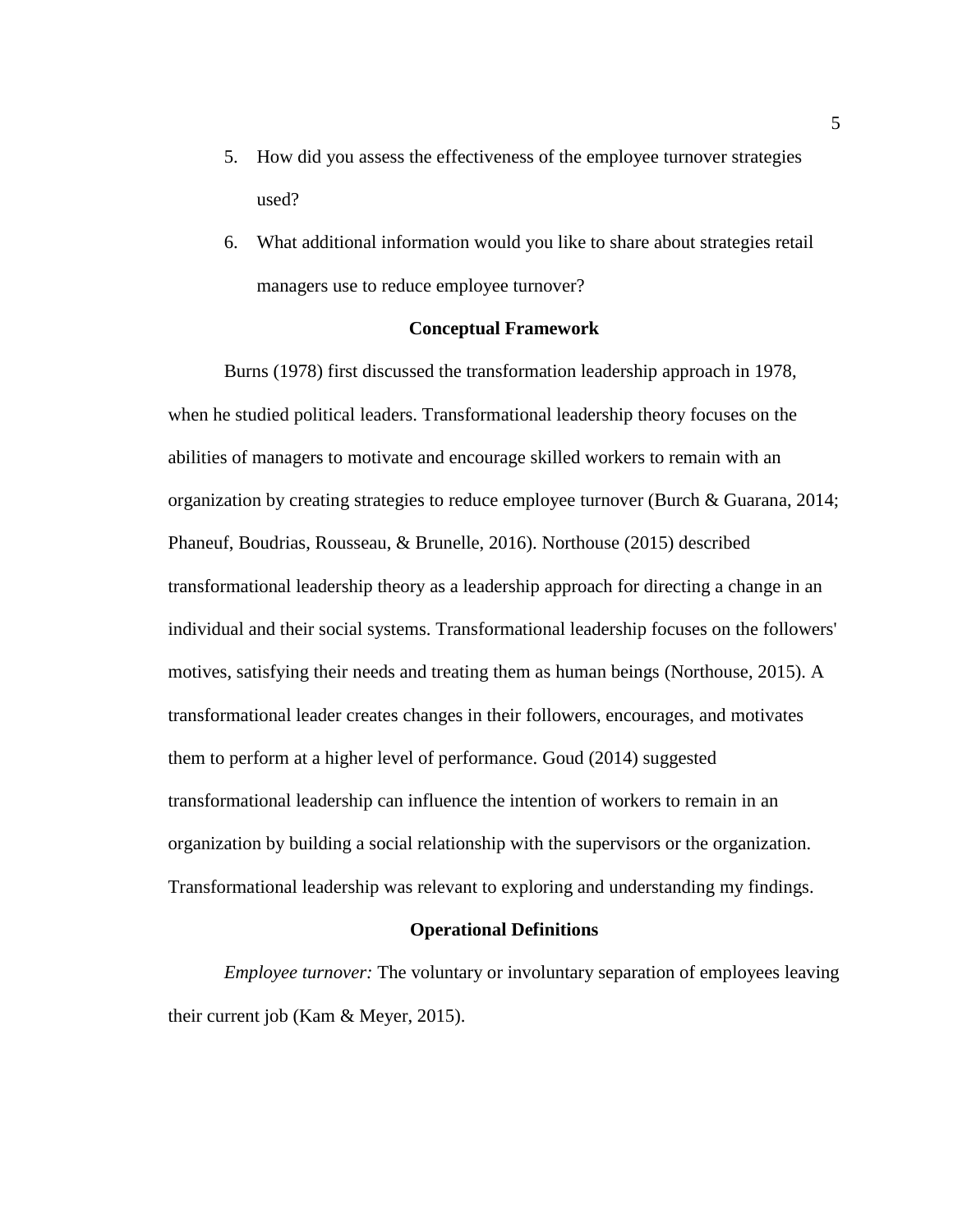5. How did you assess the effectiveness of the employee turnover strategies used?
6. What additional information would you like to share about strategies retail managers use to reduce employee turnover?

## Conceptual Framework

Burns (1978) first discussed the transformation leadership approach in 1978, when he studied political leaders. Transformational leadership theory focuses on the abilities of managers to motivate and encourage skilled workers to remain with an organization by creating strategies to reduce employee turnover (Burch & Guarana, 2014; Phaneuf, Boudrias, Rousseau, & Brunelle, 2016). Northouse (2015) described transformational leadership theory as a leadership approach for directing a change in an individual and their social systems. Transformational leadership focuses on the followers' motives, satisfying their needs and treating them as human beings (Northouse, 2015). A transformational leader creates changes in their followers, encourages, and motivates them to perform at a higher level of performance. Goud (2014) suggested transformational leadership can influence the intention of workers to remain in an organization by building a social relationship with the supervisors or the organization. Transformational leadership was relevant to exploring and understanding my findings.

## Operational Definitions

*Employee turnover:* The voluntary or involuntary separation of employees leaving their current job (Kam & Meyer, 2015).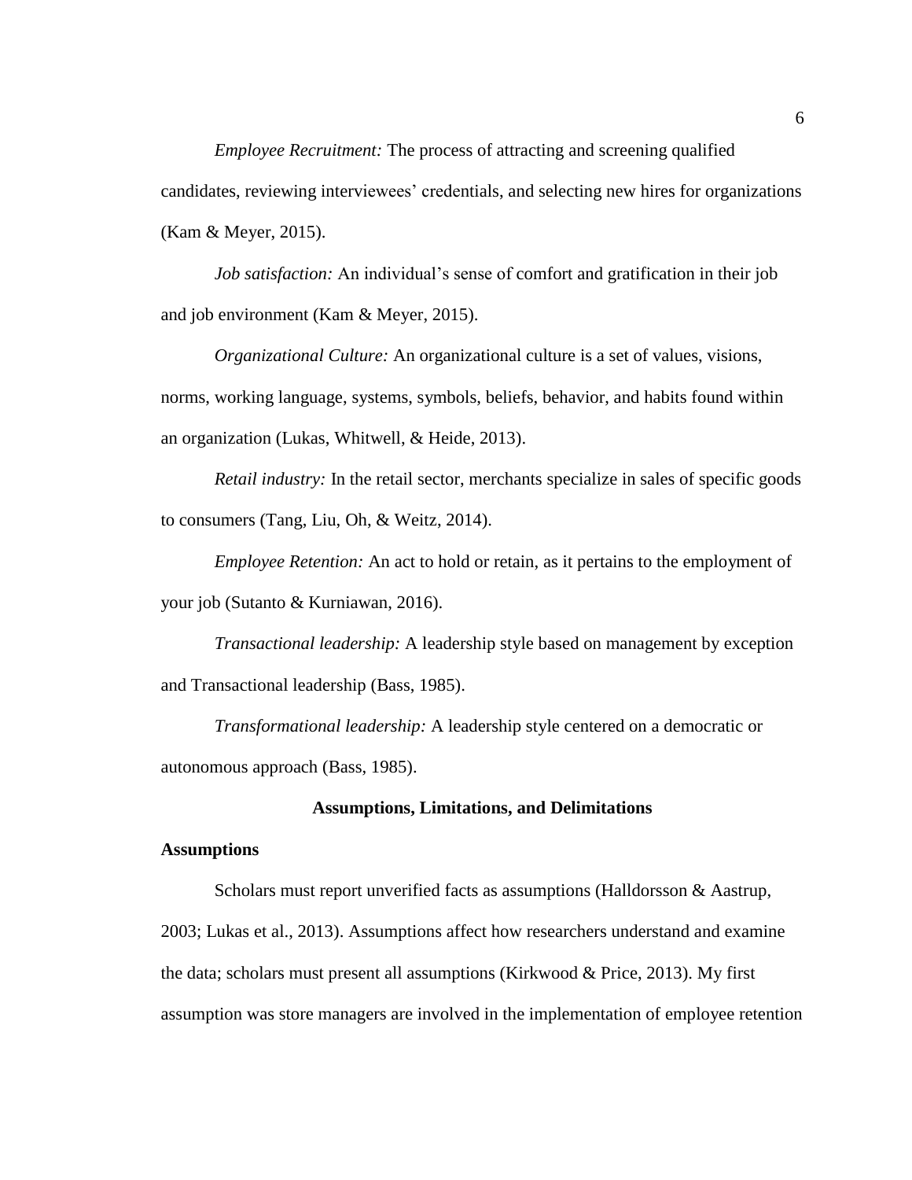*Employee Recruitment:* The process of attracting and screening qualified candidates, reviewing interviewees' credentials, and selecting new hires for organizations (Kam & Meyer, 2015).

*Job satisfaction:* An individual's sense of comfort and gratification in their job and job environment (Kam & Meyer, 2015).

*Organizational Culture:* An organizational culture is a set of values, visions, norms, working language, systems, symbols, beliefs, behavior, and habits found within an organization (Lukas, Whitwell, & Heide, 2013).

*Retail industry:* In the retail sector, merchants specialize in sales of specific goods to consumers (Tang, Liu, Oh, & Weitz, 2014).

*Employee Retention:* An act to hold or retain, as it pertains to the employment of your job (Sutanto & Kurniawan, 2016).

*Transactional leadership:* A leadership style based on management by exception and Transactional leadership (Bass, 1985).

*Transformational leadership:* A leadership style centered on a democratic or autonomous approach (Bass, 1985).

## Assumptions, Limitations, and Delimitations

### Assumptions

Scholars must report unverified facts as assumptions (Halldorsson & Aastrup, 2003; Lukas et al., 2013). Assumptions affect how researchers understand and examine the data; scholars must present all assumptions (Kirkwood & Price, 2013). My first assumption was store managers are involved in the implementation of employee retention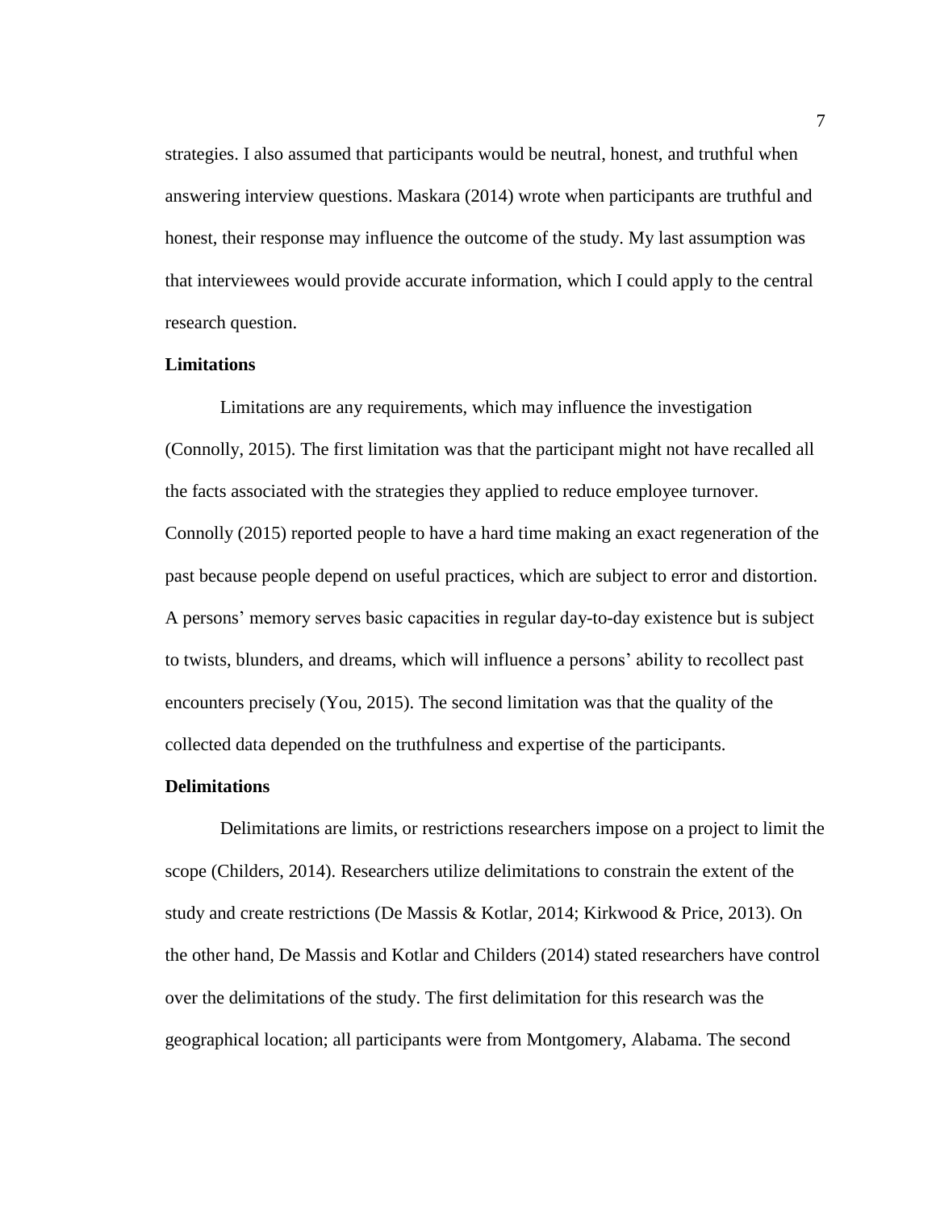strategies. I also assumed that participants would be neutral, honest, and truthful when answering interview questions. Maskara (2014) wrote when participants are truthful and honest, their response may influence the outcome of the study. My last assumption was that interviewees would provide accurate information, which I could apply to the central research question.

### Limitations

Limitations are any requirements, which may influence the investigation (Connolly, 2015). The first limitation was that the participant might not have recalled all the facts associated with the strategies they applied to reduce employee turnover. Connolly (2015) reported people to have a hard time making an exact regeneration of the past because people depend on useful practices, which are subject to error and distortion. A persons' memory serves basic capacities in regular day-to-day existence but is subject to twists, blunders, and dreams, which will influence a persons' ability to recollect past encounters precisely (You, 2015). The second limitation was that the quality of the collected data depended on the truthfulness and expertise of the participants.

### Delimitations

Delimitations are limits, or restrictions researchers impose on a project to limit the scope (Childers, 2014). Researchers utilize delimitations to constrain the extent of the study and create restrictions (De Massis & Kotlar, 2014; Kirkwood & Price, 2013). On the other hand, De Massis and Kotlar and Childers (2014) stated researchers have control over the delimitations of the study. The first delimitation for this research was the geographical location; all participants were from Montgomery, Alabama. The second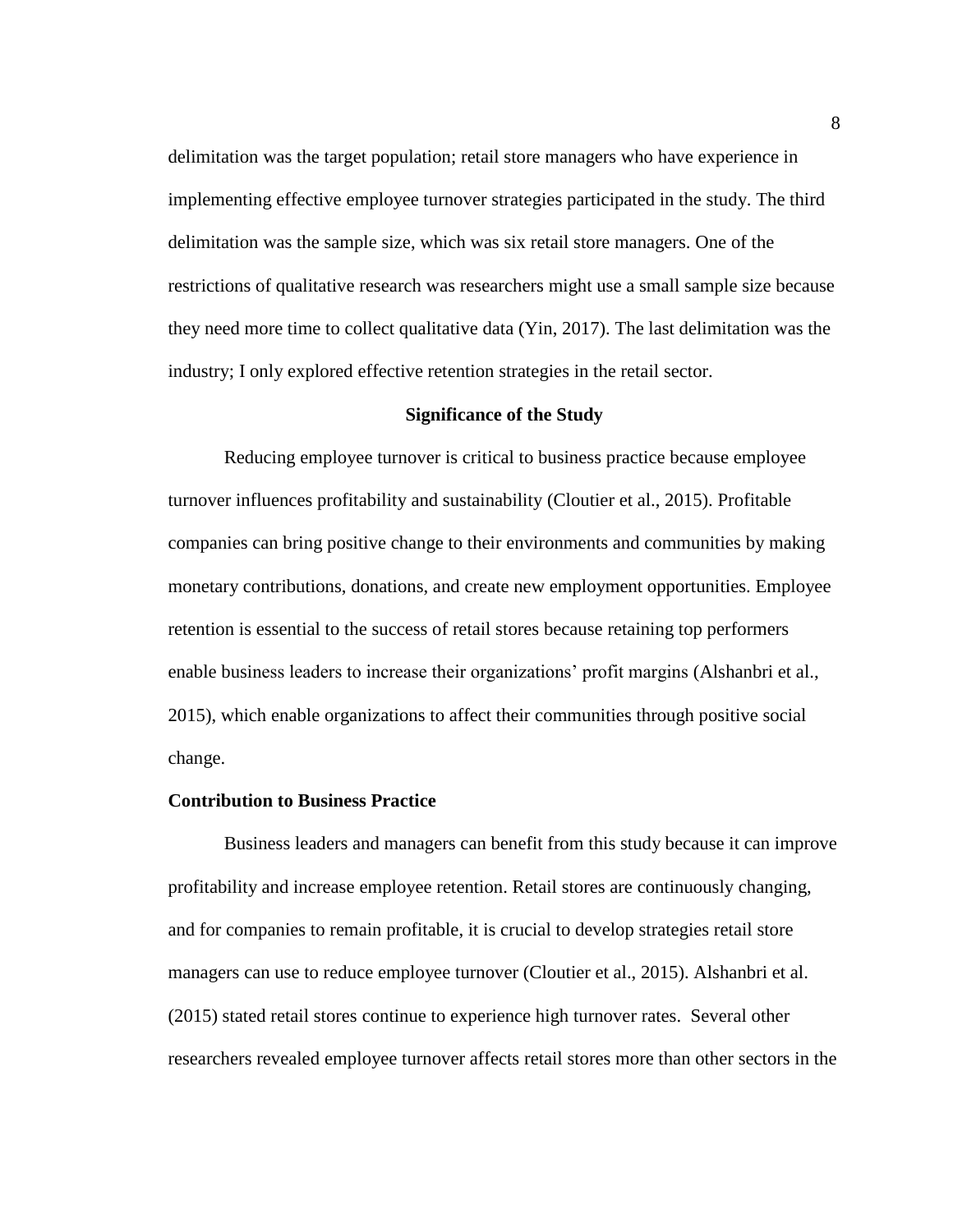delimitation was the target population; retail store managers who have experience in implementing effective employee turnover strategies participated in the study. The third delimitation was the sample size, which was six retail store managers. One of the restrictions of qualitative research was researchers might use a small sample size because they need more time to collect qualitative data (Yin, 2017). The last delimitation was the industry; I only explored effective retention strategies in the retail sector.

## Significance of the Study

Reducing employee turnover is critical to business practice because employee turnover influences profitability and sustainability (Cloutier et al., 2015). Profitable companies can bring positive change to their environments and communities by making monetary contributions, donations, and create new employment opportunities. Employee retention is essential to the success of retail stores because retaining top performers enable business leaders to increase their organizations' profit margins (Alshanbri et al., 2015), which enable organizations to affect their communities through positive social change.

### Contribution to Business Practice

Business leaders and managers can benefit from this study because it can improve profitability and increase employee retention. Retail stores are continuously changing, and for companies to remain profitable, it is crucial to develop strategies retail store managers can use to reduce employee turnover (Cloutier et al., 2015). Alshanbri et al. (2015) stated retail stores continue to experience high turnover rates. Several other researchers revealed employee turnover affects retail stores more than other sectors in the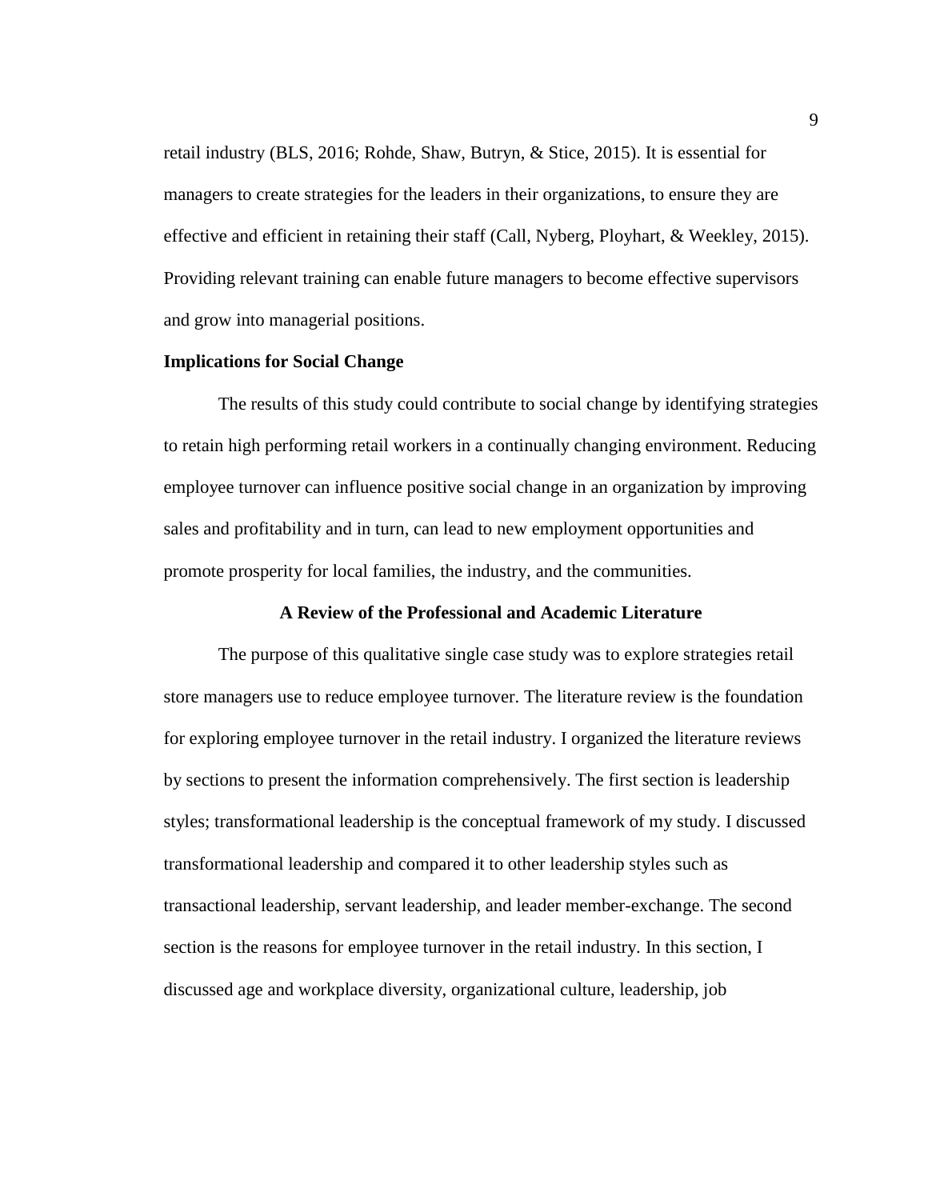retail industry (BLS, 2016; Rohde, Shaw, Butryn, & Stice, 2015). It is essential for managers to create strategies for the leaders in their organizations, to ensure they are effective and efficient in retaining their staff (Call, Nyberg, Ployhart, & Weekley, 2015). Providing relevant training can enable future managers to become effective supervisors and grow into managerial positions.

### Implications for Social Change

The results of this study could contribute to social change by identifying strategies to retain high performing retail workers in a continually changing environment. Reducing employee turnover can influence positive social change in an organization by improving sales and profitability and in turn, can lead to new employment opportunities and promote prosperity for local families, the industry, and the communities.

## A Review of the Professional and Academic Literature

The purpose of this qualitative single case study was to explore strategies retail store managers use to reduce employee turnover. The literature review is the foundation for exploring employee turnover in the retail industry. I organized the literature reviews by sections to present the information comprehensively. The first section is leadership styles; transformational leadership is the conceptual framework of my study. I discussed transformational leadership and compared it to other leadership styles such as transactional leadership, servant leadership, and leader member-exchange. The second section is the reasons for employee turnover in the retail industry. In this section, I discussed age and workplace diversity, organizational culture, leadership, job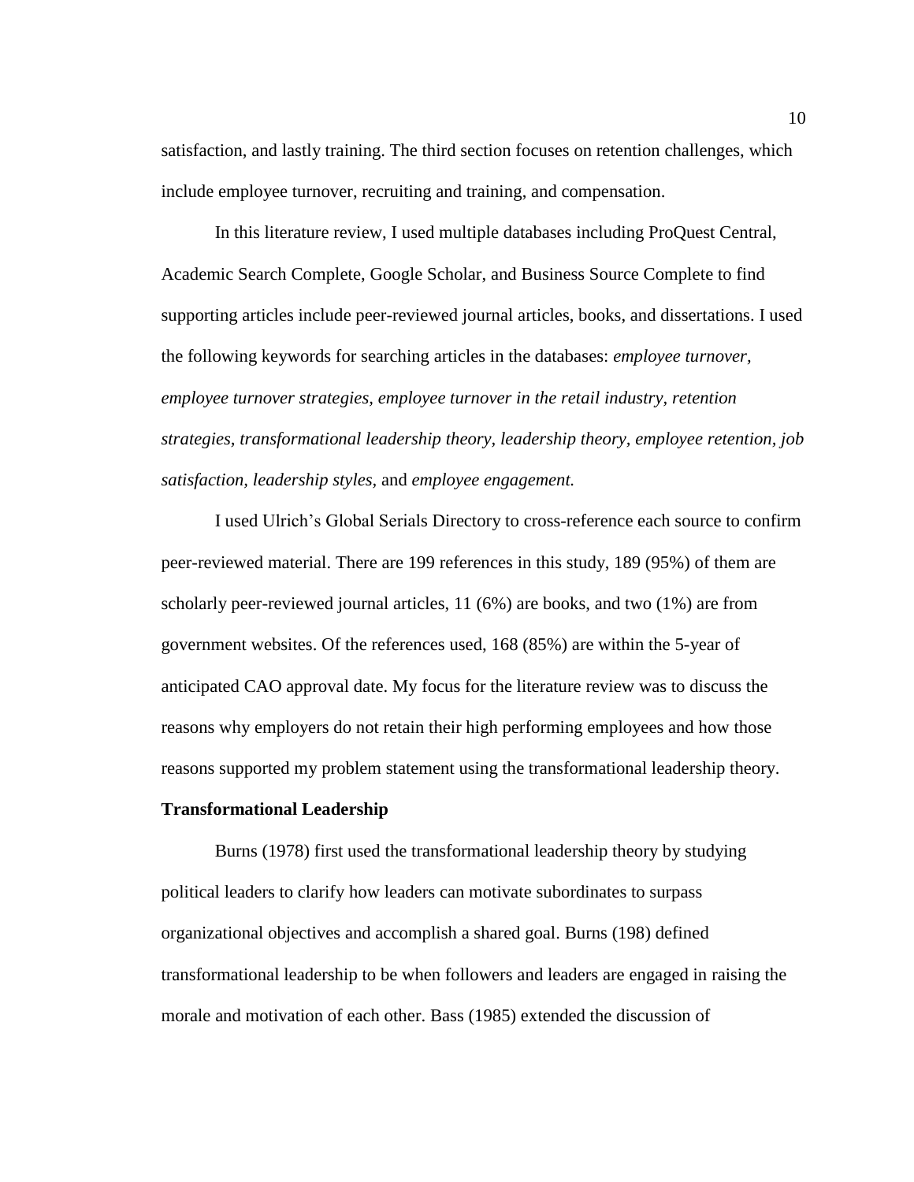satisfaction, and lastly training. The third section focuses on retention challenges, which include employee turnover, recruiting and training, and compensation.

In this literature review, I used multiple databases including ProQuest Central, Academic Search Complete, Google Scholar, and Business Source Complete to find supporting articles include peer-reviewed journal articles, books, and dissertations. I used the following keywords for searching articles in the databases: *employee turnover, employee turnover strategies, employee turnover in the retail industry, retention strategies, transformational leadership theory, leadership theory, employee retention, job satisfaction, leadership styles,* and *employee engagement.*

I used Ulrich's Global Serials Directory to cross-reference each source to confirm peer-reviewed material. There are 199 references in this study, 189 (95%) of them are scholarly peer-reviewed journal articles, 11 (6%) are books, and two (1%) are from government websites. Of the references used, 168 (85%) are within the 5-year of anticipated CAO approval date. My focus for the literature review was to discuss the reasons why employers do not retain their high performing employees and how those reasons supported my problem statement using the transformational leadership theory.

**Transformational Leadership**

Burns (1978) first used the transformational leadership theory by studying political leaders to clarify how leaders can motivate subordinates to surpass organizational objectives and accomplish a shared goal. Burns (198) defined transformational leadership to be when followers and leaders are engaged in raising the morale and motivation of each other. Bass (1985) extended the discussion of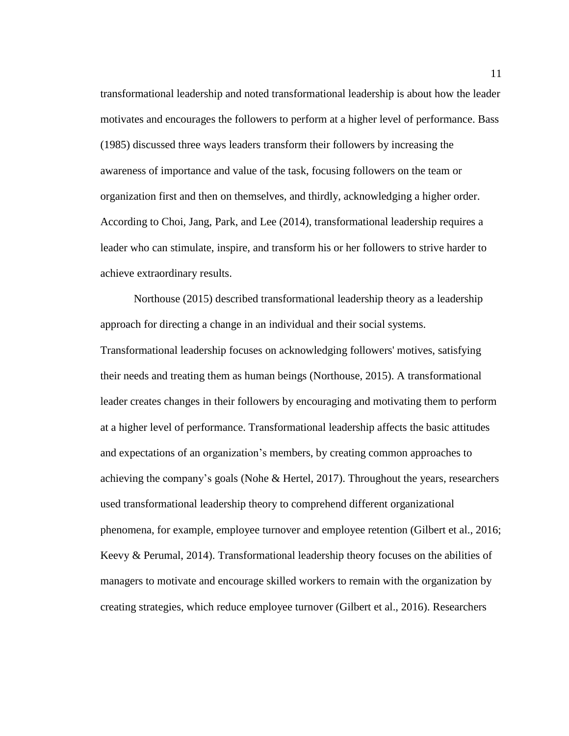transformational leadership and noted transformational leadership is about how the leader motivates and encourages the followers to perform at a higher level of performance. Bass (1985) discussed three ways leaders transform their followers by increasing the awareness of importance and value of the task, focusing followers on the team or organization first and then on themselves, and thirdly, acknowledging a higher order. According to Choi, Jang, Park, and Lee (2014), transformational leadership requires a leader who can stimulate, inspire, and transform his or her followers to strive harder to achieve extraordinary results.

Northouse (2015) described transformational leadership theory as a leadership approach for directing a change in an individual and their social systems. Transformational leadership focuses on acknowledging followers' motives, satisfying their needs and treating them as human beings (Northouse, 2015). A transformational leader creates changes in their followers by encouraging and motivating them to perform at a higher level of performance. Transformational leadership affects the basic attitudes and expectations of an organization’s members, by creating common approaches to achieving the company’s goals (Nohe & Hertel, 2017). Throughout the years, researchers used transformational leadership theory to comprehend different organizational phenomena, for example, employee turnover and employee retention (Gilbert et al., 2016; Keevy & Perumal, 2014). Transformational leadership theory focuses on the abilities of managers to motivate and encourage skilled workers to remain with the organization by creating strategies, which reduce employee turnover (Gilbert et al., 2016). Researchers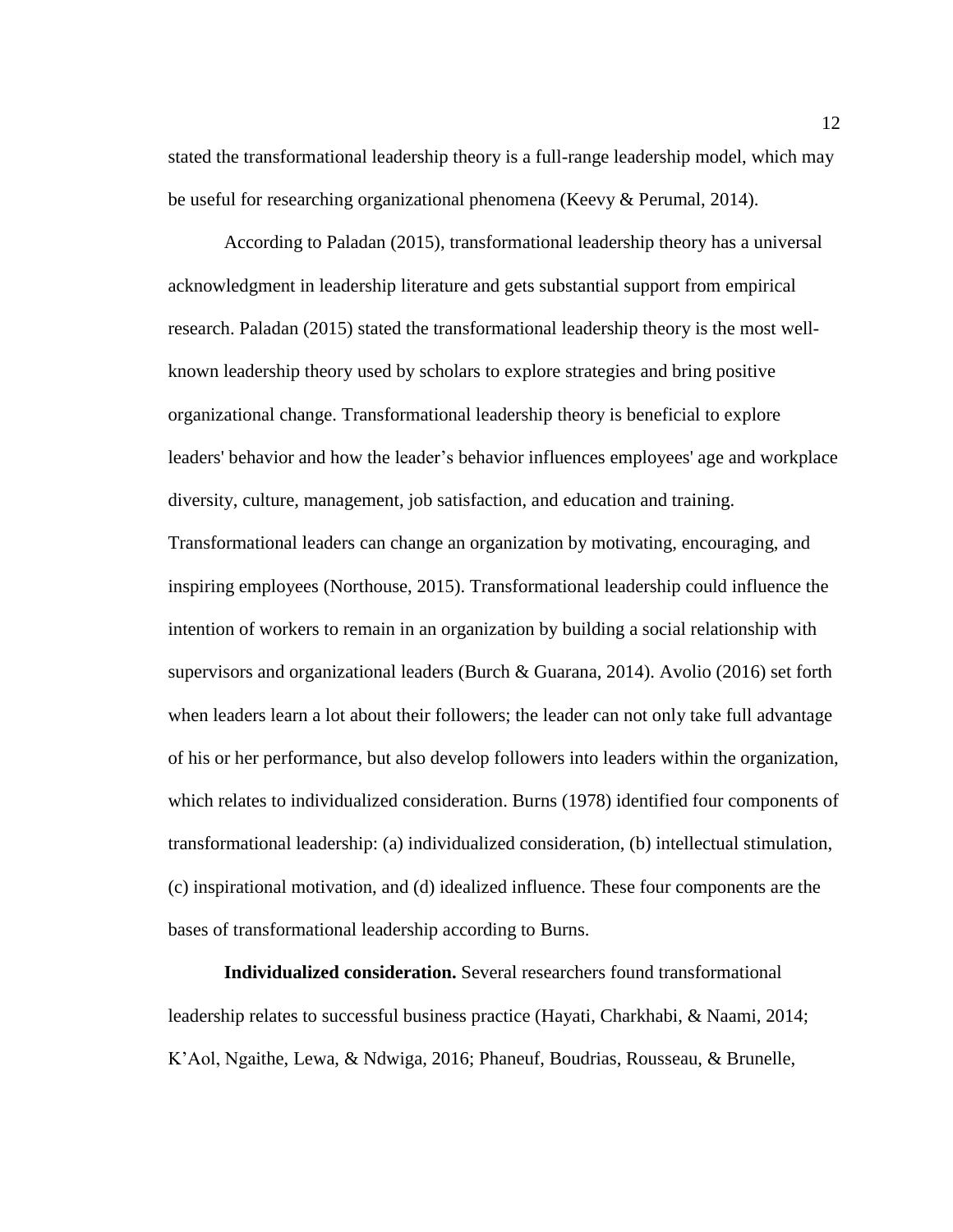stated the transformational leadership theory is a full-range leadership model, which may be useful for researching organizational phenomena (Keevy & Perumal, 2014).

According to Paladan (2015), transformational leadership theory has a universal acknowledgment in leadership literature and gets substantial support from empirical research. Paladan (2015) stated the transformational leadership theory is the most well-known leadership theory used by scholars to explore strategies and bring positive organizational change. Transformational leadership theory is beneficial to explore leaders' behavior and how the leader's behavior influences employees' age and workplace diversity, culture, management, job satisfaction, and education and training. Transformational leaders can change an organization by motivating, encouraging, and inspiring employees (Northouse, 2015). Transformational leadership could influence the intention of workers to remain in an organization by building a social relationship with supervisors and organizational leaders (Burch & Guarana, 2014). Avolio (2016) set forth when leaders learn a lot about their followers; the leader can not only take full advantage of his or her performance, but also develop followers into leaders within the organization, which relates to individualized consideration. Burns (1978) identified four components of transformational leadership: (a) individualized consideration, (b) intellectual stimulation, (c) inspirational motivation, and (d) idealized influence. These four components are the bases of transformational leadership according to Burns.

**Individualized consideration.** Several researchers found transformational leadership relates to successful business practice (Hayati, Charkhabi, & Naami, 2014; K'Aol, Ngaithe, Lewa, & Ndwiga, 2016; Phaneuf, Boudrias, Rousseau, & Brunelle,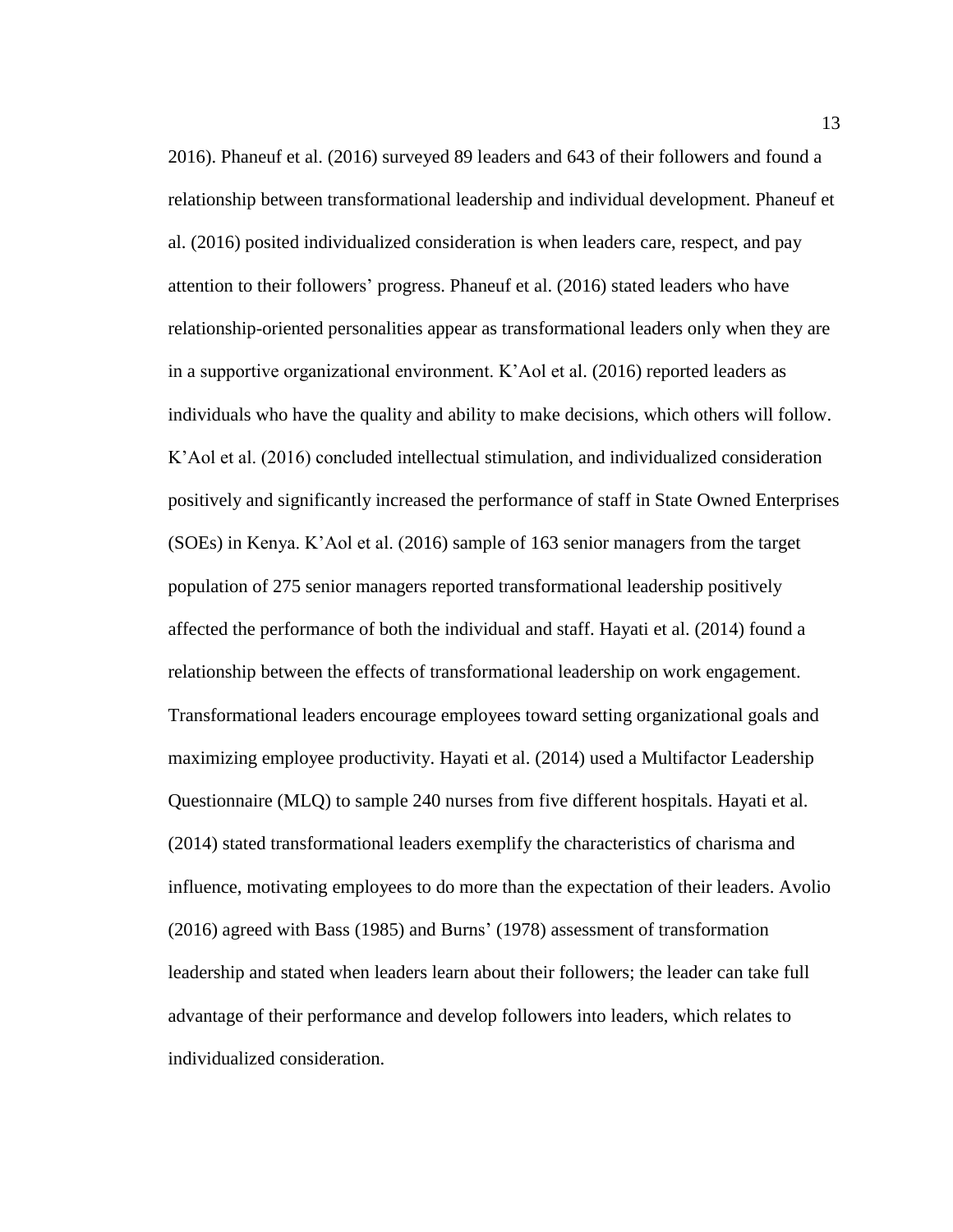2016). Phaneuf et al. (2016) surveyed 89 leaders and 643 of their followers and found a relationship between transformational leadership and individual development. Phaneuf et al. (2016) posited individualized consideration is when leaders care, respect, and pay attention to their followers' progress. Phaneuf et al. (2016) stated leaders who have relationship-oriented personalities appear as transformational leaders only when they are in a supportive organizational environment. K'Aol et al. (2016) reported leaders as individuals who have the quality and ability to make decisions, which others will follow. K'Aol et al. (2016) concluded intellectual stimulation, and individualized consideration positively and significantly increased the performance of staff in State Owned Enterprises (SOEs) in Kenya. K'Aol et al. (2016) sample of 163 senior managers from the target population of 275 senior managers reported transformational leadership positively affected the performance of both the individual and staff. Hayati et al. (2014) found a relationship between the effects of transformational leadership on work engagement. Transformational leaders encourage employees toward setting organizational goals and maximizing employee productivity. Hayati et al. (2014) used a Multifactor Leadership Questionnaire (MLQ) to sample 240 nurses from five different hospitals. Hayati et al. (2014) stated transformational leaders exemplify the characteristics of charisma and influence, motivating employees to do more than the expectation of their leaders. Avolio (2016) agreed with Bass (1985) and Burns' (1978) assessment of transformation leadership and stated when leaders learn about their followers; the leader can take full advantage of their performance and develop followers into leaders, which relates to individualized consideration.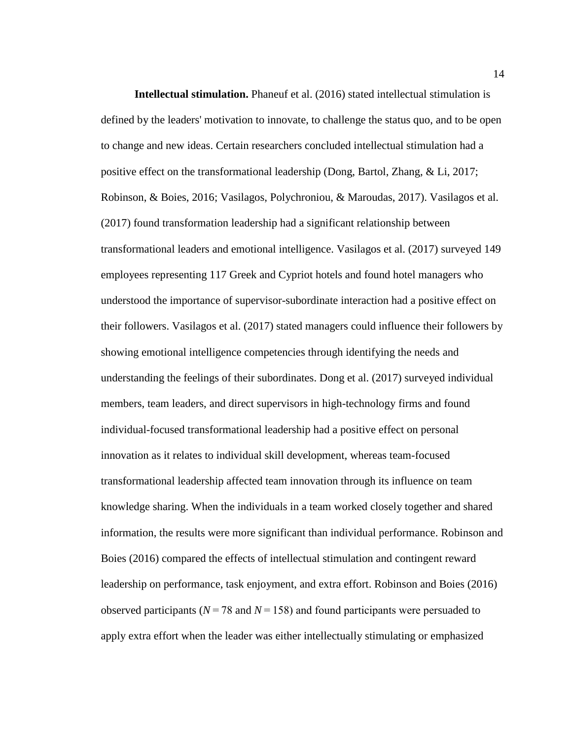**Intellectual stimulation.** Phaneuf et al. (2016) stated intellectual stimulation is defined by the leaders' motivation to innovate, to challenge the status quo, and to be open to change and new ideas. Certain researchers concluded intellectual stimulation had a positive effect on the transformational leadership (Dong, Bartol, Zhang, & Li, 2017; Robinson, & Boies, 2016; Vasilagos, Polychroniou, & Maroudas, 2017). Vasilagos et al. (2017) found transformation leadership had a significant relationship between transformational leaders and emotional intelligence. Vasilagos et al. (2017) surveyed 149 employees representing 117 Greek and Cypriot hotels and found hotel managers who understood the importance of supervisor-subordinate interaction had a positive effect on their followers. Vasilagos et al. (2017) stated managers could influence their followers by showing emotional intelligence competencies through identifying the needs and understanding the feelings of their subordinates. Dong et al. (2017) surveyed individual members, team leaders, and direct supervisors in high-technology firms and found individual-focused transformational leadership had a positive effect on personal innovation as it relates to individual skill development, whereas team-focused transformational leadership affected team innovation through its influence on team knowledge sharing. When the individuals in a team worked closely together and shared information, the results were more significant than individual performance. Robinson and Boies (2016) compared the effects of intellectual stimulation and contingent reward leadership on performance, task enjoyment, and extra effort. Robinson and Boies (2016) observed participants ($N = 78$ and $N = 158$) and found participants were persuaded to apply extra effort when the leader was either intellectually stimulating or emphasized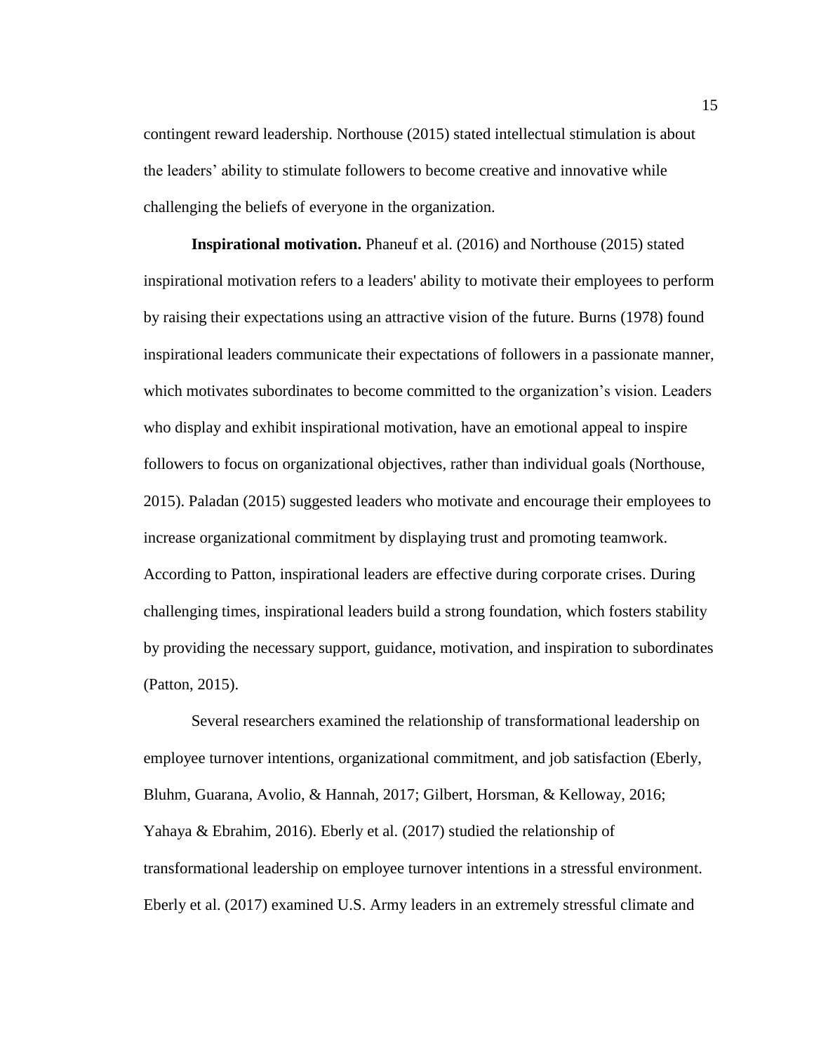contingent reward leadership. Northouse (2015) stated intellectual stimulation is about the leaders' ability to stimulate followers to become creative and innovative while challenging the beliefs of everyone in the organization.

**Inspirational motivation.** Phaneuf et al. (2016) and Northouse (2015) stated inspirational motivation refers to a leaders' ability to motivate their employees to perform by raising their expectations using an attractive vision of the future. Burns (1978) found inspirational leaders communicate their expectations of followers in a passionate manner, which motivates subordinates to become committed to the organization's vision. Leaders who display and exhibit inspirational motivation, have an emotional appeal to inspire followers to focus on organizational objectives, rather than individual goals (Northouse, 2015). Paladan (2015) suggested leaders who motivate and encourage their employees to increase organizational commitment by displaying trust and promoting teamwork. According to Patton, inspirational leaders are effective during corporate crises. During challenging times, inspirational leaders build a strong foundation, which fosters stability by providing the necessary support, guidance, motivation, and inspiration to subordinates (Patton, 2015).

Several researchers examined the relationship of transformational leadership on employee turnover intentions, organizational commitment, and job satisfaction (Eberly, Bluhm, Guarana, Avolio, & Hannah, 2017; Gilbert, Horsman, & Kelloway, 2016; Yahaya & Ebrahim, 2016). Eberly et al. (2017) studied the relationship of transformational leadership on employee turnover intentions in a stressful environment. Eberly et al. (2017) examined U.S. Army leaders in an extremely stressful climate and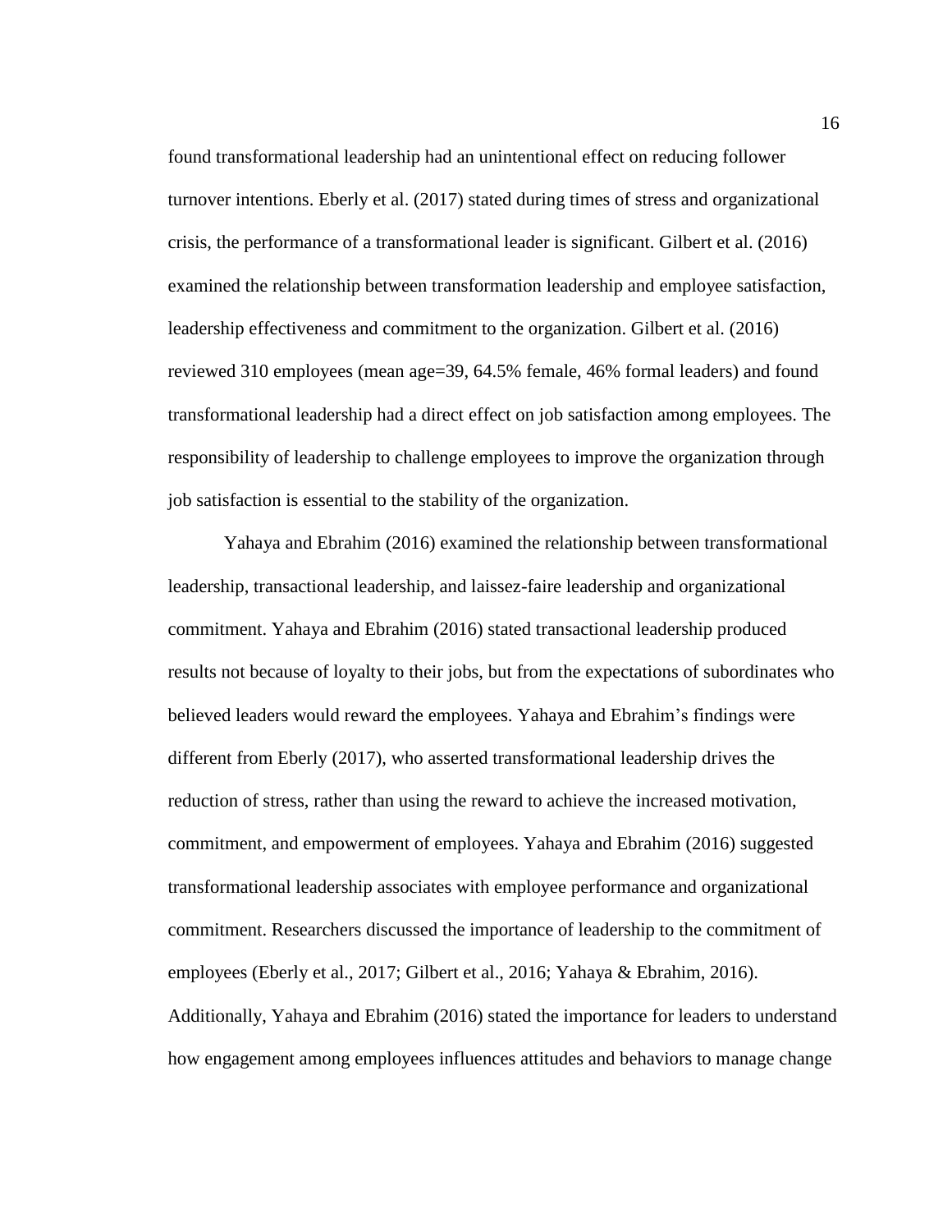found transformational leadership had an unintentional effect on reducing follower turnover intentions. Eberly et al. (2017) stated during times of stress and organizational crisis, the performance of a transformational leader is significant. Gilbert et al. (2016) examined the relationship between transformation leadership and employee satisfaction, leadership effectiveness and commitment to the organization. Gilbert et al. (2016) reviewed 310 employees (mean age=39, 64.5% female, 46% formal leaders) and found transformational leadership had a direct effect on job satisfaction among employees. The responsibility of leadership to challenge employees to improve the organization through job satisfaction is essential to the stability of the organization.

Yahaya and Ebrahim (2016) examined the relationship between transformational leadership, transactional leadership, and laissez-faire leadership and organizational commitment. Yahaya and Ebrahim (2016) stated transactional leadership produced results not because of loyalty to their jobs, but from the expectations of subordinates who believed leaders would reward the employees. Yahaya and Ebrahim's findings were different from Eberly (2017), who asserted transformational leadership drives the reduction of stress, rather than using the reward to achieve the increased motivation, commitment, and empowerment of employees. Yahaya and Ebrahim (2016) suggested transformational leadership associates with employee performance and organizational commitment. Researchers discussed the importance of leadership to the commitment of employees (Eberly et al., 2017; Gilbert et al., 2016; Yahaya & Ebrahim, 2016). Additionally, Yahaya and Ebrahim (2016) stated the importance for leaders to understand how engagement among employees influences attitudes and behaviors to manage change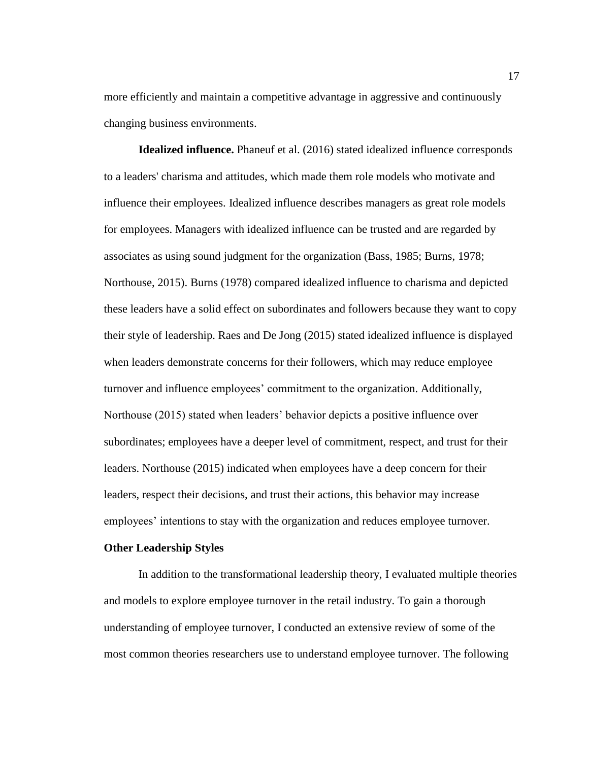more efficiently and maintain a competitive advantage in aggressive and continuously changing business environments.

**Idealized influence.** Phaneuf et al. (2016) stated idealized influence corresponds to a leaders' charisma and attitudes, which made them role models who motivate and influence their employees. Idealized influence describes managers as great role models for employees. Managers with idealized influence can be trusted and are regarded by associates as using sound judgment for the organization (Bass, 1985; Burns, 1978; Northouse, 2015). Burns (1978) compared idealized influence to charisma and depicted these leaders have a solid effect on subordinates and followers because they want to copy their style of leadership. Raes and De Jong (2015) stated idealized influence is displayed when leaders demonstrate concerns for their followers, which may reduce employee turnover and influence employees' commitment to the organization. Additionally, Northouse (2015) stated when leaders' behavior depicts a positive influence over subordinates; employees have a deeper level of commitment, respect, and trust for their leaders. Northouse (2015) indicated when employees have a deep concern for their leaders, respect their decisions, and trust their actions, this behavior may increase employees' intentions to stay with the organization and reduces employee turnover.

### Other Leadership Styles

In addition to the transformational leadership theory, I evaluated multiple theories and models to explore employee turnover in the retail industry. To gain a thorough understanding of employee turnover, I conducted an extensive review of some of the most common theories researchers use to understand employee turnover. The following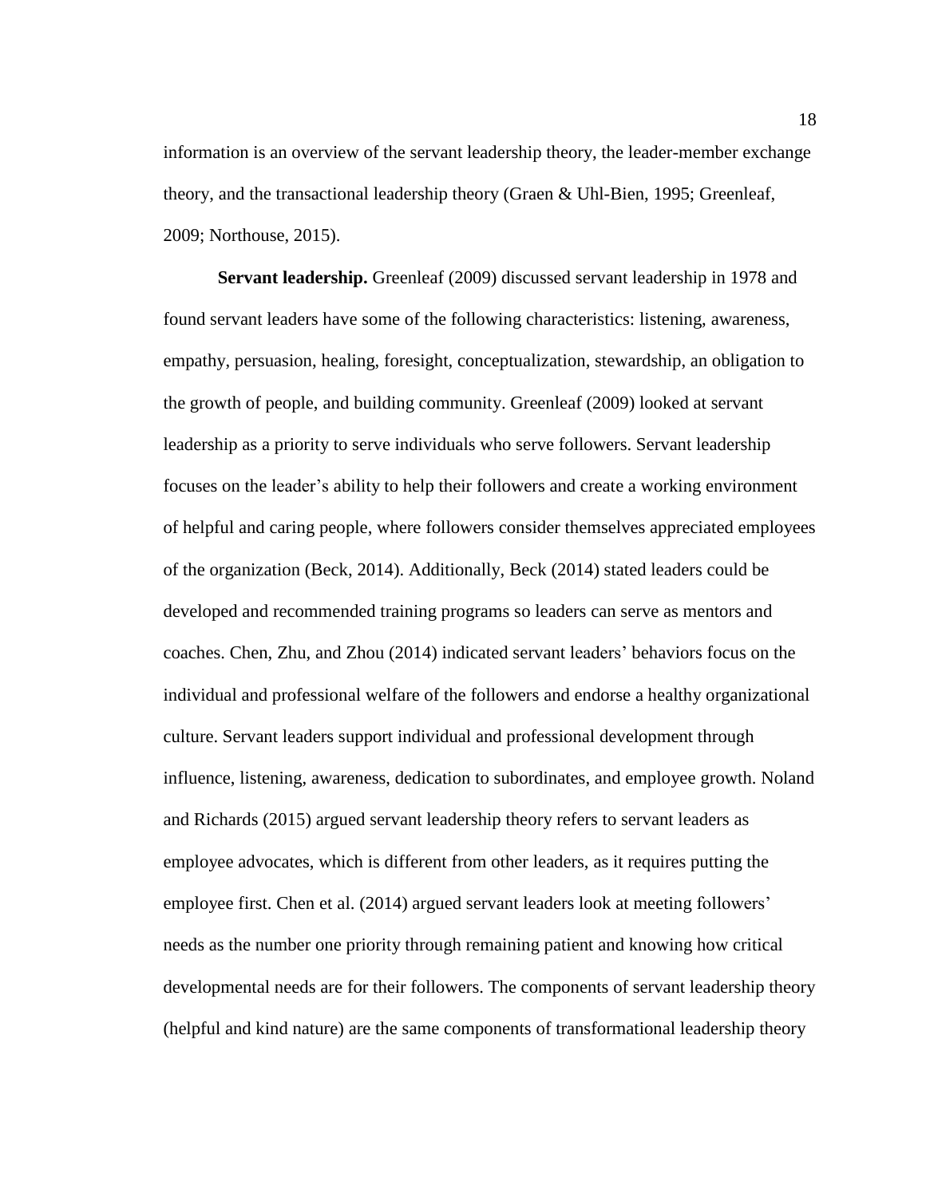information is an overview of the servant leadership theory, the leader-member exchange theory, and the transactional leadership theory (Graen & Uhl-Bien, 1995; Greenleaf, 2009; Northouse, 2015).

**Servant leadership.** Greenleaf (2009) discussed servant leadership in 1978 and found servant leaders have some of the following characteristics: listening, awareness, empathy, persuasion, healing, foresight, conceptualization, stewardship, an obligation to the growth of people, and building community. Greenleaf (2009) looked at servant leadership as a priority to serve individuals who serve followers. Servant leadership focuses on the leader's ability to help their followers and create a working environment of helpful and caring people, where followers consider themselves appreciated employees of the organization (Beck, 2014). Additionally, Beck (2014) stated leaders could be developed and recommended training programs so leaders can serve as mentors and coaches. Chen, Zhu, and Zhou (2014) indicated servant leaders' behaviors focus on the individual and professional welfare of the followers and endorse a healthy organizational culture. Servant leaders support individual and professional development through influence, listening, awareness, dedication to subordinates, and employee growth. Noland and Richards (2015) argued servant leadership theory refers to servant leaders as employee advocates, which is different from other leaders, as it requires putting the employee first. Chen et al. (2014) argued servant leaders look at meeting followers' needs as the number one priority through remaining patient and knowing how critical developmental needs are for their followers. The components of servant leadership theory (helpful and kind nature) are the same components of transformational leadership theory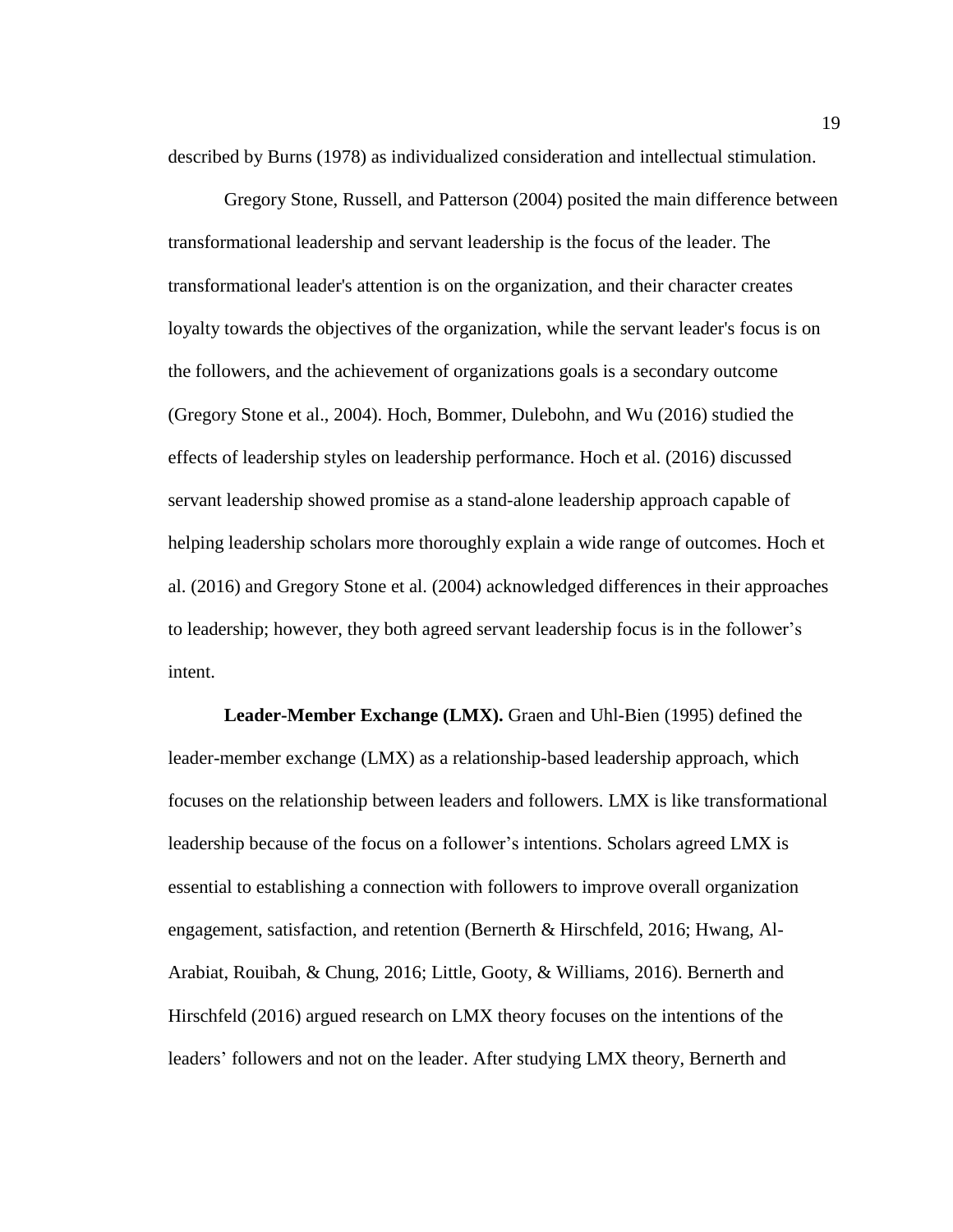described by Burns (1978) as individualized consideration and intellectual stimulation.

Gregory Stone, Russell, and Patterson (2004) posited the main difference between transformational leadership and servant leadership is the focus of the leader. The transformational leader's attention is on the organization, and their character creates loyalty towards the objectives of the organization, while the servant leader's focus is on the followers, and the achievement of organizations goals is a secondary outcome (Gregory Stone et al., 2004). Hoch, Bommer, Dulebohn, and Wu (2016) studied the effects of leadership styles on leadership performance. Hoch et al. (2016) discussed servant leadership showed promise as a stand-alone leadership approach capable of helping leadership scholars more thoroughly explain a wide range of outcomes. Hoch et al. (2016) and Gregory Stone et al. (2004) acknowledged differences in their approaches to leadership; however, they both agreed servant leadership focus is in the follower's intent.

**Leader-Member Exchange (LMX).** Graen and Uhl-Bien (1995) defined the leader-member exchange (LMX) as a relationship-based leadership approach, which focuses on the relationship between leaders and followers. LMX is like transformational leadership because of the focus on a follower's intentions. Scholars agreed LMX is essential to establishing a connection with followers to improve overall organization engagement, satisfaction, and retention (Bernerth & Hirschfeld, 2016; Hwang, Al-Arabiat, Rouibah, & Chung, 2016; Little, Gooty, & Williams, 2016). Bernerth and Hirschfeld (2016) argued research on LMX theory focuses on the intentions of the leaders' followers and not on the leader. After studying LMX theory, Bernerth and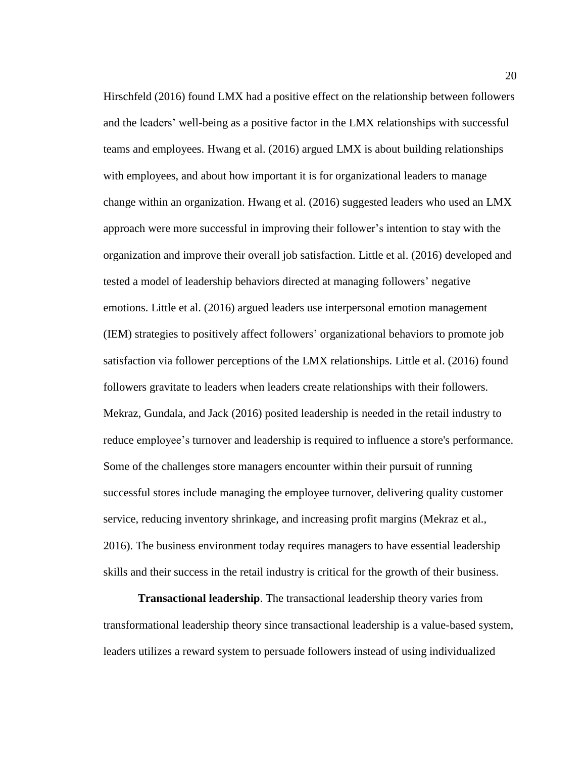Hirschfeld (2016) found LMX had a positive effect on the relationship between followers and the leaders' well-being as a positive factor in the LMX relationships with successful teams and employees. Hwang et al. (2016) argued LMX is about building relationships with employees, and about how important it is for organizational leaders to manage change within an organization. Hwang et al. (2016) suggested leaders who used an LMX approach were more successful in improving their follower's intention to stay with the organization and improve their overall job satisfaction. Little et al. (2016) developed and tested a model of leadership behaviors directed at managing followers' negative emotions. Little et al. (2016) argued leaders use interpersonal emotion management (IEM) strategies to positively affect followers' organizational behaviors to promote job satisfaction via follower perceptions of the LMX relationships. Little et al. (2016) found followers gravitate to leaders when leaders create relationships with their followers. Mekraz, Gundala, and Jack (2016) posited leadership is needed in the retail industry to reduce employee's turnover and leadership is required to influence a store's performance. Some of the challenges store managers encounter within their pursuit of running successful stores include managing the employee turnover, delivering quality customer service, reducing inventory shrinkage, and increasing profit margins (Mekraz et al., 2016). The business environment today requires managers to have essential leadership skills and their success in the retail industry is critical for the growth of their business.

**Transactional leadership**. The transactional leadership theory varies from transformational leadership theory since transactional leadership is a value-based system, leaders utilizes a reward system to persuade followers instead of using individualized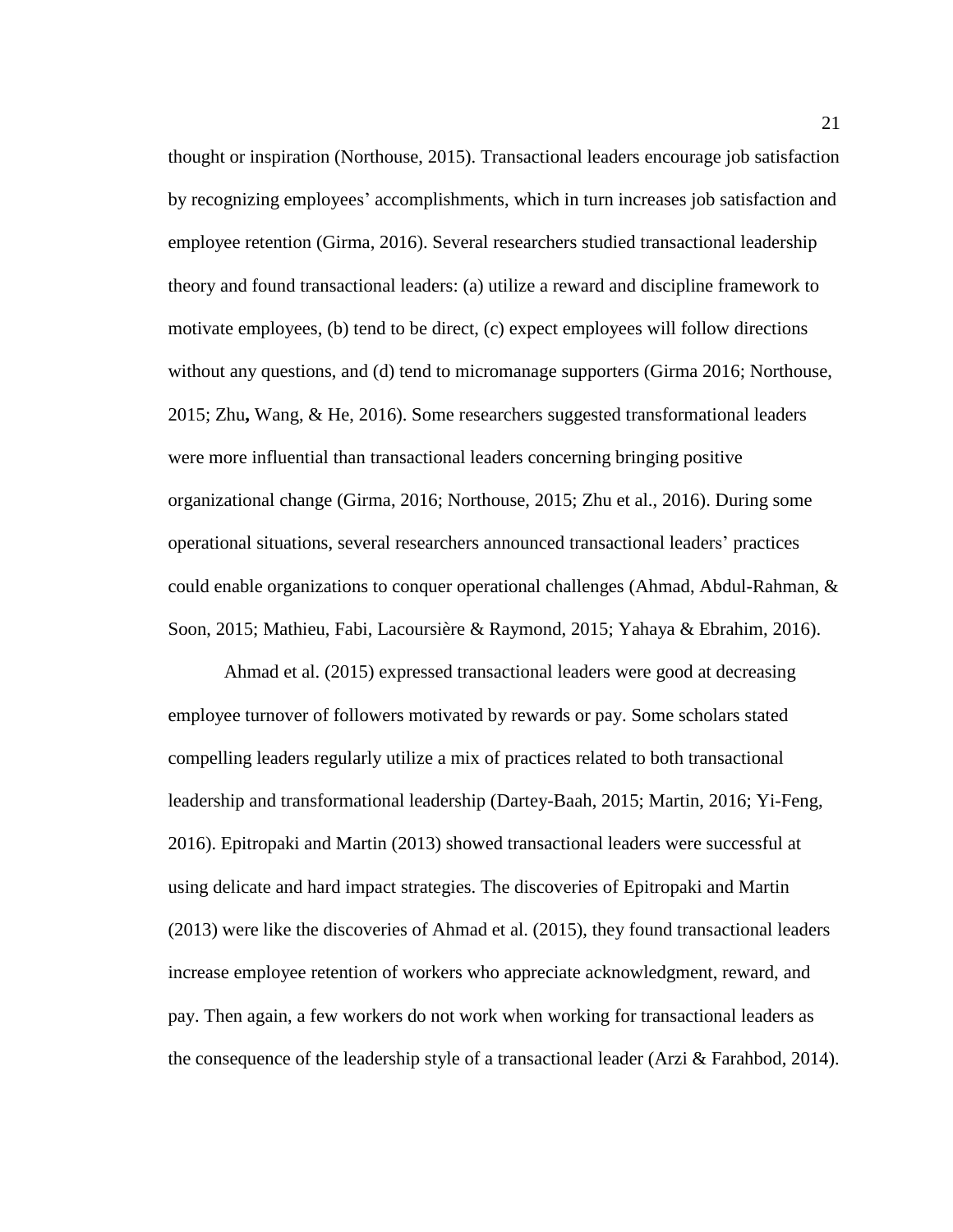thought or inspiration (Northouse, 2015). Transactional leaders encourage job satisfaction by recognizing employees' accomplishments, which in turn increases job satisfaction and employee retention (Girma, 2016). Several researchers studied transactional leadership theory and found transactional leaders: (a) utilize a reward and discipline framework to motivate employees, (b) tend to be direct, (c) expect employees will follow directions without any questions, and (d) tend to micromanage supporters (Girma 2016; Northouse, 2015; Zhu**,** Wang, & He, 2016). Some researchers suggested transformational leaders were more influential than transactional leaders concerning bringing positive organizational change (Girma, 2016; Northouse, 2015; Zhu et al., 2016). During some operational situations, several researchers announced transactional leaders' practices could enable organizations to conquer operational challenges (Ahmad, Abdul-Rahman, & Soon, 2015; Mathieu, Fabi, Lacoursière & Raymond, 2015; Yahaya & Ebrahim, 2016).

Ahmad et al. (2015) expressed transactional leaders were good at decreasing employee turnover of followers motivated by rewards or pay. Some scholars stated compelling leaders regularly utilize a mix of practices related to both transactional leadership and transformational leadership (Dartey-Baah, 2015; Martin, 2016; Yi-Feng, 2016). Epitropaki and Martin (2013) showed transactional leaders were successful at using delicate and hard impact strategies. The discoveries of Epitropaki and Martin (2013) were like the discoveries of Ahmad et al. (2015), they found transactional leaders increase employee retention of workers who appreciate acknowledgment, reward, and pay. Then again, a few workers do not work when working for transactional leaders as the consequence of the leadership style of a transactional leader (Arzi & Farahbod, 2014).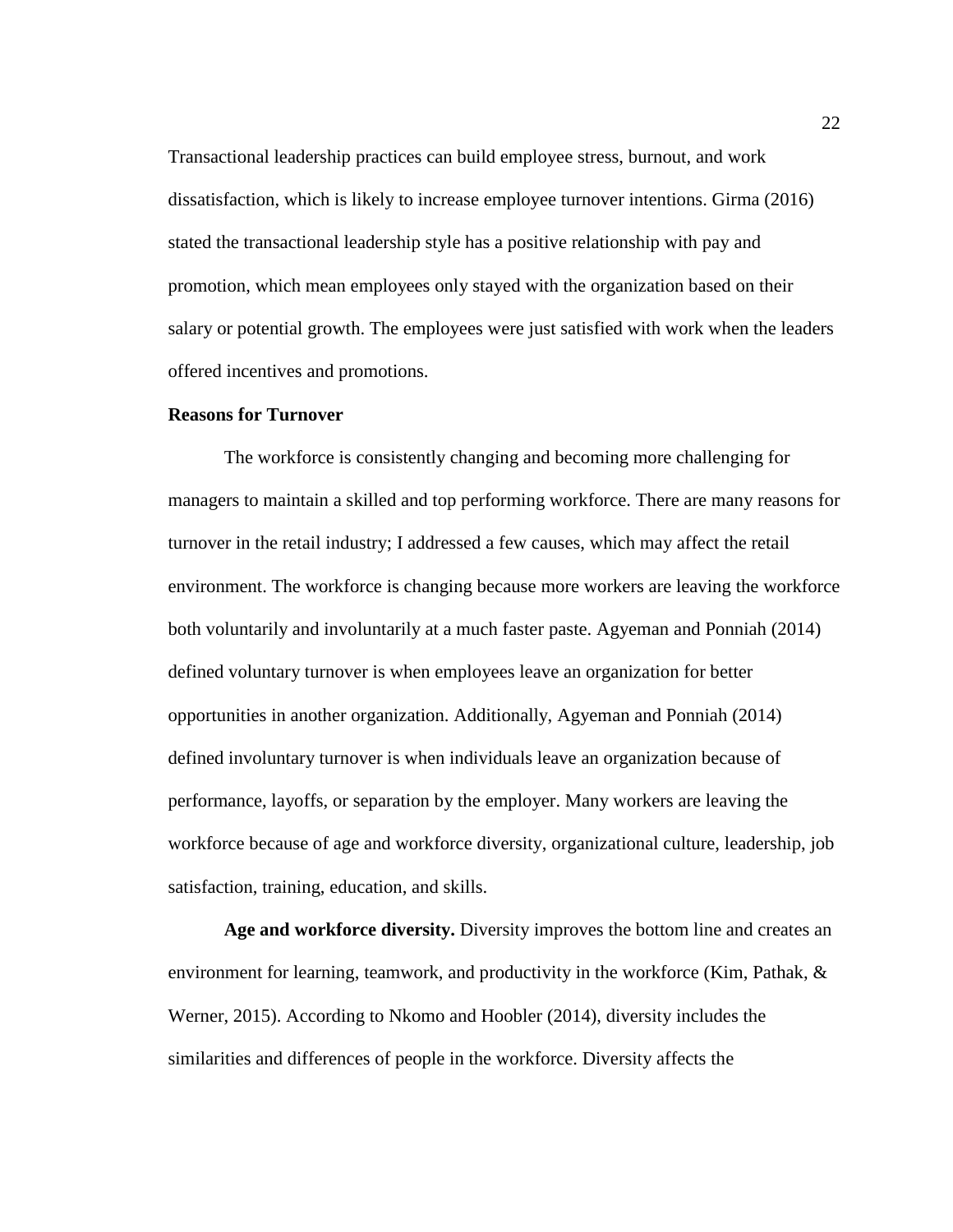Transactional leadership practices can build employee stress, burnout, and work dissatisfaction, which is likely to increase employee turnover intentions. Girma (2016) stated the transactional leadership style has a positive relationship with pay and promotion, which mean employees only stayed with the organization based on their salary or potential growth. The employees were just satisfied with work when the leaders offered incentives and promotions.

## Reasons for Turnover

The workforce is consistently changing and becoming more challenging for managers to maintain a skilled and top performing workforce. There are many reasons for turnover in the retail industry; I addressed a few causes, which may affect the retail environment. The workforce is changing because more workers are leaving the workforce both voluntarily and involuntarily at a much faster paste. Agyeman and Ponniah (2014) defined voluntary turnover is when employees leave an organization for better opportunities in another organization. Additionally, Agyeman and Ponniah (2014) defined involuntary turnover is when individuals leave an organization because of performance, layoffs, or separation by the employer. Many workers are leaving the workforce because of age and workforce diversity, organizational culture, leadership, job satisfaction, training, education, and skills.

**Age and workforce diversity.** Diversity improves the bottom line and creates an environment for learning, teamwork, and productivity in the workforce (Kim, Pathak, & Werner, 2015). According to Nkomo and Hoobler (2014), diversity includes the similarities and differences of people in the workforce. Diversity affects the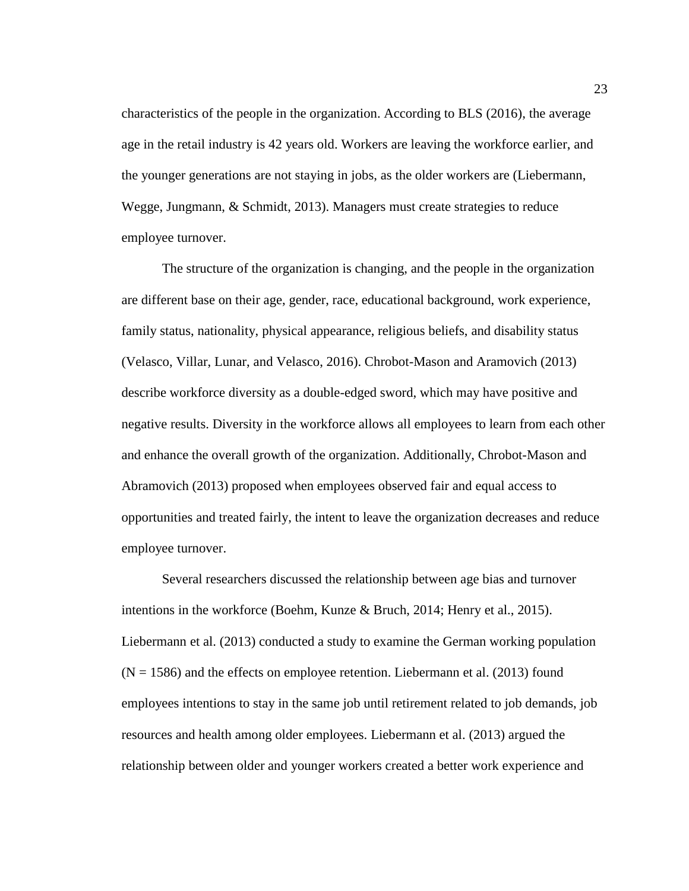characteristics of the people in the organization. According to BLS (2016), the average age in the retail industry is 42 years old. Workers are leaving the workforce earlier, and the younger generations are not staying in jobs, as the older workers are (Liebermann, Wegge, Jungmann, & Schmidt, 2013). Managers must create strategies to reduce employee turnover.

The structure of the organization is changing, and the people in the organization are different base on their age, gender, race, educational background, work experience, family status, nationality, physical appearance, religious beliefs, and disability status (Velasco, Villar, Lunar, and Velasco, 2016). Chrobot-Mason and Aramovich (2013) describe workforce diversity as a double-edged sword, which may have positive and negative results. Diversity in the workforce allows all employees to learn from each other and enhance the overall growth of the organization. Additionally, Chrobot-Mason and Abramovich (2013) proposed when employees observed fair and equal access to opportunities and treated fairly, the intent to leave the organization decreases and reduce employee turnover.

Several researchers discussed the relationship between age bias and turnover intentions in the workforce (Boehm, Kunze & Bruch, 2014; Henry et al., 2015). Liebermann et al. (2013) conducted a study to examine the German working population (N = 1586) and the effects on employee retention. Liebermann et al. (2013) found employees intentions to stay in the same job until retirement related to job demands, job resources and health among older employees. Liebermann et al. (2013) argued the relationship between older and younger workers created a better work experience and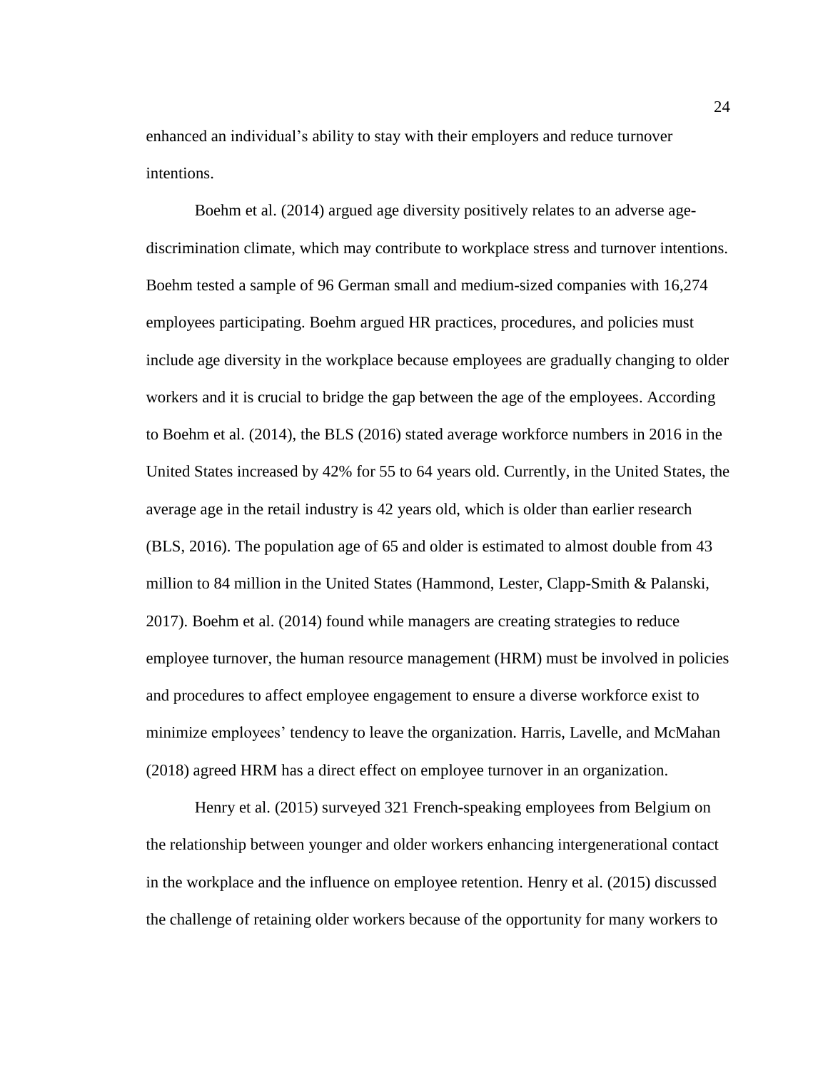enhanced an individual's ability to stay with their employers and reduce turnover intentions.

Boehm et al. (2014) argued age diversity positively relates to an adverse age-discrimination climate, which may contribute to workplace stress and turnover intentions. Boehm tested a sample of 96 German small and medium-sized companies with 16,274 employees participating. Boehm argued HR practices, procedures, and policies must include age diversity in the workplace because employees are gradually changing to older workers and it is crucial to bridge the gap between the age of the employees. According to Boehm et al. (2014), the BLS (2016) stated average workforce numbers in 2016 in the United States increased by 42% for 55 to 64 years old. Currently, in the United States, the average age in the retail industry is 42 years old, which is older than earlier research (BLS, 2016). The population age of 65 and older is estimated to almost double from 43 million to 84 million in the United States (Hammond, Lester, Clapp-Smith & Palanski, 2017). Boehm et al. (2014) found while managers are creating strategies to reduce employee turnover, the human resource management (HRM) must be involved in policies and procedures to affect employee engagement to ensure a diverse workforce exist to minimize employees' tendency to leave the organization. Harris, Lavelle, and McMahan (2018) agreed HRM has a direct effect on employee turnover in an organization.

Henry et al. (2015) surveyed 321 French-speaking employees from Belgium on the relationship between younger and older workers enhancing intergenerational contact in the workplace and the influence on employee retention. Henry et al. (2015) discussed the challenge of retaining older workers because of the opportunity for many workers to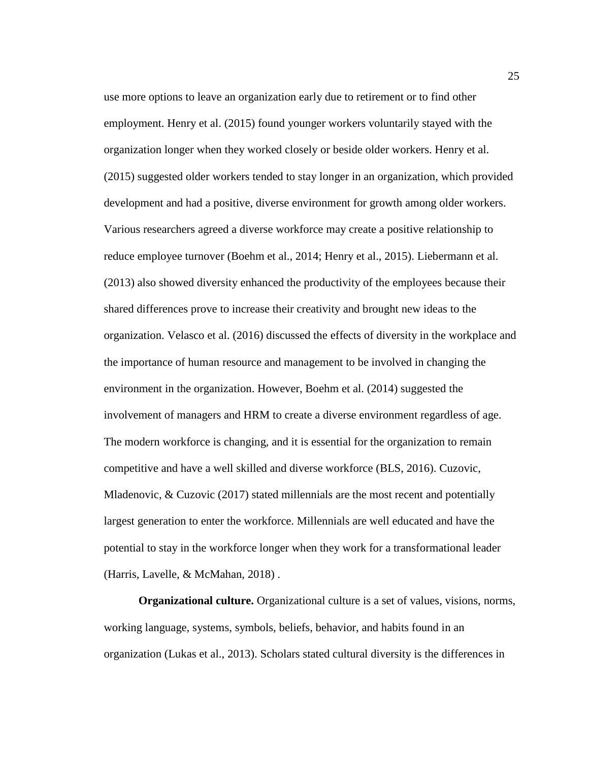use more options to leave an organization early due to retirement or to find other employment. Henry et al. (2015) found younger workers voluntarily stayed with the organization longer when they worked closely or beside older workers. Henry et al. (2015) suggested older workers tended to stay longer in an organization, which provided development and had a positive, diverse environment for growth among older workers. Various researchers agreed a diverse workforce may create a positive relationship to reduce employee turnover (Boehm et al., 2014; Henry et al., 2015). Liebermann et al. (2013) also showed diversity enhanced the productivity of the employees because their shared differences prove to increase their creativity and brought new ideas to the organization. Velasco et al. (2016) discussed the effects of diversity in the workplace and the importance of human resource and management to be involved in changing the environment in the organization. However, Boehm et al. (2014) suggested the involvement of managers and HRM to create a diverse environment regardless of age. The modern workforce is changing, and it is essential for the organization to remain competitive and have a well skilled and diverse workforce (BLS, 2016). Cuzovic, Mladenovic, & Cuzovic (2017) stated millennials are the most recent and potentially largest generation to enter the workforce. Millennials are well educated and have the potential to stay in the workforce longer when they work for a transformational leader (Harris, Lavelle, & McMahan, 2018) .

**Organizational culture.** Organizational culture is a set of values, visions, norms, working language, systems, symbols, beliefs, behavior, and habits found in an organization (Lukas et al., 2013). Scholars stated cultural diversity is the differences in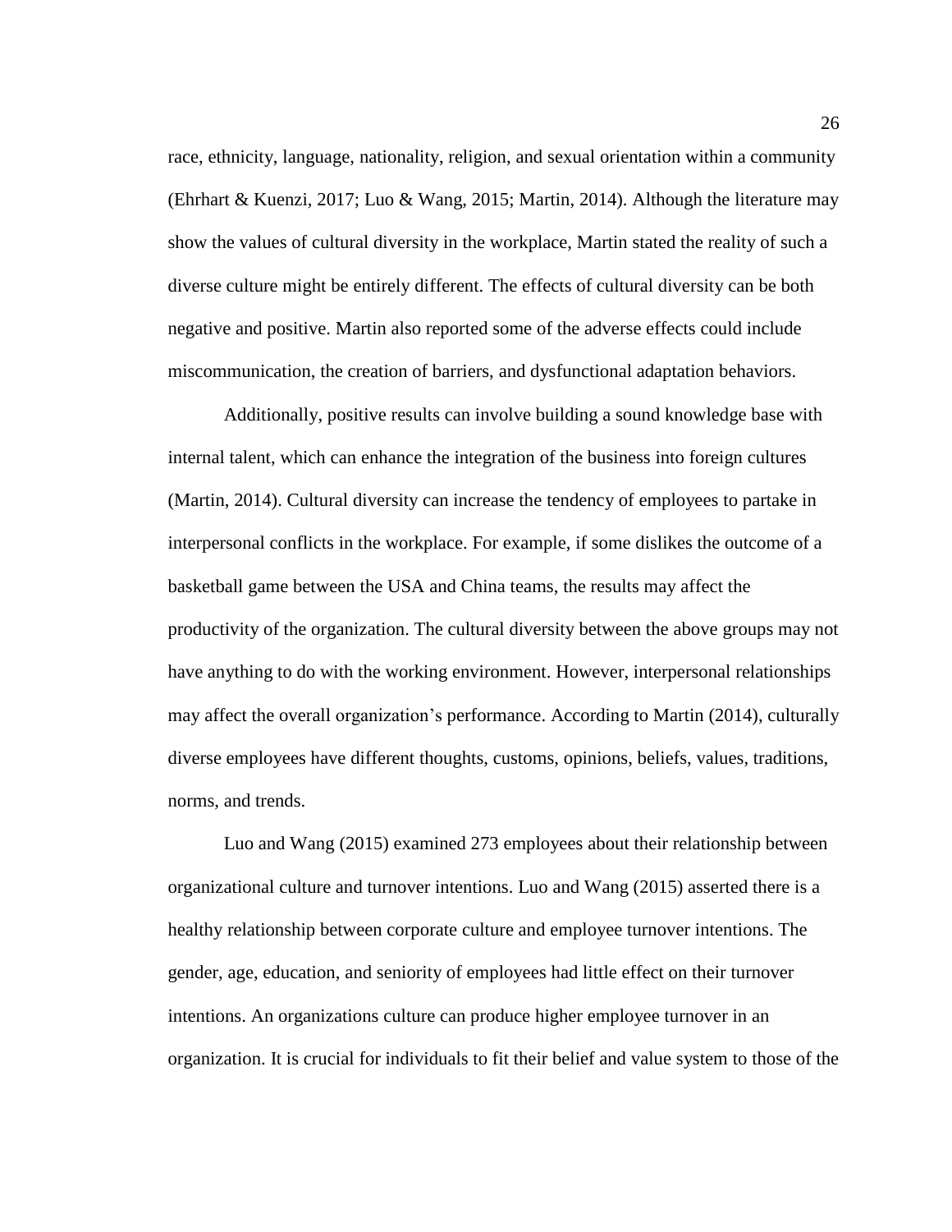race, ethnicity, language, nationality, religion, and sexual orientation within a community (Ehrhart & Kuenzi, 2017; Luo & Wang, 2015; Martin, 2014). Although the literature may show the values of cultural diversity in the workplace, Martin stated the reality of such a diverse culture might be entirely different. The effects of cultural diversity can be both negative and positive. Martin also reported some of the adverse effects could include miscommunication, the creation of barriers, and dysfunctional adaptation behaviors.

Additionally, positive results can involve building a sound knowledge base with internal talent, which can enhance the integration of the business into foreign cultures (Martin, 2014). Cultural diversity can increase the tendency of employees to partake in interpersonal conflicts in the workplace. For example, if some dislikes the outcome of a basketball game between the USA and China teams, the results may affect the productivity of the organization. The cultural diversity between the above groups may not have anything to do with the working environment. However, interpersonal relationships may affect the overall organization's performance. According to Martin (2014), culturally diverse employees have different thoughts, customs, opinions, beliefs, values, traditions, norms, and trends.

Luo and Wang (2015) examined 273 employees about their relationship between organizational culture and turnover intentions. Luo and Wang (2015) asserted there is a healthy relationship between corporate culture and employee turnover intentions. The gender, age, education, and seniority of employees had little effect on their turnover intentions. An organizations culture can produce higher employee turnover in an organization. It is crucial for individuals to fit their belief and value system to those of the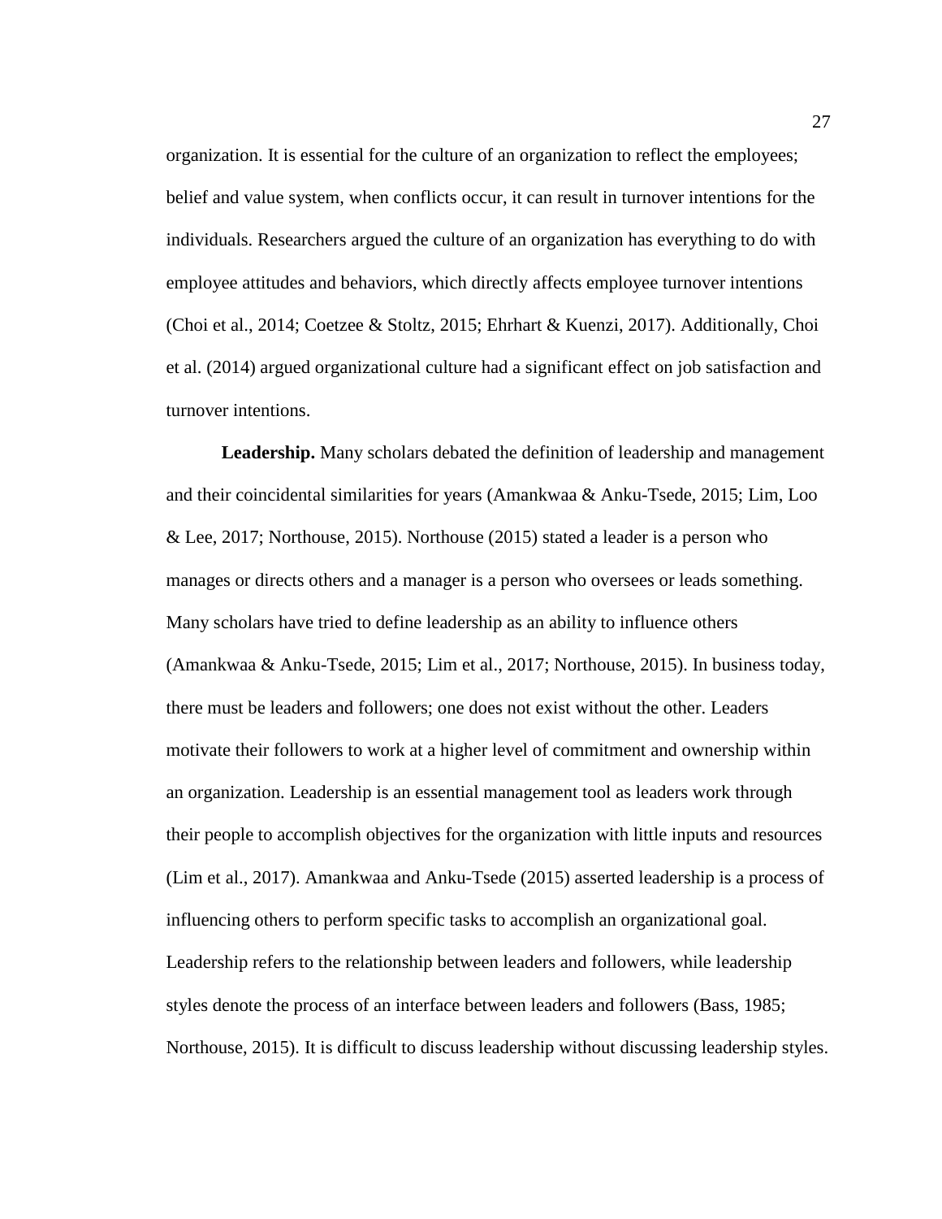organization. It is essential for the culture of an organization to reflect the employees; belief and value system, when conflicts occur, it can result in turnover intentions for the individuals. Researchers argued the culture of an organization has everything to do with employee attitudes and behaviors, which directly affects employee turnover intentions (Choi et al., 2014; Coetzee & Stoltz, 2015; Ehrhart & Kuenzi, 2017). Additionally, Choi et al. (2014) argued organizational culture had a significant effect on job satisfaction and turnover intentions.

**Leadership.** Many scholars debated the definition of leadership and management and their coincidental similarities for years (Amankwaa & Anku-Tsede, 2015; Lim, Loo & Lee, 2017; Northouse, 2015). Northouse (2015) stated a leader is a person who manages or directs others and a manager is a person who oversees or leads something. Many scholars have tried to define leadership as an ability to influence others (Amankwaa & Anku-Tsede, 2015; Lim et al., 2017; Northouse, 2015). In business today, there must be leaders and followers; one does not exist without the other. Leaders motivate their followers to work at a higher level of commitment and ownership within an organization. Leadership is an essential management tool as leaders work through their people to accomplish objectives for the organization with little inputs and resources (Lim et al., 2017). Amankwaa and Anku-Tsede (2015) asserted leadership is a process of influencing others to perform specific tasks to accomplish an organizational goal. Leadership refers to the relationship between leaders and followers, while leadership styles denote the process of an interface between leaders and followers (Bass, 1985; Northouse, 2015). It is difficult to discuss leadership without discussing leadership styles.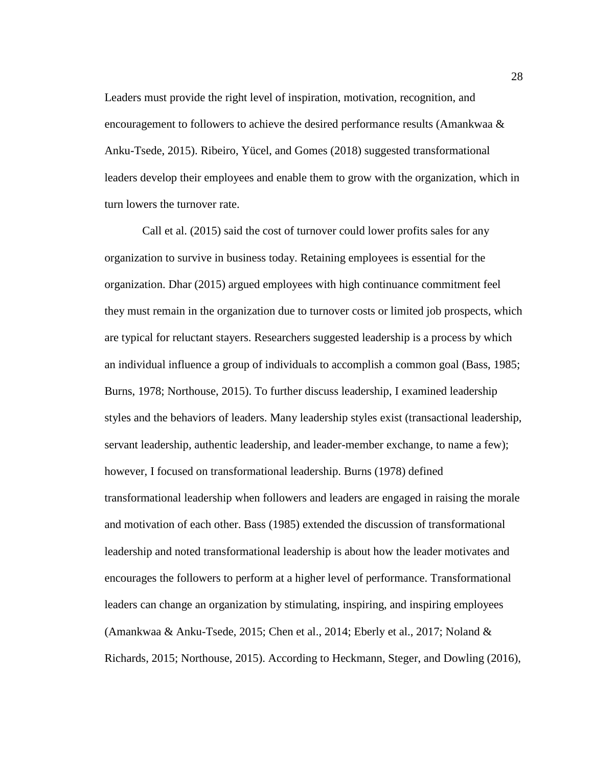Leaders must provide the right level of inspiration, motivation, recognition, and encouragement to followers to achieve the desired performance results (Amankwaa & Anku-Tsede, 2015). Ribeiro, Yücel, and Gomes (2018) suggested transformational leaders develop their employees and enable them to grow with the organization, which in turn lowers the turnover rate.

Call et al. (2015) said the cost of turnover could lower profits sales for any organization to survive in business today. Retaining employees is essential for the organization. Dhar (2015) argued employees with high continuance commitment feel they must remain in the organization due to turnover costs or limited job prospects, which are typical for reluctant stayers. Researchers suggested leadership is a process by which an individual influence a group of individuals to accomplish a common goal (Bass, 1985; Burns, 1978; Northouse, 2015). To further discuss leadership, I examined leadership styles and the behaviors of leaders. Many leadership styles exist (transactional leadership, servant leadership, authentic leadership, and leader-member exchange, to name a few); however, I focused on transformational leadership. Burns (1978) defined transformational leadership when followers and leaders are engaged in raising the morale and motivation of each other. Bass (1985) extended the discussion of transformational leadership and noted transformational leadership is about how the leader motivates and encourages the followers to perform at a higher level of performance. Transformational leaders can change an organization by stimulating, inspiring, and inspiring employees (Amankwaa & Anku-Tsede, 2015; Chen et al., 2014; Eberly et al., 2017; Noland & Richards, 2015; Northouse, 2015). According to Heckmann, Steger, and Dowling (2016),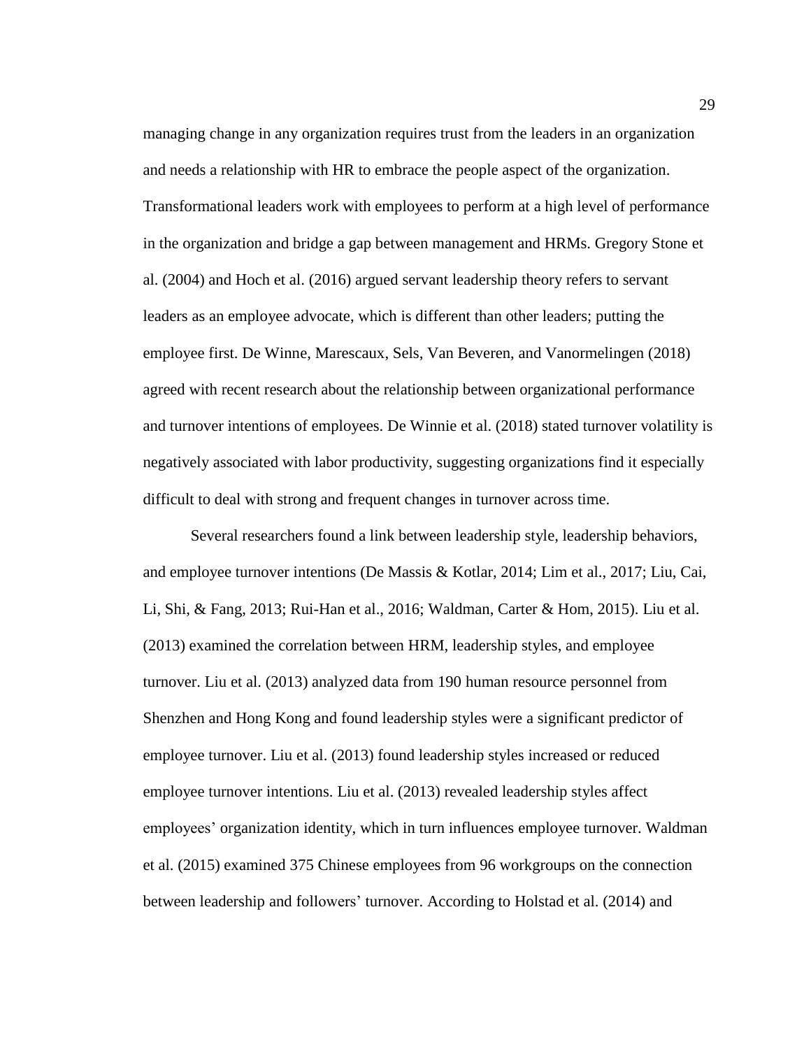managing change in any organization requires trust from the leaders in an organization and needs a relationship with HR to embrace the people aspect of the organization. Transformational leaders work with employees to perform at a high level of performance in the organization and bridge a gap between management and HRMs. Gregory Stone et al. (2004) and Hoch et al. (2016) argued servant leadership theory refers to servant leaders as an employee advocate, which is different than other leaders; putting the employee first. De Winne, Marescaux, Sels, Van Beveren, and Vanormelingen (2018) agreed with recent research about the relationship between organizational performance and turnover intentions of employees. De Winnie et al. (2018) stated turnover volatility is negatively associated with labor productivity, suggesting organizations find it especially difficult to deal with strong and frequent changes in turnover across time.

Several researchers found a link between leadership style, leadership behaviors, and employee turnover intentions (De Massis & Kotlar, 2014; Lim et al., 2017; Liu, Cai, Li, Shi, & Fang, 2013; Rui-Han et al., 2016; Waldman, Carter & Hom, 2015). Liu et al. (2013) examined the correlation between HRM, leadership styles, and employee turnover. Liu et al. (2013) analyzed data from 190 human resource personnel from Shenzhen and Hong Kong and found leadership styles were a significant predictor of employee turnover. Liu et al. (2013) found leadership styles increased or reduced employee turnover intentions. Liu et al. (2013) revealed leadership styles affect employees' organization identity, which in turn influences employee turnover. Waldman et al. (2015) examined 375 Chinese employees from 96 workgroups on the connection between leadership and followers' turnover. According to Holstad et al. (2014) and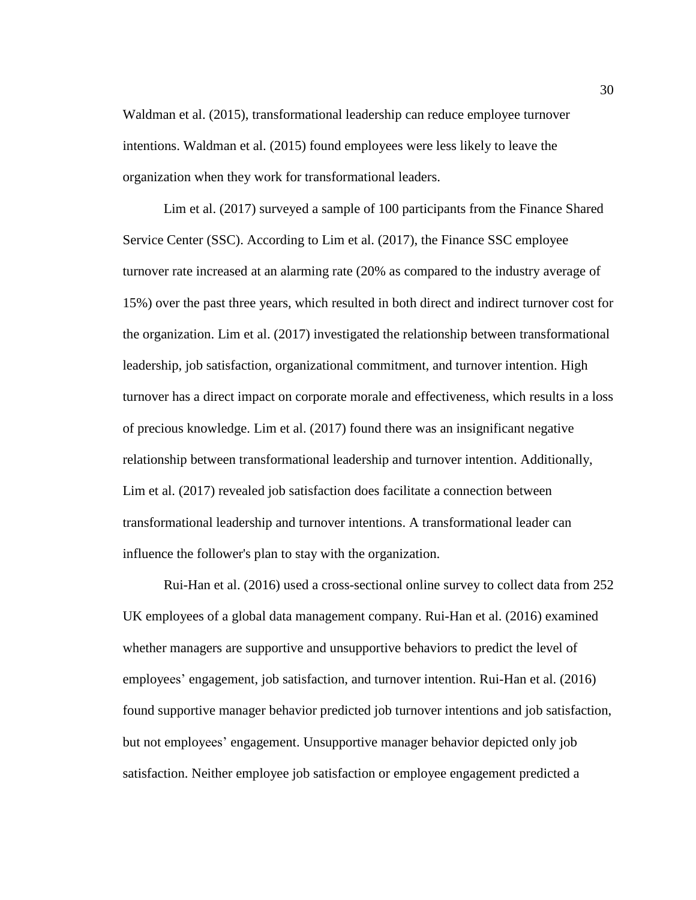Waldman et al. (2015), transformational leadership can reduce employee turnover intentions. Waldman et al. (2015) found employees were less likely to leave the organization when they work for transformational leaders.

Lim et al. (2017) surveyed a sample of 100 participants from the Finance Shared Service Center (SSC). According to Lim et al. (2017), the Finance SSC employee turnover rate increased at an alarming rate (20% as compared to the industry average of 15%) over the past three years, which resulted in both direct and indirect turnover cost for the organization. Lim et al. (2017) investigated the relationship between transformational leadership, job satisfaction, organizational commitment, and turnover intention. High turnover has a direct impact on corporate morale and effectiveness, which results in a loss of precious knowledge. Lim et al. (2017) found there was an insignificant negative relationship between transformational leadership and turnover intention. Additionally, Lim et al. (2017) revealed job satisfaction does facilitate a connection between transformational leadership and turnover intentions. A transformational leader can influence the follower's plan to stay with the organization.

Rui-Han et al. (2016) used a cross-sectional online survey to collect data from 252 UK employees of a global data management company. Rui-Han et al. (2016) examined whether managers are supportive and unsupportive behaviors to predict the level of employees' engagement, job satisfaction, and turnover intention. Rui-Han et al. (2016) found supportive manager behavior predicted job turnover intentions and job satisfaction, but not employees' engagement. Unsupportive manager behavior depicted only job satisfaction. Neither employee job satisfaction or employee engagement predicted a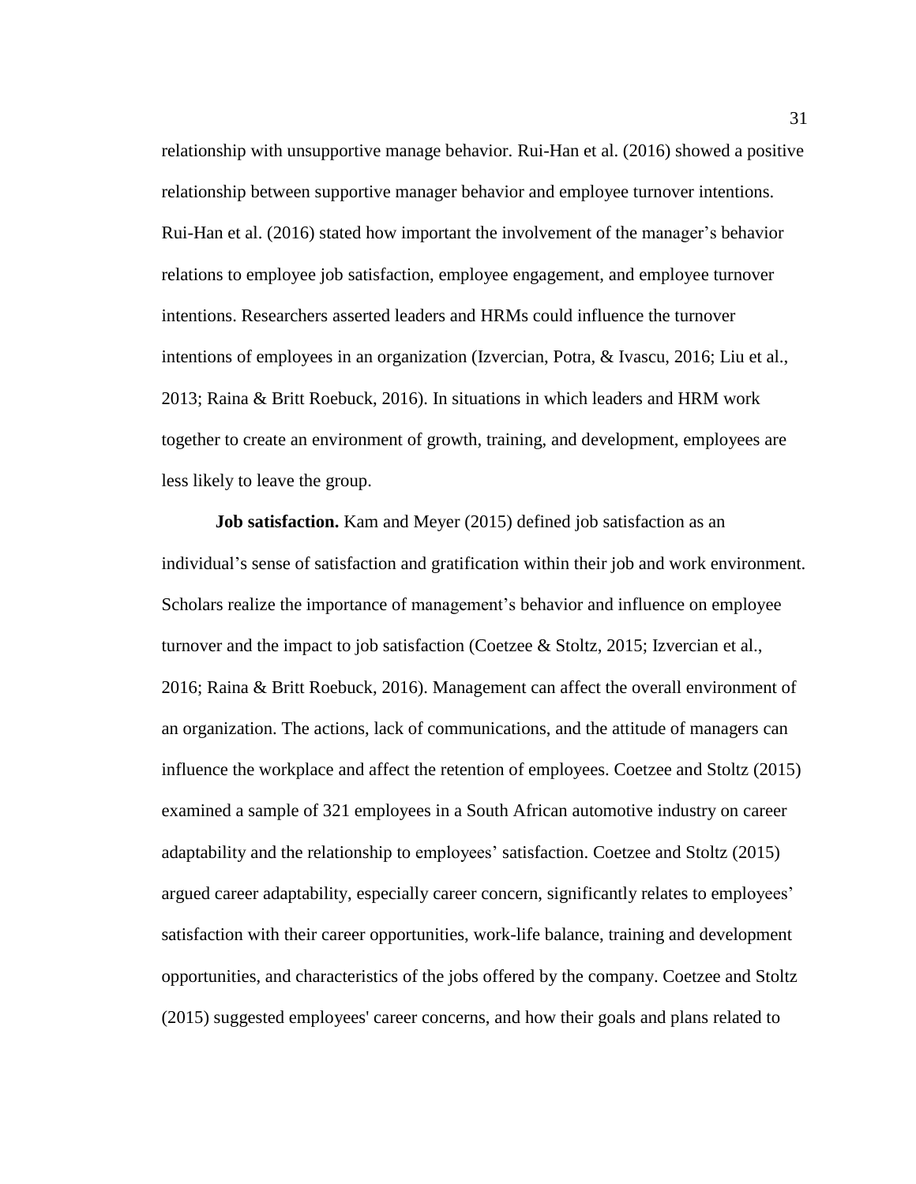relationship with unsupportive manage behavior. Rui-Han et al. (2016) showed a positive relationship between supportive manager behavior and employee turnover intentions. Rui-Han et al. (2016) stated how important the involvement of the manager's behavior relations to employee job satisfaction, employee engagement, and employee turnover intentions. Researchers asserted leaders and HRMs could influence the turnover intentions of employees in an organization (Izvercian, Potra, & Ivascu, 2016; Liu et al., 2013; Raina & Britt Roebuck, 2016). In situations in which leaders and HRM work together to create an environment of growth, training, and development, employees are less likely to leave the group.

**Job satisfaction.** Kam and Meyer (2015) defined job satisfaction as an individual's sense of satisfaction and gratification within their job and work environment. Scholars realize the importance of management's behavior and influence on employee turnover and the impact to job satisfaction (Coetzee & Stoltz, 2015; Izvercian et al., 2016; Raina & Britt Roebuck, 2016). Management can affect the overall environment of an organization. The actions, lack of communications, and the attitude of managers can influence the workplace and affect the retention of employees. Coetzee and Stoltz (2015) examined a sample of 321 employees in a South African automotive industry on career adaptability and the relationship to employees' satisfaction. Coetzee and Stoltz (2015) argued career adaptability, especially career concern, significantly relates to employees' satisfaction with their career opportunities, work-life balance, training and development opportunities, and characteristics of the jobs offered by the company. Coetzee and Stoltz (2015) suggested employees' career concerns, and how their goals and plans related to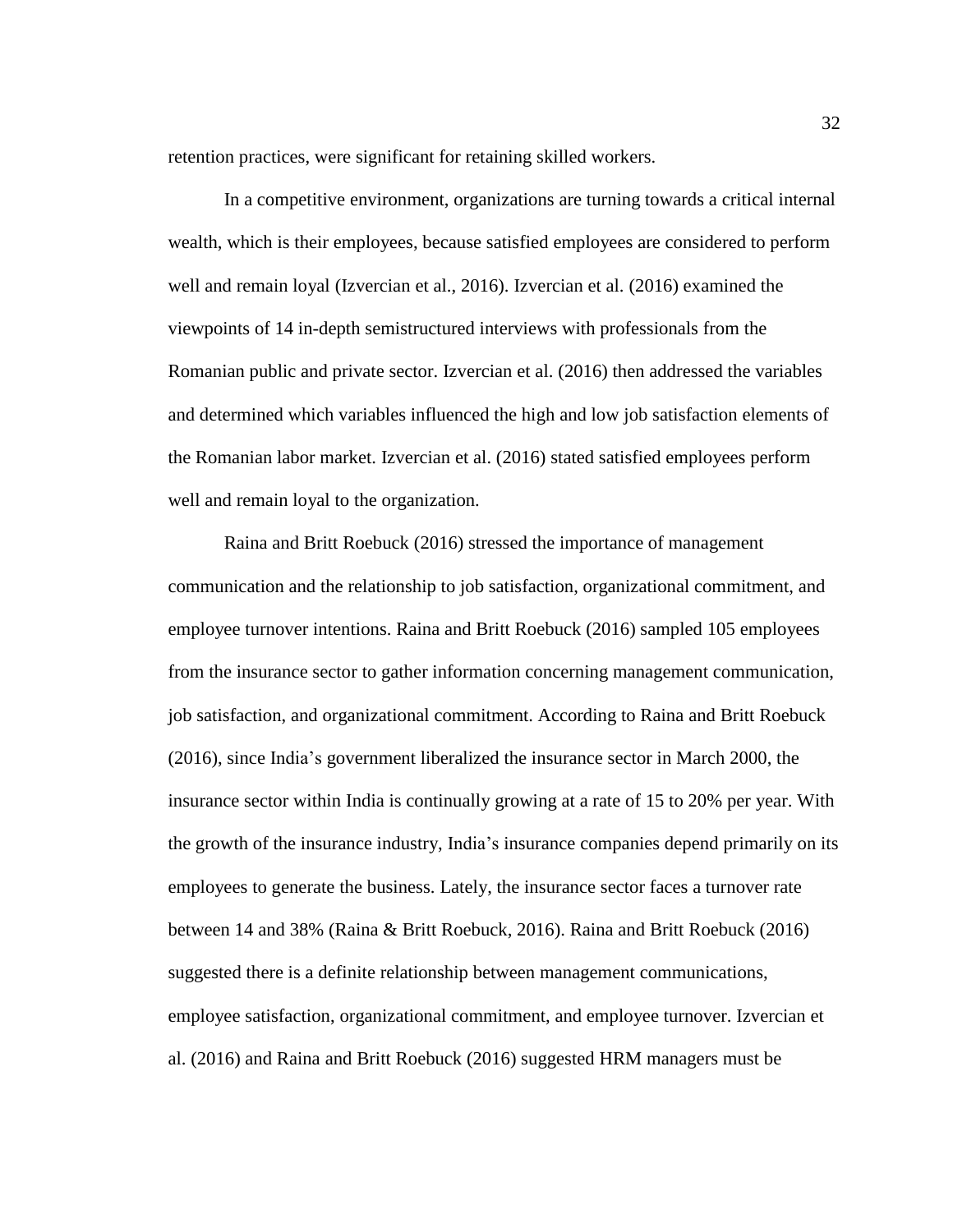retention practices, were significant for retaining skilled workers.

In a competitive environment, organizations are turning towards a critical internal wealth, which is their employees, because satisfied employees are considered to perform well and remain loyal (Izvercian et al., 2016). Izvercian et al. (2016) examined the viewpoints of 14 in-depth semistructured interviews with professionals from the Romanian public and private sector. Izvercian et al. (2016) then addressed the variables and determined which variables influenced the high and low job satisfaction elements of the Romanian labor market. Izvercian et al. (2016) stated satisfied employees perform well and remain loyal to the organization.

Raina and Britt Roebuck (2016) stressed the importance of management communication and the relationship to job satisfaction, organizational commitment, and employee turnover intentions. Raina and Britt Roebuck (2016) sampled 105 employees from the insurance sector to gather information concerning management communication, job satisfaction, and organizational commitment. According to Raina and Britt Roebuck (2016), since India's government liberalized the insurance sector in March 2000, the insurance sector within India is continually growing at a rate of 15 to 20% per year. With the growth of the insurance industry, India's insurance companies depend primarily on its employees to generate the business. Lately, the insurance sector faces a turnover rate between 14 and 38% (Raina & Britt Roebuck, 2016). Raina and Britt Roebuck (2016) suggested there is a definite relationship between management communications, employee satisfaction, organizational commitment, and employee turnover. Izvercian et al. (2016) and Raina and Britt Roebuck (2016) suggested HRM managers must be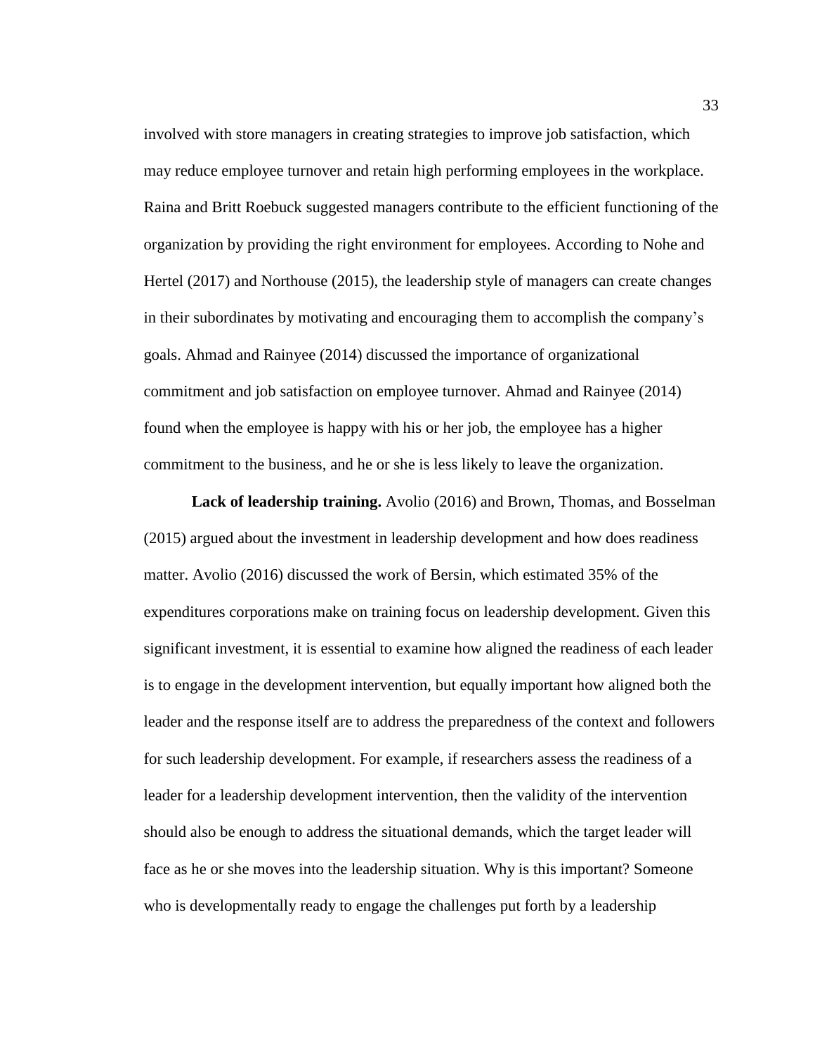involved with store managers in creating strategies to improve job satisfaction, which may reduce employee turnover and retain high performing employees in the workplace. Raina and Britt Roebuck suggested managers contribute to the efficient functioning of the organization by providing the right environment for employees. According to Nohe and Hertel (2017) and Northouse (2015), the leadership style of managers can create changes in their subordinates by motivating and encouraging them to accomplish the company's goals. Ahmad and Rainyee (2014) discussed the importance of organizational commitment and job satisfaction on employee turnover. Ahmad and Rainyee (2014) found when the employee is happy with his or her job, the employee has a higher commitment to the business, and he or she is less likely to leave the organization.

**Lack of leadership training.** Avolio (2016) and Brown, Thomas, and Bosselman (2015) argued about the investment in leadership development and how does readiness matter. Avolio (2016) discussed the work of Bersin, which estimated 35% of the expenditures corporations make on training focus on leadership development. Given this significant investment, it is essential to examine how aligned the readiness of each leader is to engage in the development intervention, but equally important how aligned both the leader and the response itself are to address the preparedness of the context and followers for such leadership development. For example, if researchers assess the readiness of a leader for a leadership development intervention, then the validity of the intervention should also be enough to address the situational demands, which the target leader will face as he or she moves into the leadership situation. Why is this important? Someone who is developmentally ready to engage the challenges put forth by a leadership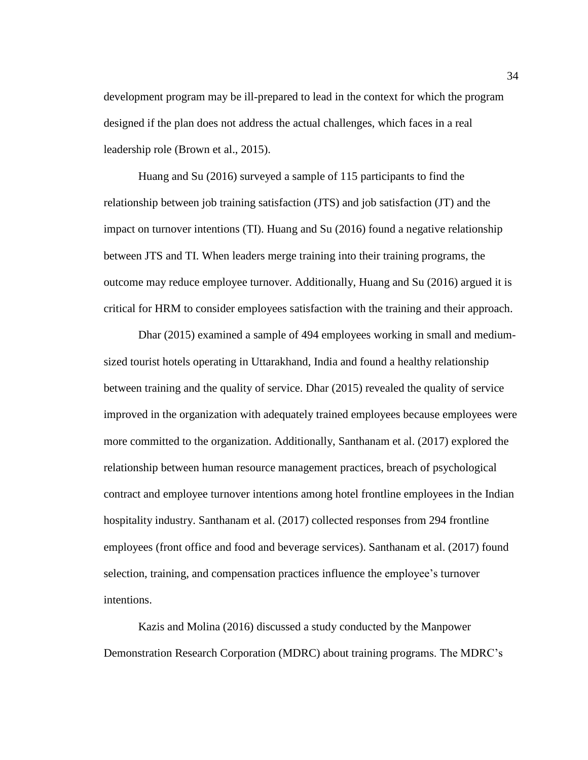development program may be ill-prepared to lead in the context for which the program designed if the plan does not address the actual challenges, which faces in a real leadership role (Brown et al., 2015).

Huang and Su (2016) surveyed a sample of 115 participants to find the relationship between job training satisfaction (JTS) and job satisfaction (JT) and the impact on turnover intentions (TI). Huang and Su (2016) found a negative relationship between JTS and TI. When leaders merge training into their training programs, the outcome may reduce employee turnover. Additionally, Huang and Su (2016) argued it is critical for HRM to consider employees satisfaction with the training and their approach.

Dhar (2015) examined a sample of 494 employees working in small and medium-sized tourist hotels operating in Uttarakhand, India and found a healthy relationship between training and the quality of service. Dhar (2015) revealed the quality of service improved in the organization with adequately trained employees because employees were more committed to the organization. Additionally, Santhanam et al. (2017) explored the relationship between human resource management practices, breach of psychological contract and employee turnover intentions among hotel frontline employees in the Indian hospitality industry. Santhanam et al. (2017) collected responses from 294 frontline employees (front office and food and beverage services). Santhanam et al. (2017) found selection, training, and compensation practices influence the employee's turnover intentions.

Kazis and Molina (2016) discussed a study conducted by the Manpower Demonstration Research Corporation (MDRC) about training programs. The MDRC's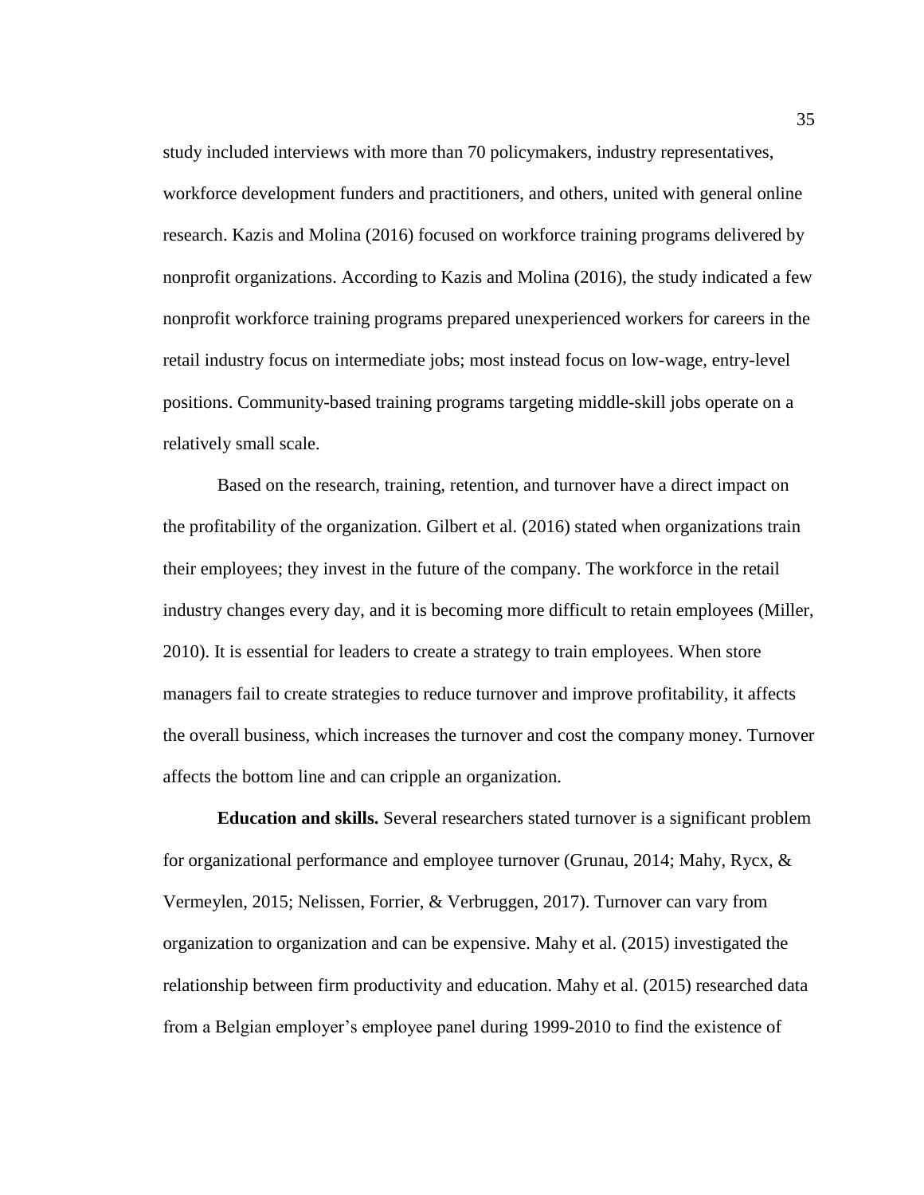study included interviews with more than 70 policymakers, industry representatives, workforce development funders and practitioners, and others, united with general online research. Kazis and Molina (2016) focused on workforce training programs delivered by nonprofit organizations. According to Kazis and Molina (2016), the study indicated a few nonprofit workforce training programs prepared unexperienced workers for careers in the retail industry focus on intermediate jobs; most instead focus on low-wage, entry-level positions. Community-based training programs targeting middle-skill jobs operate on a relatively small scale.

Based on the research, training, retention, and turnover have a direct impact on the profitability of the organization. Gilbert et al. (2016) stated when organizations train their employees; they invest in the future of the company. The workforce in the retail industry changes every day, and it is becoming more difficult to retain employees (Miller, 2010). It is essential for leaders to create a strategy to train employees. When store managers fail to create strategies to reduce turnover and improve profitability, it affects the overall business, which increases the turnover and cost the company money. Turnover affects the bottom line and can cripple an organization.

**Education and skills.** Several researchers stated turnover is a significant problem for organizational performance and employee turnover (Grunau, 2014; Mahy, Rycx, & Vermeylen, 2015; Nelissen, Forrier, & Verbruggen, 2017). Turnover can vary from organization to organization and can be expensive. Mahy et al. (2015) investigated the relationship between firm productivity and education. Mahy et al. (2015) researched data from a Belgian employer's employee panel during 1999-2010 to find the existence of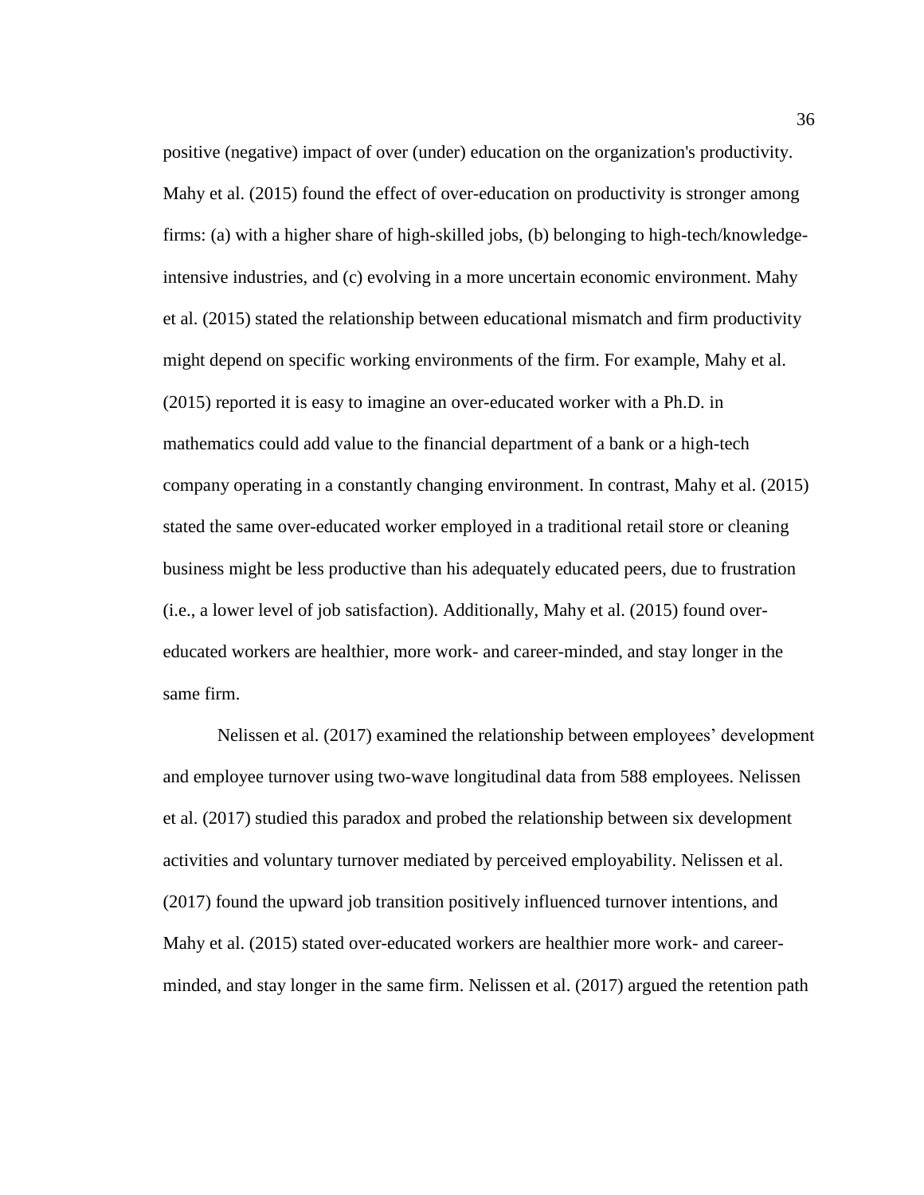positive (negative) impact of over (under) education on the organization's productivity. Mahy et al. (2015) found the effect of over-education on productivity is stronger among firms: (a) with a higher share of high-skilled jobs, (b) belonging to high-tech/knowledge-intensive industries, and (c) evolving in a more uncertain economic environment. Mahy et al. (2015) stated the relationship between educational mismatch and firm productivity might depend on specific working environments of the firm. For example, Mahy et al. (2015) reported it is easy to imagine an over-educated worker with a Ph.D. in mathematics could add value to the financial department of a bank or a high-tech company operating in a constantly changing environment. In contrast, Mahy et al. (2015) stated the same over-educated worker employed in a traditional retail store or cleaning business might be less productive than his adequately educated peers, due to frustration (i.e., a lower level of job satisfaction). Additionally, Mahy et al. (2015) found over-educated workers are healthier, more work- and career-minded, and stay longer in the same firm.

Nelissen et al. (2017) examined the relationship between employees' development and employee turnover using two-wave longitudinal data from 588 employees. Nelissen et al. (2017) studied this paradox and probed the relationship between six development activities and voluntary turnover mediated by perceived employability. Nelissen et al. (2017) found the upward job transition positively influenced turnover intentions, and Mahy et al. (2015) stated over-educated workers are healthier more work- and career-minded, and stay longer in the same firm. Nelissen et al. (2017) argued the retention path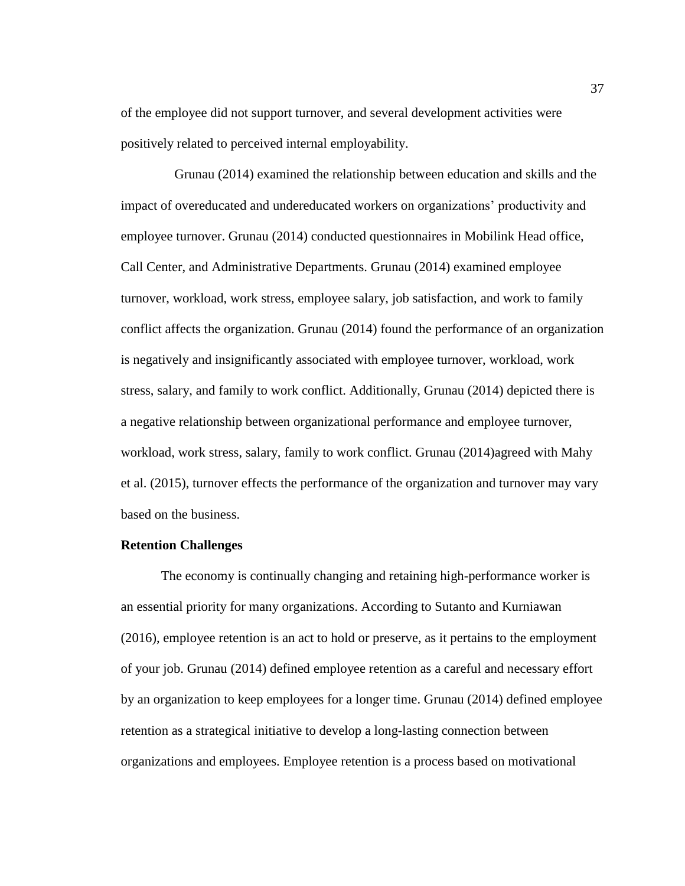of the employee did not support turnover, and several development activities were positively related to perceived internal employability.

Grunau (2014) examined the relationship between education and skills and the impact of overeducated and undereducated workers on organizations' productivity and employee turnover. Grunau (2014) conducted questionnaires in Mobilink Head office, Call Center, and Administrative Departments. Grunau (2014) examined employee turnover, workload, work stress, employee salary, job satisfaction, and work to family conflict affects the organization. Grunau (2014) found the performance of an organization is negatively and insignificantly associated with employee turnover, workload, work stress, salary, and family to work conflict. Additionally, Grunau (2014) depicted there is a negative relationship between organizational performance and employee turnover, workload, work stress, salary, family to work conflict. Grunau (2014)agreed with Mahy et al. (2015), turnover effects the performance of the organization and turnover may vary based on the business.

**Retention Challenges**

The economy is continually changing and retaining high-performance worker is an essential priority for many organizations. According to Sutanto and Kurniawan (2016), employee retention is an act to hold or preserve, as it pertains to the employment of your job. Grunau (2014) defined employee retention as a careful and necessary effort by an organization to keep employees for a longer time. Grunau (2014) defined employee retention as a strategical initiative to develop a long-lasting connection between organizations and employees. Employee retention is a process based on motivational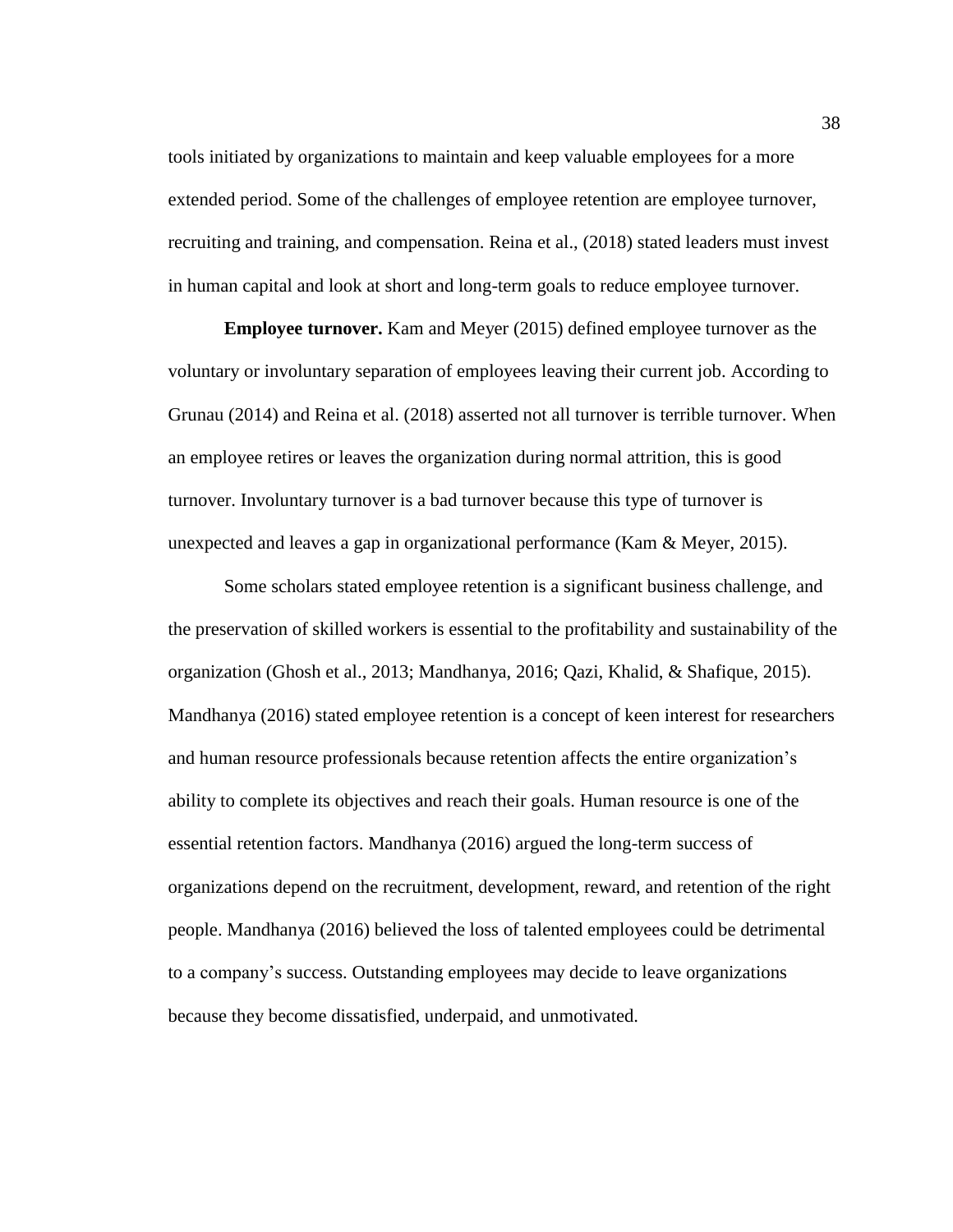tools initiated by organizations to maintain and keep valuable employees for a more extended period. Some of the challenges of employee retention are employee turnover, recruiting and training, and compensation. Reina et al., (2018) stated leaders must invest in human capital and look at short and long-term goals to reduce employee turnover.

**Employee turnover.** Kam and Meyer (2015) defined employee turnover as the voluntary or involuntary separation of employees leaving their current job. According to Grunau (2014) and Reina et al. (2018) asserted not all turnover is terrible turnover. When an employee retires or leaves the organization during normal attrition, this is good turnover. Involuntary turnover is a bad turnover because this type of turnover is unexpected and leaves a gap in organizational performance (Kam & Meyer, 2015).

Some scholars stated employee retention is a significant business challenge, and the preservation of skilled workers is essential to the profitability and sustainability of the organization (Ghosh et al., 2013; Mandhanya, 2016; Qazi, Khalid, & Shafique, 2015). Mandhanya (2016) stated employee retention is a concept of keen interest for researchers and human resource professionals because retention affects the entire organization's ability to complete its objectives and reach their goals. Human resource is one of the essential retention factors. Mandhanya (2016) argued the long-term success of organizations depend on the recruitment, development, reward, and retention of the right people. Mandhanya (2016) believed the loss of talented employees could be detrimental to a company's success. Outstanding employees may decide to leave organizations because they become dissatisfied, underpaid, and unmotivated.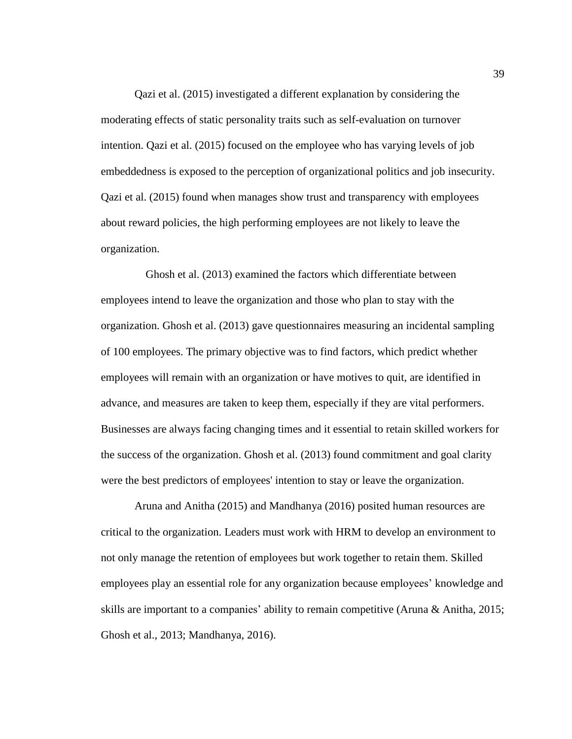Qazi et al. (2015) investigated a different explanation by considering the moderating effects of static personality traits such as self-evaluation on turnover intention. Qazi et al. (2015) focused on the employee who has varying levels of job embeddedness is exposed to the perception of organizational politics and job insecurity. Qazi et al. (2015) found when manages show trust and transparency with employees about reward policies, the high performing employees are not likely to leave the organization.

Ghosh et al. (2013) examined the factors which differentiate between employees intend to leave the organization and those who plan to stay with the organization. Ghosh et al. (2013) gave questionnaires measuring an incidental sampling of 100 employees. The primary objective was to find factors, which predict whether employees will remain with an organization or have motives to quit, are identified in advance, and measures are taken to keep them, especially if they are vital performers. Businesses are always facing changing times and it essential to retain skilled workers for the success of the organization. Ghosh et al. (2013) found commitment and goal clarity were the best predictors of employees' intention to stay or leave the organization.

Aruna and Anitha (2015) and Mandhanya (2016) posited human resources are critical to the organization. Leaders must work with HRM to develop an environment to not only manage the retention of employees but work together to retain them. Skilled employees play an essential role for any organization because employees' knowledge and skills are important to a companies' ability to remain competitive (Aruna & Anitha, 2015; Ghosh et al., 2013; Mandhanya, 2016).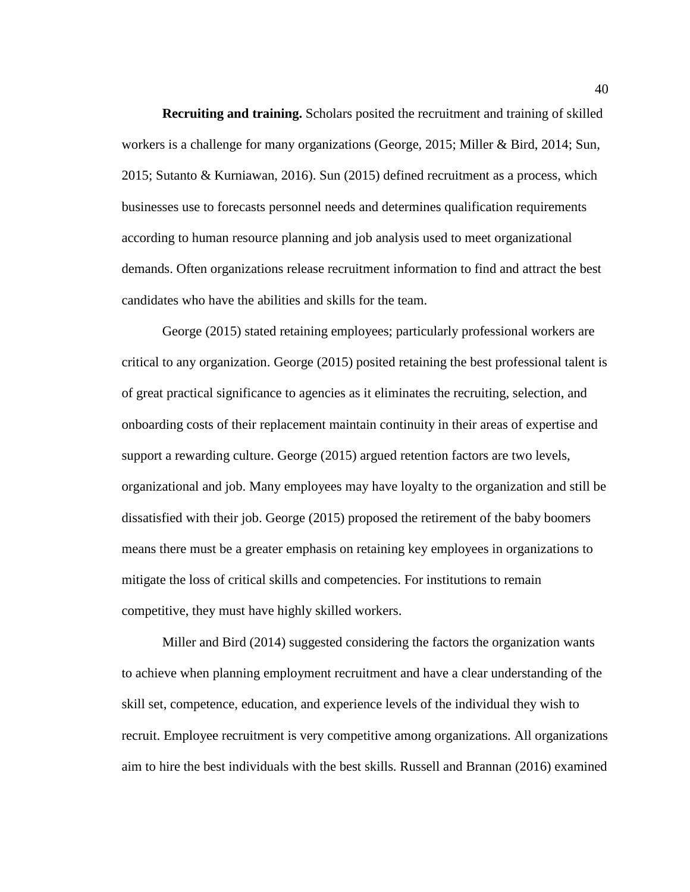**Recruiting and training.** Scholars posited the recruitment and training of skilled workers is a challenge for many organizations (George, 2015; Miller & Bird, 2014; Sun, 2015; Sutanto & Kurniawan, 2016). Sun (2015) defined recruitment as a process, which businesses use to forecasts personnel needs and determines qualification requirements according to human resource planning and job analysis used to meet organizational demands. Often organizations release recruitment information to find and attract the best candidates who have the abilities and skills for the team.

George (2015) stated retaining employees; particularly professional workers are critical to any organization. George (2015) posited retaining the best professional talent is of great practical significance to agencies as it eliminates the recruiting, selection, and onboarding costs of their replacement maintain continuity in their areas of expertise and support a rewarding culture. George (2015) argued retention factors are two levels, organizational and job. Many employees may have loyalty to the organization and still be dissatisfied with their job. George (2015) proposed the retirement of the baby boomers means there must be a greater emphasis on retaining key employees in organizations to mitigate the loss of critical skills and competencies. For institutions to remain competitive, they must have highly skilled workers.

Miller and Bird (2014) suggested considering the factors the organization wants to achieve when planning employment recruitment and have a clear understanding of the skill set, competence, education, and experience levels of the individual they wish to recruit. Employee recruitment is very competitive among organizations. All organizations aim to hire the best individuals with the best skills. Russell and Brannan (2016) examined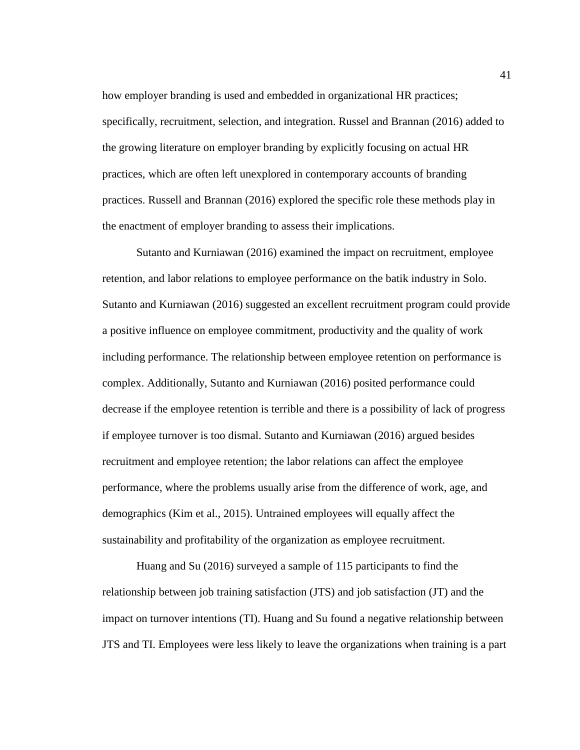how employer branding is used and embedded in organizational HR practices; specifically, recruitment, selection, and integration. Russel and Brannan (2016) added to the growing literature on employer branding by explicitly focusing on actual HR practices, which are often left unexplored in contemporary accounts of branding practices. Russell and Brannan (2016) explored the specific role these methods play in the enactment of employer branding to assess their implications.

Sutanto and Kurniawan (2016) examined the impact on recruitment, employee retention, and labor relations to employee performance on the batik industry in Solo. Sutanto and Kurniawan (2016) suggested an excellent recruitment program could provide a positive influence on employee commitment, productivity and the quality of work including performance. The relationship between employee retention on performance is complex. Additionally, Sutanto and Kurniawan (2016) posited performance could decrease if the employee retention is terrible and there is a possibility of lack of progress if employee turnover is too dismal. Sutanto and Kurniawan (2016) argued besides recruitment and employee retention; the labor relations can affect the employee performance, where the problems usually arise from the difference of work, age, and demographics (Kim et al., 2015). Untrained employees will equally affect the sustainability and profitability of the organization as employee recruitment.

Huang and Su (2016) surveyed a sample of 115 participants to find the relationship between job training satisfaction (JTS) and job satisfaction (JT) and the impact on turnover intentions (TI). Huang and Su found a negative relationship between JTS and TI. Employees were less likely to leave the organizations when training is a part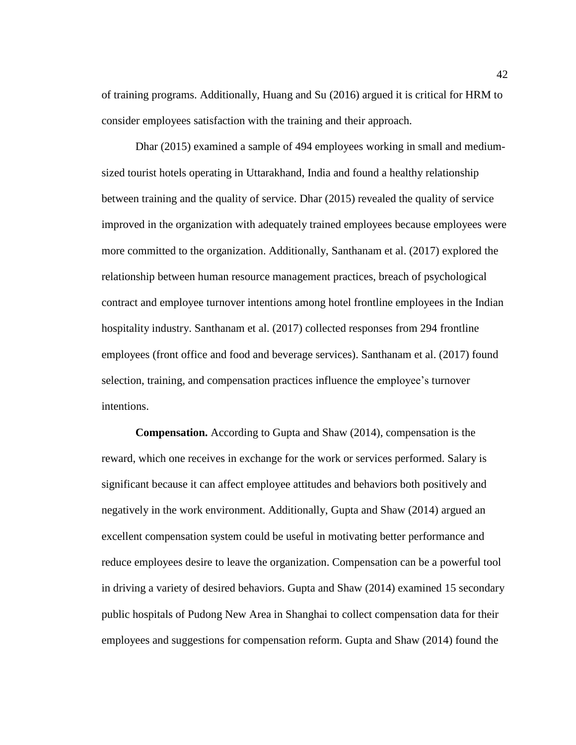of training programs. Additionally, Huang and Su (2016) argued it is critical for HRM to consider employees satisfaction with the training and their approach.

Dhar (2015) examined a sample of 494 employees working in small and medium-sized tourist hotels operating in Uttarakhand, India and found a healthy relationship between training and the quality of service. Dhar (2015) revealed the quality of service improved in the organization with adequately trained employees because employees were more committed to the organization. Additionally, Santhanam et al. (2017) explored the relationship between human resource management practices, breach of psychological contract and employee turnover intentions among hotel frontline employees in the Indian hospitality industry. Santhanam et al. (2017) collected responses from 294 frontline employees (front office and food and beverage services). Santhanam et al. (2017) found selection, training, and compensation practices influence the employee's turnover intentions.

**Compensation.** According to Gupta and Shaw (2014), compensation is the reward, which one receives in exchange for the work or services performed. Salary is significant because it can affect employee attitudes and behaviors both positively and negatively in the work environment. Additionally, Gupta and Shaw (2014) argued an excellent compensation system could be useful in motivating better performance and reduce employees desire to leave the organization. Compensation can be a powerful tool in driving a variety of desired behaviors. Gupta and Shaw (2014) examined 15 secondary public hospitals of Pudong New Area in Shanghai to collect compensation data for their employees and suggestions for compensation reform. Gupta and Shaw (2014) found the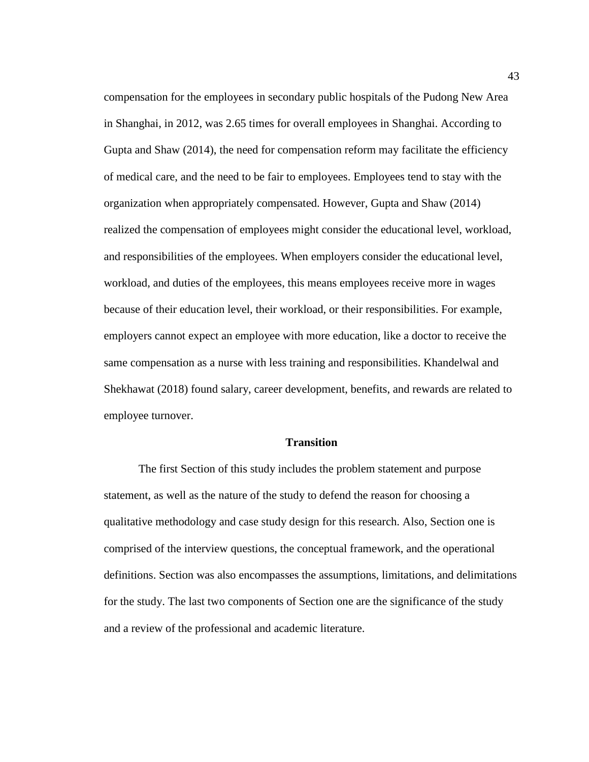compensation for the employees in secondary public hospitals of the Pudong New Area in Shanghai, in 2012, was 2.65 times for overall employees in Shanghai. According to Gupta and Shaw (2014), the need for compensation reform may facilitate the efficiency of medical care, and the need to be fair to employees. Employees tend to stay with the organization when appropriately compensated. However, Gupta and Shaw (2014) realized the compensation of employees might consider the educational level, workload, and responsibilities of the employees. When employers consider the educational level, workload, and duties of the employees, this means employees receive more in wages because of their education level, their workload, or their responsibilities. For example, employers cannot expect an employee with more education, like a doctor to receive the same compensation as a nurse with less training and responsibilities. Khandelwal and Shekhawat (2018) found salary, career development, benefits, and rewards are related to employee turnover.

## Transition

The first Section of this study includes the problem statement and purpose statement, as well as the nature of the study to defend the reason for choosing a qualitative methodology and case study design for this research. Also, Section one is comprised of the interview questions, the conceptual framework, and the operational definitions. Section was also encompasses the assumptions, limitations, and delimitations for the study. The last two components of Section one are the significance of the study and a review of the professional and academic literature.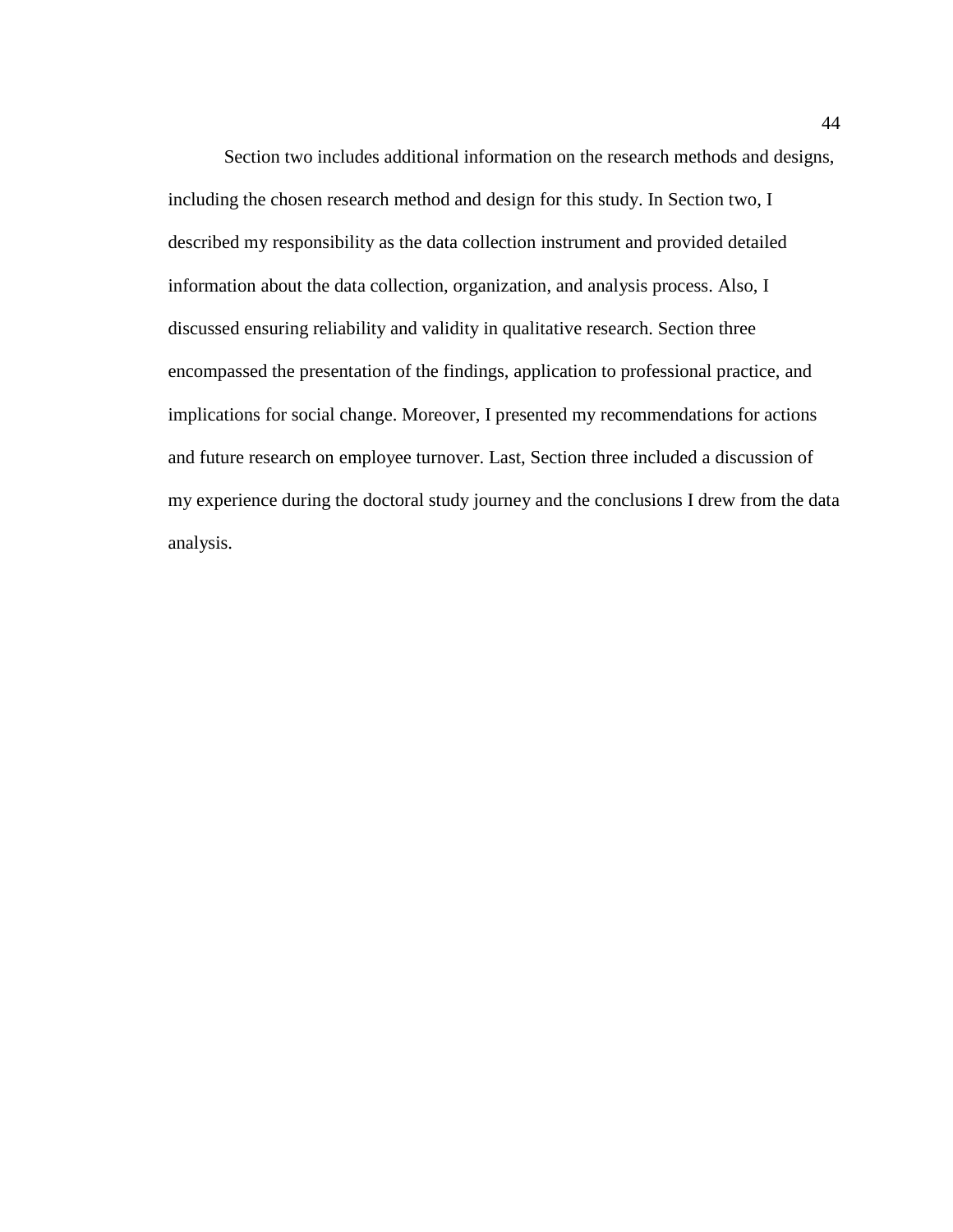Section two includes additional information on the research methods and designs, including the chosen research method and design for this study. In Section two, I described my responsibility as the data collection instrument and provided detailed information about the data collection, organization, and analysis process. Also, I discussed ensuring reliability and validity in qualitative research. Section three encompassed the presentation of the findings, application to professional practice, and implications for social change. Moreover, I presented my recommendations for actions and future research on employee turnover. Last, Section three included a discussion of my experience during the doctoral study journey and the conclusions I drew from the data analysis.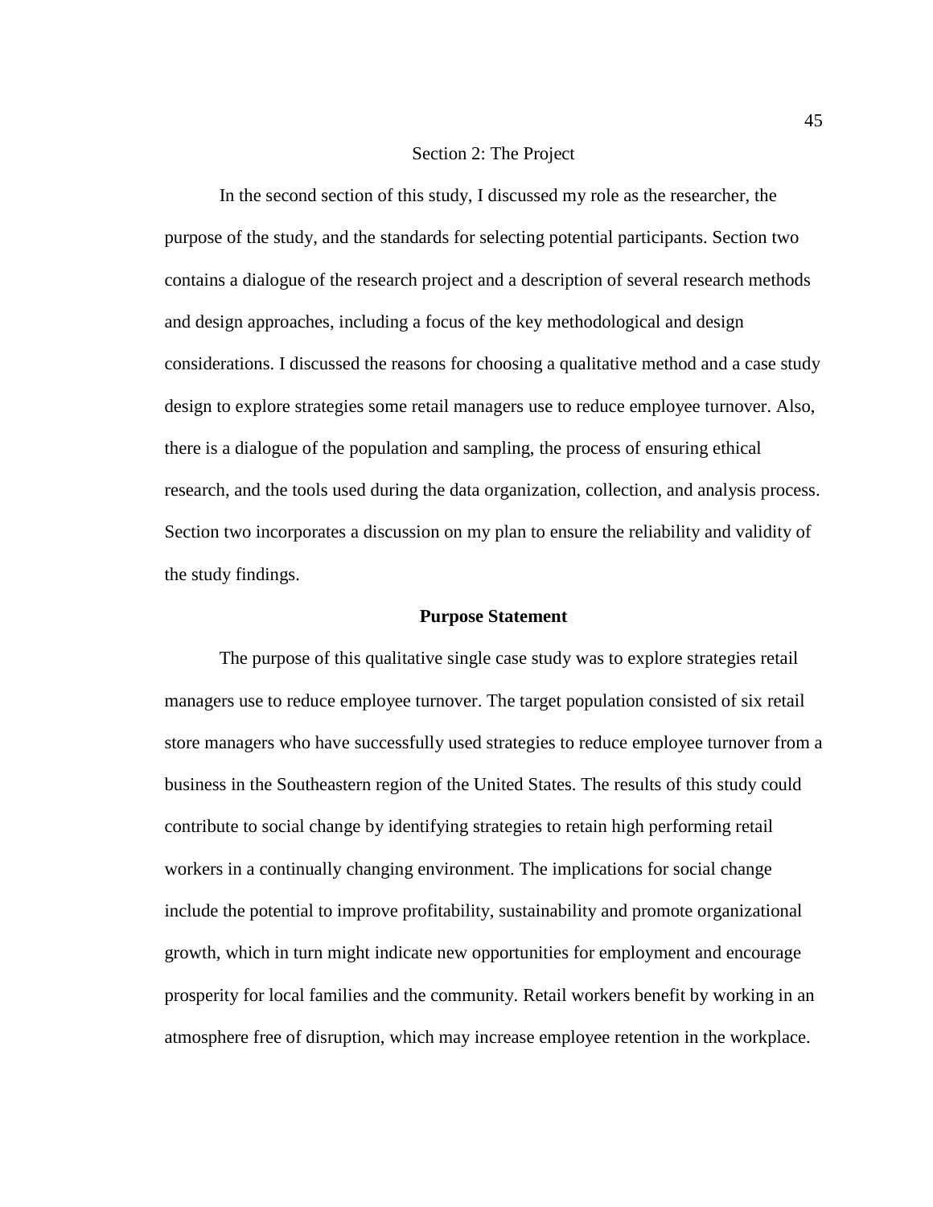# Section 2: The Project

In the second section of this study, I discussed my role as the researcher, the purpose of the study, and the standards for selecting potential participants. Section two contains a dialogue of the research project and a description of several research methods and design approaches, including a focus of the key methodological and design considerations. I discussed the reasons for choosing a qualitative method and a case study design to explore strategies some retail managers use to reduce employee turnover. Also, there is a dialogue of the population and sampling, the process of ensuring ethical research, and the tools used during the data organization, collection, and analysis process. Section two incorporates a discussion on my plan to ensure the reliability and validity of the study findings.

## Purpose Statement

The purpose of this qualitative single case study was to explore strategies retail managers use to reduce employee turnover. The target population consisted of six retail store managers who have successfully used strategies to reduce employee turnover from a business in the Southeastern region of the United States. The results of this study could contribute to social change by identifying strategies to retain high performing retail workers in a continually changing environment. The implications for social change include the potential to improve profitability, sustainability and promote organizational growth, which in turn might indicate new opportunities for employment and encourage prosperity for local families and the community. Retail workers benefit by working in an atmosphere free of disruption, which may increase employee retention in the workplace.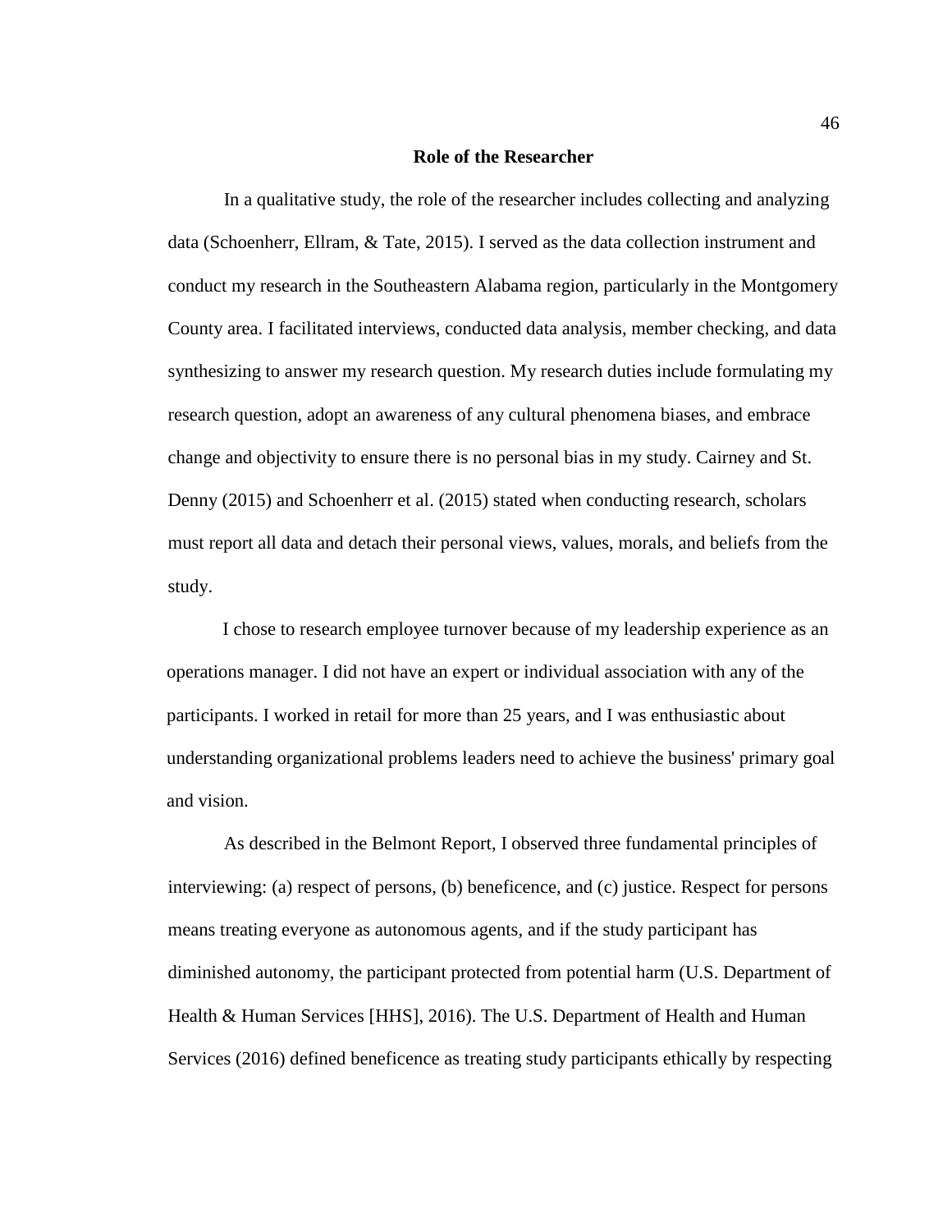## Role of the Researcher

In a qualitative study, the role of the researcher includes collecting and analyzing data (Schoenherr, Ellram, & Tate, 2015). I served as the data collection instrument and conduct my research in the Southeastern Alabama region, particularly in the Montgomery County area. I facilitated interviews, conducted data analysis, member checking, and data synthesizing to answer my research question. My research duties include formulating my research question, adopt an awareness of any cultural phenomena biases, and embrace change and objectivity to ensure there is no personal bias in my study. Cairney and St. Denny (2015) and Schoenherr et al. (2015) stated when conducting research, scholars must report all data and detach their personal views, values, morals, and beliefs from the study.

I chose to research employee turnover because of my leadership experience as an operations manager. I did not have an expert or individual association with any of the participants. I worked in retail for more than 25 years, and I was enthusiastic about understanding organizational problems leaders need to achieve the business' primary goal and vision.

As described in the Belmont Report, I observed three fundamental principles of interviewing: (a) respect of persons, (b) beneficence, and (c) justice. Respect for persons means treating everyone as autonomous agents, and if the study participant has diminished autonomy, the participant protected from potential harm (U.S. Department of Health & Human Services [HHS], 2016). The U.S. Department of Health and Human Services (2016) defined beneficence as treating study participants ethically by respecting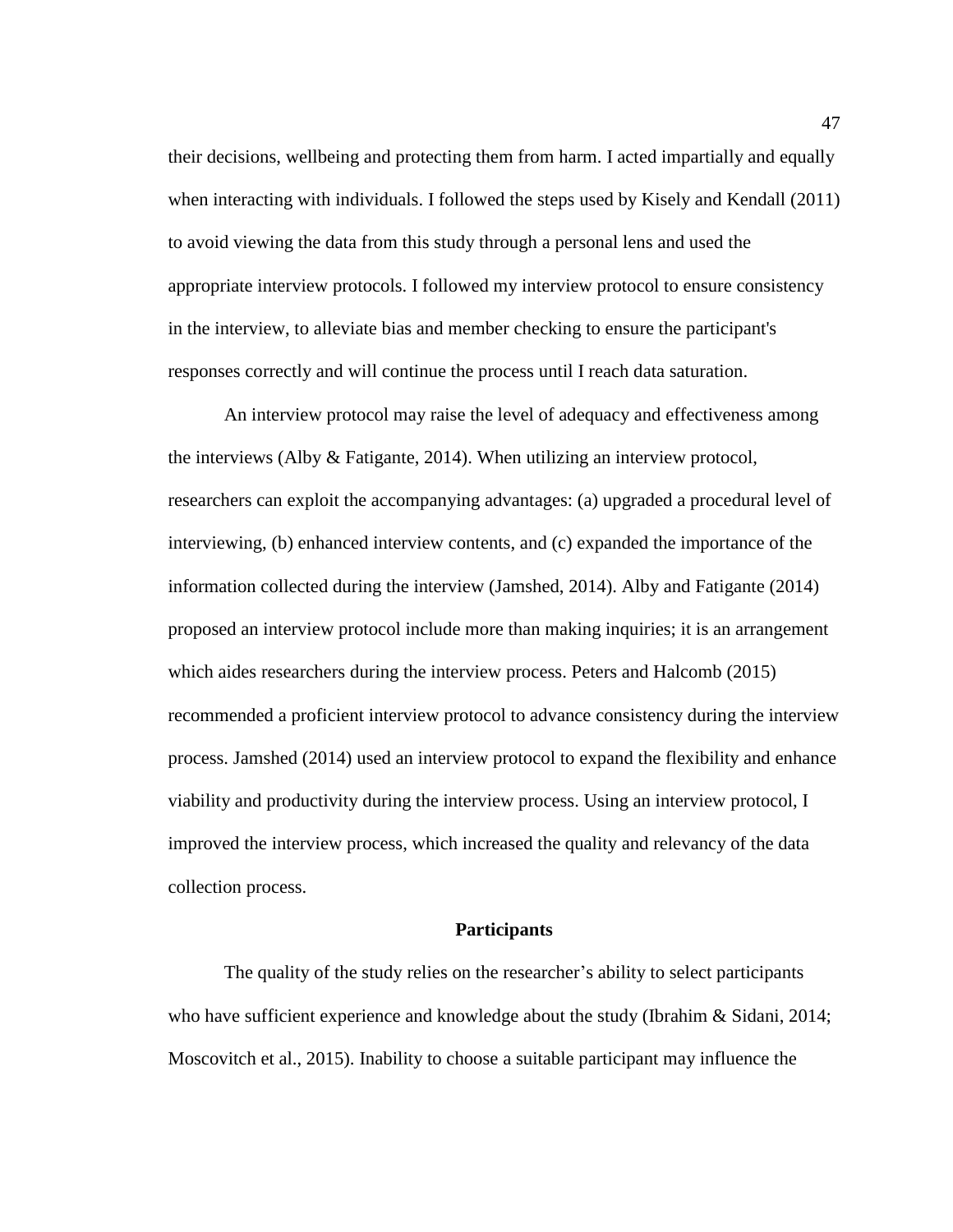their decisions, wellbeing and protecting them from harm. I acted impartially and equally when interacting with individuals. I followed the steps used by Kisely and Kendall (2011) to avoid viewing the data from this study through a personal lens and used the appropriate interview protocols. I followed my interview protocol to ensure consistency in the interview, to alleviate bias and member checking to ensure the participant's responses correctly and will continue the process until I reach data saturation.

An interview protocol may raise the level of adequacy and effectiveness among the interviews (Alby & Fatigante, 2014). When utilizing an interview protocol, researchers can exploit the accompanying advantages: (a) upgraded a procedural level of interviewing, (b) enhanced interview contents, and (c) expanded the importance of the information collected during the interview (Jamshed, 2014). Alby and Fatigante (2014) proposed an interview protocol include more than making inquiries; it is an arrangement which aides researchers during the interview process. Peters and Halcomb (2015) recommended a proficient interview protocol to advance consistency during the interview process. Jamshed (2014) used an interview protocol to expand the flexibility and enhance viability and productivity during the interview process. Using an interview protocol, I improved the interview process, which increased the quality and relevancy of the data collection process.

## Participants

The quality of the study relies on the researcher's ability to select participants who have sufficient experience and knowledge about the study (Ibrahim & Sidani, 2014; Moscovitch et al., 2015). Inability to choose a suitable participant may influence the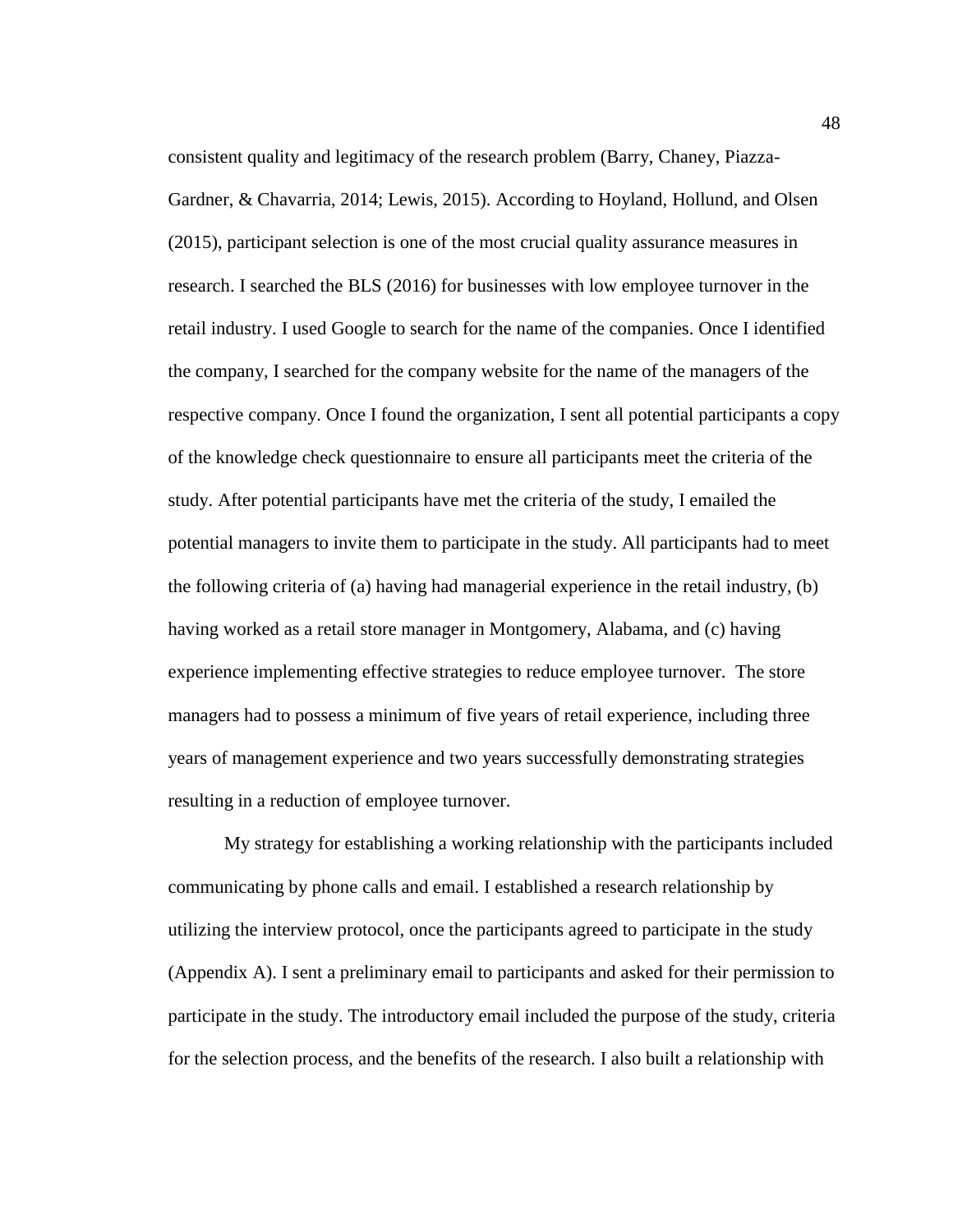consistent quality and legitimacy of the research problem (Barry, Chaney, Piazza-Gardner, & Chavarria, 2014; Lewis, 2015). According to Hoyland, Hollund, and Olsen (2015), participant selection is one of the most crucial quality assurance measures in research. I searched the BLS (2016) for businesses with low employee turnover in the retail industry. I used Google to search for the name of the companies. Once I identified the company, I searched for the company website for the name of the managers of the respective company. Once I found the organization, I sent all potential participants a copy of the knowledge check questionnaire to ensure all participants meet the criteria of the study. After potential participants have met the criteria of the study, I emailed the potential managers to invite them to participate in the study. All participants had to meet the following criteria of (a) having had managerial experience in the retail industry, (b) having worked as a retail store manager in Montgomery, Alabama, and (c) having experience implementing effective strategies to reduce employee turnover. The store managers had to possess a minimum of five years of retail experience, including three years of management experience and two years successfully demonstrating strategies resulting in a reduction of employee turnover.

My strategy for establishing a working relationship with the participants included communicating by phone calls and email. I established a research relationship by utilizing the interview protocol, once the participants agreed to participate in the study (Appendix A). I sent a preliminary email to participants and asked for their permission to participate in the study. The introductory email included the purpose of the study, criteria for the selection process, and the benefits of the research. I also built a relationship with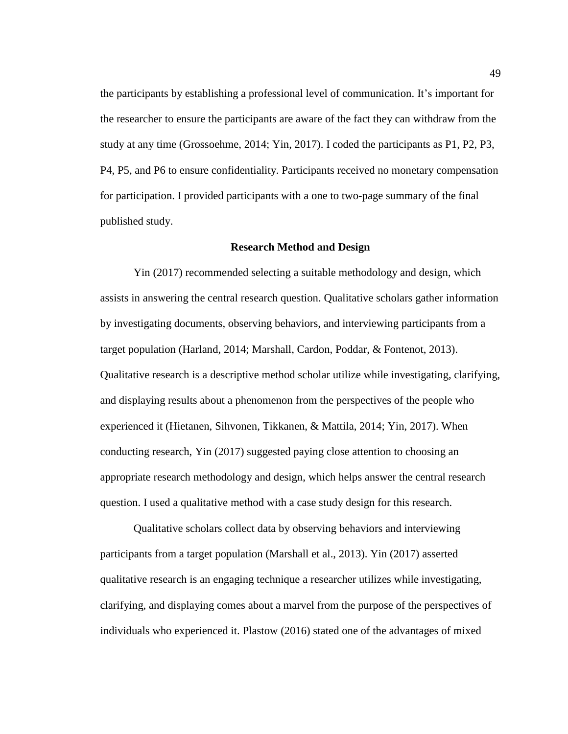the participants by establishing a professional level of communication. It’s important for the researcher to ensure the participants are aware of the fact they can withdraw from the study at any time (Grossoehme, 2014; Yin, 2017). I coded the participants as P1, P2, P3, P4, P5, and P6 to ensure confidentiality. Participants received no monetary compensation for participation. I provided participants with a one to two-page summary of the final published study.

## Research Method and Design

Yin (2017) recommended selecting a suitable methodology and design, which assists in answering the central research question. Qualitative scholars gather information by investigating documents, observing behaviors, and interviewing participants from a target population (Harland, 2014; Marshall, Cardon, Poddar, & Fontenot, 2013). Qualitative research is a descriptive method scholar utilize while investigating, clarifying, and displaying results about a phenomenon from the perspectives of the people who experienced it (Hietanen, Sihvonen, Tikkanen, & Mattila, 2014; Yin, 2017). When conducting research, Yin (2017) suggested paying close attention to choosing an appropriate research methodology and design, which helps answer the central research question. I used a qualitative method with a case study design for this research.

Qualitative scholars collect data by observing behaviors and interviewing participants from a target population (Marshall et al., 2013). Yin (2017) asserted qualitative research is an engaging technique a researcher utilizes while investigating, clarifying, and displaying comes about a marvel from the purpose of the perspectives of individuals who experienced it. Plastow (2016) stated one of the advantages of mixed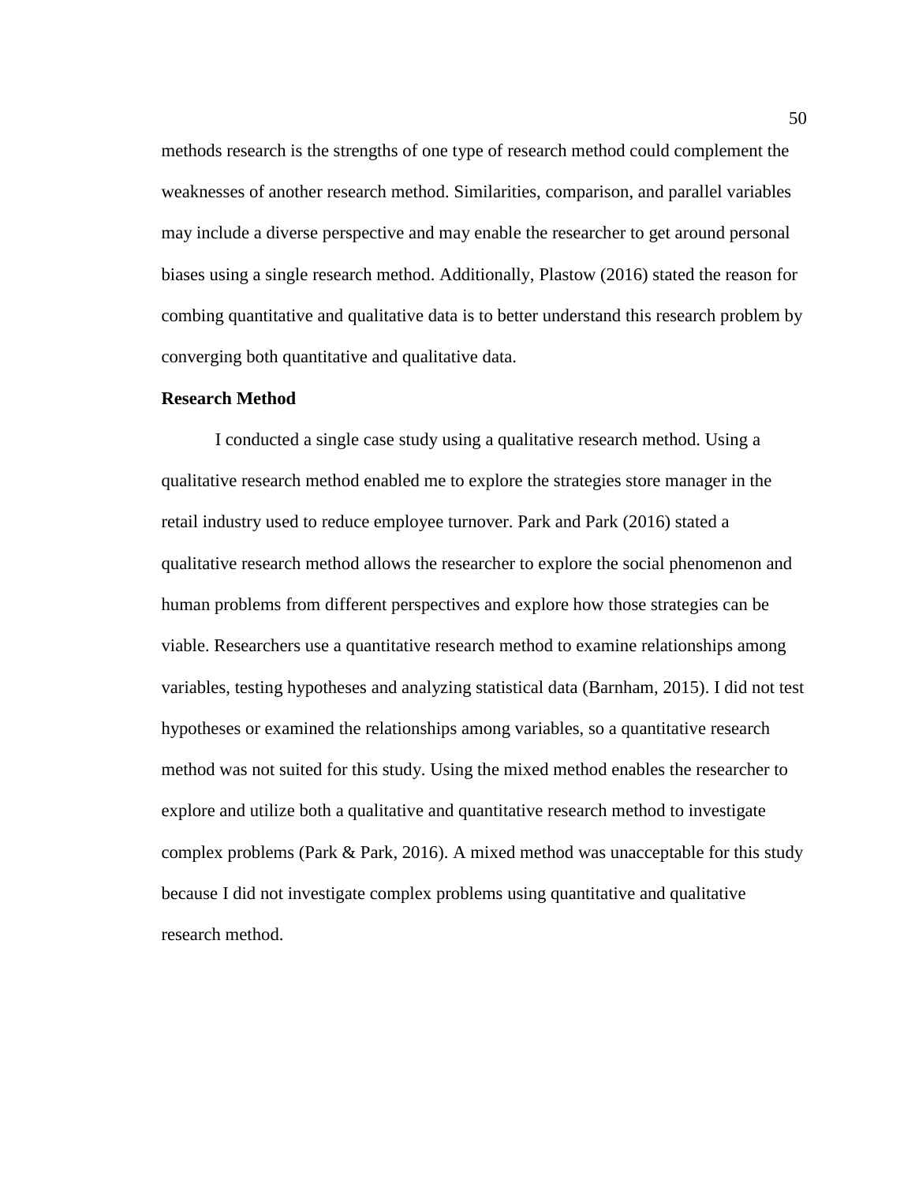methods research is the strengths of one type of research method could complement the weaknesses of another research method. Similarities, comparison, and parallel variables may include a diverse perspective and may enable the researcher to get around personal biases using a single research method. Additionally, Plastow (2016) stated the reason for combing quantitative and qualitative data is to better understand this research problem by converging both quantitative and qualitative data.

**Research Method**

I conducted a single case study using a qualitative research method. Using a qualitative research method enabled me to explore the strategies store manager in the retail industry used to reduce employee turnover. Park and Park (2016) stated a qualitative research method allows the researcher to explore the social phenomenon and human problems from different perspectives and explore how those strategies can be viable. Researchers use a quantitative research method to examine relationships among variables, testing hypotheses and analyzing statistical data (Barnham, 2015). I did not test hypotheses or examined the relationships among variables, so a quantitative research method was not suited for this study. Using the mixed method enables the researcher to explore and utilize both a qualitative and quantitative research method to investigate complex problems (Park & Park, 2016). A mixed method was unacceptable for this study because I did not investigate complex problems using quantitative and qualitative research method.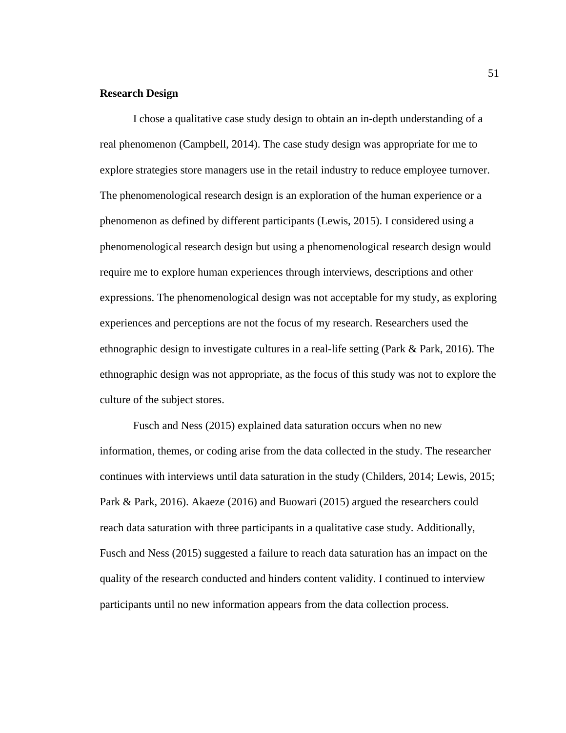**Research Design**

I chose a qualitative case study design to obtain an in-depth understanding of a real phenomenon (Campbell, 2014). The case study design was appropriate for me to explore strategies store managers use in the retail industry to reduce employee turnover. The phenomenological research design is an exploration of the human experience or a phenomenon as defined by different participants (Lewis, 2015). I considered using a phenomenological research design but using a phenomenological research design would require me to explore human experiences through interviews, descriptions and other expressions. The phenomenological design was not acceptable for my study, as exploring experiences and perceptions are not the focus of my research. Researchers used the ethnographic design to investigate cultures in a real-life setting (Park & Park, 2016). The ethnographic design was not appropriate, as the focus of this study was not to explore the culture of the subject stores.

Fusch and Ness (2015) explained data saturation occurs when no new information, themes, or coding arise from the data collected in the study. The researcher continues with interviews until data saturation in the study (Childers, 2014; Lewis, 2015; Park & Park, 2016). Akaeze (2016) and Buowari (2015) argued the researchers could reach data saturation with three participants in a qualitative case study. Additionally, Fusch and Ness (2015) suggested a failure to reach data saturation has an impact on the quality of the research conducted and hinders content validity. I continued to interview participants until no new information appears from the data collection process.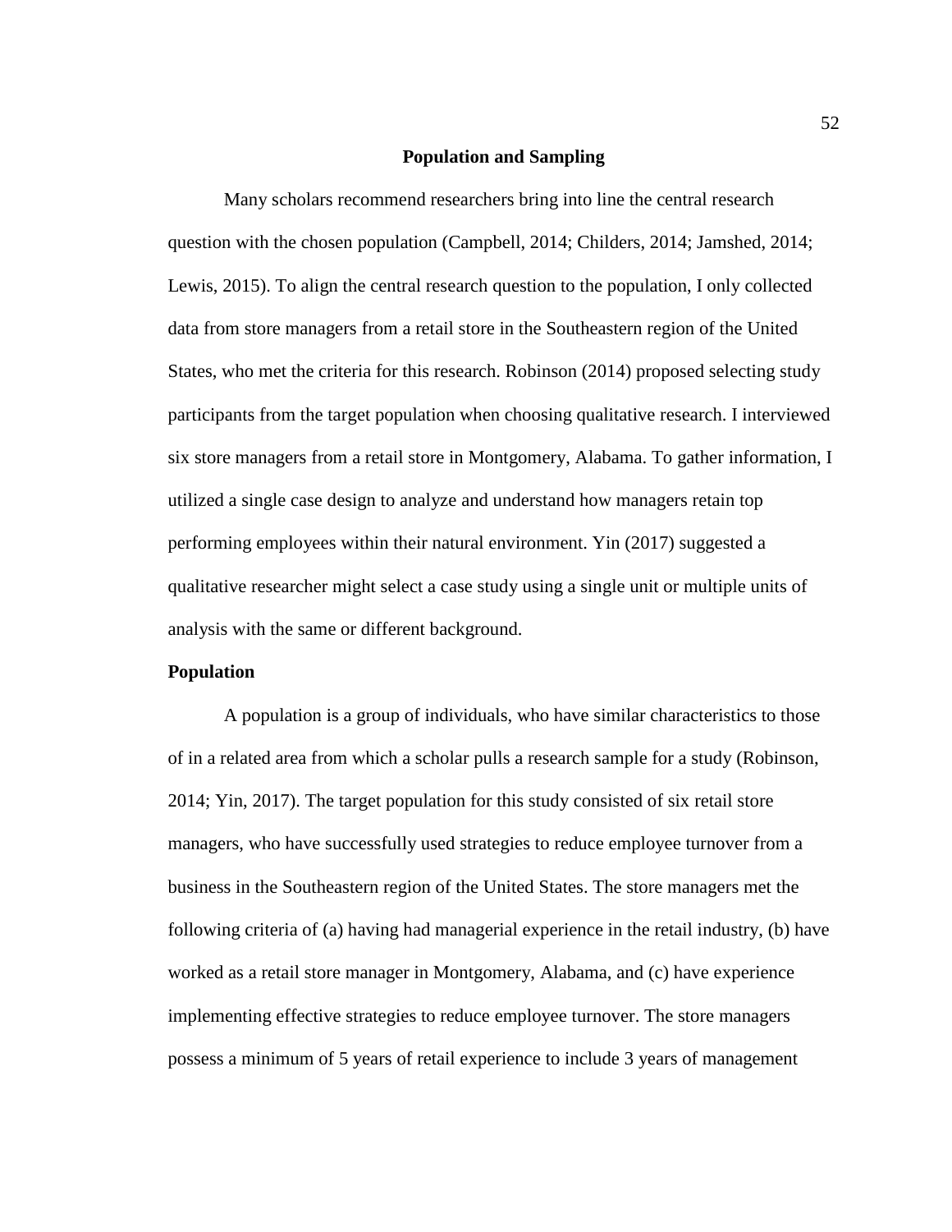## Population and Sampling

Many scholars recommend researchers bring into line the central research question with the chosen population (Campbell, 2014; Childers, 2014; Jamshed, 2014; Lewis, 2015). To align the central research question to the population, I only collected data from store managers from a retail store in the Southeastern region of the United States, who met the criteria for this research. Robinson (2014) proposed selecting study participants from the target population when choosing qualitative research. I interviewed six store managers from a retail store in Montgomery, Alabama. To gather information, I utilized a single case design to analyze and understand how managers retain top performing employees within their natural environment. Yin (2017) suggested a qualitative researcher might select a case study using a single unit or multiple units of analysis with the same or different background.

### Population

A population is a group of individuals, who have similar characteristics to those of in a related area from which a scholar pulls a research sample for a study (Robinson, 2014; Yin, 2017). The target population for this study consisted of six retail store managers, who have successfully used strategies to reduce employee turnover from a business in the Southeastern region of the United States. The store managers met the following criteria of (a) having had managerial experience in the retail industry, (b) have worked as a retail store manager in Montgomery, Alabama, and (c) have experience implementing effective strategies to reduce employee turnover. The store managers possess a minimum of 5 years of retail experience to include 3 years of management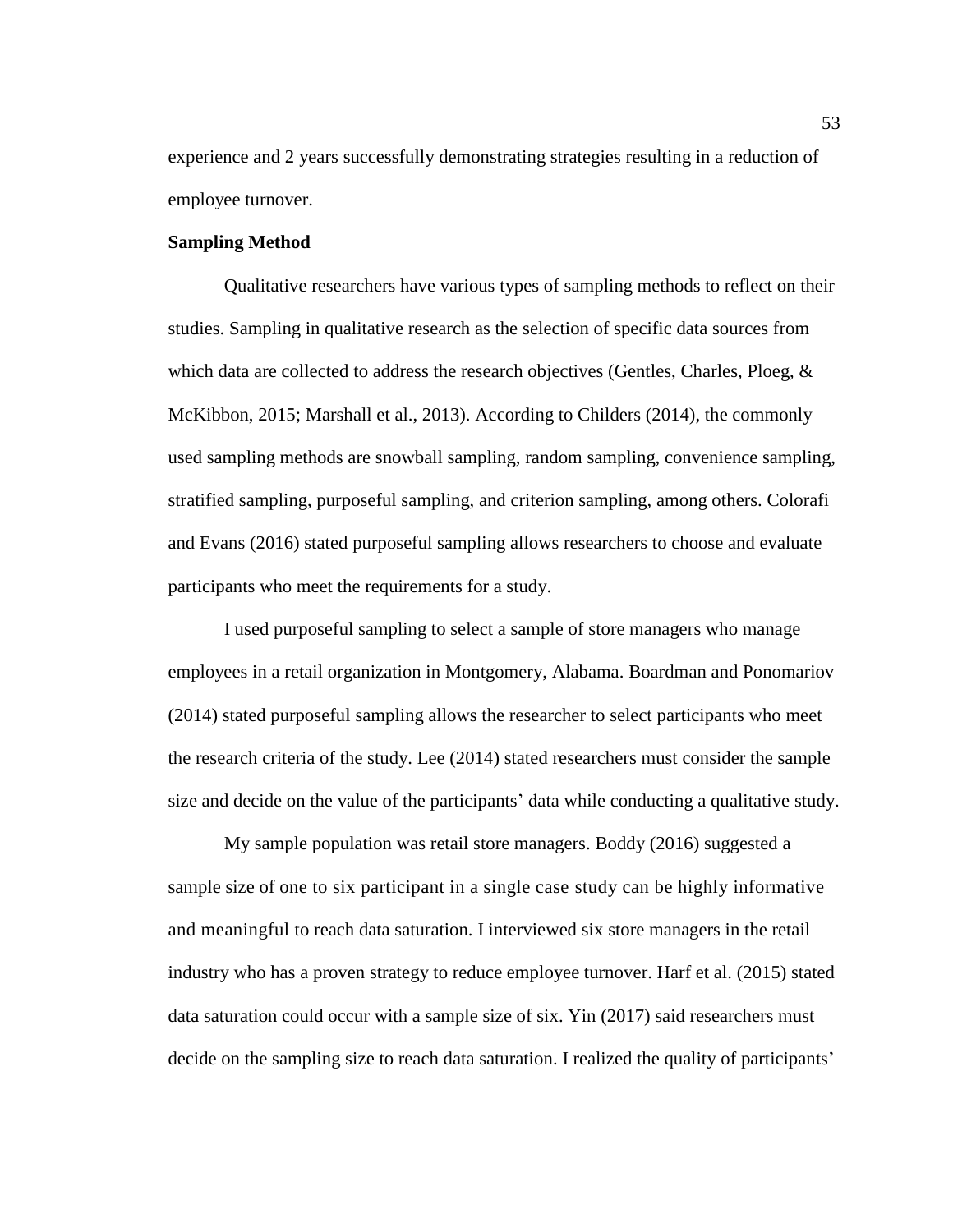experience and 2 years successfully demonstrating strategies resulting in a reduction of employee turnover.

**Sampling Method**

Qualitative researchers have various types of sampling methods to reflect on their studies. Sampling in qualitative research as the selection of specific data sources from which data are collected to address the research objectives (Gentles, Charles, Ploeg, & McKibbon, 2015; Marshall et al., 2013). According to Childers (2014), the commonly used sampling methods are snowball sampling, random sampling, convenience sampling, stratified sampling, purposeful sampling, and criterion sampling, among others. Colorafi and Evans (2016) stated purposeful sampling allows researchers to choose and evaluate participants who meet the requirements for a study.

I used purposeful sampling to select a sample of store managers who manage employees in a retail organization in Montgomery, Alabama. Boardman and Ponomariov (2014) stated purposeful sampling allows the researcher to select participants who meet the research criteria of the study. Lee (2014) stated researchers must consider the sample size and decide on the value of the participants' data while conducting a qualitative study.

My sample population was retail store managers. Boddy (2016) suggested a sample size of one to six participant in a single case study can be highly informative and meaningful to reach data saturation. I interviewed six store managers in the retail industry who has a proven strategy to reduce employee turnover. Harf et al. (2015) stated data saturation could occur with a sample size of six. Yin (2017) said researchers must decide on the sampling size to reach data saturation. I realized the quality of participants'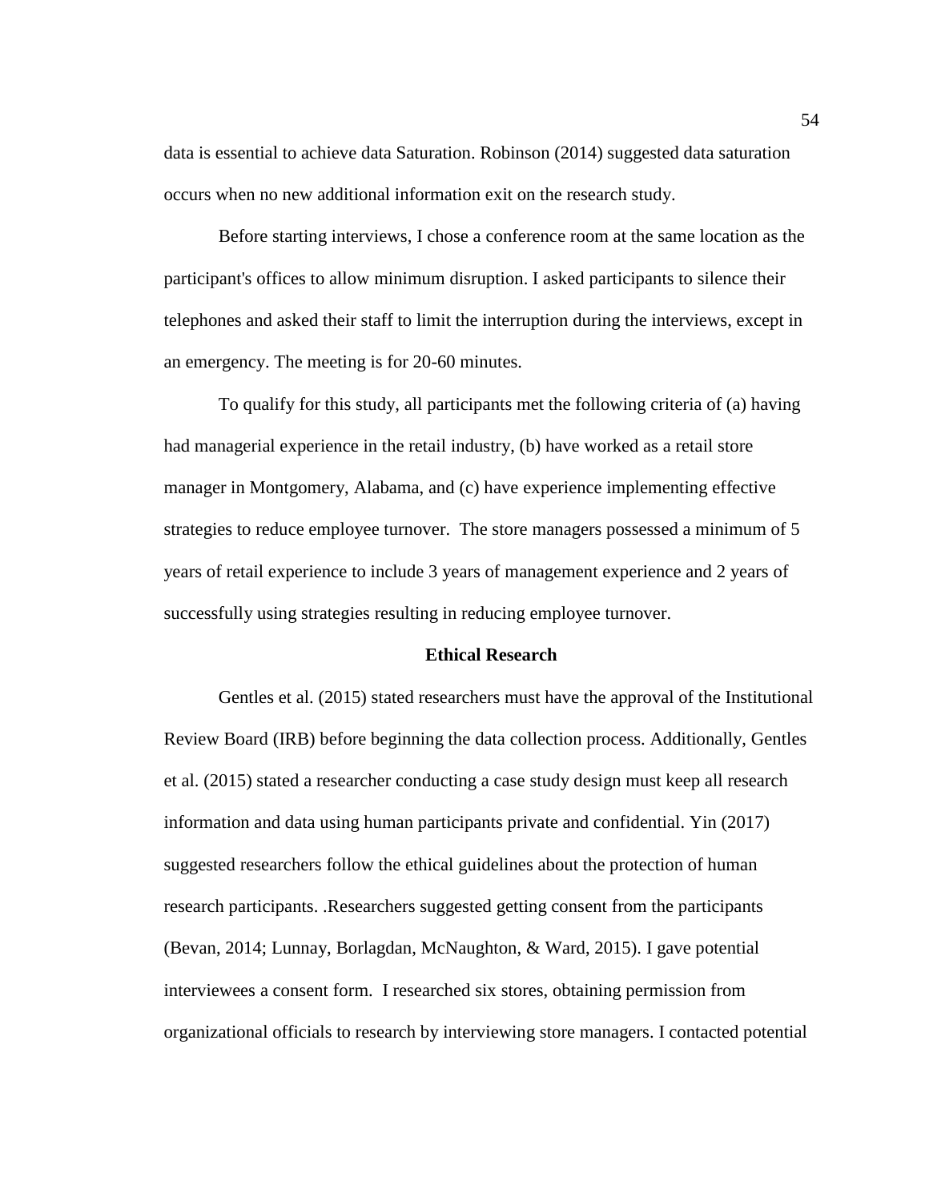data is essential to achieve data Saturation. Robinson (2014) suggested data saturation occurs when no new additional information exit on the research study.

Before starting interviews, I chose a conference room at the same location as the participant's offices to allow minimum disruption. I asked participants to silence their telephones and asked their staff to limit the interruption during the interviews, except in an emergency. The meeting is for 20-60 minutes.

To qualify for this study, all participants met the following criteria of (a) having had managerial experience in the retail industry, (b) have worked as a retail store manager in Montgomery, Alabama, and (c) have experience implementing effective strategies to reduce employee turnover. The store managers possessed a minimum of 5 years of retail experience to include 3 years of management experience and 2 years of successfully using strategies resulting in reducing employee turnover.

## Ethical Research

Gentles et al. (2015) stated researchers must have the approval of the Institutional Review Board (IRB) before beginning the data collection process. Additionally, Gentles et al. (2015) stated a researcher conducting a case study design must keep all research information and data using human participants private and confidential. Yin (2017) suggested researchers follow the ethical guidelines about the protection of human research participants. .Researchers suggested getting consent from the participants (Bevan, 2014; Lunnay, Borlagdan, McNaughton, & Ward, 2015). I gave potential interviewees a consent form. I researched six stores, obtaining permission from organizational officials to research by interviewing store managers. I contacted potential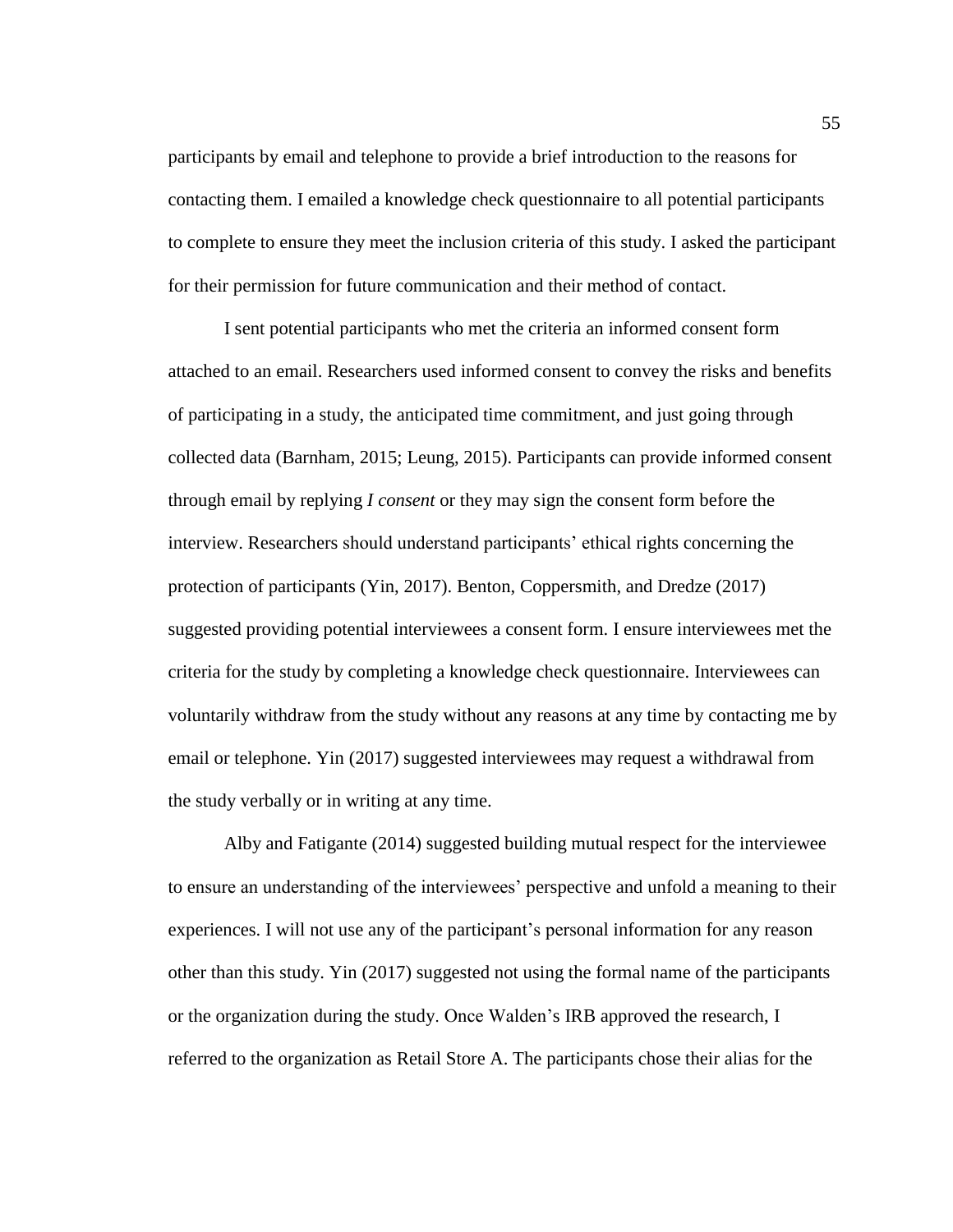participants by email and telephone to provide a brief introduction to the reasons for contacting them. I emailed a knowledge check questionnaire to all potential participants to complete to ensure they meet the inclusion criteria of this study. I asked the participant for their permission for future communication and their method of contact.

I sent potential participants who met the criteria an informed consent form attached to an email. Researchers used informed consent to convey the risks and benefits of participating in a study, the anticipated time commitment, and just going through collected data (Barnham, 2015; Leung, 2015). Participants can provide informed consent through email by replying *I consent* or they may sign the consent form before the interview. Researchers should understand participants' ethical rights concerning the protection of participants (Yin, 2017). Benton, Coppersmith, and Dredze (2017) suggested providing potential interviewees a consent form. I ensure interviewees met the criteria for the study by completing a knowledge check questionnaire. Interviewees can voluntarily withdraw from the study without any reasons at any time by contacting me by email or telephone. Yin (2017) suggested interviewees may request a withdrawal from the study verbally or in writing at any time.

Alby and Fatigante (2014) suggested building mutual respect for the interviewee to ensure an understanding of the interviewees' perspective and unfold a meaning to their experiences. I will not use any of the participant's personal information for any reason other than this study. Yin (2017) suggested not using the formal name of the participants or the organization during the study. Once Walden's IRB approved the research, I referred to the organization as Retail Store A. The participants chose their alias for the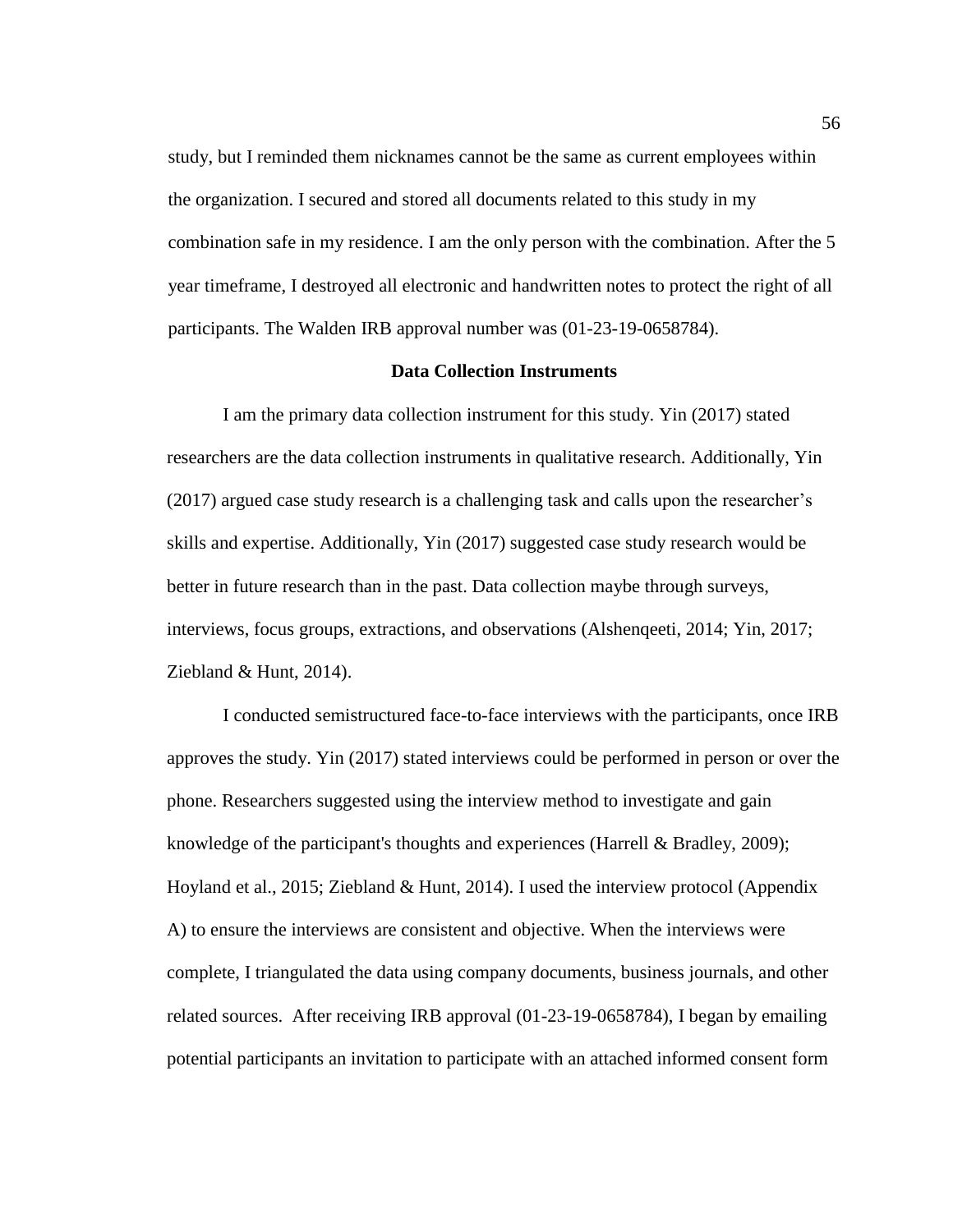study, but I reminded them nicknames cannot be the same as current employees within the organization. I secured and stored all documents related to this study in my combination safe in my residence. I am the only person with the combination. After the 5 year timeframe, I destroyed all electronic and handwritten notes to protect the right of all participants. The Walden IRB approval number was (01-23-19-0658784).

## Data Collection Instruments

I am the primary data collection instrument for this study. Yin (2017) stated researchers are the data collection instruments in qualitative research. Additionally, Yin (2017) argued case study research is a challenging task and calls upon the researcher's skills and expertise. Additionally, Yin (2017) suggested case study research would be better in future research than in the past. Data collection maybe through surveys, interviews, focus groups, extractions, and observations (Alshenqeeti, 2014; Yin, 2017; Ziebland & Hunt, 2014).

I conducted semistructured face-to-face interviews with the participants, once IRB approves the study. Yin (2017) stated interviews could be performed in person or over the phone. Researchers suggested using the interview method to investigate and gain knowledge of the participant's thoughts and experiences (Harrell & Bradley, 2009); Hoyland et al., 2015; Ziebland & Hunt, 2014). I used the interview protocol (Appendix A) to ensure the interviews are consistent and objective. When the interviews were complete, I triangulated the data using company documents, business journals, and other related sources. After receiving IRB approval (01-23-19-0658784), I began by emailing potential participants an invitation to participate with an attached informed consent form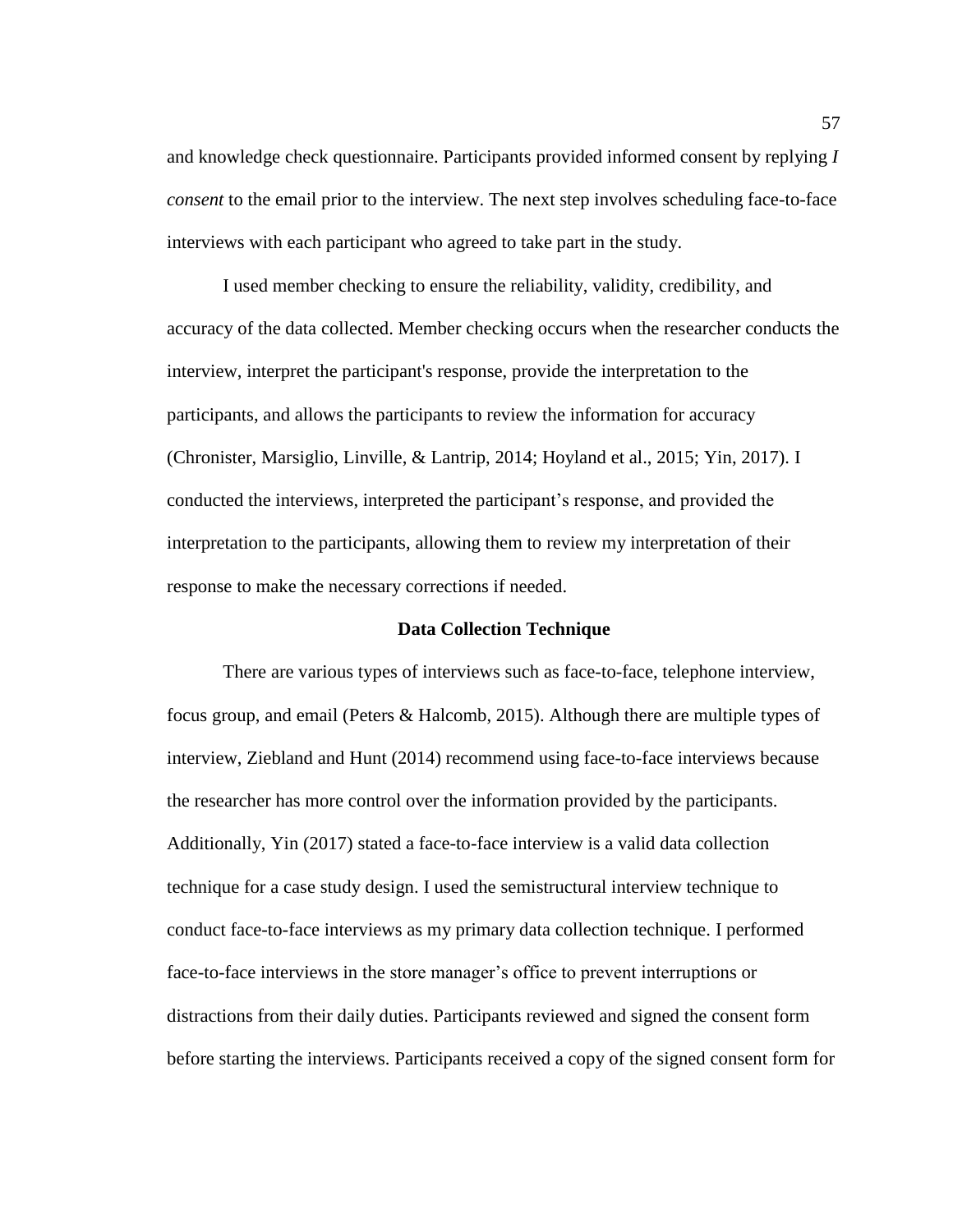and knowledge check questionnaire. Participants provided informed consent by replying *I consent* to the email prior to the interview. The next step involves scheduling face-to-face interviews with each participant who agreed to take part in the study.

I used member checking to ensure the reliability, validity, credibility, and accuracy of the data collected. Member checking occurs when the researcher conducts the interview, interpret the participant's response, provide the interpretation to the participants, and allows the participants to review the information for accuracy (Chronister, Marsiglio, Linville, & Lantrip, 2014; Hoyland et al., 2015; Yin, 2017). I conducted the interviews, interpreted the participant's response, and provided the interpretation to the participants, allowing them to review my interpretation of their response to make the necessary corrections if needed.

## Data Collection Technique

There are various types of interviews such as face-to-face, telephone interview, focus group, and email (Peters & Halcomb, 2015). Although there are multiple types of interview, Ziebland and Hunt (2014) recommend using face-to-face interviews because the researcher has more control over the information provided by the participants. Additionally, Yin (2017) stated a face-to-face interview is a valid data collection technique for a case study design. I used the semistructural interview technique to conduct face-to-face interviews as my primary data collection technique. I performed face-to-face interviews in the store manager's office to prevent interruptions or distractions from their daily duties. Participants reviewed and signed the consent form before starting the interviews. Participants received a copy of the signed consent form for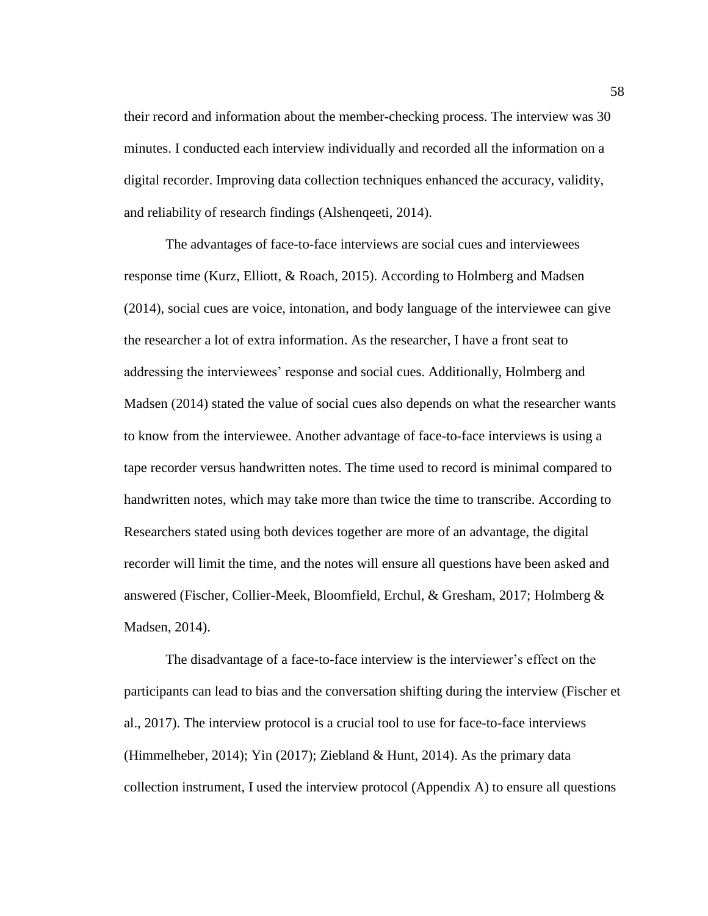their record and information about the member-checking process. The interview was 30 minutes. I conducted each interview individually and recorded all the information on a digital recorder. Improving data collection techniques enhanced the accuracy, validity, and reliability of research findings (Alshenqeeti, 2014).

The advantages of face-to-face interviews are social cues and interviewees response time (Kurz, Elliott, & Roach, 2015). According to Holmberg and Madsen (2014), social cues are voice, intonation, and body language of the interviewee can give the researcher a lot of extra information. As the researcher, I have a front seat to addressing the interviewees' response and social cues. Additionally, Holmberg and Madsen (2014) stated the value of social cues also depends on what the researcher wants to know from the interviewee. Another advantage of face-to-face interviews is using a tape recorder versus handwritten notes. The time used to record is minimal compared to handwritten notes, which may take more than twice the time to transcribe. According to Researchers stated using both devices together are more of an advantage, the digital recorder will limit the time, and the notes will ensure all questions have been asked and answered (Fischer, Collier-Meek, Bloomfield, Erchul, & Gresham, 2017; Holmberg & Madsen, 2014).

The disadvantage of a face-to-face interview is the interviewer's effect on the participants can lead to bias and the conversation shifting during the interview (Fischer et al., 2017). The interview protocol is a crucial tool to use for face-to-face interviews (Himmelheber, 2014); Yin (2017); Ziebland & Hunt, 2014). As the primary data collection instrument, I used the interview protocol (Appendix A) to ensure all questions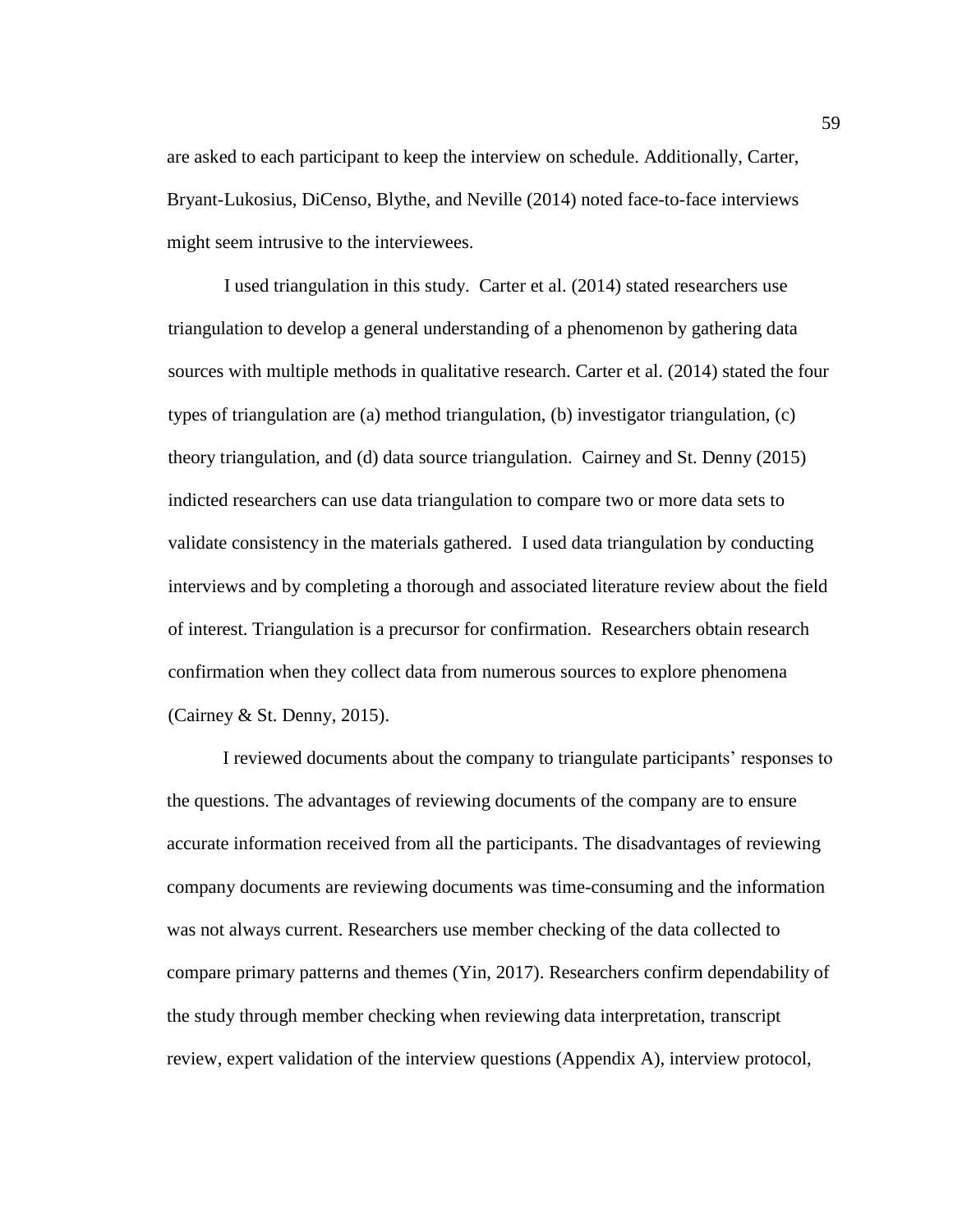are asked to each participant to keep the interview on schedule. Additionally, Carter, Bryant-Lukosius, DiCenso, Blythe, and Neville (2014) noted face-to-face interviews might seem intrusive to the interviewees.

I used triangulation in this study. Carter et al. (2014) stated researchers use triangulation to develop a general understanding of a phenomenon by gathering data sources with multiple methods in qualitative research. Carter et al. (2014) stated the four types of triangulation are (a) method triangulation, (b) investigator triangulation, (c) theory triangulation, and (d) data source triangulation. Cairney and St. Denny (2015) indicted researchers can use data triangulation to compare two or more data sets to validate consistency in the materials gathered. I used data triangulation by conducting interviews and by completing a thorough and associated literature review about the field of interest. Triangulation is a precursor for confirmation. Researchers obtain research confirmation when they collect data from numerous sources to explore phenomena (Cairney & St. Denny, 2015).

I reviewed documents about the company to triangulate participants' responses to the questions. The advantages of reviewing documents of the company are to ensure accurate information received from all the participants. The disadvantages of reviewing company documents are reviewing documents was time-consuming and the information was not always current. Researchers use member checking of the data collected to compare primary patterns and themes (Yin, 2017). Researchers confirm dependability of the study through member checking when reviewing data interpretation, transcript review, expert validation of the interview questions (Appendix A), interview protocol,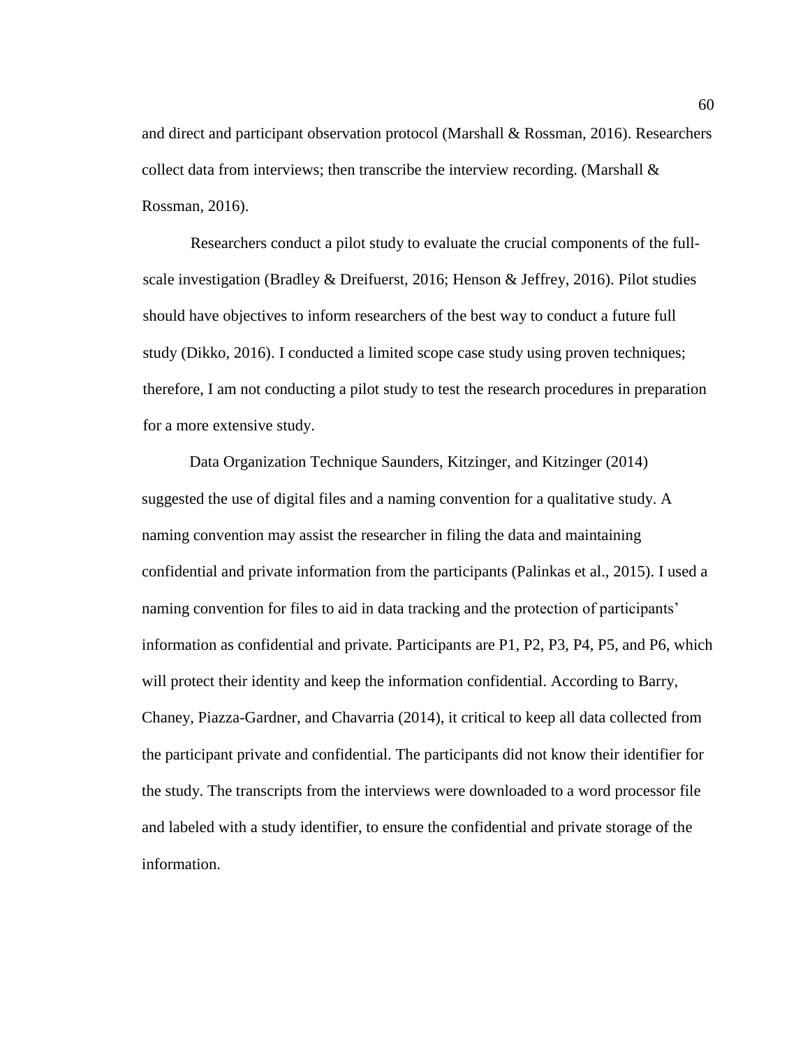and direct and participant observation protocol (Marshall & Rossman, 2016). Researchers collect data from interviews; then transcribe the interview recording. (Marshall & Rossman, 2016).

Researchers conduct a pilot study to evaluate the crucial components of the full-scale investigation (Bradley & Dreifuerst, 2016; Henson & Jeffrey, 2016). Pilot studies should have objectives to inform researchers of the best way to conduct a future full study (Dikko, 2016). I conducted a limited scope case study using proven techniques; therefore, I am not conducting a pilot study to test the research procedures in preparation for a more extensive study.

Data Organization Technique Saunders, Kitzinger, and Kitzinger (2014) suggested the use of digital files and a naming convention for a qualitative study. A naming convention may assist the researcher in filing the data and maintaining confidential and private information from the participants (Palinkas et al., 2015). I used a naming convention for files to aid in data tracking and the protection of participants' information as confidential and private. Participants are P1, P2, P3, P4, P5, and P6, which will protect their identity and keep the information confidential. According to Barry, Chaney, Piazza-Gardner, and Chavarria (2014), it critical to keep all data collected from the participant private and confidential. The participants did not know their identifier for the study. The transcripts from the interviews were downloaded to a word processor file and labeled with a study identifier, to ensure the confidential and private storage of the information.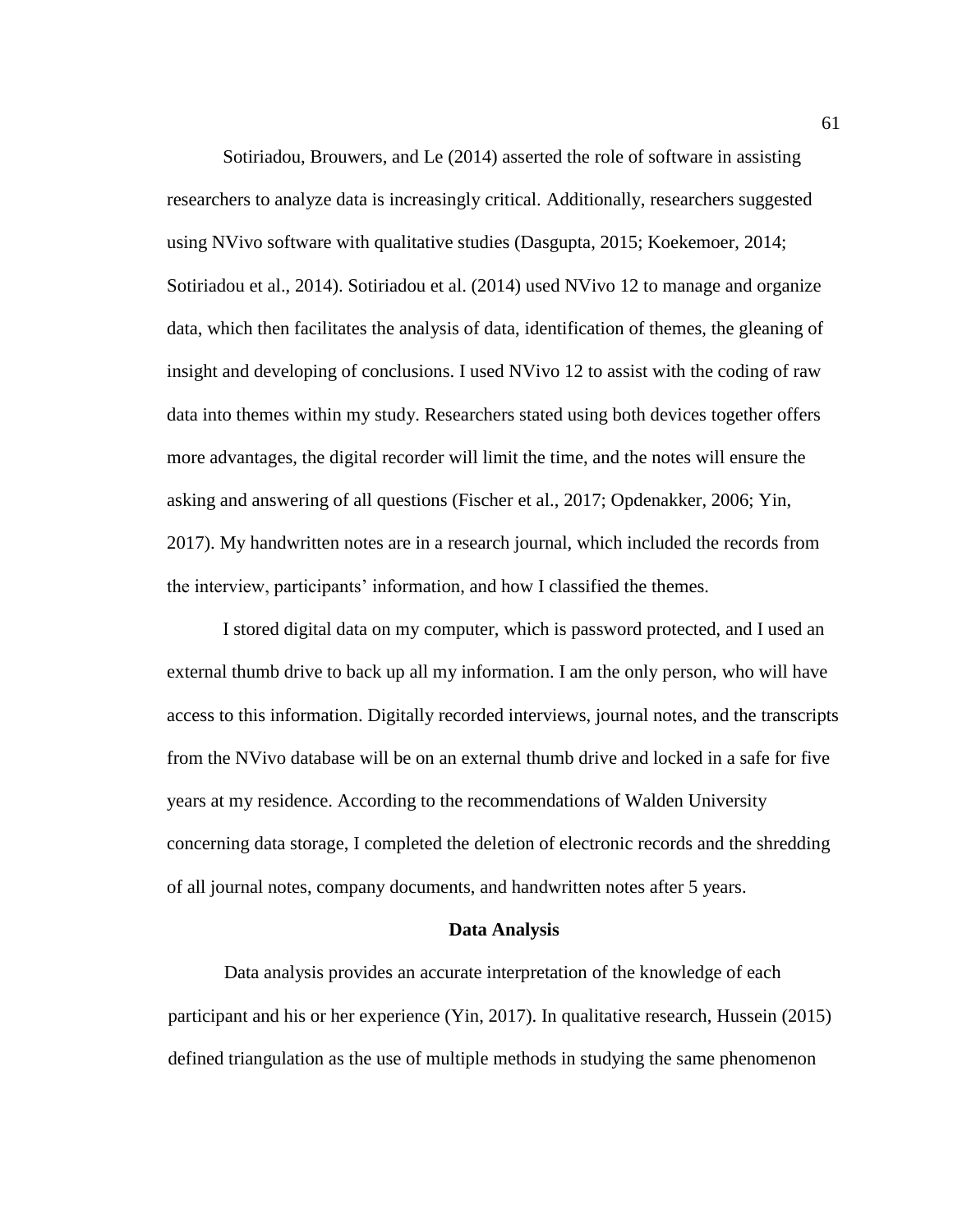Sotiriadou, Brouwers, and Le (2014) asserted the role of software in assisting researchers to analyze data is increasingly critical. Additionally, researchers suggested using NVivo software with qualitative studies (Dasgupta, 2015; Koekemoer, 2014; Sotiriadou et al., 2014). Sotiriadou et al. (2014) used NVivo 12 to manage and organize data, which then facilitates the analysis of data, identification of themes, the gleaning of insight and developing of conclusions. I used NVivo 12 to assist with the coding of raw data into themes within my study. Researchers stated using both devices together offers more advantages, the digital recorder will limit the time, and the notes will ensure the asking and answering of all questions (Fischer et al., 2017; Opdenakker, 2006; Yin, 2017). My handwritten notes are in a research journal, which included the records from the interview, participants' information, and how I classified the themes.

I stored digital data on my computer, which is password protected, and I used an external thumb drive to back up all my information. I am the only person, who will have access to this information. Digitally recorded interviews, journal notes, and the transcripts from the NVivo database will be on an external thumb drive and locked in a safe for five years at my residence. According to the recommendations of Walden University concerning data storage, I completed the deletion of electronic records and the shredding of all journal notes, company documents, and handwritten notes after 5 years.

## Data Analysis

Data analysis provides an accurate interpretation of the knowledge of each participant and his or her experience (Yin, 2017). In qualitative research, Hussein (2015) defined triangulation as the use of multiple methods in studying the same phenomenon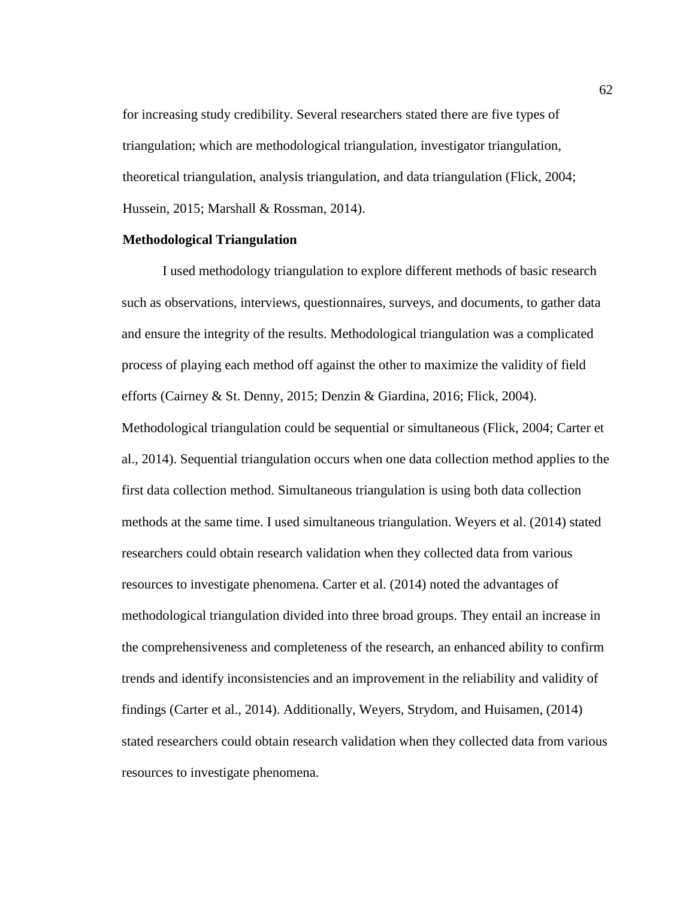for increasing study credibility. Several researchers stated there are five types of triangulation; which are methodological triangulation, investigator triangulation, theoretical triangulation, analysis triangulation, and data triangulation (Flick, 2004; Hussein, 2015; Marshall & Rossman, 2014).

### Methodological Triangulation

I used methodology triangulation to explore different methods of basic research such as observations, interviews, questionnaires, surveys, and documents, to gather data and ensure the integrity of the results. Methodological triangulation was a complicated process of playing each method off against the other to maximize the validity of field efforts (Cairney & St. Denny, 2015; Denzin & Giardina, 2016; Flick, 2004). Methodological triangulation could be sequential or simultaneous (Flick, 2004; Carter et al., 2014). Sequential triangulation occurs when one data collection method applies to the first data collection method. Simultaneous triangulation is using both data collection methods at the same time. I used simultaneous triangulation. Weyers et al. (2014) stated researchers could obtain research validation when they collected data from various resources to investigate phenomena. Carter et al. (2014) noted the advantages of methodological triangulation divided into three broad groups. They entail an increase in the comprehensiveness and completeness of the research, an enhanced ability to confirm trends and identify inconsistencies and an improvement in the reliability and validity of findings (Carter et al., 2014). Additionally, Weyers, Strydom, and Huisamen, (2014) stated researchers could obtain research validation when they collected data from various resources to investigate phenomena.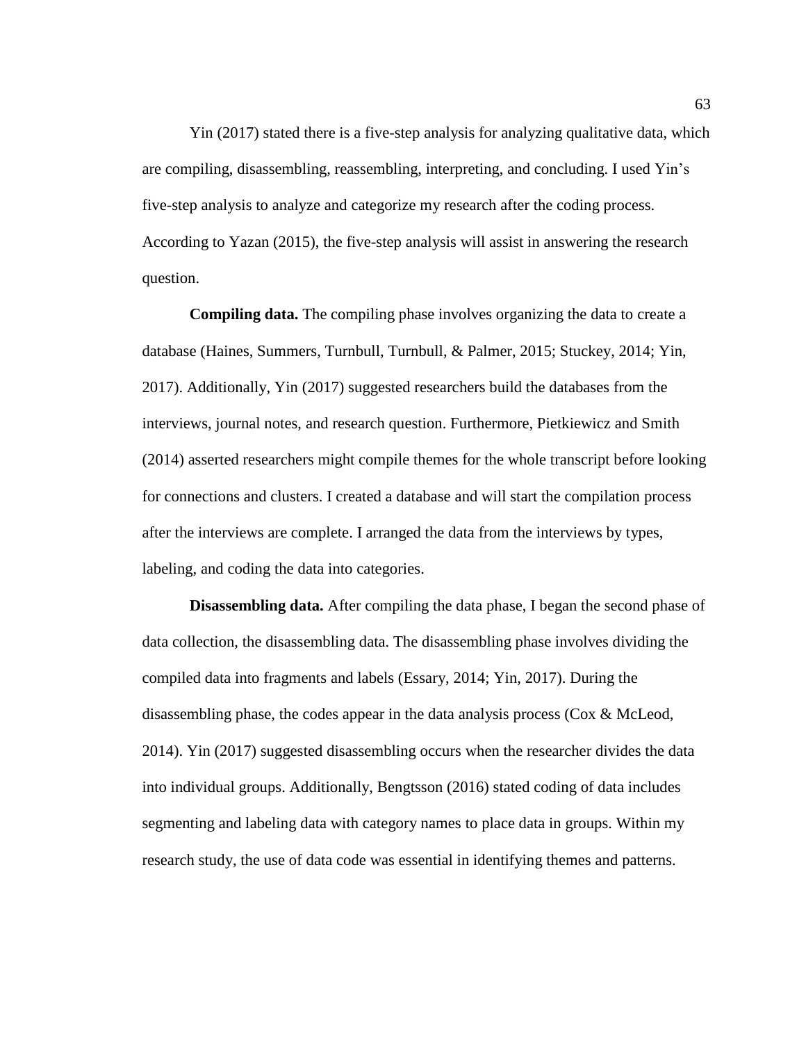Yin (2017) stated there is a five-step analysis for analyzing qualitative data, which are compiling, disassembling, reassembling, interpreting, and concluding. I used Yin's five-step analysis to analyze and categorize my research after the coding process. According to Yazan (2015), the five-step analysis will assist in answering the research question.

**Compiling data.** The compiling phase involves organizing the data to create a database (Haines, Summers, Turnbull, Turnbull, & Palmer, 2015; Stuckey, 2014; Yin, 2017). Additionally, Yin (2017) suggested researchers build the databases from the interviews, journal notes, and research question. Furthermore, Pietkiewicz and Smith (2014) asserted researchers might compile themes for the whole transcript before looking for connections and clusters. I created a database and will start the compilation process after the interviews are complete. I arranged the data from the interviews by types, labeling, and coding the data into categories.

**Disassembling data.** After compiling the data phase, I began the second phase of data collection, the disassembling data. The disassembling phase involves dividing the compiled data into fragments and labels (Essary, 2014; Yin, 2017). During the disassembling phase, the codes appear in the data analysis process (Cox & McLeod, 2014). Yin (2017) suggested disassembling occurs when the researcher divides the data into individual groups. Additionally, Bengtsson (2016) stated coding of data includes segmenting and labeling data with category names to place data in groups. Within my research study, the use of data code was essential in identifying themes and patterns.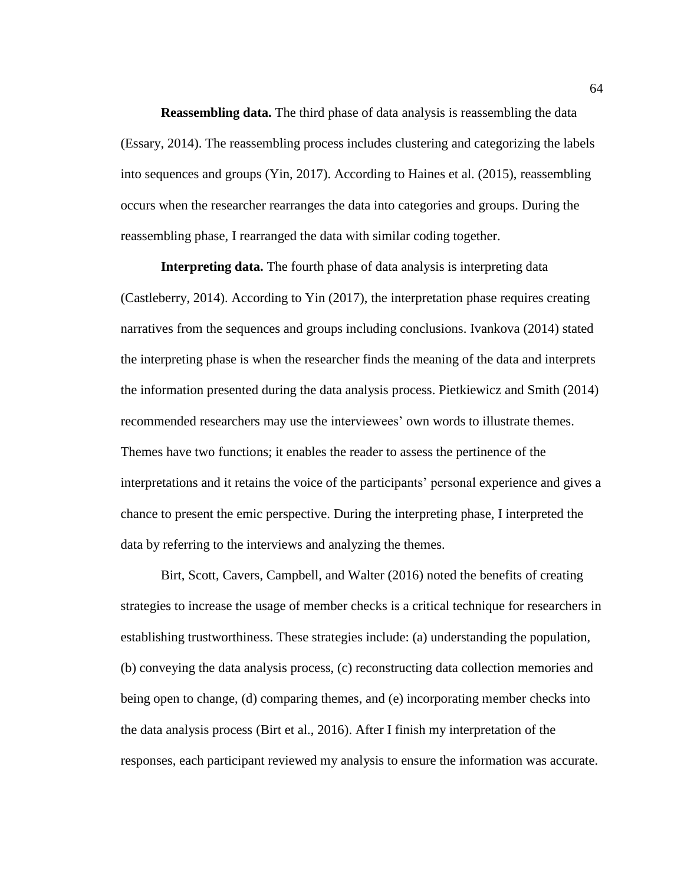**Reassembling data.** The third phase of data analysis is reassembling the data (Essary, 2014). The reassembling process includes clustering and categorizing the labels into sequences and groups (Yin, 2017). According to Haines et al. (2015), reassembling occurs when the researcher rearranges the data into categories and groups. During the reassembling phase, I rearranged the data with similar coding together.

**Interpreting data.** The fourth phase of data analysis is interpreting data (Castleberry, 2014). According to Yin (2017), the interpretation phase requires creating narratives from the sequences and groups including conclusions. Ivankova (2014) stated the interpreting phase is when the researcher finds the meaning of the data and interprets the information presented during the data analysis process. Pietkiewicz and Smith (2014) recommended researchers may use the interviewees' own words to illustrate themes. Themes have two functions; it enables the reader to assess the pertinence of the interpretations and it retains the voice of the participants' personal experience and gives a chance to present the emic perspective. During the interpreting phase, I interpreted the data by referring to the interviews and analyzing the themes.

Birt, Scott, Cavers, Campbell, and Walter (2016) noted the benefits of creating strategies to increase the usage of member checks is a critical technique for researchers in establishing trustworthiness. These strategies include: (a) understanding the population, (b) conveying the data analysis process, (c) reconstructing data collection memories and being open to change, (d) comparing themes, and (e) incorporating member checks into the data analysis process (Birt et al., 2016). After I finish my interpretation of the responses, each participant reviewed my analysis to ensure the information was accurate.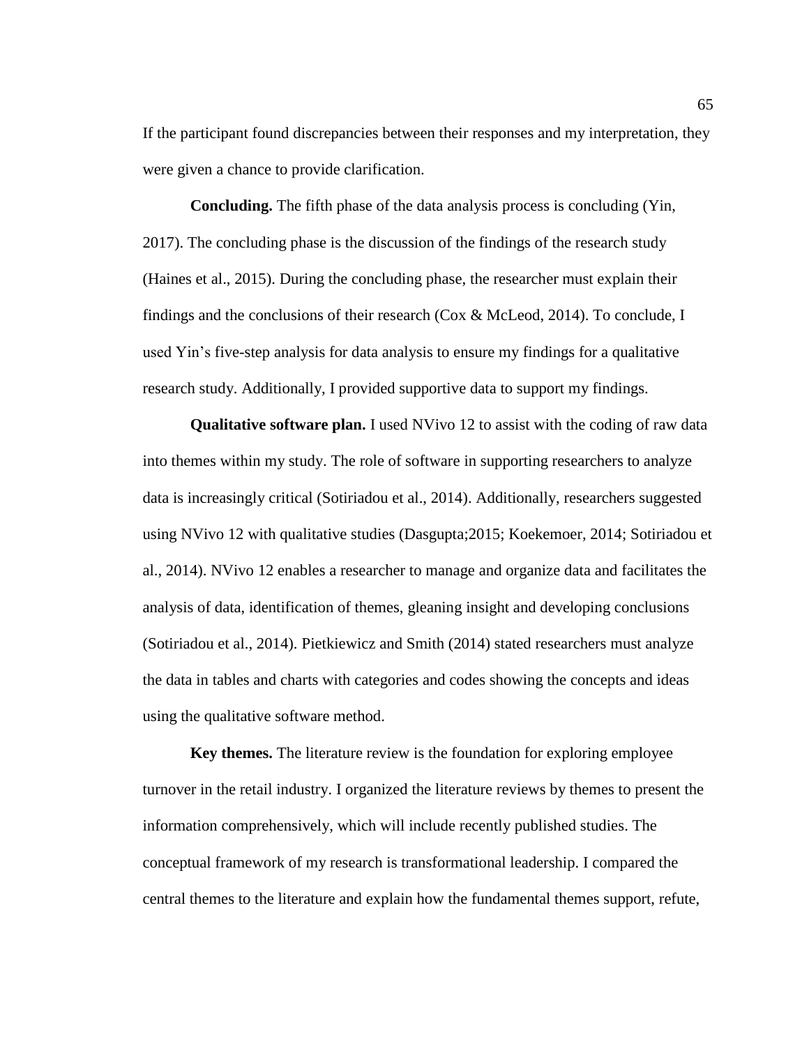If the participant found discrepancies between their responses and my interpretation, they were given a chance to provide clarification.

**Concluding.** The fifth phase of the data analysis process is concluding (Yin, 2017). The concluding phase is the discussion of the findings of the research study (Haines et al., 2015). During the concluding phase, the researcher must explain their findings and the conclusions of their research (Cox & McLeod, 2014). To conclude, I used Yin's five-step analysis for data analysis to ensure my findings for a qualitative research study. Additionally, I provided supportive data to support my findings.

**Qualitative software plan.** I used NVivo 12 to assist with the coding of raw data into themes within my study. The role of software in supporting researchers to analyze data is increasingly critical (Sotiriadou et al., 2014). Additionally, researchers suggested using NVivo 12 with qualitative studies (Dasgupta;2015; Koekemoer, 2014; Sotiriadou et al., 2014). NVivo 12 enables a researcher to manage and organize data and facilitates the analysis of data, identification of themes, gleaning insight and developing conclusions (Sotiriadou et al., 2014). Pietkiewicz and Smith (2014) stated researchers must analyze the data in tables and charts with categories and codes showing the concepts and ideas using the qualitative software method.

**Key themes.** The literature review is the foundation for exploring employee turnover in the retail industry. I organized the literature reviews by themes to present the information comprehensively, which will include recently published studies. The conceptual framework of my research is transformational leadership. I compared the central themes to the literature and explain how the fundamental themes support, refute,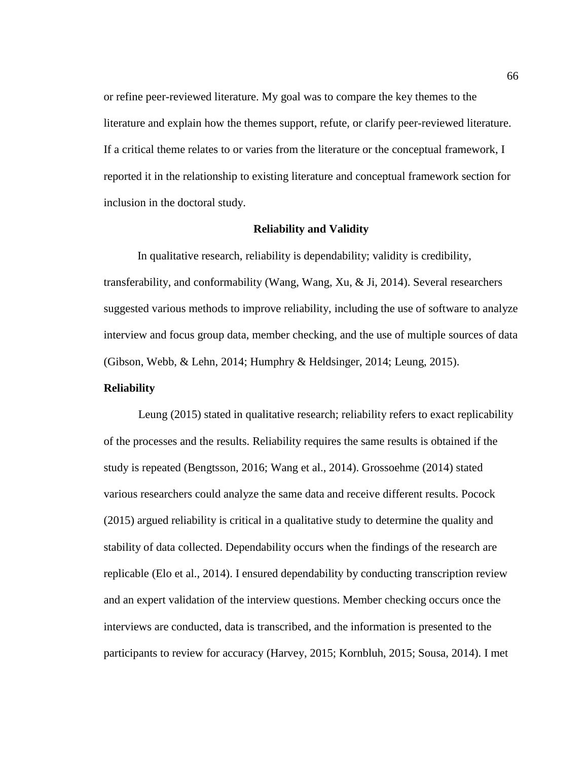or refine peer-reviewed literature. My goal was to compare the key themes to the literature and explain how the themes support, refute, or clarify peer-reviewed literature. If a critical theme relates to or varies from the literature or the conceptual framework, I reported it in the relationship to existing literature and conceptual framework section for inclusion in the doctoral study.

## Reliability and Validity

In qualitative research, reliability is dependability; validity is credibility, transferability, and conformability (Wang, Wang, Xu, & Ji, 2014). Several researchers suggested various methods to improve reliability, including the use of software to analyze interview and focus group data, member checking, and the use of multiple sources of data (Gibson, Webb, & Lehn, 2014; Humphry & Heldsinger, 2014; Leung, 2015).

### Reliability

Leung (2015) stated in qualitative research; reliability refers to exact replicability of the processes and the results. Reliability requires the same results is obtained if the study is repeated (Bengtsson, 2016; Wang et al., 2014). Grossoehme (2014) stated various researchers could analyze the same data and receive different results. Pocock (2015) argued reliability is critical in a qualitative study to determine the quality and stability of data collected. Dependability occurs when the findings of the research are replicable (Elo et al., 2014). I ensured dependability by conducting transcription review and an expert validation of the interview questions. Member checking occurs once the interviews are conducted, data is transcribed, and the information is presented to the participants to review for accuracy (Harvey, 2015; Kornbluh, 2015; Sousa, 2014). I met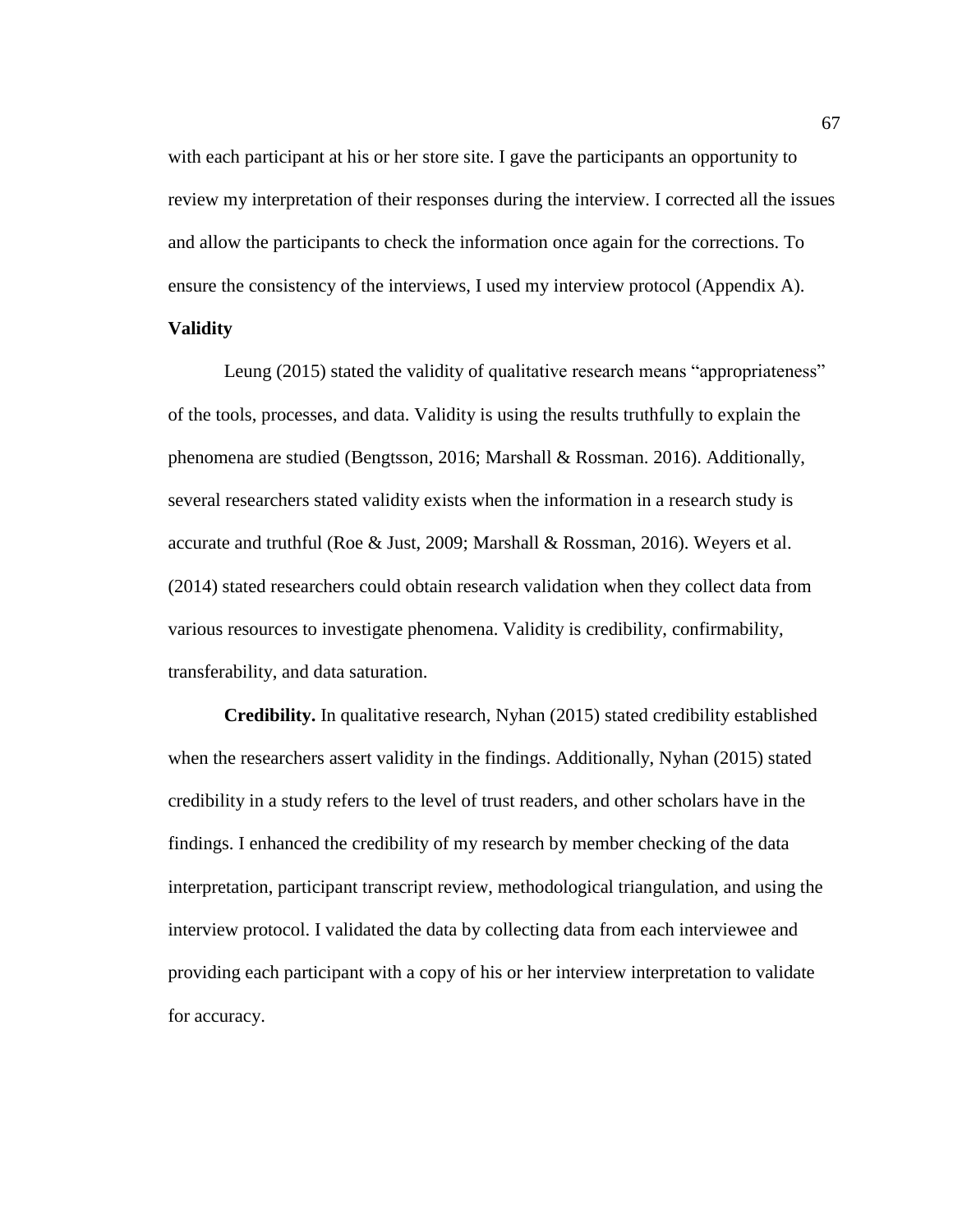with each participant at his or her store site. I gave the participants an opportunity to review my interpretation of their responses during the interview. I corrected all the issues and allow the participants to check the information once again for the corrections. To ensure the consistency of the interviews, I used my interview protocol (Appendix A).

## Validity

Leung (2015) stated the validity of qualitative research means "appropriateness" of the tools, processes, and data. Validity is using the results truthfully to explain the phenomena are studied (Bengtsson, 2016; Marshall & Rossman. 2016). Additionally, several researchers stated validity exists when the information in a research study is accurate and truthful (Roe & Just, 2009; Marshall & Rossman, 2016). Weyers et al. (2014) stated researchers could obtain research validation when they collect data from various resources to investigate phenomena. Validity is credibility, confirmability, transferability, and data saturation.

**Credibility.** In qualitative research, Nyhan (2015) stated credibility established when the researchers assert validity in the findings. Additionally, Nyhan (2015) stated credibility in a study refers to the level of trust readers, and other scholars have in the findings. I enhanced the credibility of my research by member checking of the data interpretation, participant transcript review, methodological triangulation, and using the interview protocol. I validated the data by collecting data from each interviewee and providing each participant with a copy of his or her interview interpretation to validate for accuracy.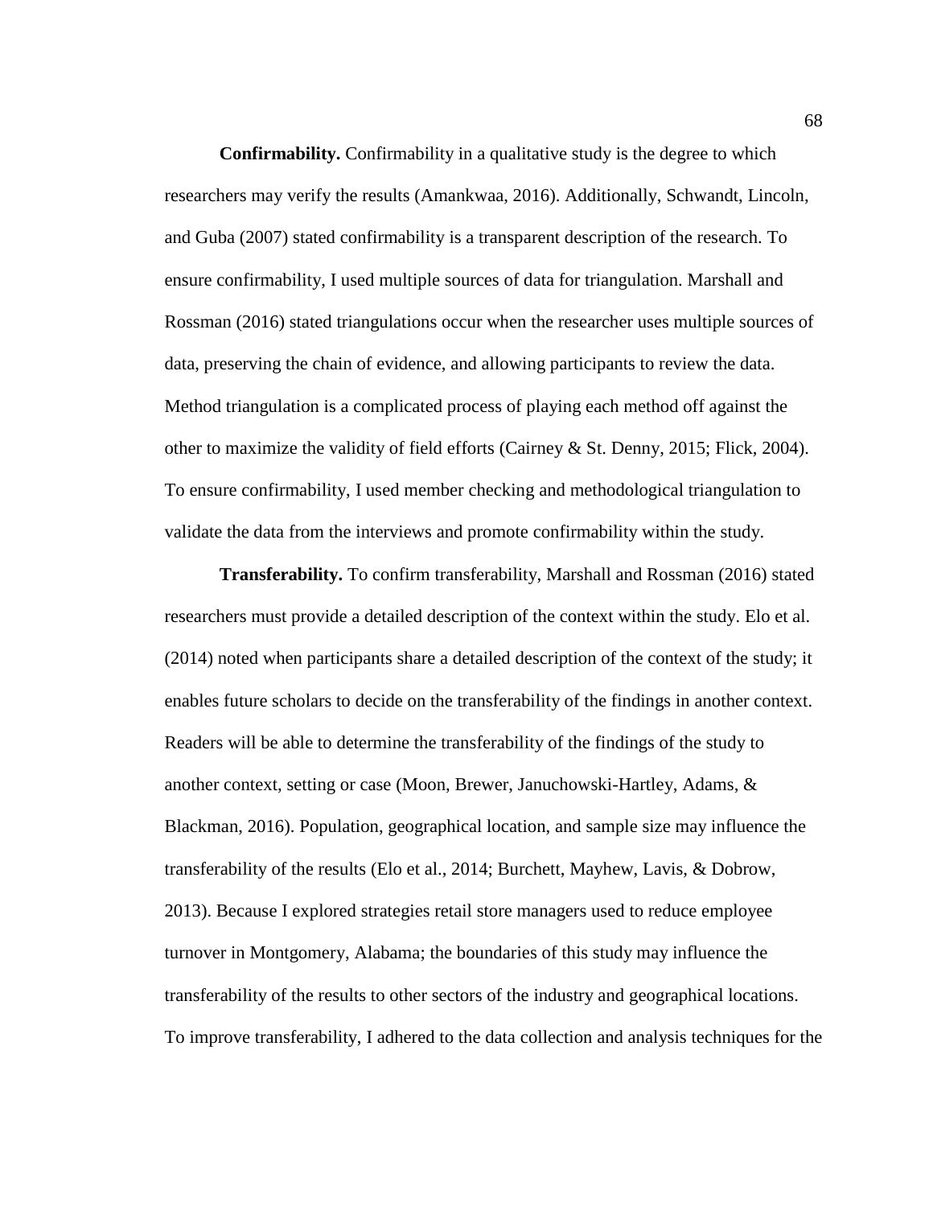**Confirmability.** Confirmability in a qualitative study is the degree to which researchers may verify the results (Amankwaa, 2016). Additionally, Schwandt, Lincoln, and Guba (2007) stated confirmability is a transparent description of the research. To ensure confirmability, I used multiple sources of data for triangulation. Marshall and Rossman (2016) stated triangulations occur when the researcher uses multiple sources of data, preserving the chain of evidence, and allowing participants to review the data. Method triangulation is a complicated process of playing each method off against the other to maximize the validity of field efforts (Cairney & St. Denny, 2015; Flick, 2004). To ensure confirmability, I used member checking and methodological triangulation to validate the data from the interviews and promote confirmability within the study.

**Transferability.** To confirm transferability, Marshall and Rossman (2016) stated researchers must provide a detailed description of the context within the study. Elo et al. (2014) noted when participants share a detailed description of the context of the study; it enables future scholars to decide on the transferability of the findings in another context. Readers will be able to determine the transferability of the findings of the study to another context, setting or case (Moon, Brewer, Januchowski-Hartley, Adams, & Blackman, 2016). Population, geographical location, and sample size may influence the transferability of the results (Elo et al., 2014; Burchett, Mayhew, Lavis, & Dobrow, 2013). Because I explored strategies retail store managers used to reduce employee turnover in Montgomery, Alabama; the boundaries of this study may influence the transferability of the results to other sectors of the industry and geographical locations. To improve transferability, I adhered to the data collection and analysis techniques for the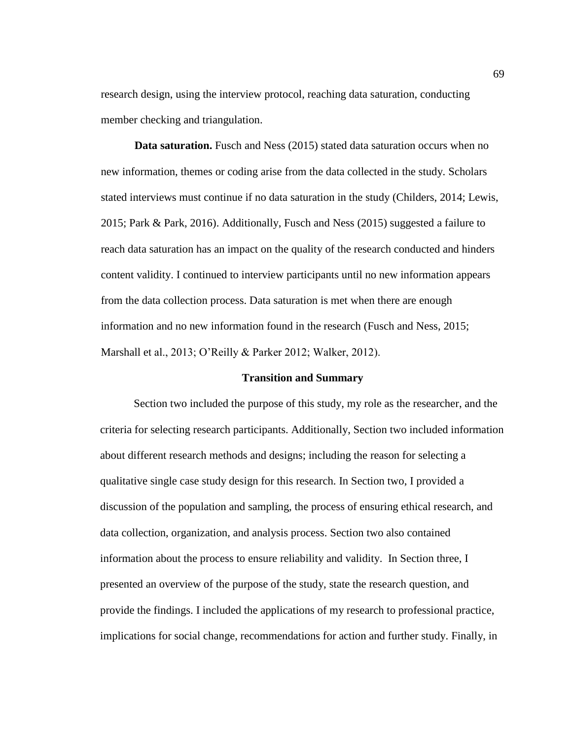research design, using the interview protocol, reaching data saturation, conducting member checking and triangulation.

**Data saturation.** Fusch and Ness (2015) stated data saturation occurs when no new information, themes or coding arise from the data collected in the study. Scholars stated interviews must continue if no data saturation in the study (Childers, 2014; Lewis, 2015; Park & Park, 2016). Additionally, Fusch and Ness (2015) suggested a failure to reach data saturation has an impact on the quality of the research conducted and hinders content validity. I continued to interview participants until no new information appears from the data collection process. Data saturation is met when there are enough information and no new information found in the research (Fusch and Ness, 2015; Marshall et al., 2013; O'Reilly & Parker 2012; Walker, 2012).

## Transition and Summary

Section two included the purpose of this study, my role as the researcher, and the criteria for selecting research participants. Additionally, Section two included information about different research methods and designs; including the reason for selecting a qualitative single case study design for this research. In Section two, I provided a discussion of the population and sampling, the process of ensuring ethical research, and data collection, organization, and analysis process. Section two also contained information about the process to ensure reliability and validity. In Section three, I presented an overview of the purpose of the study, state the research question, and provide the findings. I included the applications of my research to professional practice, implications for social change, recommendations for action and further study. Finally, in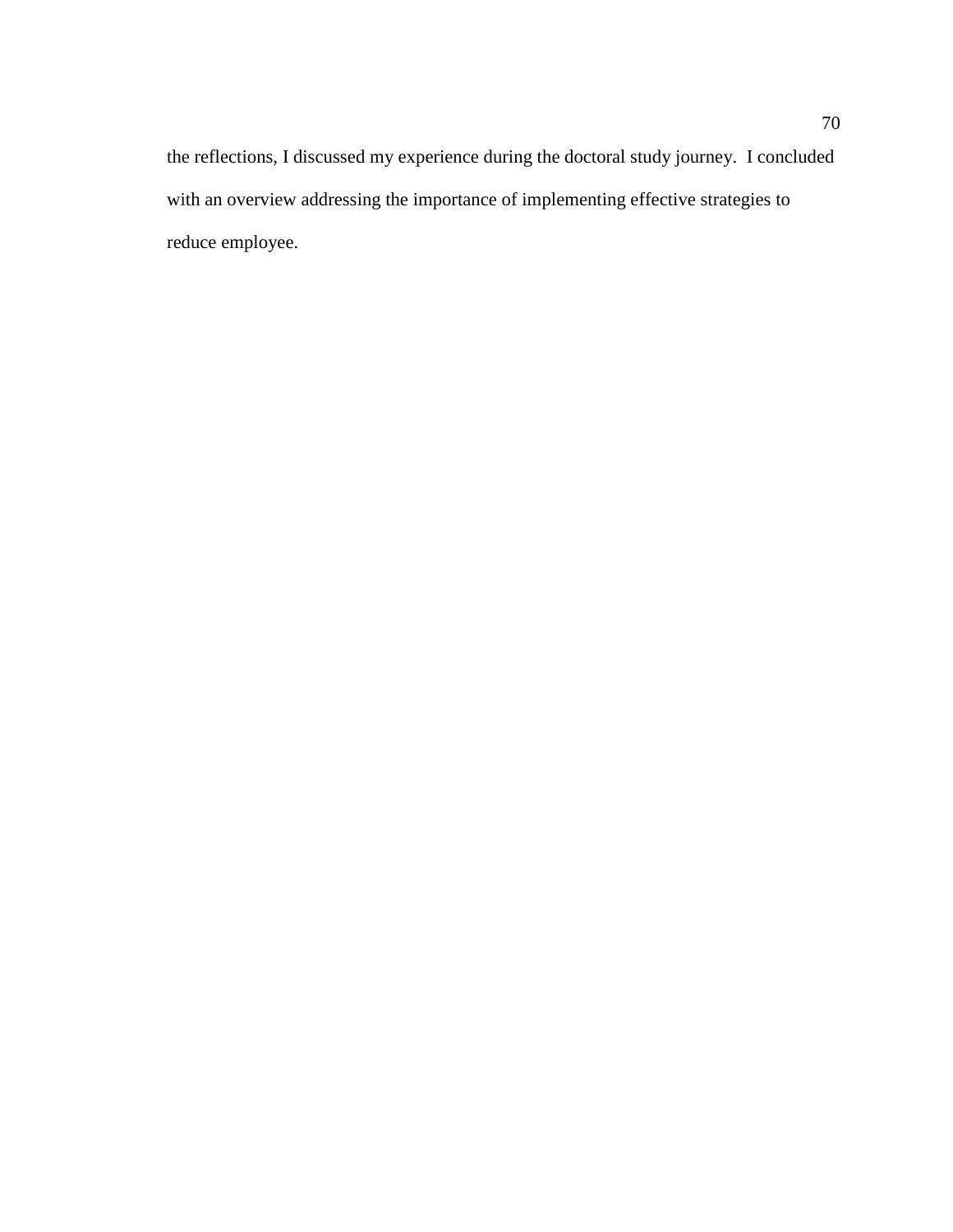the reflections, I discussed my experience during the doctoral study journey.  I concluded with an overview addressing the importance of implementing effective strategies to reduce employee.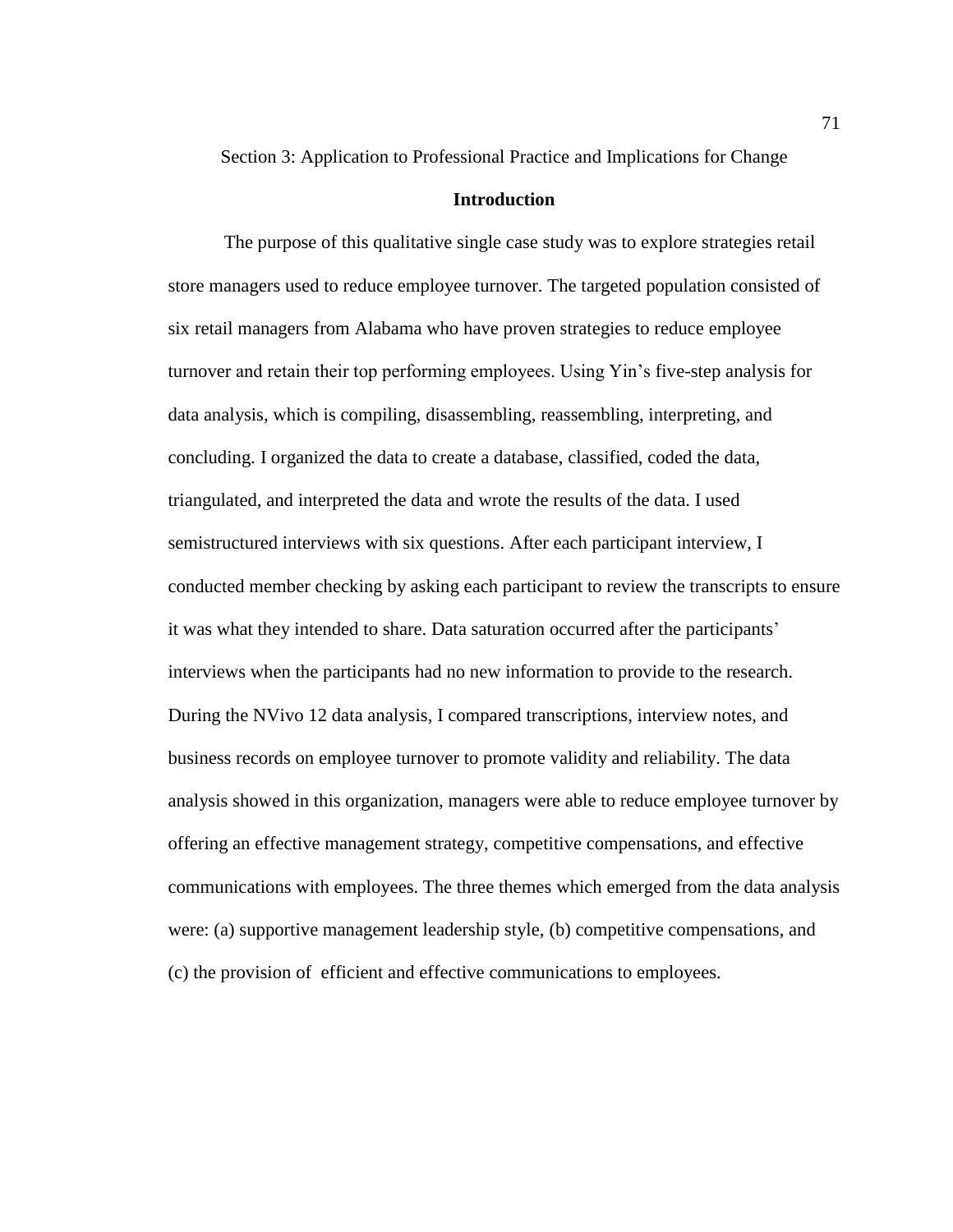# Section 3: Application to Professional Practice and Implications for Change

## Introduction

The purpose of this qualitative single case study was to explore strategies retail store managers used to reduce employee turnover. The targeted population consisted of six retail managers from Alabama who have proven strategies to reduce employee turnover and retain their top performing employees. Using Yin's five-step analysis for data analysis, which is compiling, disassembling, reassembling, interpreting, and concluding. I organized the data to create a database, classified, coded the data, triangulated, and interpreted the data and wrote the results of the data. I used semistructured interviews with six questions. After each participant interview, I conducted member checking by asking each participant to review the transcripts to ensure it was what they intended to share. Data saturation occurred after the participants' interviews when the participants had no new information to provide to the research. During the NVivo 12 data analysis, I compared transcriptions, interview notes, and business records on employee turnover to promote validity and reliability. The data analysis showed in this organization, managers were able to reduce employee turnover by offering an effective management strategy, competitive compensations, and effective communications with employees. The three themes which emerged from the data analysis were: (a) supportive management leadership style, (b) competitive compensations, and (c) the provision of efficient and effective communications to employees.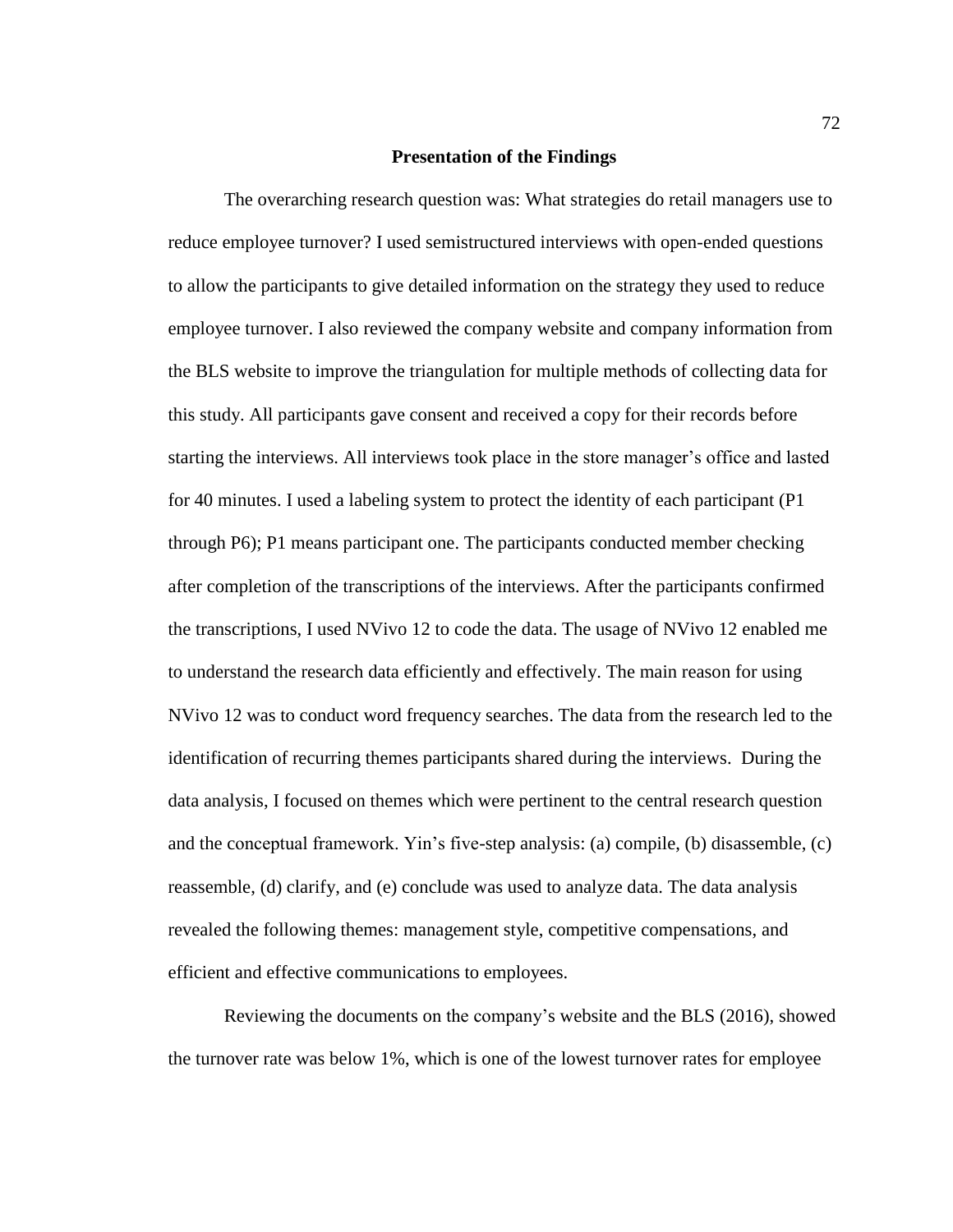## Presentation of the Findings

The overarching research question was: What strategies do retail managers use to reduce employee turnover? I used semistructured interviews with open-ended questions to allow the participants to give detailed information on the strategy they used to reduce employee turnover. I also reviewed the company website and company information from the BLS website to improve the triangulation for multiple methods of collecting data for this study. All participants gave consent and received a copy for their records before starting the interviews. All interviews took place in the store manager's office and lasted for 40 minutes. I used a labeling system to protect the identity of each participant (P1 through P6); P1 means participant one. The participants conducted member checking after completion of the transcriptions of the interviews. After the participants confirmed the transcriptions, I used NVivo 12 to code the data. The usage of NVivo 12 enabled me to understand the research data efficiently and effectively. The main reason for using NVivo 12 was to conduct word frequency searches. The data from the research led to the identification of recurring themes participants shared during the interviews. During the data analysis, I focused on themes which were pertinent to the central research question and the conceptual framework. Yin's five-step analysis: (a) compile, (b) disassemble, (c) reassemble, (d) clarify, and (e) conclude was used to analyze data. The data analysis revealed the following themes: management style, competitive compensations, and efficient and effective communications to employees.

Reviewing the documents on the company's website and the BLS (2016), showed the turnover rate was below 1%, which is one of the lowest turnover rates for employee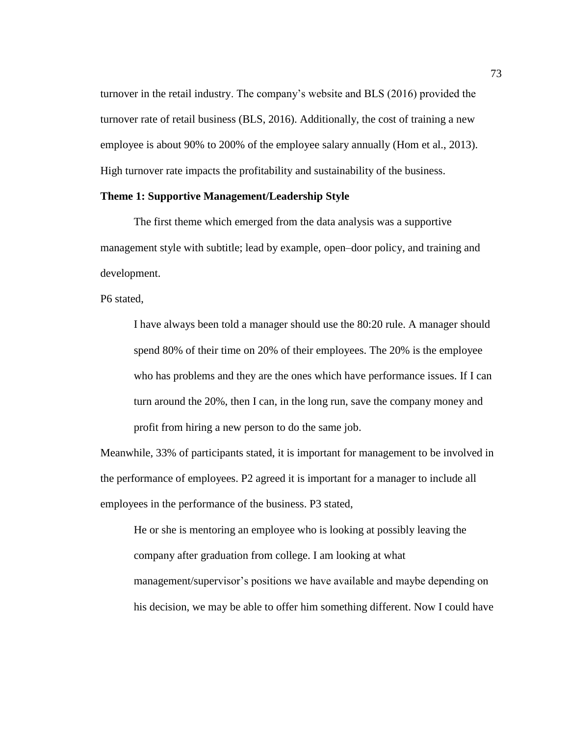turnover in the retail industry. The company's website and BLS (2016) provided the turnover rate of retail business (BLS, 2016). Additionally, the cost of training a new employee is about 90% to 200% of the employee salary annually (Hom et al., 2013). High turnover rate impacts the profitability and sustainability of the business.

**Theme 1: Supportive Management/Leadership Style**

The first theme which emerged from the data analysis was a supportive management style with subtitle; lead by example, open–door policy, and training and development.

P6 stated,

> I have always been told a manager should use the 80:20 rule. A manager should spend 80% of their time on 20% of their employees. The 20% is the employee who has problems and they are the ones which have performance issues. If I can turn around the 20%, then I can, in the long run, save the company money and profit from hiring a new person to do the same job.

Meanwhile, 33% of participants stated, it is important for management to be involved in the performance of employees. P2 agreed it is important for a manager to include all employees in the performance of the business. P3 stated,

> He or she is mentoring an employee who is looking at possibly leaving the company after graduation from college. I am looking at what management/supervisor's positions we have available and maybe depending on his decision, we may be able to offer him something different. Now I could have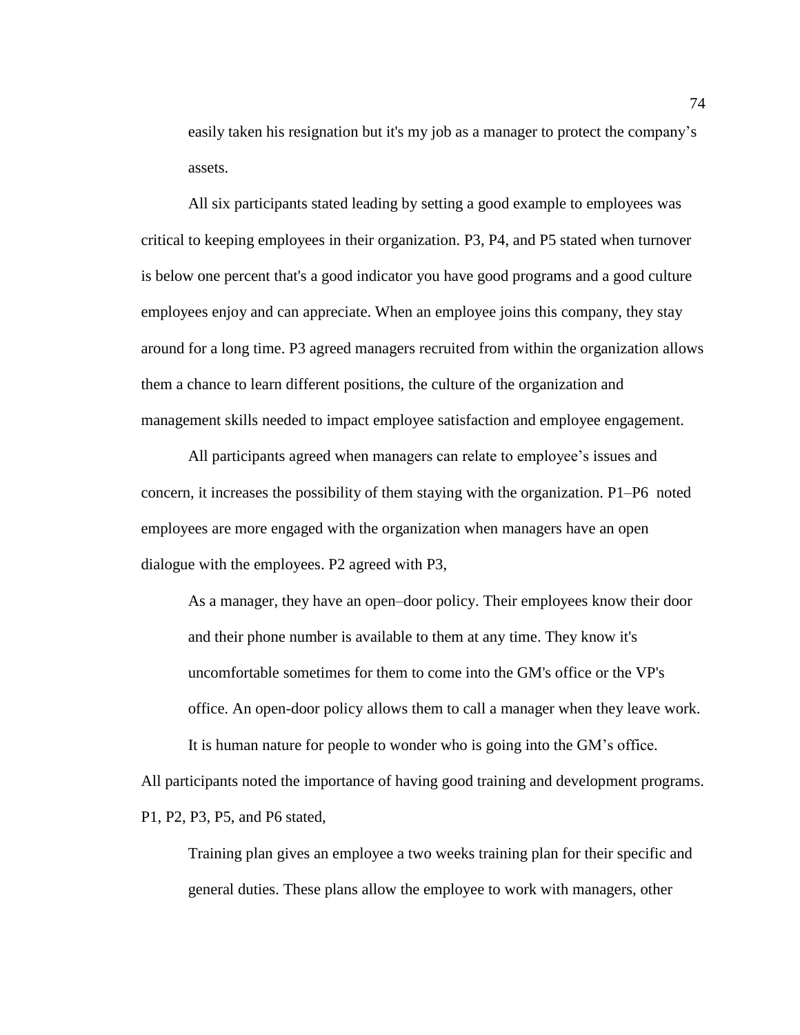> easily taken his resignation but it's my job as a manager to protect the company's assets.

All six participants stated leading by setting a good example to employees was critical to keeping employees in their organization. P3, P4, and P5 stated when turnover is below one percent that's a good indicator you have good programs and a good culture employees enjoy and can appreciate. When an employee joins this company, they stay around for a long time. P3 agreed managers recruited from within the organization allows them a chance to learn different positions, the culture of the organization and management skills needed to impact employee satisfaction and employee engagement.

All participants agreed when managers can relate to employee's issues and concern, it increases the possibility of them staying with the organization. P1–P6 noted employees are more engaged with the organization when managers have an open dialogue with the employees. P2 agreed with P3,

> As a manager, they have an open–door policy. Their employees know their door and their phone number is available to them at any time. They know it's uncomfortable sometimes for them to come into the GM's office or the VP's office. An open-door policy allows them to call a manager when they leave work. It is human nature for people to wonder who is going into the GM's office.

All participants noted the importance of having good training and development programs. P1, P2, P3, P5, and P6 stated,

> Training plan gives an employee a two weeks training plan for their specific and general duties. These plans allow the employee to work with managers, other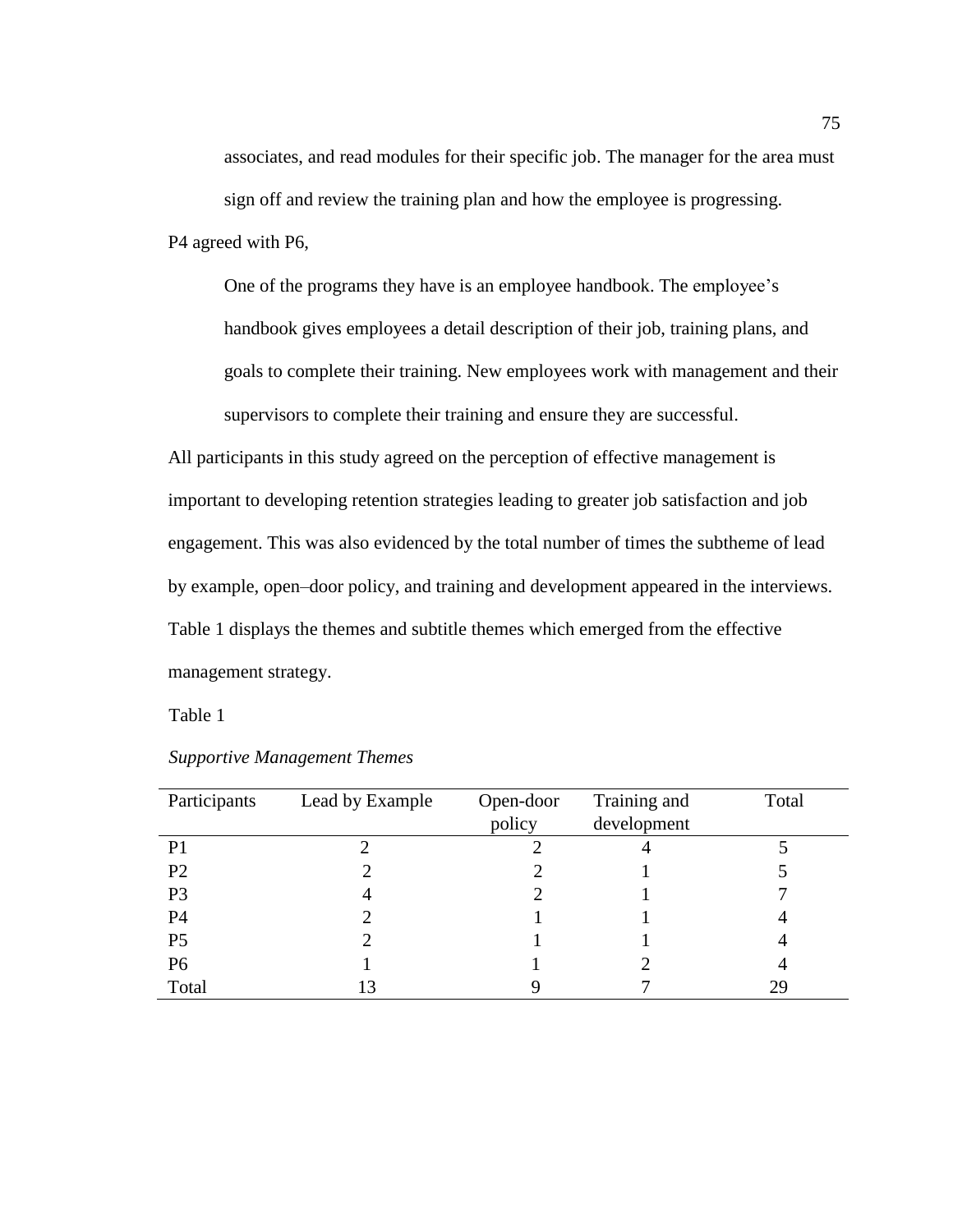> associates, and read modules for their specific job. The manager for the area must sign off and review the training plan and how the employee is progressing.

P4 agreed with P6,

> One of the programs they have is an employee handbook. The employee's handbook gives employees a detail description of their job, training plans, and goals to complete their training. New employees work with management and their supervisors to complete their training and ensure they are successful.

All participants in this study agreed on the perception of effective management is important to developing retention strategies leading to greater job satisfaction and job engagement. This was also evidenced by the total number of times the subtheme of lead by example, open–door policy, and training and development appeared in the interviews. Table 1 displays the themes and subtitle themes which emerged from the effective management strategy.

Table 1

*Supportive Management Themes*

| Participants | Lead by Example | Open-door policy | Training and development | Total |
|---|---|---|---|---|
| P1 | 2 | 2 | 4 | 5 |
| P2 | 2 | 2 | 1 | 5 |
| P3 | 4 | 2 | 1 | 7 |
| P4 | 2 | 1 | 1 | 4 |
| P5 | 2 | 1 | 1 | 4 |
| P6 | 1 | 1 | 2 | 4 |
| Total | 13 | 9 | 7 | 29 |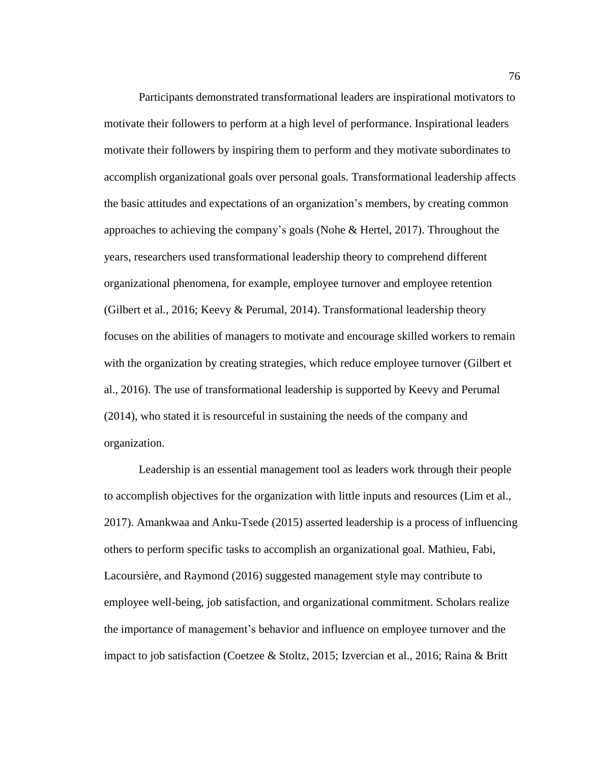Participants demonstrated transformational leaders are inspirational motivators to motivate their followers to perform at a high level of performance. Inspirational leaders motivate their followers by inspiring them to perform and they motivate subordinates to accomplish organizational goals over personal goals. Transformational leadership affects the basic attitudes and expectations of an organization's members, by creating common approaches to achieving the company's goals (Nohe & Hertel, 2017). Throughout the years, researchers used transformational leadership theory to comprehend different organizational phenomena, for example, employee turnover and employee retention (Gilbert et al., 2016; Keevy & Perumal, 2014). Transformational leadership theory focuses on the abilities of managers to motivate and encourage skilled workers to remain with the organization by creating strategies, which reduce employee turnover (Gilbert et al., 2016). The use of transformational leadership is supported by Keevy and Perumal (2014), who stated it is resourceful in sustaining the needs of the company and organization.

Leadership is an essential management tool as leaders work through their people to accomplish objectives for the organization with little inputs and resources (Lim et al., 2017). Amankwaa and Anku-Tsede (2015) asserted leadership is a process of influencing others to perform specific tasks to accomplish an organizational goal. Mathieu, Fabi, Lacoursière, and Raymond (2016) suggested management style may contribute to employee well-being, job satisfaction, and organizational commitment. Scholars realize the importance of management's behavior and influence on employee turnover and the impact to job satisfaction (Coetzee & Stoltz, 2015; Izvercian et al., 2016; Raina & Britt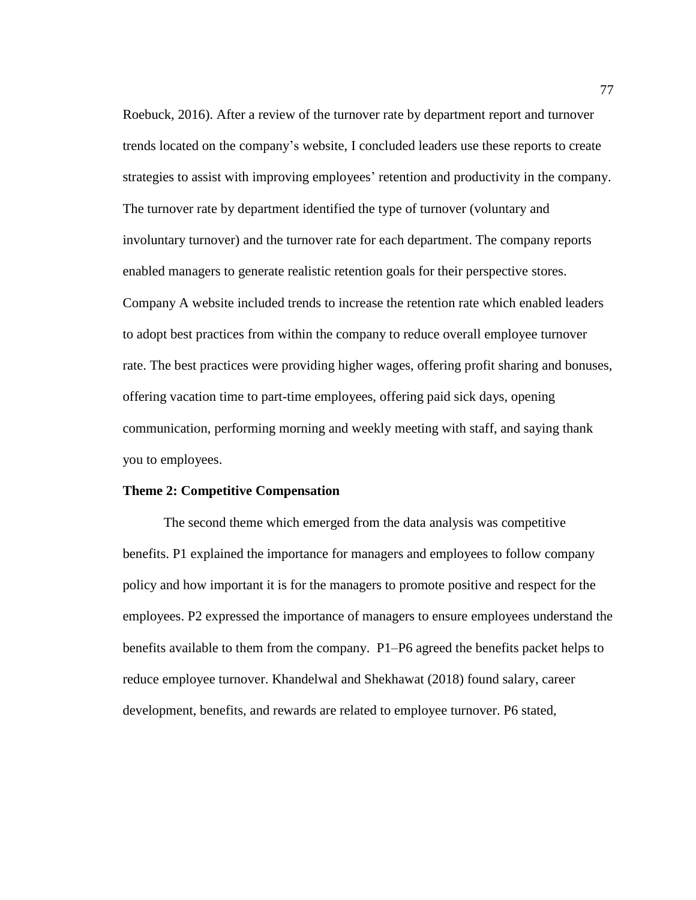Roebuck, 2016). After a review of the turnover rate by department report and turnover trends located on the company's website, I concluded leaders use these reports to create strategies to assist with improving employees' retention and productivity in the company. The turnover rate by department identified the type of turnover (voluntary and involuntary turnover) and the turnover rate for each department. The company reports enabled managers to generate realistic retention goals for their perspective stores. Company A website included trends to increase the retention rate which enabled leaders to adopt best practices from within the company to reduce overall employee turnover rate. The best practices were providing higher wages, offering profit sharing and bonuses, offering vacation time to part-time employees, offering paid sick days, opening communication, performing morning and weekly meeting with staff, and saying thank you to employees.

### Theme 2: Competitive Compensation

The second theme which emerged from the data analysis was competitive benefits. P1 explained the importance for managers and employees to follow company policy and how important it is for the managers to promote positive and respect for the employees. P2 expressed the importance of managers to ensure employees understand the benefits available to them from the company. P1–P6 agreed the benefits packet helps to reduce employee turnover. Khandelwal and Shekhawat (2018) found salary, career development, benefits, and rewards are related to employee turnover. P6 stated,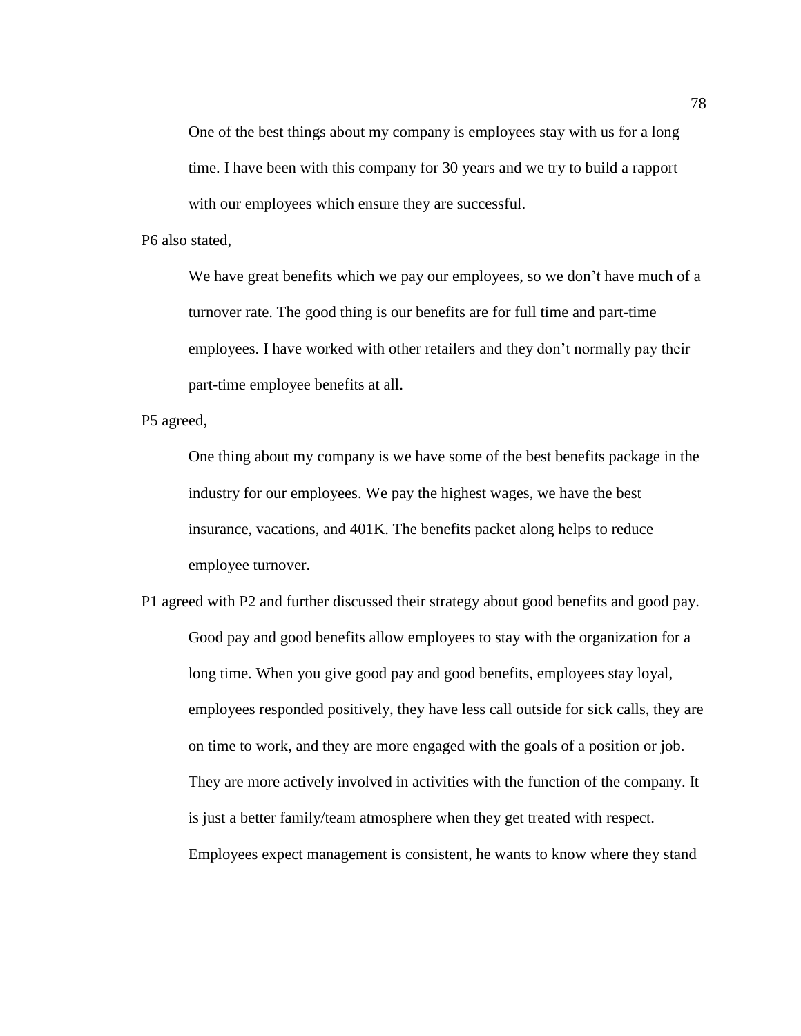> One of the best things about my company is employees stay with us for a long time. I have been with this company for 30 years and we try to build a rapport with our employees which ensure they are successful.

P6 also stated,

> We have great benefits which we pay our employees, so we don't have much of a turnover rate. The good thing is our benefits are for full time and part-time employees. I have worked with other retailers and they don't normally pay their part-time employee benefits at all.

P5 agreed,

> One thing about my company is we have some of the best benefits package in the industry for our employees. We pay the highest wages, we have the best insurance, vacations, and 401K. The benefits packet along helps to reduce employee turnover.

P1 agreed with P2 and further discussed their strategy about good benefits and good pay.

> Good pay and good benefits allow employees to stay with the organization for a long time. When you give good pay and good benefits, employees stay loyal, employees responded positively, they have less call outside for sick calls, they are on time to work, and they are more engaged with the goals of a position or job. They are more actively involved in activities with the function of the company. It is just a better family/team atmosphere when they get treated with respect. Employees expect management is consistent, he wants to know where they stand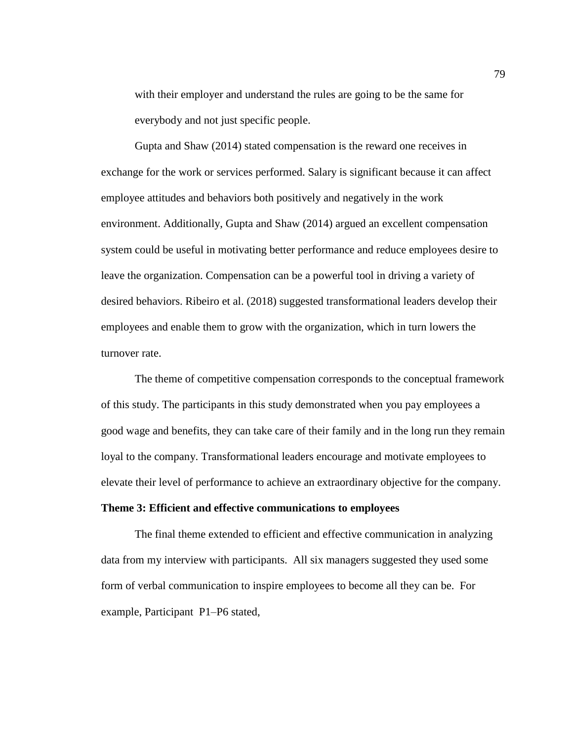> with their employer and understand the rules are going to be the same for everybody and not just specific people.

Gupta and Shaw (2014) stated compensation is the reward one receives in exchange for the work or services performed. Salary is significant because it can affect employee attitudes and behaviors both positively and negatively in the work environment. Additionally, Gupta and Shaw (2014) argued an excellent compensation system could be useful in motivating better performance and reduce employees desire to leave the organization. Compensation can be a powerful tool in driving a variety of desired behaviors. Ribeiro et al. (2018) suggested transformational leaders develop their employees and enable them to grow with the organization, which in turn lowers the turnover rate.

The theme of competitive compensation corresponds to the conceptual framework of this study. The participants in this study demonstrated when you pay employees a good wage and benefits, they can take care of their family and in the long run they remain loyal to the company. Transformational leaders encourage and motivate employees to elevate their level of performance to achieve an extraordinary objective for the company.

**Theme 3: Efficient and effective communications to employees**

The final theme extended to efficient and effective communication in analyzing data from my interview with participants. All six managers suggested they used some form of verbal communication to inspire employees to become all they can be. For example, Participant P1–P6 stated,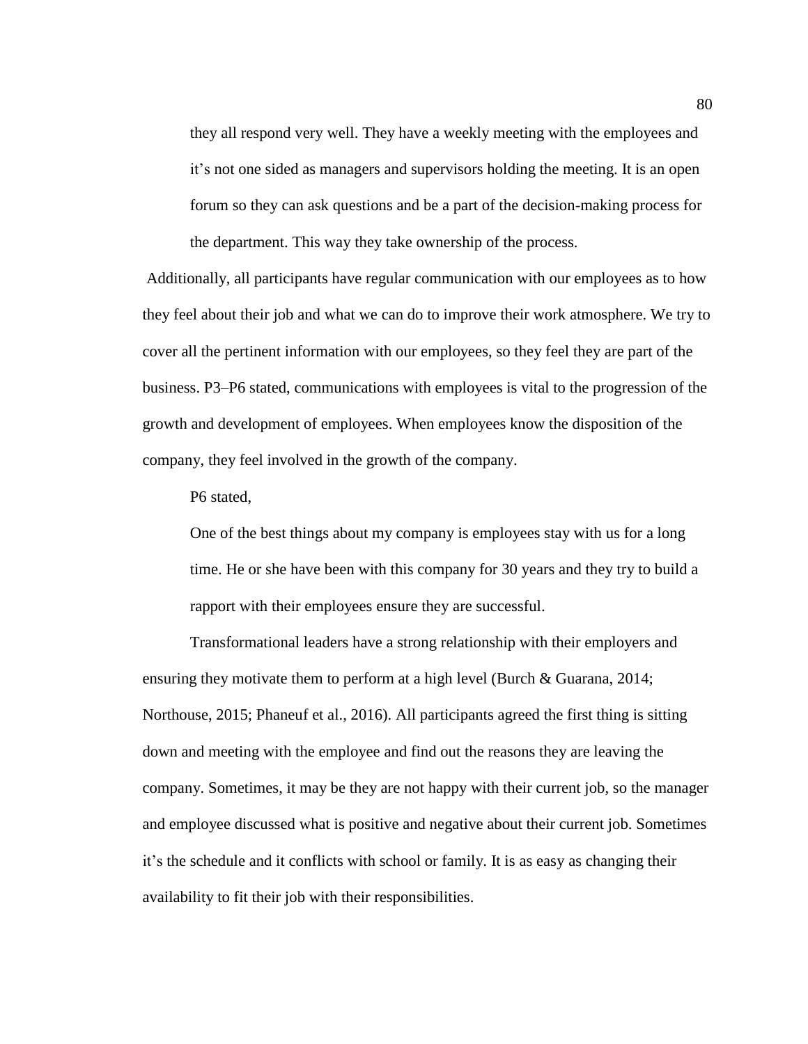> they all respond very well. They have a weekly meeting with the employees and it's not one sided as managers and supervisors holding the meeting. It is an open forum so they can ask questions and be a part of the decision-making process for the department. This way they take ownership of the process.

Additionally, all participants have regular communication with our employees as to how they feel about their job and what we can do to improve their work atmosphere. We try to cover all the pertinent information with our employees, so they feel they are part of the business. P3–P6 stated, communications with employees is vital to the progression of the growth and development of employees. When employees know the disposition of the company, they feel involved in the growth of the company.

P6 stated,

> One of the best things about my company is employees stay with us for a long time. He or she have been with this company for 30 years and they try to build a rapport with their employees ensure they are successful.

Transformational leaders have a strong relationship with their employers and ensuring they motivate them to perform at a high level (Burch & Guarana, 2014; Northouse, 2015; Phaneuf et al., 2016). All participants agreed the first thing is sitting down and meeting with the employee and find out the reasons they are leaving the company. Sometimes, it may be they are not happy with their current job, so the manager and employee discussed what is positive and negative about their current job. Sometimes it's the schedule and it conflicts with school or family. It is as easy as changing their availability to fit their job with their responsibilities.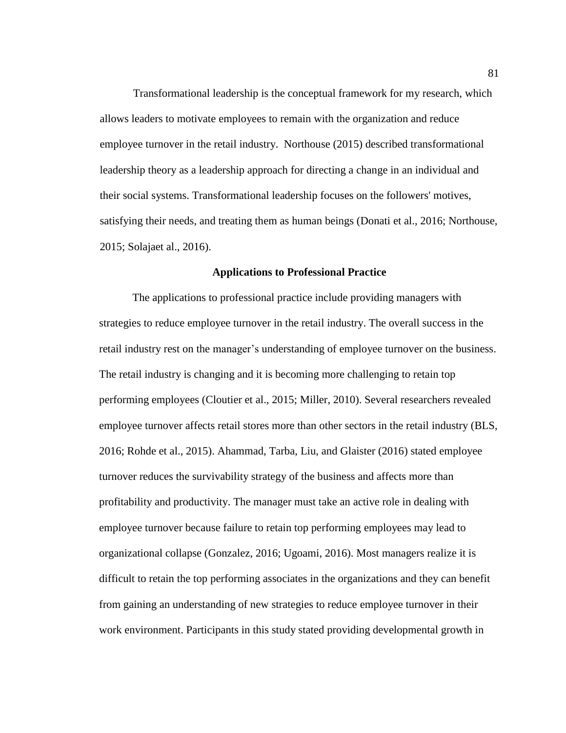Transformational leadership is the conceptual framework for my research, which allows leaders to motivate employees to remain with the organization and reduce employee turnover in the retail industry. Northouse (2015) described transformational leadership theory as a leadership approach for directing a change in an individual and their social systems. Transformational leadership focuses on the followers' motives, satisfying their needs, and treating them as human beings (Donati et al., 2016; Northouse, 2015; Solajaet al., 2016).

## Applications to Professional Practice

The applications to professional practice include providing managers with strategies to reduce employee turnover in the retail industry. The overall success in the retail industry rest on the manager's understanding of employee turnover on the business. The retail industry is changing and it is becoming more challenging to retain top performing employees (Cloutier et al., 2015; Miller, 2010). Several researchers revealed employee turnover affects retail stores more than other sectors in the retail industry (BLS, 2016; Rohde et al., 2015). Ahammad, Tarba, Liu, and Glaister (2016) stated employee turnover reduces the survivability strategy of the business and affects more than profitability and productivity. The manager must take an active role in dealing with employee turnover because failure to retain top performing employees may lead to organizational collapse (Gonzalez, 2016; Ugoami, 2016). Most managers realize it is difficult to retain the top performing associates in the organizations and they can benefit from gaining an understanding of new strategies to reduce employee turnover in their work environment. Participants in this study stated providing developmental growth in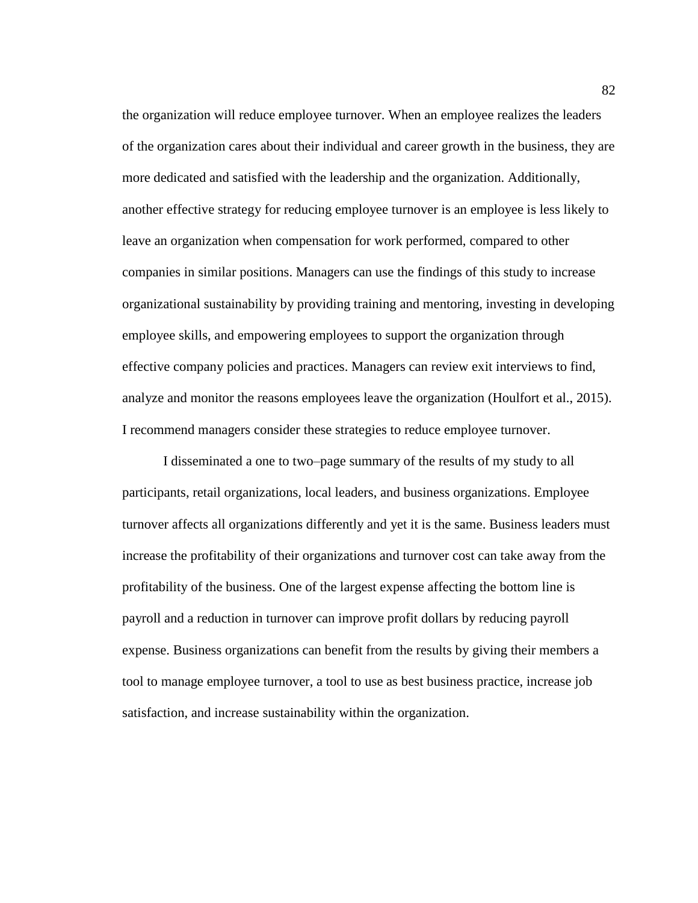the organization will reduce employee turnover. When an employee realizes the leaders of the organization cares about their individual and career growth in the business, they are more dedicated and satisfied with the leadership and the organization. Additionally, another effective strategy for reducing employee turnover is an employee is less likely to leave an organization when compensation for work performed, compared to other companies in similar positions. Managers can use the findings of this study to increase organizational sustainability by providing training and mentoring, investing in developing employee skills, and empowering employees to support the organization through effective company policies and practices. Managers can review exit interviews to find, analyze and monitor the reasons employees leave the organization (Houlfort et al., 2015). I recommend managers consider these strategies to reduce employee turnover.

I disseminated a one to two–page summary of the results of my study to all participants, retail organizations, local leaders, and business organizations. Employee turnover affects all organizations differently and yet it is the same. Business leaders must increase the profitability of their organizations and turnover cost can take away from the profitability of the business. One of the largest expense affecting the bottom line is payroll and a reduction in turnover can improve profit dollars by reducing payroll expense. Business organizations can benefit from the results by giving their members a tool to manage employee turnover, a tool to use as best business practice, increase job satisfaction, and increase sustainability within the organization.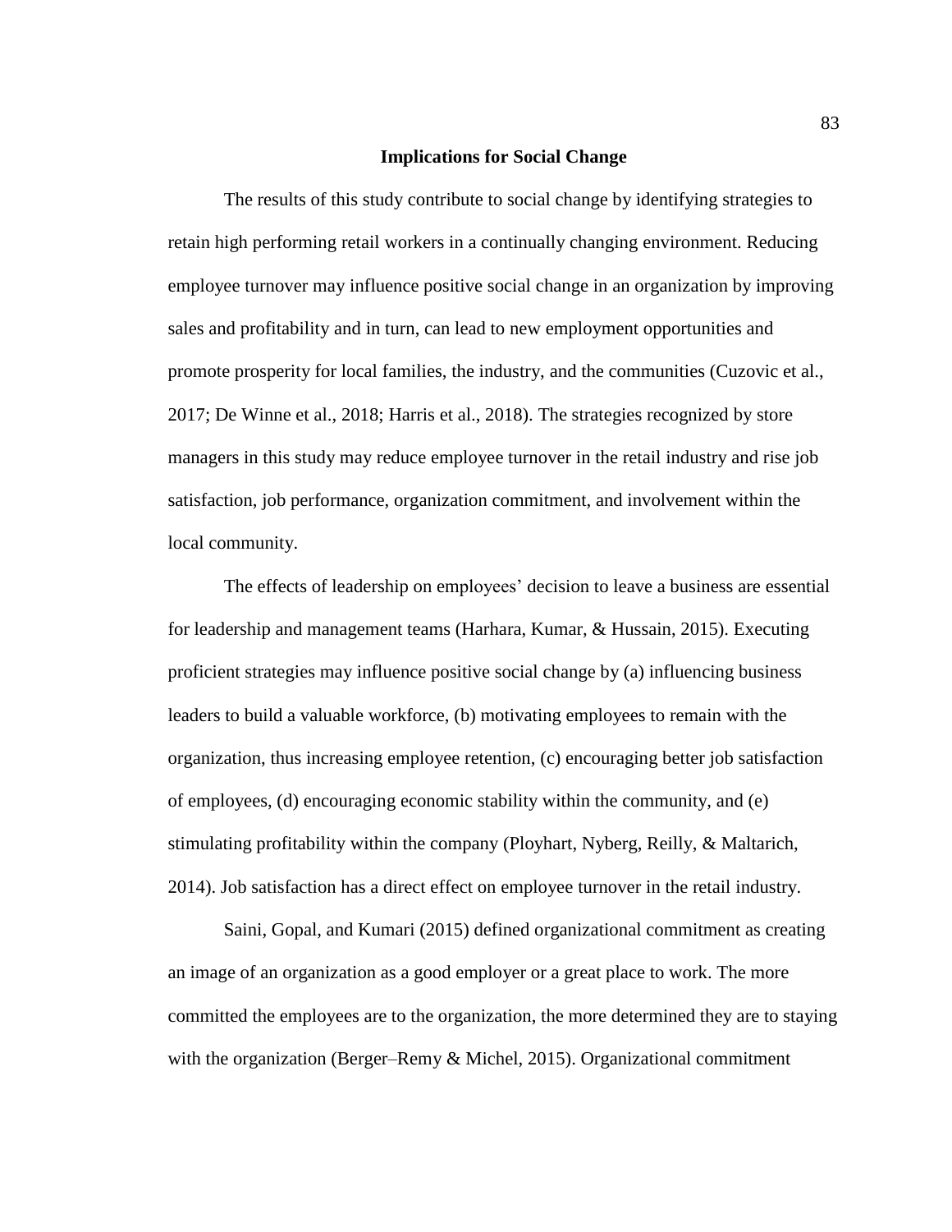## Implications for Social Change

The results of this study contribute to social change by identifying strategies to retain high performing retail workers in a continually changing environment. Reducing employee turnover may influence positive social change in an organization by improving sales and profitability and in turn, can lead to new employment opportunities and promote prosperity for local families, the industry, and the communities (Cuzovic et al., 2017; De Winne et al., 2018; Harris et al., 2018). The strategies recognized by store managers in this study may reduce employee turnover in the retail industry and rise job satisfaction, job performance, organization commitment, and involvement within the local community.

The effects of leadership on employees' decision to leave a business are essential for leadership and management teams (Harhara, Kumar, & Hussain, 2015). Executing proficient strategies may influence positive social change by (a) influencing business leaders to build a valuable workforce, (b) motivating employees to remain with the organization, thus increasing employee retention, (c) encouraging better job satisfaction of employees, (d) encouraging economic stability within the community, and (e) stimulating profitability within the company (Ployhart, Nyberg, Reilly, & Maltarich, 2014). Job satisfaction has a direct effect on employee turnover in the retail industry.

Saini, Gopal, and Kumari (2015) defined organizational commitment as creating an image of an organization as a good employer or a great place to work. The more committed the employees are to the organization, the more determined they are to staying with the organization (Berger–Remy & Michel, 2015). Organizational commitment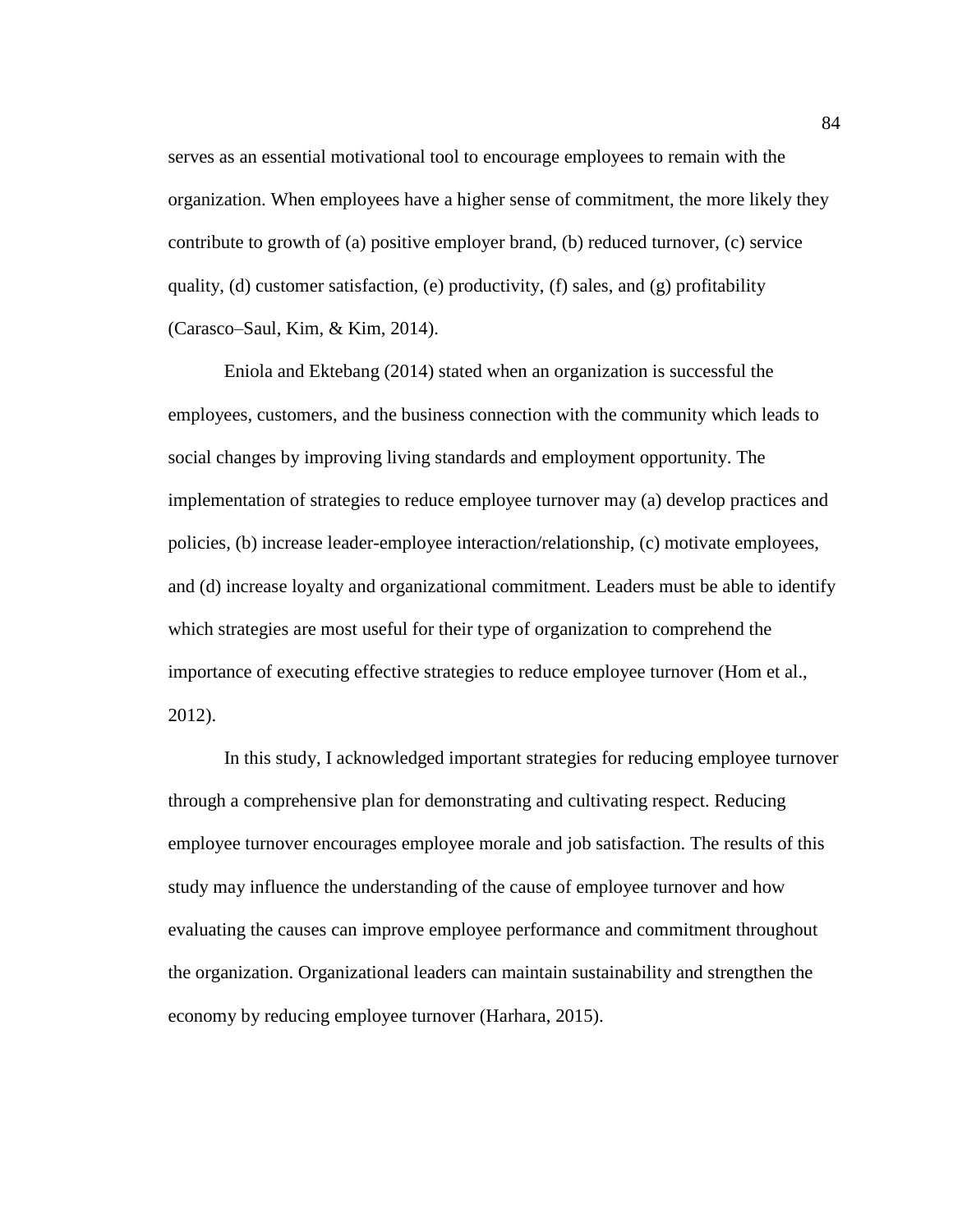serves as an essential motivational tool to encourage employees to remain with the organization. When employees have a higher sense of commitment, the more likely they contribute to growth of (a) positive employer brand, (b) reduced turnover, (c) service quality, (d) customer satisfaction, (e) productivity, (f) sales, and (g) profitability (Carasco–Saul, Kim, & Kim, 2014).

Eniola and Ektebang (2014) stated when an organization is successful the employees, customers, and the business connection with the community which leads to social changes by improving living standards and employment opportunity. The implementation of strategies to reduce employee turnover may (a) develop practices and policies, (b) increase leader-employee interaction/relationship, (c) motivate employees, and (d) increase loyalty and organizational commitment. Leaders must be able to identify which strategies are most useful for their type of organization to comprehend the importance of executing effective strategies to reduce employee turnover (Hom et al., 2012).

In this study, I acknowledged important strategies for reducing employee turnover through a comprehensive plan for demonstrating and cultivating respect. Reducing employee turnover encourages employee morale and job satisfaction. The results of this study may influence the understanding of the cause of employee turnover and how evaluating the causes can improve employee performance and commitment throughout the organization. Organizational leaders can maintain sustainability and strengthen the economy by reducing employee turnover (Harhara, 2015).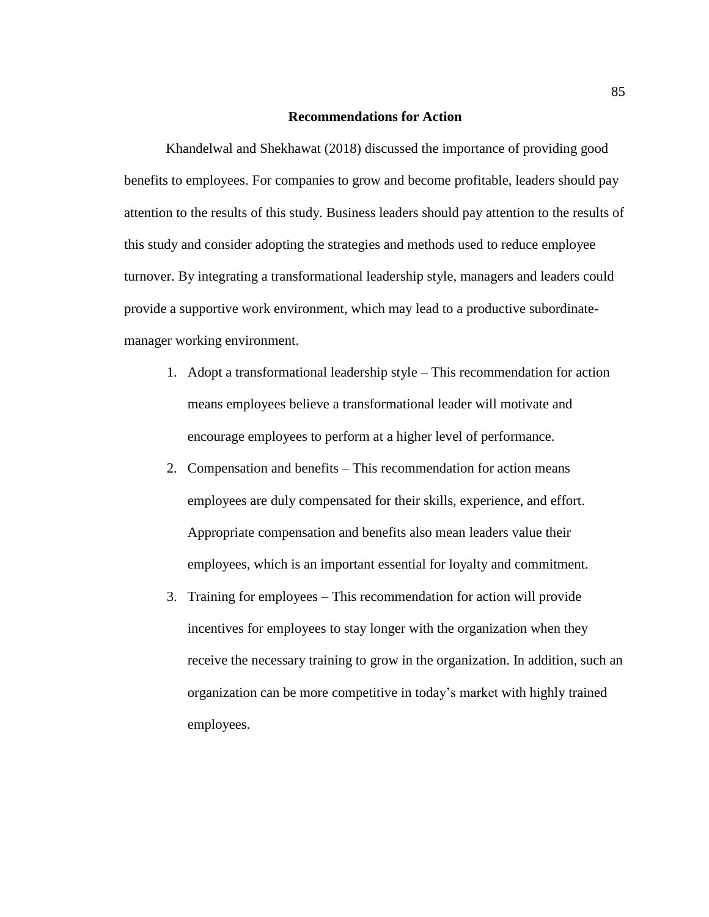## Recommendations for Action

Khandelwal and Shekhawat (2018) discussed the importance of providing good benefits to employees. For companies to grow and become profitable, leaders should pay attention to the results of this study. Business leaders should pay attention to the results of this study and consider adopting the strategies and methods used to reduce employee turnover. By integrating a transformational leadership style, managers and leaders could provide a supportive work environment, which may lead to a productive subordinate-manager working environment.

1. Adopt a transformational leadership style – This recommendation for action means employees believe a transformational leader will motivate and encourage employees to perform at a higher level of performance.
2. Compensation and benefits – This recommendation for action means employees are duly compensated for their skills, experience, and effort. Appropriate compensation and benefits also mean leaders value their employees, which is an important essential for loyalty and commitment.
3. Training for employees – This recommendation for action will provide incentives for employees to stay longer with the organization when they receive the necessary training to grow in the organization. In addition, such an organization can be more competitive in today's market with highly trained employees.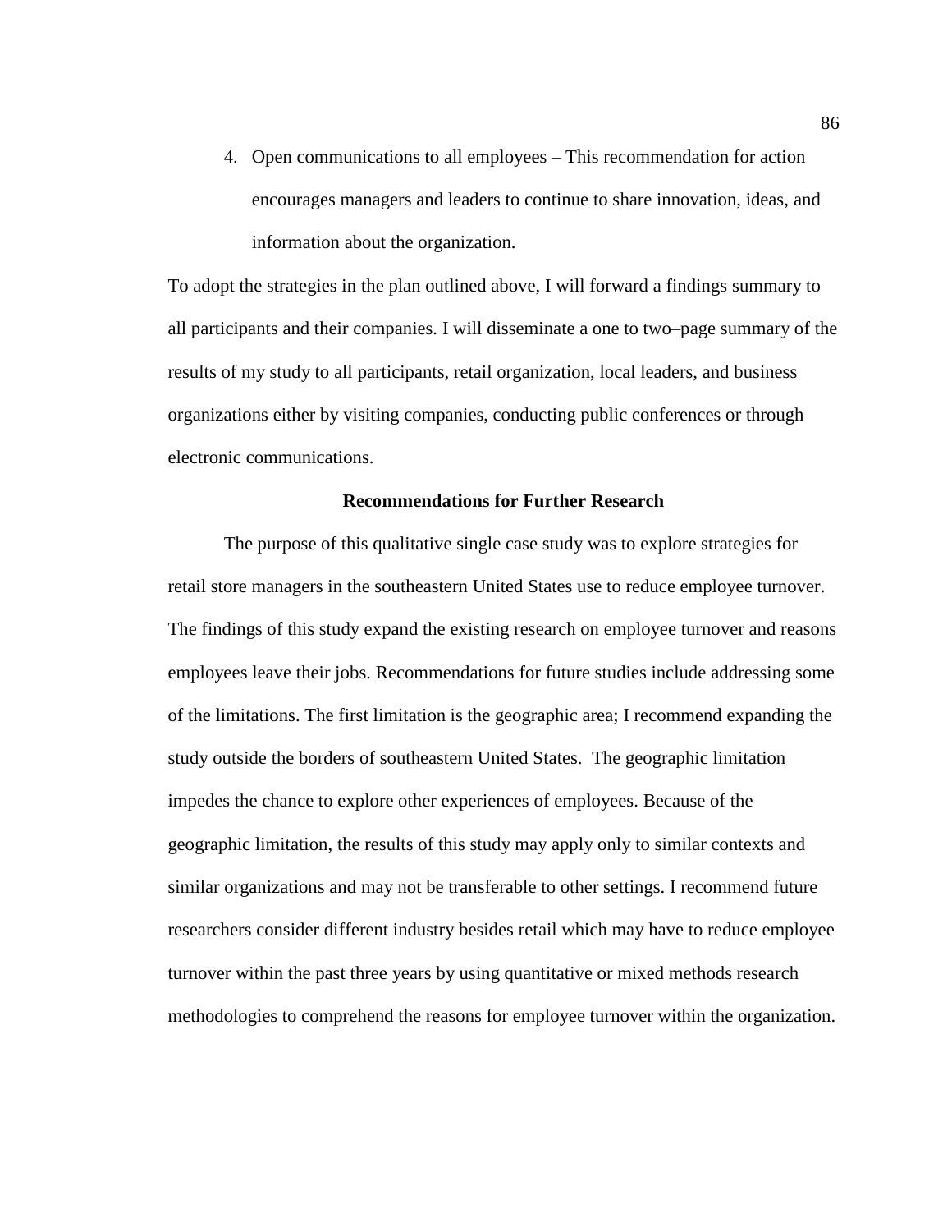4. Open communications to all employees – This recommendation for action encourages managers and leaders to continue to share innovation, ideas, and information about the organization.

To adopt the strategies in the plan outlined above, I will forward a findings summary to all participants and their companies. I will disseminate a one to two–page summary of the results of my study to all participants, retail organization, local leaders, and business organizations either by visiting companies, conducting public conferences or through electronic communications.

## Recommendations for Further Research

The purpose of this qualitative single case study was to explore strategies for retail store managers in the southeastern United States use to reduce employee turnover. The findings of this study expand the existing research on employee turnover and reasons employees leave their jobs. Recommendations for future studies include addressing some of the limitations. The first limitation is the geographic area; I recommend expanding the study outside the borders of southeastern United States. The geographic limitation impedes the chance to explore other experiences of employees. Because of the geographic limitation, the results of this study may apply only to similar contexts and similar organizations and may not be transferable to other settings. I recommend future researchers consider different industry besides retail which may have to reduce employee turnover within the past three years by using quantitative or mixed methods research methodologies to comprehend the reasons for employee turnover within the organization.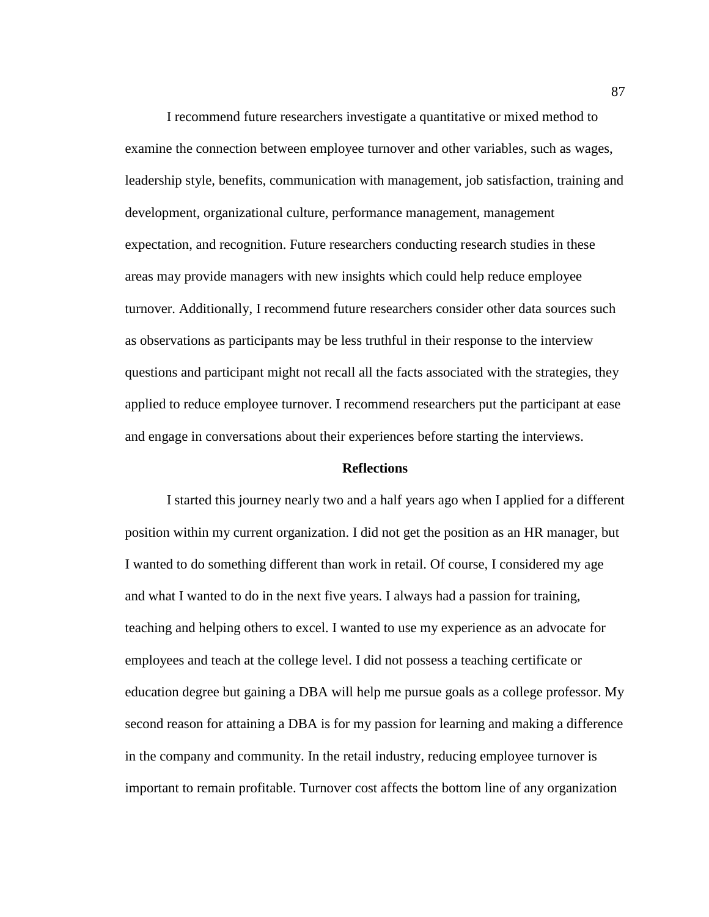I recommend future researchers investigate a quantitative or mixed method to examine the connection between employee turnover and other variables, such as wages, leadership style, benefits, communication with management, job satisfaction, training and development, organizational culture, performance management, management expectation, and recognition. Future researchers conducting research studies in these areas may provide managers with new insights which could help reduce employee turnover. Additionally, I recommend future researchers consider other data sources such as observations as participants may be less truthful in their response to the interview questions and participant might not recall all the facts associated with the strategies, they applied to reduce employee turnover. I recommend researchers put the participant at ease and engage in conversations about their experiences before starting the interviews.

## Reflections

I started this journey nearly two and a half years ago when I applied for a different position within my current organization. I did not get the position as an HR manager, but I wanted to do something different than work in retail. Of course, I considered my age and what I wanted to do in the next five years. I always had a passion for training, teaching and helping others to excel. I wanted to use my experience as an advocate for employees and teach at the college level. I did not possess a teaching certificate or education degree but gaining a DBA will help me pursue goals as a college professor. My second reason for attaining a DBA is for my passion for learning and making a difference in the company and community. In the retail industry, reducing employee turnover is important to remain profitable. Turnover cost affects the bottom line of any organization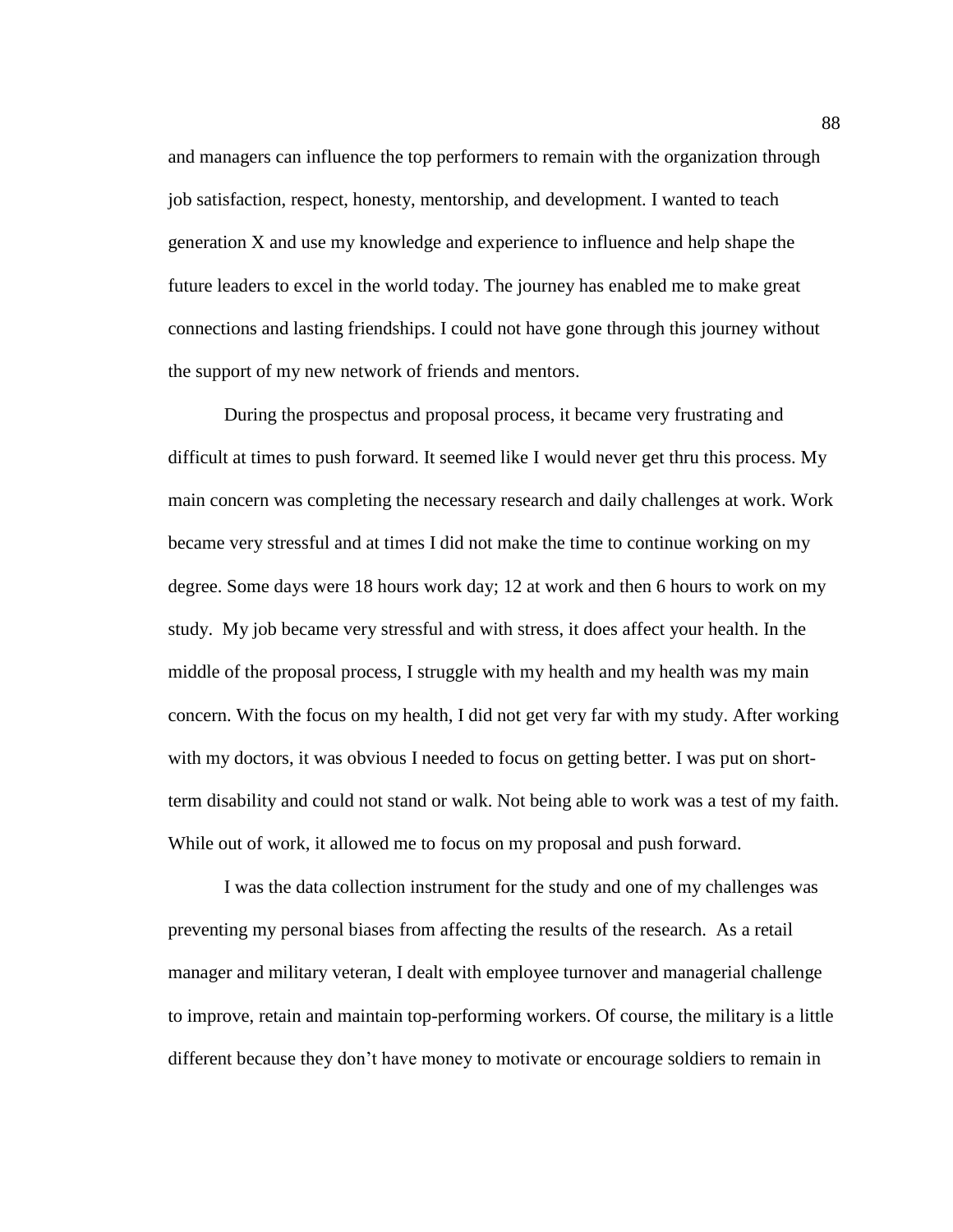and managers can influence the top performers to remain with the organization through job satisfaction, respect, honesty, mentorship, and development. I wanted to teach generation X and use my knowledge and experience to influence and help shape the future leaders to excel in the world today. The journey has enabled me to make great connections and lasting friendships. I could not have gone through this journey without the support of my new network of friends and mentors.

During the prospectus and proposal process, it became very frustrating and difficult at times to push forward. It seemed like I would never get thru this process. My main concern was completing the necessary research and daily challenges at work. Work became very stressful and at times I did not make the time to continue working on my degree. Some days were 18 hours work day; 12 at work and then 6 hours to work on my study. My job became very stressful and with stress, it does affect your health. In the middle of the proposal process, I struggle with my health and my health was my main concern. With the focus on my health, I did not get very far with my study. After working with my doctors, it was obvious I needed to focus on getting better. I was put on short-term disability and could not stand or walk. Not being able to work was a test of my faith. While out of work, it allowed me to focus on my proposal and push forward.

I was the data collection instrument for the study and one of my challenges was preventing my personal biases from affecting the results of the research. As a retail manager and military veteran, I dealt with employee turnover and managerial challenge to improve, retain and maintain top-performing workers. Of course, the military is a little different because they don't have money to motivate or encourage soldiers to remain in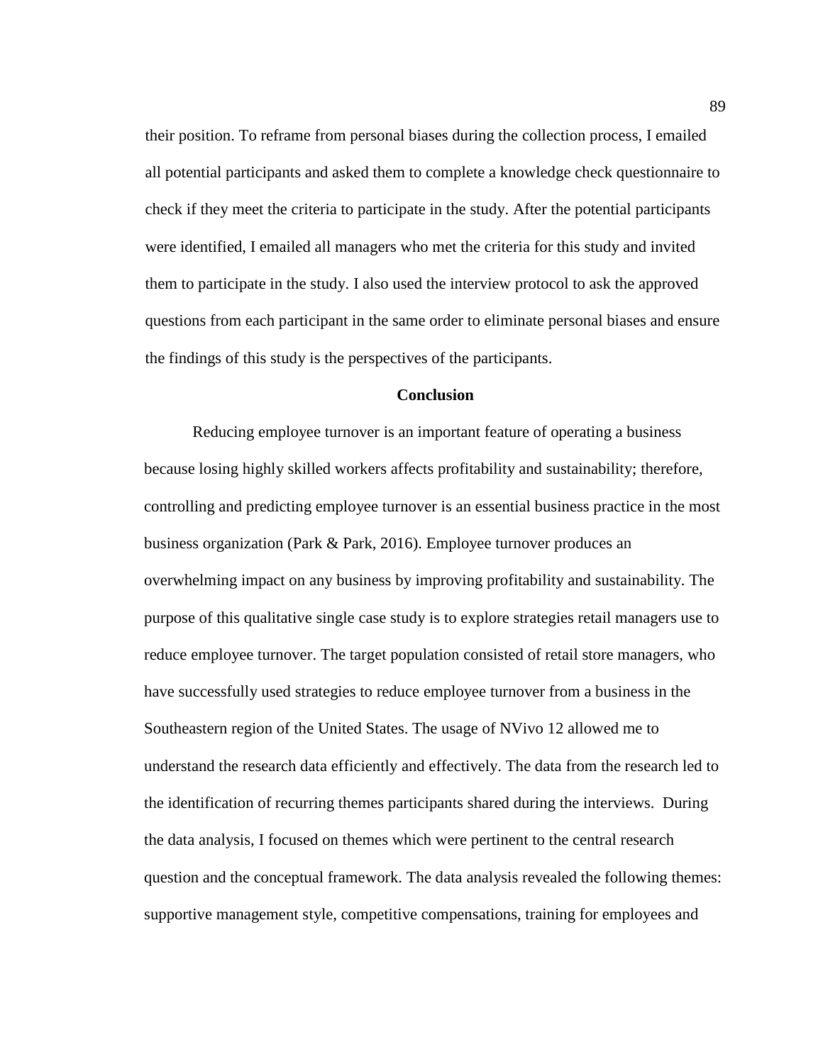their position. To reframe from personal biases during the collection process, I emailed all potential participants and asked them to complete a knowledge check questionnaire to check if they meet the criteria to participate in the study. After the potential participants were identified, I emailed all managers who met the criteria for this study and invited them to participate in the study. I also used the interview protocol to ask the approved questions from each participant in the same order to eliminate personal biases and ensure the findings of this study is the perspectives of the participants.

## Conclusion

Reducing employee turnover is an important feature of operating a business because losing highly skilled workers affects profitability and sustainability; therefore, controlling and predicting employee turnover is an essential business practice in the most business organization (Park & Park, 2016). Employee turnover produces an overwhelming impact on any business by improving profitability and sustainability. The purpose of this qualitative single case study is to explore strategies retail managers use to reduce employee turnover. The target population consisted of retail store managers, who have successfully used strategies to reduce employee turnover from a business in the Southeastern region of the United States. The usage of NVivo 12 allowed me to understand the research data efficiently and effectively. The data from the research led to the identification of recurring themes participants shared during the interviews. During the data analysis, I focused on themes which were pertinent to the central research question and the conceptual framework. The data analysis revealed the following themes: supportive management style, competitive compensations, training for employees and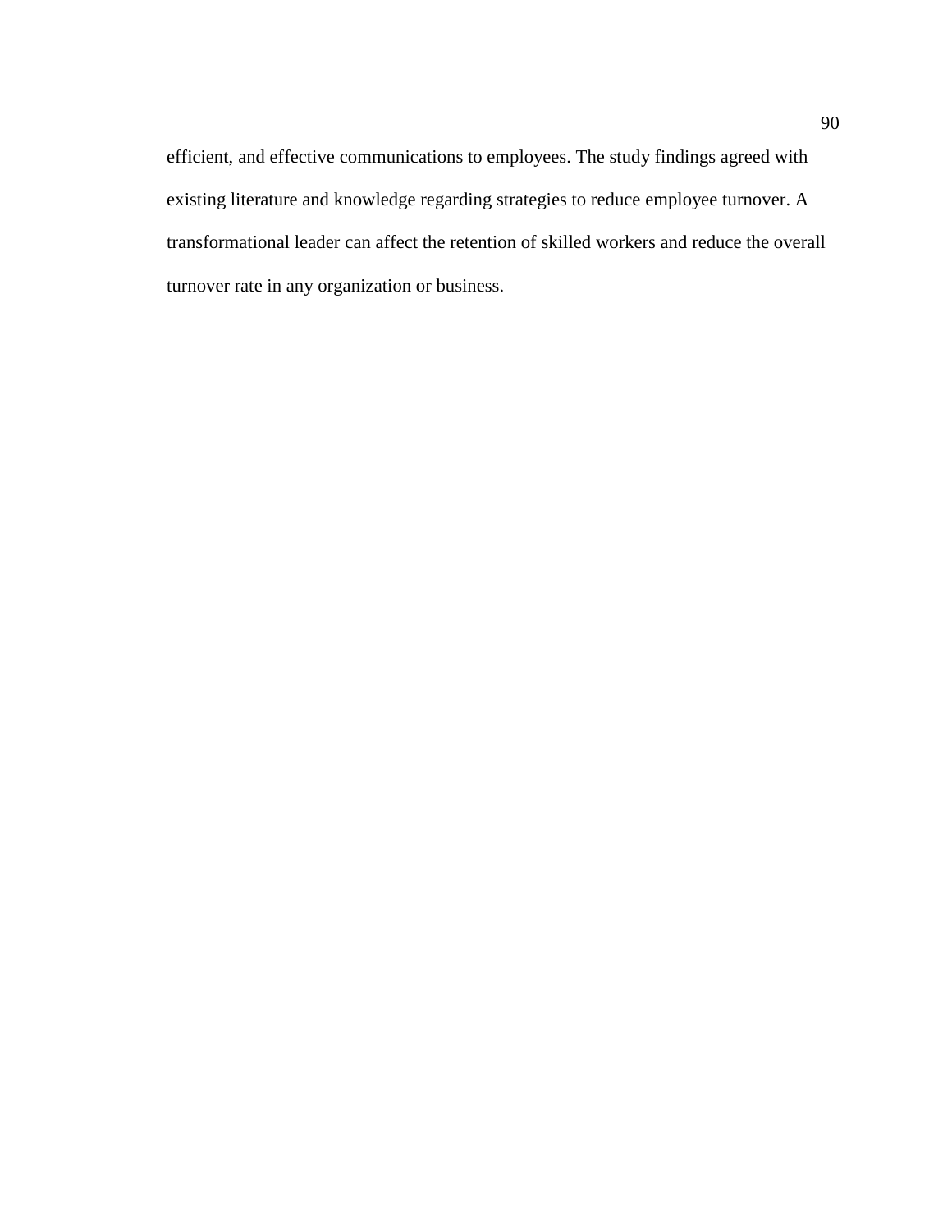efficient, and effective communications to employees. The study findings agreed with existing literature and knowledge regarding strategies to reduce employee turnover. A transformational leader can affect the retention of skilled workers and reduce the overall turnover rate in any organization or business.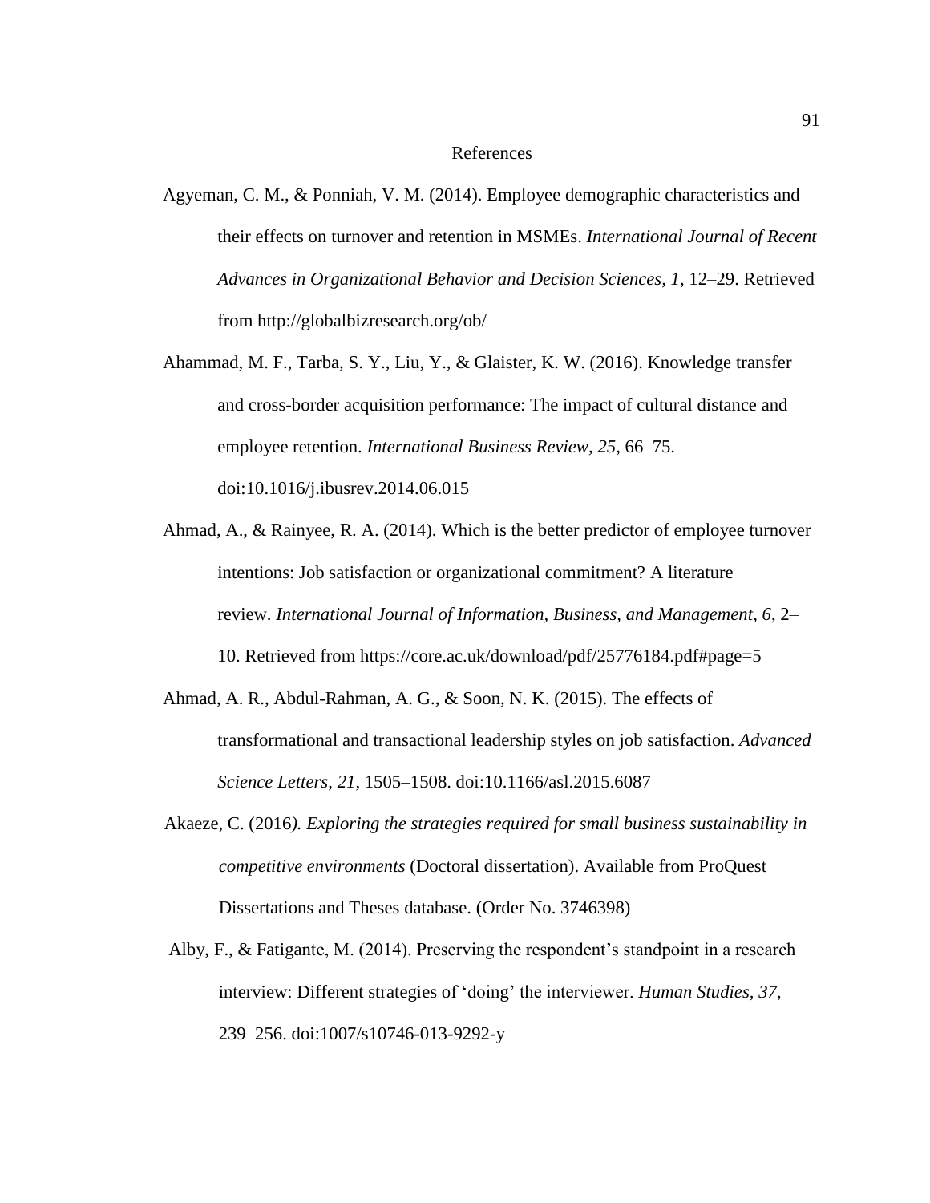# References

Agyeman, C. M., & Ponniah, V. M. (2014). Employee demographic characteristics and their effects on turnover and retention in MSMEs. *International Journal of Recent Advances in Organizational Behavior and Decision Sciences*, *1*, 12–29. Retrieved from http://globalbizresearch.org/ob/

Ahammad, M. F., Tarba, S. Y., Liu, Y., & Glaister, K. W. (2016). Knowledge transfer and cross-border acquisition performance: The impact of cultural distance and employee retention. *International Business Review*, *25*, 66–75. doi:10.1016/j.ibusrev.2014.06.015

Ahmad, A., & Rainyee, R. A. (2014). Which is the better predictor of employee turnover intentions: Job satisfaction or organizational commitment? A literature review. *International Journal of Information, Business, and Management*, *6*, 2–10. Retrieved from https://core.ac.uk/download/pdf/25776184.pdf#page=5

Ahmad, A. R., Abdul-Rahman, A. G., & Soon, N. K. (2015). The effects of transformational and transactional leadership styles on job satisfaction. *Advanced Science Letters*, *21*, 1505–1508. doi:10.1166/asl.2015.6087

Akaeze, C. (2016*). Exploring the strategies required for small business sustainability in competitive environments* (Doctoral dissertation). Available from ProQuest Dissertations and Theses database. (Order No. 3746398)

Alby, F., & Fatigante, M. (2014). Preserving the respondent's standpoint in a research interview: Different strategies of 'doing' the interviewer. *Human Studies, 37*, 239–256. doi:1007/s10746-013-9292-y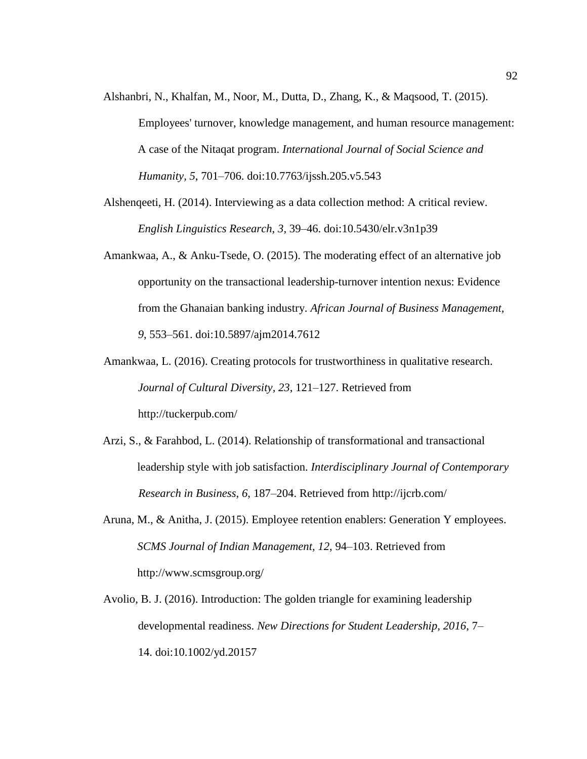Alshanbri, N., Khalfan, M., Noor, M., Dutta, D., Zhang, K., & Maqsood, T. (2015). Employees' turnover, knowledge management, and human resource management: A case of the Nitaqat program. *International Journal of Social Science and Humanity, 5*, 701–706. doi:10.7763/ijssh.205.v5.543

Alshenqeeti, H. (2014). Interviewing as a data collection method: A critical review. *English Linguistics Research, 3*, 39–46. doi:10.5430/elr.v3n1p39

Amankwaa, A., & Anku-Tsede, O. (2015). The moderating effect of an alternative job opportunity on the transactional leadership-turnover intention nexus: Evidence from the Ghanaian banking industry. *African Journal of Business Management, 9*, 553–561. doi:10.5897/ajm2014.7612

Amankwaa, L. (2016). Creating protocols for trustworthiness in qualitative research. *Journal of Cultural Diversity, 23*, 121–127. Retrieved from http://tuckerpub.com/

Arzi, S., & Farahbod, L. (2014). Relationship of transformational and transactional leadership style with job satisfaction. *Interdisciplinary Journal of Contemporary Research in Business, 6*, 187–204. Retrieved from http://ijcrb.com/

Aruna, M., & Anitha, J. (2015). Employee retention enablers: Generation Y employees. *SCMS Journal of Indian Management, 12*, 94–103. Retrieved from http://www.scmsgroup.org/

Avolio, B. J. (2016). Introduction: The golden triangle for examining leadership developmental readiness. *New Directions for Student Leadership, 2016*, 7–14. doi:10.1002/yd.20157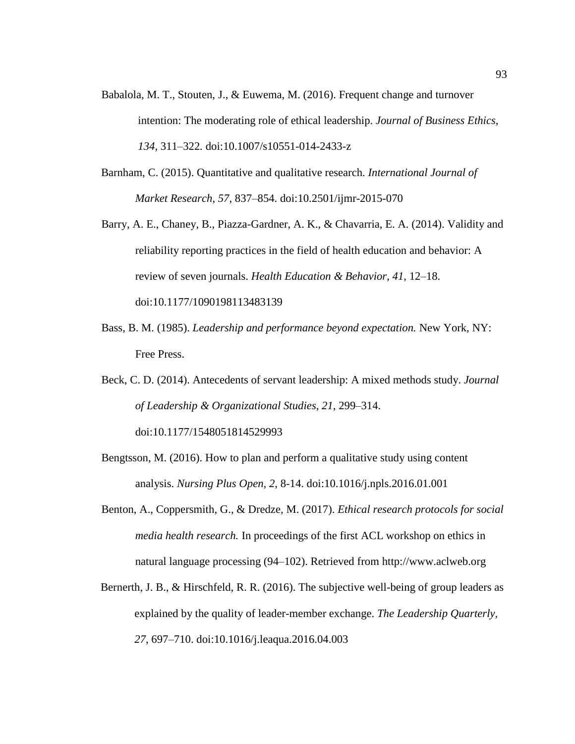Babalola, M. T., Stouten, J., & Euwema, M. (2016). Frequent change and turnover intention: The moderating role of ethical leadership. *Journal of Business Ethics, 134*, 311–322. doi:10.1007/s10551-014-2433-z

Barnham, C. (2015). Quantitative and qualitative research. *International Journal of Market Research*, *57*, 837–854. doi:10.2501/ijmr-2015-070

Barry, A. E., Chaney, B., Piazza-Gardner, A. K., & Chavarria, E. A. (2014). Validity and reliability reporting practices in the field of health education and behavior: A review of seven journals. *Health Education & Behavior, 41*, 12–18. doi:10.1177/1090198113483139

Bass, B. M. (1985). *Leadership and performance beyond expectation.* New York, NY: Free Press.

Beck, C. D. (2014). Antecedents of servant leadership: A mixed methods study. *Journal of Leadership & Organizational Studies, 21*, 299–314. doi:10.1177/1548051814529993

Bengtsson, M. (2016). How to plan and perform a qualitative study using content analysis. *Nursing Plus Open*, *2*, 8-14. doi:10.1016/j.npls.2016.01.001

Benton, A., Coppersmith, G., & Dredze, M. (2017). *Ethical research protocols for social media health research.* In proceedings of the first ACL workshop on ethics in natural language processing (94–102). Retrieved from http://www.aclweb.org

Bernerth, J. B., & Hirschfeld, R. R. (2016). The subjective well-being of group leaders as explained by the quality of leader-member exchange. *The Leadership Quarterly*, *27*, 697–710. doi:10.1016/j.leaqua.2016.04.003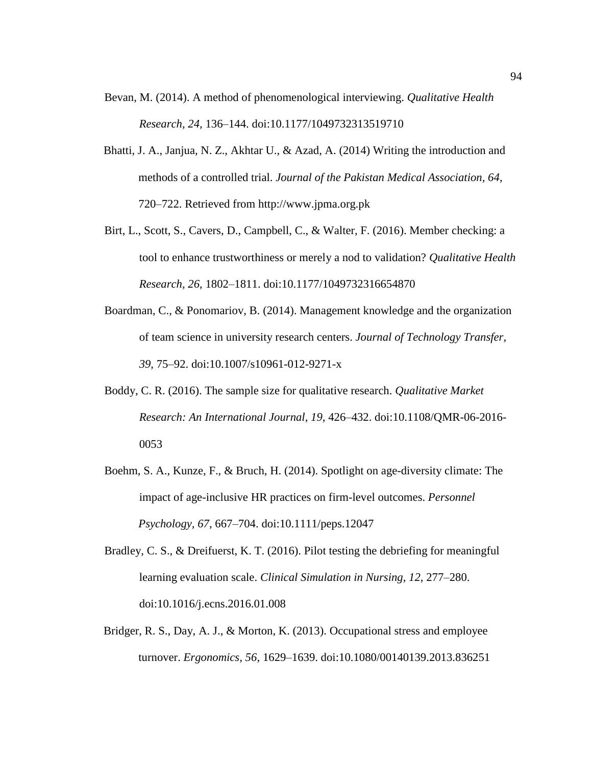Bevan, M. (2014). A method of phenomenological interviewing. *Qualitative Health Research, 24*, 136–144. doi:10.1177/1049732313519710

Bhatti, J. A., Janjua, N. Z., Akhtar U., & Azad, A. (2014) Writing the introduction and methods of a controlled trial. *Journal of the Pakistan Medical Association, 64*, 720–722. Retrieved from http://www.jpma.org.pk

Birt, L., Scott, S., Cavers, D., Campbell, C., & Walter, F. (2016). Member checking: a tool to enhance trustworthiness or merely a nod to validation? *Qualitative Health Research, 26*, 1802–1811. doi:10.1177/1049732316654870

Boardman, C., & Ponomariov, B. (2014). Management knowledge and the organization of team science in university research centers. *Journal of Technology Transfer, 39*, 75–92. doi:10.1007/s10961-012-9271-x

Boddy, C. R. (2016). The sample size for qualitative research. *Qualitative Market Research: An International Journal, 19*, 426–432. doi:10.1108/QMR-06-2016-0053

Boehm, S. A., Kunze, F., & Bruch, H. (2014). Spotlight on age-diversity climate: The impact of age-inclusive HR practices on firm-level outcomes. *Personnel Psychology, 67*, 667–704. doi:10.1111/peps.12047

Bradley, C. S., & Dreifuerst, K. T. (2016). Pilot testing the debriefing for meaningful learning evaluation scale. *Clinical Simulation in Nursing, 12*, 277–280. doi:10.1016/j.ecns.2016.01.008

Bridger, R. S., Day, A. J., & Morton, K. (2013). Occupational stress and employee turnover. *Ergonomics, 56*, 1629–1639. doi:10.1080/00140139.2013.836251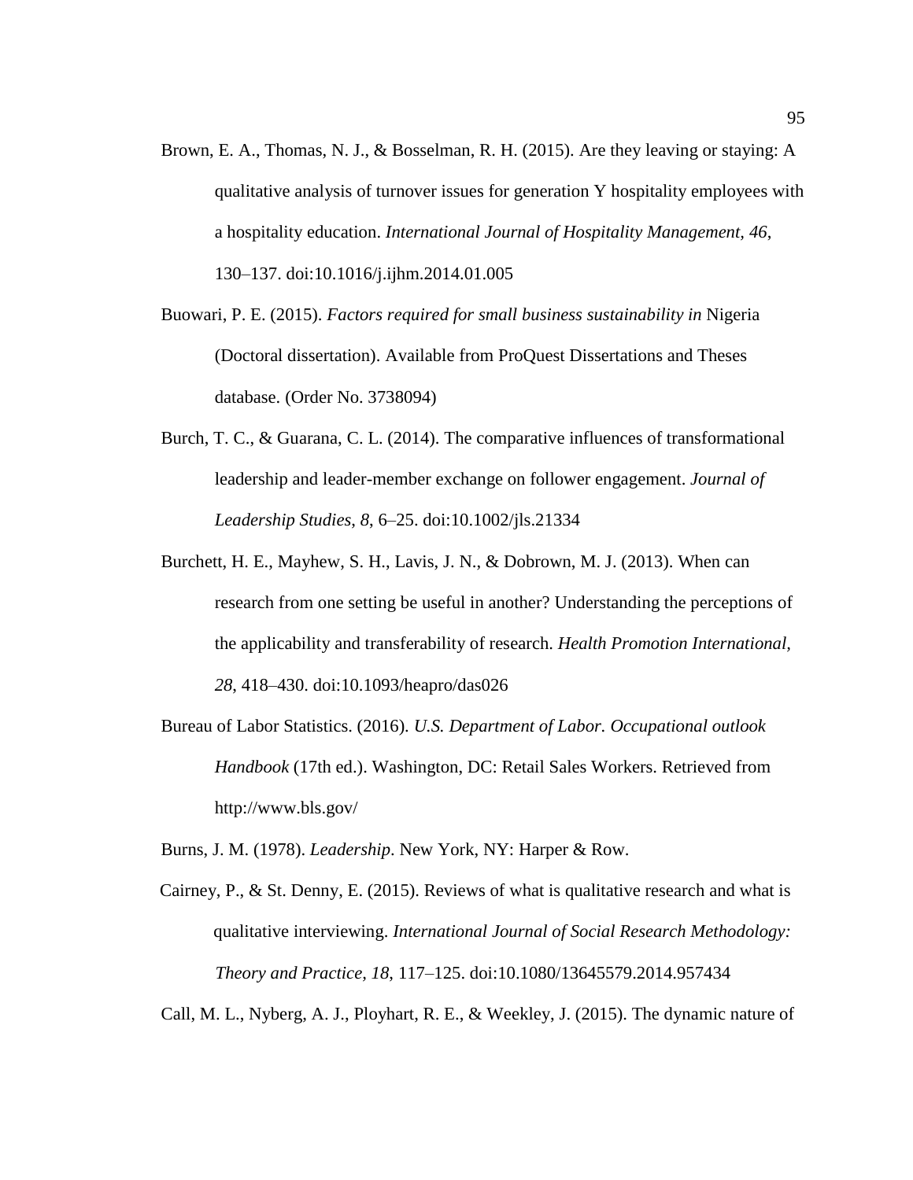Brown, E. A., Thomas, N. J., & Bosselman, R. H. (2015). Are they leaving or staying: A qualitative analysis of turnover issues for generation Y hospitality employees with a hospitality education. *International Journal of Hospitality Management, 46*, 130–137. doi:10.1016/j.ijhm.2014.01.005

Buowari, P. E. (2015). *Factors required for small business sustainability in* Nigeria (Doctoral dissertation). Available from ProQuest Dissertations and Theses database. (Order No. 3738094)

Burch, T. C., & Guarana, C. L. (2014). The comparative influences of transformational leadership and leader-member exchange on follower engagement. *Journal of Leadership Studies, 8*, 6–25. doi:10.1002/jls.21334

Burchett, H. E., Mayhew, S. H., Lavis, J. N., & Dobrown, M. J. (2013). When can research from one setting be useful in another? Understanding the perceptions of the applicability and transferability of research. *Health Promotion International, 28*, 418–430. doi:10.1093/heapro/das026

Bureau of Labor Statistics. (2016). *U.S. Department of Labor. Occupational outlook Handbook* (17th ed.). Washington, DC: Retail Sales Workers. Retrieved from http://www.bls.gov/

Burns, J. M. (1978). *Leadership*. New York, NY: Harper & Row.

Cairney, P., & St. Denny, E. (2015). Reviews of what is qualitative research and what is qualitative interviewing. *International Journal of Social Research Methodology: Theory and Practice, 18*, 117–125. doi:10.1080/13645579.2014.957434

Call, M. L., Nyberg, A. J., Ployhart, R. E., & Weekley, J. (2015). The dynamic nature of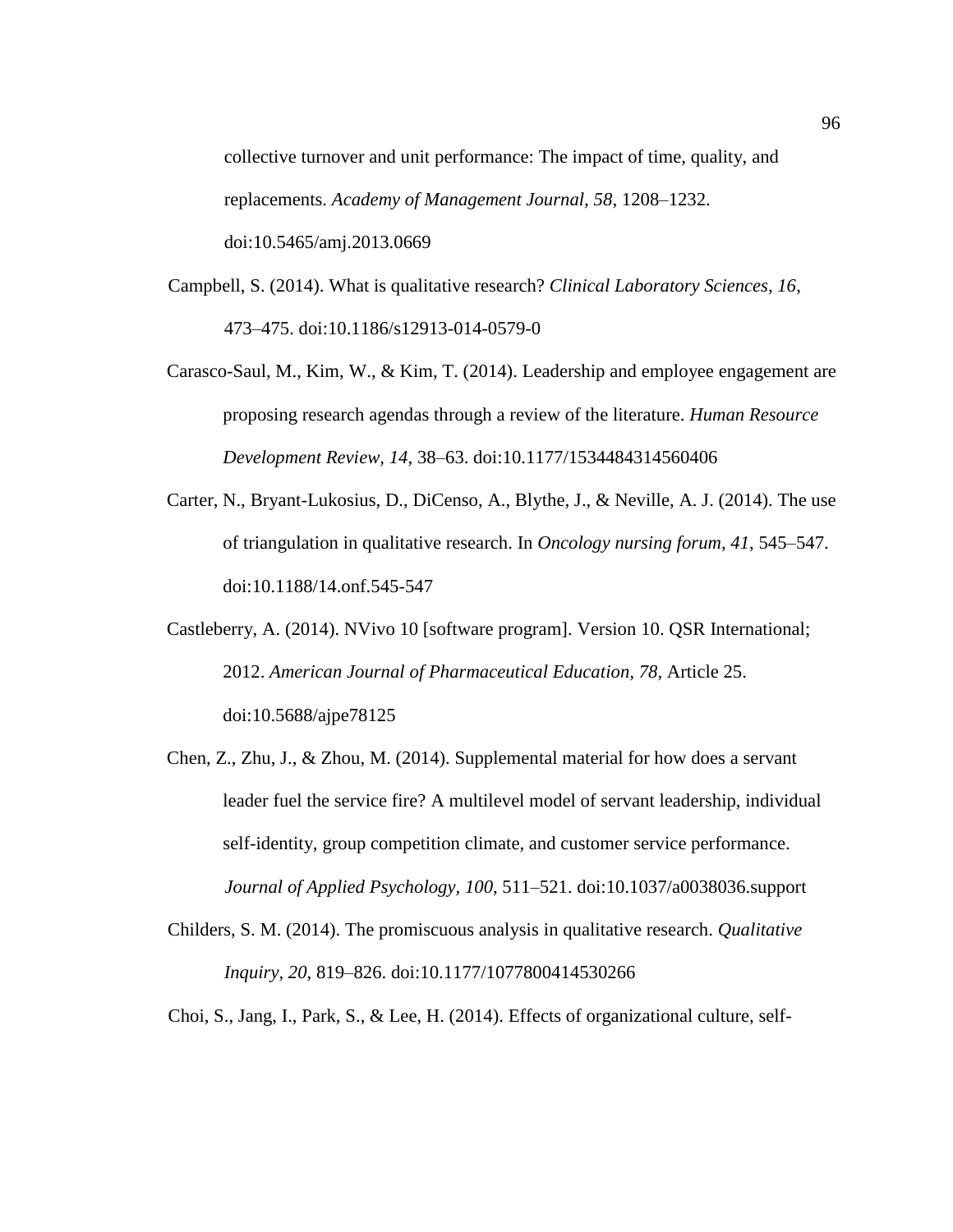collective turnover and unit performance: The impact of time, quality, and replacements. *Academy of Management Journal*, *58*, 1208–1232. doi:10.5465/amj.2013.0669

Campbell, S. (2014). What is qualitative research? *Clinical Laboratory Sciences*, *16*, 473–475. doi:10.1186/s12913-014-0579-0

Carasco-Saul, M., Kim, W., & Kim, T. (2014). Leadership and employee engagement are proposing research agendas through a review of the literature. *Human Resource Development Review*, *14*, 38–63. doi:10.1177/1534484314560406

Carter, N., Bryant-Lukosius, D., DiCenso, A., Blythe, J., & Neville, A. J. (2014). The use of triangulation in qualitative research. In *Oncology nursing forum*, *41*, 545–547. doi:10.1188/14.onf.545-547

Castleberry, A. (2014). NVivo 10 [software program]. Version 10. QSR International; 2012. *American Journal of Pharmaceutical Education*, *78*, Article 25. doi:10.5688/ajpe78125

Chen, Z., Zhu, J., & Zhou, M. (2014). Supplemental material for how does a servant leader fuel the service fire? A multilevel model of servant leadership, individual self-identity, group competition climate, and customer service performance. *Journal of Applied Psychology*, *100*, 511–521. doi:10.1037/a0038036.support

Childers, S. M. (2014). The promiscuous analysis in qualitative research. *Qualitative Inquiry*, *20*, 819–826. doi:10.1177/1077800414530266

Choi, S., Jang, I., Park, S., & Lee, H. (2014). Effects of organizational culture, self-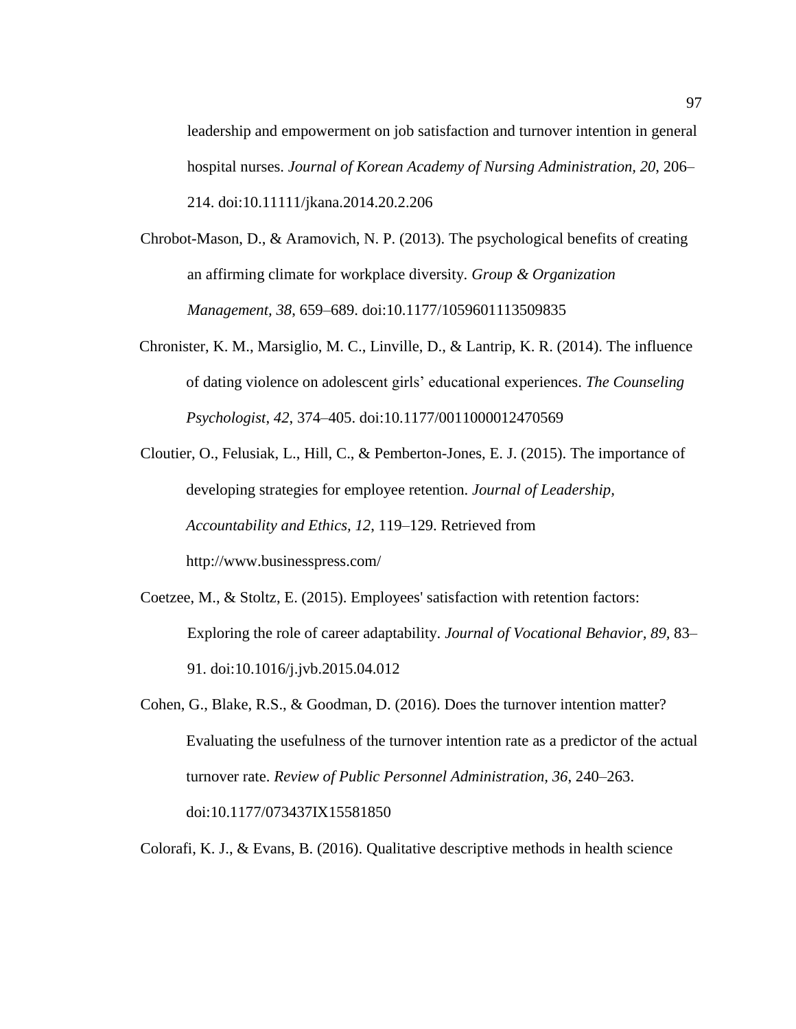leadership and empowerment on job satisfaction and turnover intention in general hospital nurses. *Journal of Korean Academy of Nursing Administration, 20*, 206–214. doi:10.11111/jkana.2014.20.2.206

Chrobot-Mason, D., & Aramovich, N. P. (2013). The psychological benefits of creating an affirming climate for workplace diversity. *Group & Organization Management, 38*, 659–689. doi:10.1177/1059601113509835

Chronister, K. M., Marsiglio, M. C., Linville, D., & Lantrip, K. R. (2014). The influence of dating violence on adolescent girls' educational experiences. *The Counseling Psychologist, 42*, 374–405. doi:10.1177/0011000012470569

Cloutier, O., Felusiak, L., Hill, C., & Pemberton-Jones, E. J. (2015). The importance of developing strategies for employee retention. *Journal of Leadership, Accountability and Ethics, 12*, 119–129. Retrieved from http://www.businesspress.com/

Coetzee, M., & Stoltz, E. (2015). Employees' satisfaction with retention factors: Exploring the role of career adaptability. *Journal of Vocational Behavior, 89*, 83–91. doi:10.1016/j.jvb.2015.04.012

Cohen, G., Blake, R.S., & Goodman, D. (2016). Does the turnover intention matter? Evaluating the usefulness of the turnover intention rate as a predictor of the actual turnover rate. *Review of Public Personnel Administration, 36*, 240–263. doi:10.1177/073437IX15581850

Colorafi, K. J., & Evans, B. (2016). Qualitative descriptive methods in health science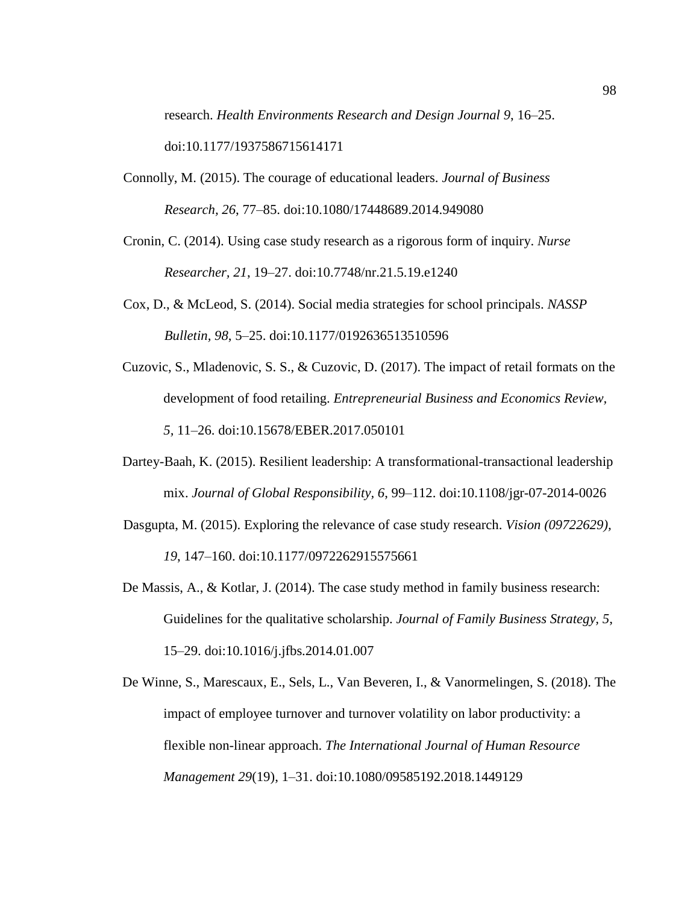research. *Health Environments Research and Design Journal 9*, 16–25. doi:10.1177/1937586715614171

Connolly, M. (2015). The courage of educational leaders. *Journal of Business Research, 26*, 77–85. doi:10.1080/17448689.2014.949080

Cronin, C. (2014). Using case study research as a rigorous form of inquiry. *Nurse Researcher, 21*, 19–27. doi:10.7748/nr.21.5.19.e1240

Cox, D., & McLeod, S. (2014). Social media strategies for school principals. *NASSP Bulletin, 98*, 5–25. doi:10.1177/0192636513510596

Cuzovic, S., Mladenovic, S. S., & Cuzovic, D. (2017). The impact of retail formats on the development of food retailing. *Entrepreneurial Business and Economics Review, 5*, 11–26. doi:10.15678/EBER.2017.050101

Dartey-Baah, K. (2015). Resilient leadership: A transformational-transactional leadership mix. *Journal of Global Responsibility, 6*, 99–112. doi:10.1108/jgr-07-2014-0026

Dasgupta, M. (2015). Exploring the relevance of case study research. *Vision (09722629), 19*, 147–160. doi:10.1177/0972262915575661

De Massis, A., & Kotlar, J. (2014). The case study method in family business research: Guidelines for the qualitative scholarship. *Journal of Family Business Strategy, 5*, 15–29. doi:10.1016/j.jfbs.2014.01.007

De Winne, S., Marescaux, E., Sels, L., Van Beveren, I., & Vanormelingen, S. (2018). The impact of employee turnover and turnover volatility on labor productivity: a flexible non-linear approach. *The International Journal of Human Resource Management 29*(19), 1–31. doi:10.1080/09585192.2018.1449129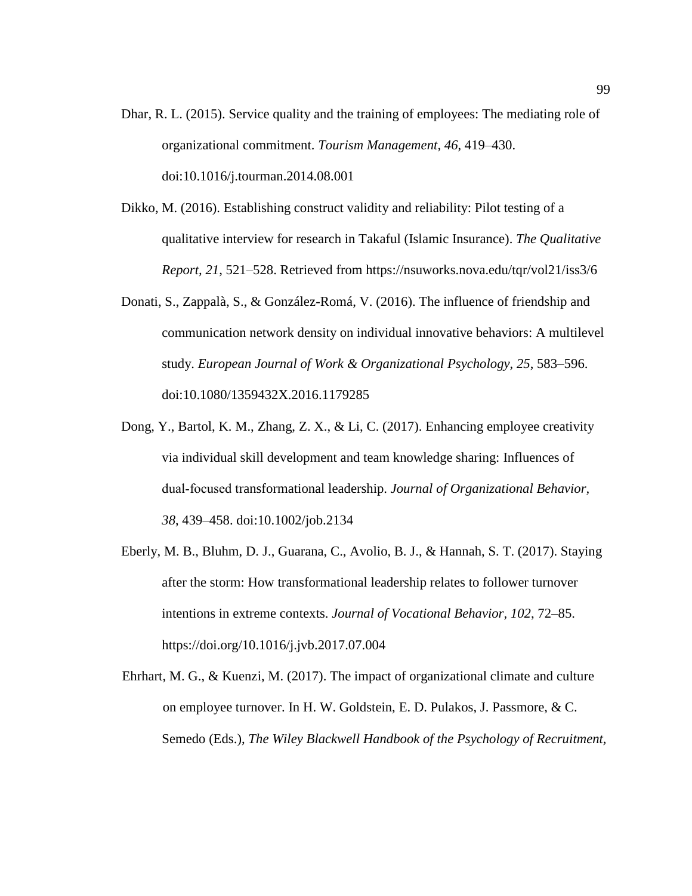Dhar, R. L. (2015). Service quality and the training of employees: The mediating role of organizational commitment. *Tourism Management*, *46*, 419–430. doi:10.1016/j.tourman.2014.08.001

Dikko, M. (2016). Establishing construct validity and reliability: Pilot testing of a qualitative interview for research in Takaful (Islamic Insurance). *The Qualitative Report*, *21*, 521–528. Retrieved from https://nsuworks.nova.edu/tqr/vol21/iss3/6

Donati, S., Zappalà, S., & González-Romá, V. (2016). The influence of friendship and communication network density on individual innovative behaviors: A multilevel study. *European Journal of Work & Organizational Psychology*, *25*, 583–596. doi:10.1080/1359432X.2016.1179285

Dong, Y., Bartol, K. M., Zhang, Z. X., & Li, C. (2017). Enhancing employee creativity via individual skill development and team knowledge sharing: Influences of dual-focused transformational leadership. *Journal of Organizational Behavior*, *38*, 439–458. doi:10.1002/job.2134

Eberly, M. B., Bluhm, D. J., Guarana, C., Avolio, B. J., & Hannah, S. T. (2017). Staying after the storm: How transformational leadership relates to follower turnover intentions in extreme contexts. *Journal of Vocational Behavior*, *102*, 72–85. https://doi.org/10.1016/j.jvb.2017.07.004

Ehrhart, M. G., & Kuenzi, M. (2017). The impact of organizational climate and culture on employee turnover. In H. W. Goldstein, E. D. Pulakos, J. Passmore, & C. Semedo (Eds.), *The Wiley Blackwell Handbook of the Psychology of Recruitment,*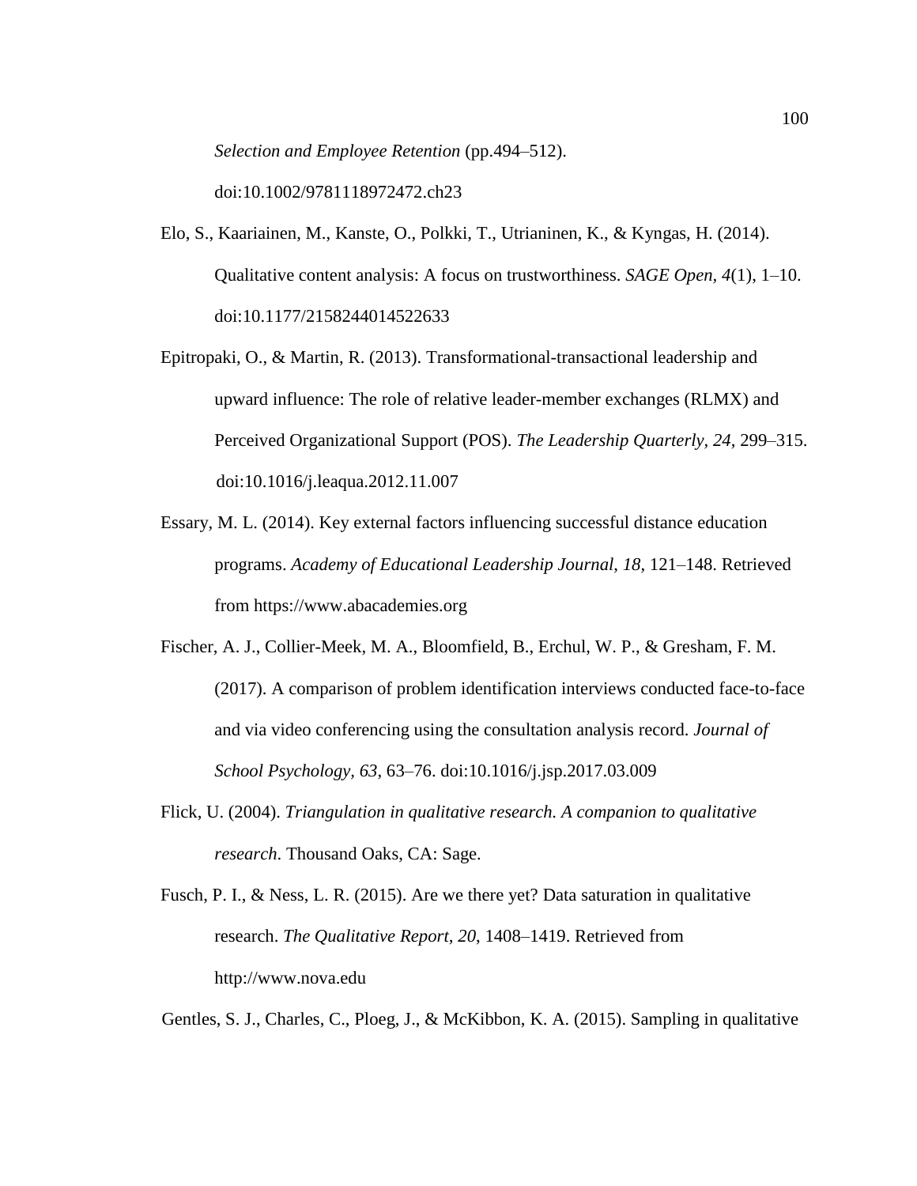*Selection and Employee Retention* (pp.494–512). doi:10.1002/9781118972472.ch23

Elo, S., Kaariainen, M., Kanste, O., Polkki, T., Utrianinen, K., & Kyngas, H. (2014). Qualitative content analysis: A focus on trustworthiness. *SAGE Open*, *4*(1), 1–10. doi:10.1177/2158244014522633

Epitropaki, O., & Martin, R. (2013). Transformational-transactional leadership and upward influence: The role of relative leader-member exchanges (RLMX) and Perceived Organizational Support (POS). *The Leadership Quarterly, 24*, 299–315. doi:10.1016/j.leaqua.2012.11.007

Essary, M. L. (2014). Key external factors influencing successful distance education programs. *Academy of Educational Leadership Journal*, *18*, 121–148. Retrieved from https://www.abacademies.org

Fischer, A. J., Collier-Meek, M. A., Bloomfield, B., Erchul, W. P., & Gresham, F. M. (2017). A comparison of problem identification interviews conducted face-to-face and via video conferencing using the consultation analysis record. *Journal of School Psychology, 63*, 63–76. doi:10.1016/j.jsp.2017.03.009

Flick, U. (2004). *Triangulation in qualitative research. A companion to qualitative research*. Thousand Oaks, CA: Sage.

Fusch, P. I., & Ness, L. R. (2015). Are we there yet? Data saturation in qualitative research. *The Qualitative Report, 20*, 1408–1419. Retrieved from http://www.nova.edu

Gentles, S. J., Charles, C., Ploeg, J., & McKibbon, K. A. (2015). Sampling in qualitative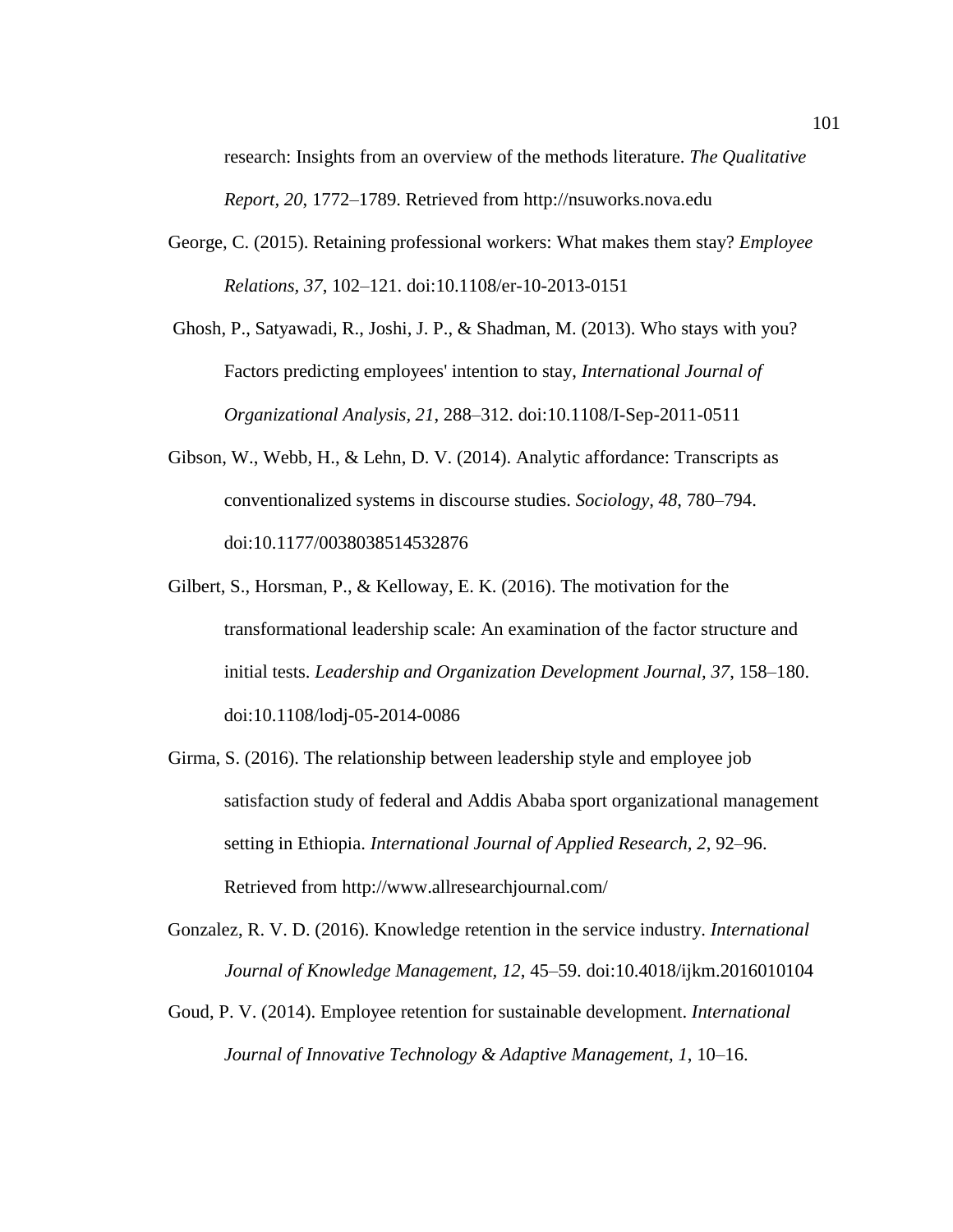research: Insights from an overview of the methods literature. *The Qualitative Report, 20*, 1772–1789. Retrieved from http://nsuworks.nova.edu

George, C. (2015). Retaining professional workers: What makes them stay? *Employee Relations, 37*, 102–121. doi:10.1108/er-10-2013-0151

Ghosh, P., Satyawadi, R., Joshi, J. P., & Shadman, M. (2013). Who stays with you? Factors predicting employees' intention to stay, *International Journal of Organizational Analysis, 21*, 288–312. doi:10.1108/I-Sep-2011-0511

Gibson, W., Webb, H., & Lehn, D. V. (2014). Analytic affordance: Transcripts as conventionalized systems in discourse studies. *Sociology, 48*, 780–794. doi:10.1177/0038038514532876

Gilbert, S., Horsman, P., & Kelloway, E. K. (2016). The motivation for the transformational leadership scale: An examination of the factor structure and initial tests. *Leadership and Organization Development Journal, 37*, 158–180. doi:10.1108/lodj-05-2014-0086

Girma, S. (2016). The relationship between leadership style and employee job satisfaction study of federal and Addis Ababa sport organizational management setting in Ethiopia. *International Journal of Applied Research, 2*, 92–96. Retrieved from http://www.allresearchjournal.com/

Gonzalez, R. V. D. (2016). Knowledge retention in the service industry. *International Journal of Knowledge Management, 12*, 45–59. doi:10.4018/ijkm.2016010104

Goud, P. V. (2014). Employee retention for sustainable development. *International Journal of Innovative Technology & Adaptive Management, 1*, 10–16.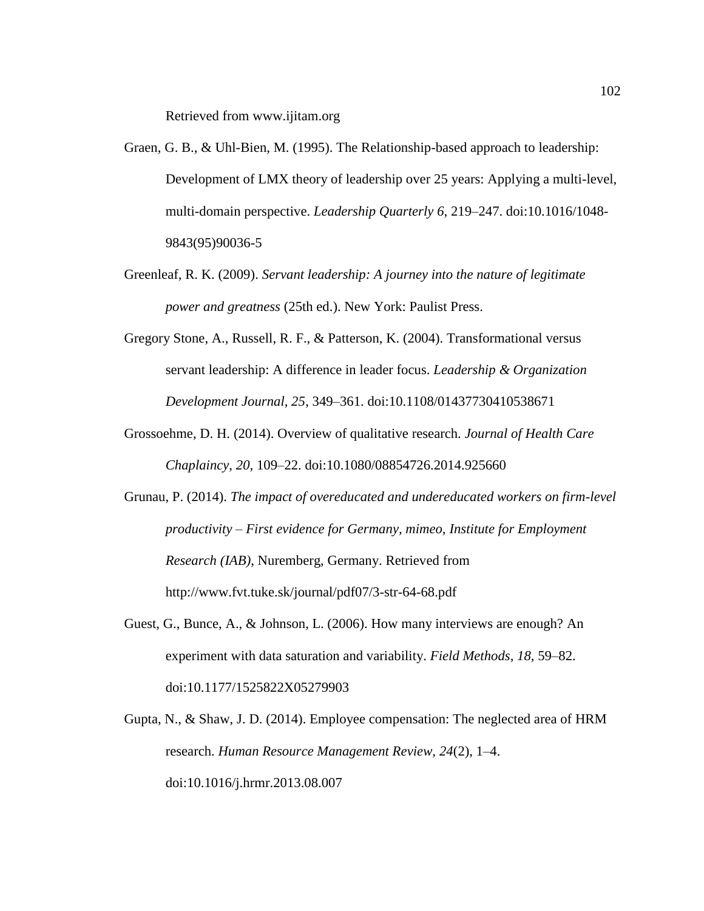Retrieved from www.ijitam.org

Graen, G. B., & Uhl-Bien, M. (1995). The Relationship-based approach to leadership: Development of LMX theory of leadership over 25 years: Applying a multi-level, multi-domain perspective. *Leadership Quarterly 6*, 219–247. doi:10.1016/1048-9843(95)90036-5

Greenleaf, R. K. (2009). *Servant leadership: A journey into the nature of legitimate power and greatness* (25th ed.). New York: Paulist Press.

Gregory Stone, A., Russell, R. F., & Patterson, K. (2004). Transformational versus servant leadership: A difference in leader focus. *Leadership & Organization Development Journal, 25*, 349–361. doi:10.1108/01437730410538671

Grossoehme, D. H. (2014). Overview of qualitative research. *Journal of Health Care Chaplaincy, 20*, 109–22. doi:10.1080/08854726.2014.925660

Grunau, P. (2014). *The impact of overeducated and undereducated workers on firm-level productivity – First evidence for Germany, mimeo, Institute for Employment Research (IAB)*, Nuremberg, Germany. Retrieved from http://www.fvt.tuke.sk/journal/pdf07/3-str-64-68.pdf

Guest, G., Bunce, A., & Johnson, L. (2006). How many interviews are enough? An experiment with data saturation and variability. *Field Methods, 18*, 59–82. doi:10.1177/1525822X05279903

Gupta, N., & Shaw, J. D. (2014). Employee compensation: The neglected area of HRM research. *Human Resource Management Review, 24*(2), 1–4. doi:10.1016/j.hrmr.2013.08.007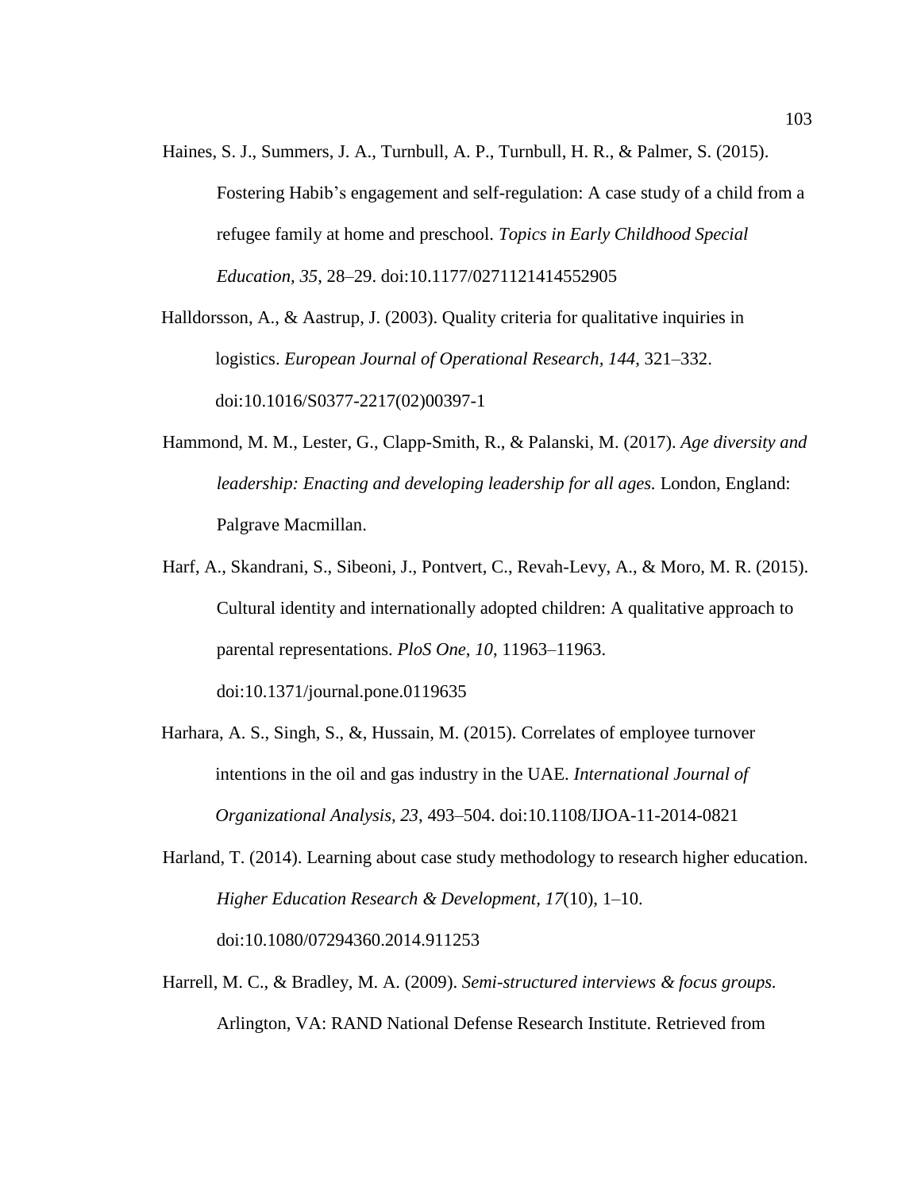Haines, S. J., Summers, J. A., Turnbull, A. P., Turnbull, H. R., & Palmer, S. (2015). Fostering Habib's engagement and self-regulation: A case study of a child from a refugee family at home and preschool. *Topics in Early Childhood Special Education, 35*, 28–29. doi:10.1177/0271121414552905

Halldorsson, A., & Aastrup, J. (2003). Quality criteria for qualitative inquiries in logistics. *European Journal of Operational Research, 144*, 321–332. doi:10.1016/S0377-2217(02)00397-1

Hammond, M. M., Lester, G., Clapp-Smith, R., & Palanski, M. (2017). *Age diversity and leadership: Enacting and developing leadership for all ages.* London, England: Palgrave Macmillan.

Harf, A., Skandrani, S., Sibeoni, J., Pontvert, C., Revah-Levy, A., & Moro, M. R. (2015). Cultural identity and internationally adopted children: A qualitative approach to parental representations. *PloS One*, *10*, 11963–11963. doi:10.1371/journal.pone.0119635

Harhara, A. S., Singh, S., &, Hussain, M. (2015). Correlates of employee turnover intentions in the oil and gas industry in the UAE. *International Journal of Organizational Analysis, 23*, 493–504. doi:10.1108/IJOA-11-2014-0821

Harland, T. (2014). Learning about case study methodology to research higher education. *Higher Education Research & Development, 17*(10), 1–10. doi:10.1080/07294360.2014.911253

Harrell, M. C., & Bradley, M. A. (2009). *Semi-structured interviews & focus groups.* Arlington, VA: RAND National Defense Research Institute. Retrieved from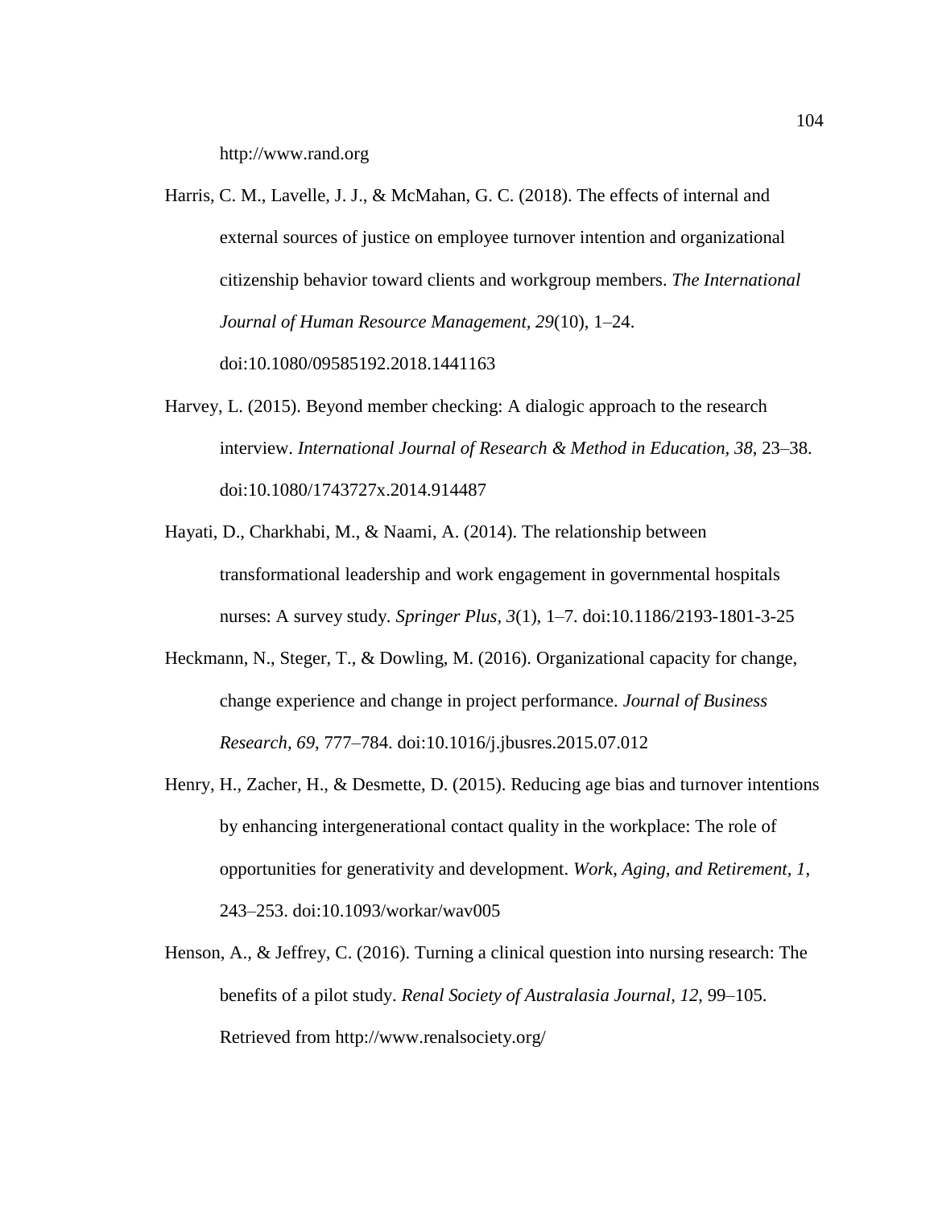http://www.rand.org

Harris, C. M., Lavelle, J. J., & McMahan, G. C. (2018). The effects of internal and external sources of justice on employee turnover intention and organizational citizenship behavior toward clients and workgroup members. *The International Journal of Human Resource Management*, *29*(10), 1–24. doi:10.1080/09585192.2018.1441163

Harvey, L. (2015). Beyond member checking: A dialogic approach to the research interview. *International Journal of Research & Method in Education, 38*, 23–38. doi:10.1080/1743727x.2014.914487

Hayati, D., Charkhabi, M., & Naami, A. (2014). The relationship between transformational leadership and work engagement in governmental hospitals nurses: A survey study. *Springer Plus, 3*(1), 1–7. doi:10.1186/2193-1801-3-25

Heckmann, N., Steger, T., & Dowling, M. (2016). Organizational capacity for change, change experience and change in project performance. *Journal of Business Research, 69*, 777–784. doi:10.1016/j.jbusres.2015.07.012

Henry, H., Zacher, H., & Desmette, D. (2015). Reducing age bias and turnover intentions by enhancing intergenerational contact quality in the workplace: The role of opportunities for generativity and development. *Work, Aging, and Retirement, 1*, 243–253. doi:10.1093/workar/wav005

Henson, A., & Jeffrey, C. (2016). Turning a clinical question into nursing research: The benefits of a pilot study. *Renal Society of Australasia Journal, 12*, 99–105. Retrieved from http://www.renalsociety.org/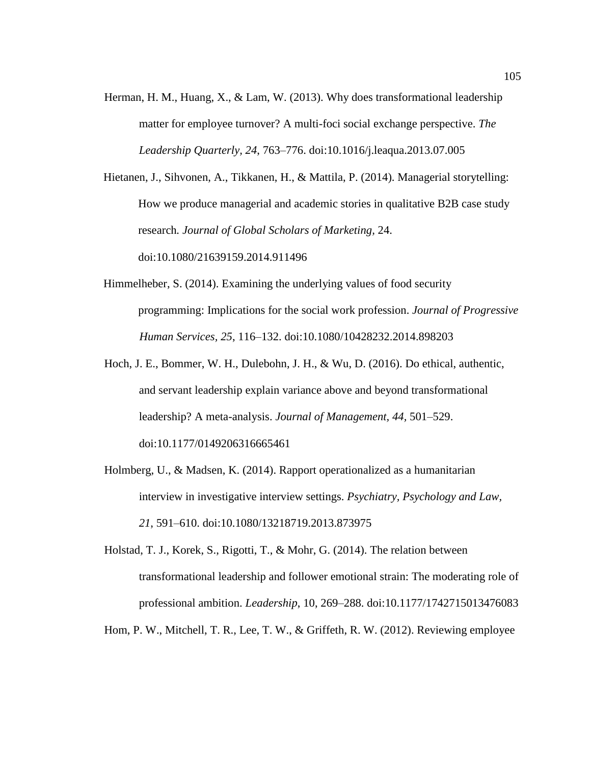Herman, H. M., Huang, X., & Lam, W. (2013). Why does transformational leadership matter for employee turnover? A multi-foci social exchange perspective. *The Leadership Quarterly, 24*, 763–776. doi:10.1016/j.leaqua.2013.07.005

Hietanen, J., Sihvonen, A., Tikkanen, H., & Mattila, P. (2014). Managerial storytelling: How we produce managerial and academic stories in qualitative B2B case study research. *Journal of Global Scholars of Marketing,* 24. doi:10.1080/21639159.2014.911496

Himmelheber, S. (2014). Examining the underlying values of food security programming: Implications for the social work profession. *Journal of Progressive Human Services, 25*, 116–132. doi:10.1080/10428232.2014.898203

Hoch, J. E., Bommer, W. H., Dulebohn, J. H., & Wu, D. (2016). Do ethical, authentic, and servant leadership explain variance above and beyond transformational leadership? A meta-analysis. *Journal of Management, 44*, 501–529. doi:10.1177/0149206316665461

Holmberg, U., & Madsen, K. (2014). Rapport operationalized as a humanitarian interview in investigative interview settings. *Psychiatry, Psychology and Law*, *21*, 591–610. doi:10.1080/13218719.2013.873975

Holstad, T. J., Korek, S., Rigotti, T., & Mohr, G. (2014). The relation between transformational leadership and follower emotional strain: The moderating role of professional ambition. *Leadership*, 10, 269–288. doi:10.1177/1742715013476083

Hom, P. W., Mitchell, T. R., Lee, T. W., & Griffeth, R. W. (2012). Reviewing employee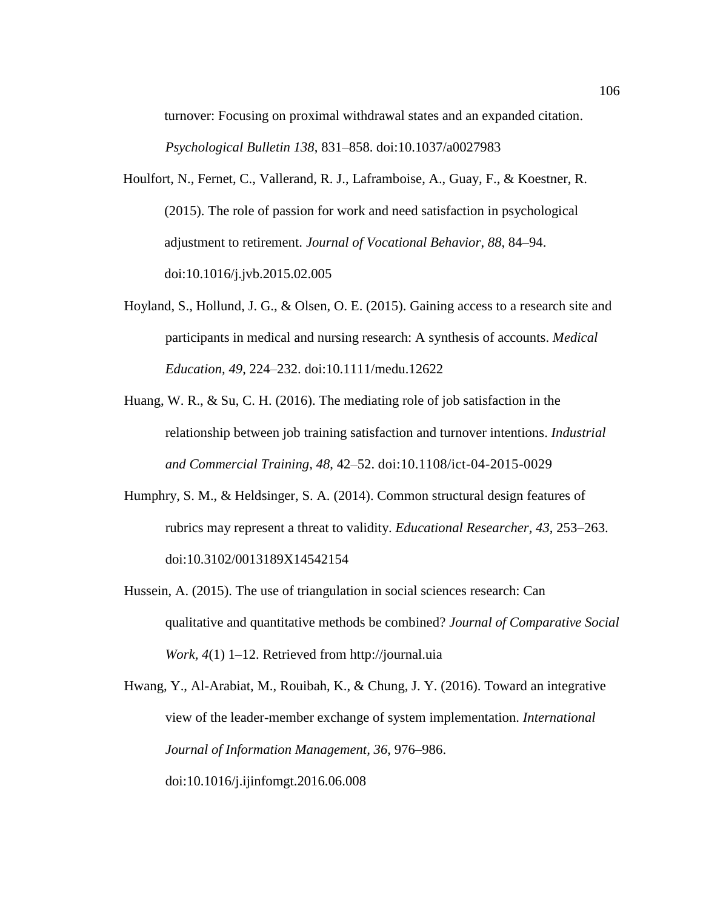turnover: Focusing on proximal withdrawal states and an expanded citation. *Psychological Bulletin 138*, 831–858. doi:10.1037/a0027983

Houlfort, N., Fernet, C., Vallerand, R. J., Laframboise, A., Guay, F., & Koestner, R. (2015). The role of passion for work and need satisfaction in psychological adjustment to retirement. *Journal of Vocational Behavior*, *88*, 84–94. doi:10.1016/j.jvb.2015.02.005

Hoyland, S., Hollund, J. G., & Olsen, O. E. (2015). Gaining access to a research site and participants in medical and nursing research: A synthesis of accounts. *Medical Education, 49*, 224–232. doi:10.1111/medu.12622

Huang, W. R., & Su, C. H. (2016). The mediating role of job satisfaction in the relationship between job training satisfaction and turnover intentions. *Industrial and Commercial Training, 48*, 42–52. doi:10.1108/ict-04-2015-0029

Humphry, S. M., & Heldsinger, S. A. (2014). Common structural design features of rubrics may represent a threat to validity. *Educational Researcher, 43*, 253–263. doi:10.3102/0013189X14542154

Hussein, A. (2015). The use of triangulation in social sciences research: Can qualitative and quantitative methods be combined? *Journal of Comparative Social Work, 4*(1) 1–12. Retrieved from http://journal.uia

Hwang, Y., Al-Arabiat, M., Rouibah, K., & Chung, J. Y. (2016). Toward an integrative view of the leader-member exchange of system implementation. *International Journal of Information Management*, *36*, 976–986. doi:10.1016/j.ijinfomgt.2016.06.008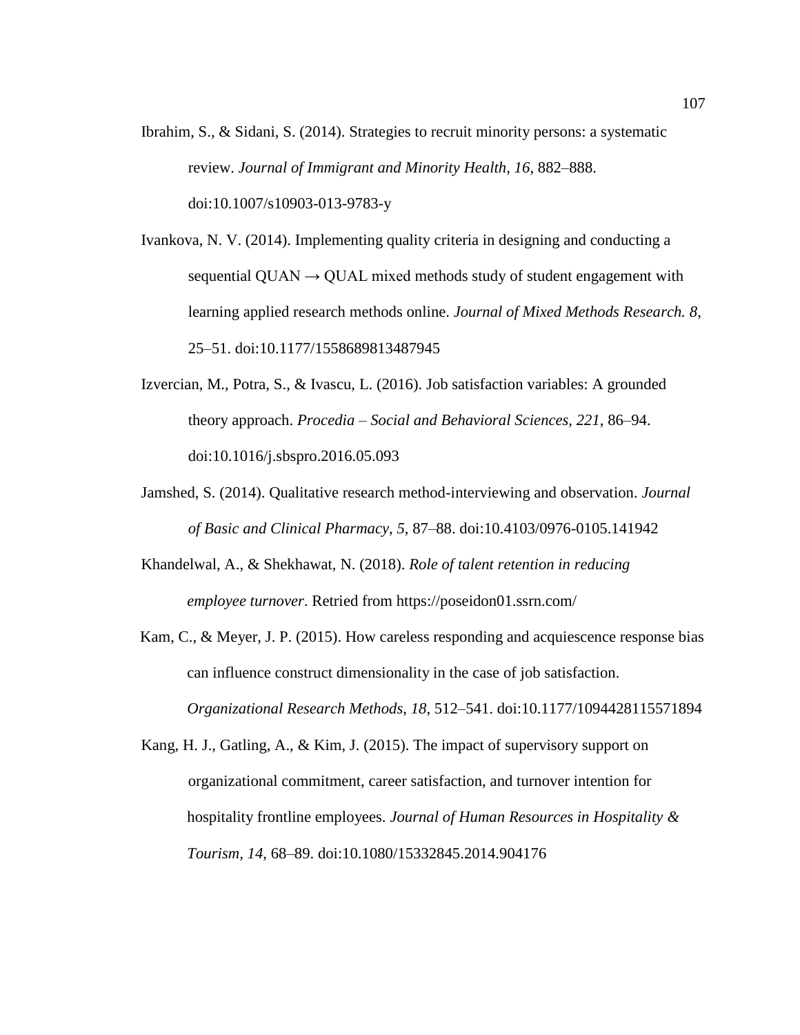Ibrahim, S., & Sidani, S. (2014). Strategies to recruit minority persons: a systematic review. *Journal of Immigrant and Minority Health, 16*, 882–888. doi:10.1007/s10903-013-9783-y

Ivankova, N. V. (2014). Implementing quality criteria in designing and conducting a sequential QUAN → QUAL mixed methods study of student engagement with learning applied research methods online. *Journal of Mixed Methods Research. 8*, 25–51. doi:10.1177/1558689813487945

Izvercian, M., Potra, S., & Ivascu, L. (2016). Job satisfaction variables: A grounded theory approach. *Procedia – Social and Behavioral Sciences, 221*, 86–94. doi:10.1016/j.sbspro.2016.05.093

Jamshed, S. (2014). Qualitative research method-interviewing and observation. *Journal of Basic and Clinical Pharmacy*, *5*, 87–88. doi:10.4103/0976-0105.141942

Khandelwal, A., & Shekhawat, N. (2018). *Role of talent retention in reducing employee turnover*. Retried from https://poseidon01.ssrn.com/

Kam, C., & Meyer, J. P. (2015). How careless responding and acquiescence response bias can influence construct dimensionality in the case of job satisfaction. *Organizational Research Methods*, *18*, 512–541. doi:10.1177/1094428115571894

Kang, H. J., Gatling, A., & Kim, J. (2015). The impact of supervisory support on organizational commitment, career satisfaction, and turnover intention for hospitality frontline employees. *Journal of Human Resources in Hospitality & Tourism, 14*, 68–89. doi:10.1080/15332845.2014.904176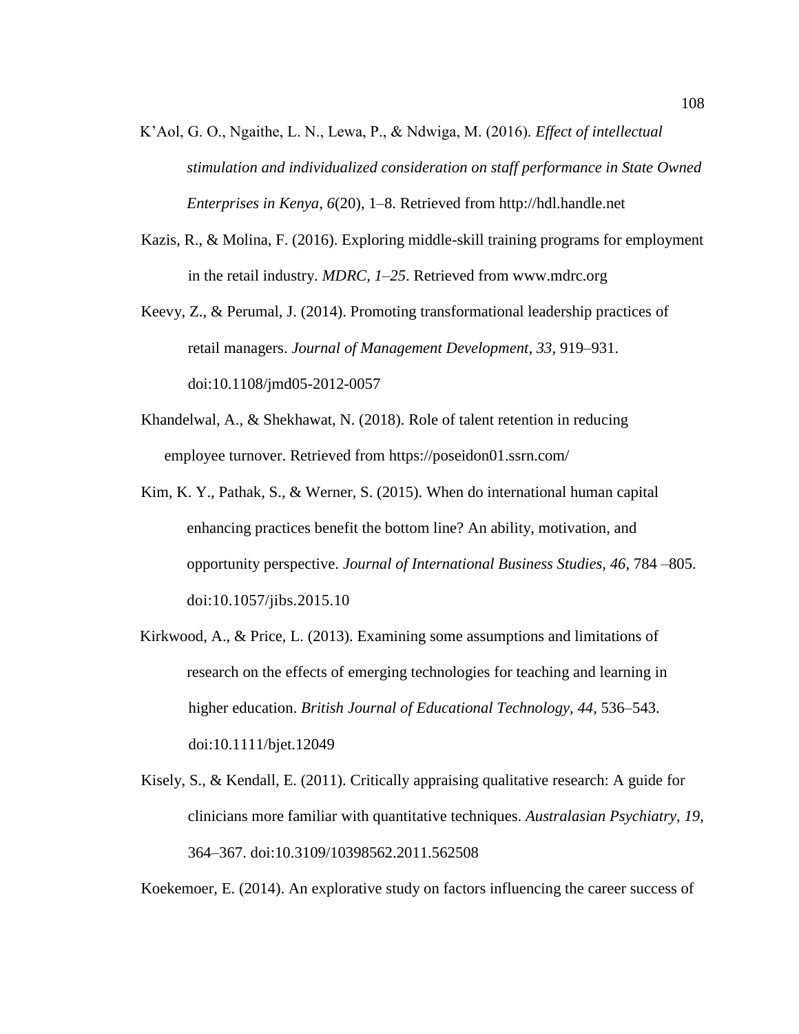K'Aol, G. O., Ngaithe, L. N., Lewa, P., & Ndwiga, M. (2016). *Effect of intellectual stimulation and individualized consideration on staff performance in State Owned Enterprises in Kenya, 6*(20), 1–8. Retrieved from http://hdl.handle.net

Kazis, R., & Molina, F. (2016). Exploring middle-skill training programs for employment in the retail industry. *MDRC, 1–25*. Retrieved from www.mdrc.org

Keevy, Z., & Perumal, J. (2014). Promoting transformational leadership practices of retail managers. *Journal of Management Development, 33,* 919–931. doi:10.1108/jmd05-2012-0057

Khandelwal, A., & Shekhawat, N. (2018). Role of talent retention in reducing employee turnover. Retrieved from https://poseidon01.ssrn.com/

Kim, K. Y., Pathak, S., & Werner, S. (2015). When do international human capital enhancing practices benefit the bottom line? An ability, motivation, and opportunity perspective. *Journal of International Business Studies, 46*, 784 –805. doi:10.1057/jibs.2015.10

Kirkwood, A., & Price, L. (2013). Examining some assumptions and limitations of research on the effects of emerging technologies for teaching and learning in higher education. *British Journal of Educational Technology, 44*, 536–543. doi:10.1111/bjet.12049

Kisely, S., & Kendall, E. (2011). Critically appraising qualitative research: A guide for clinicians more familiar with quantitative techniques. *Australasian Psychiatry, 19*, 364–367. doi:10.3109/10398562.2011.562508

Koekemoer, E. (2014). An explorative study on factors influencing the career success of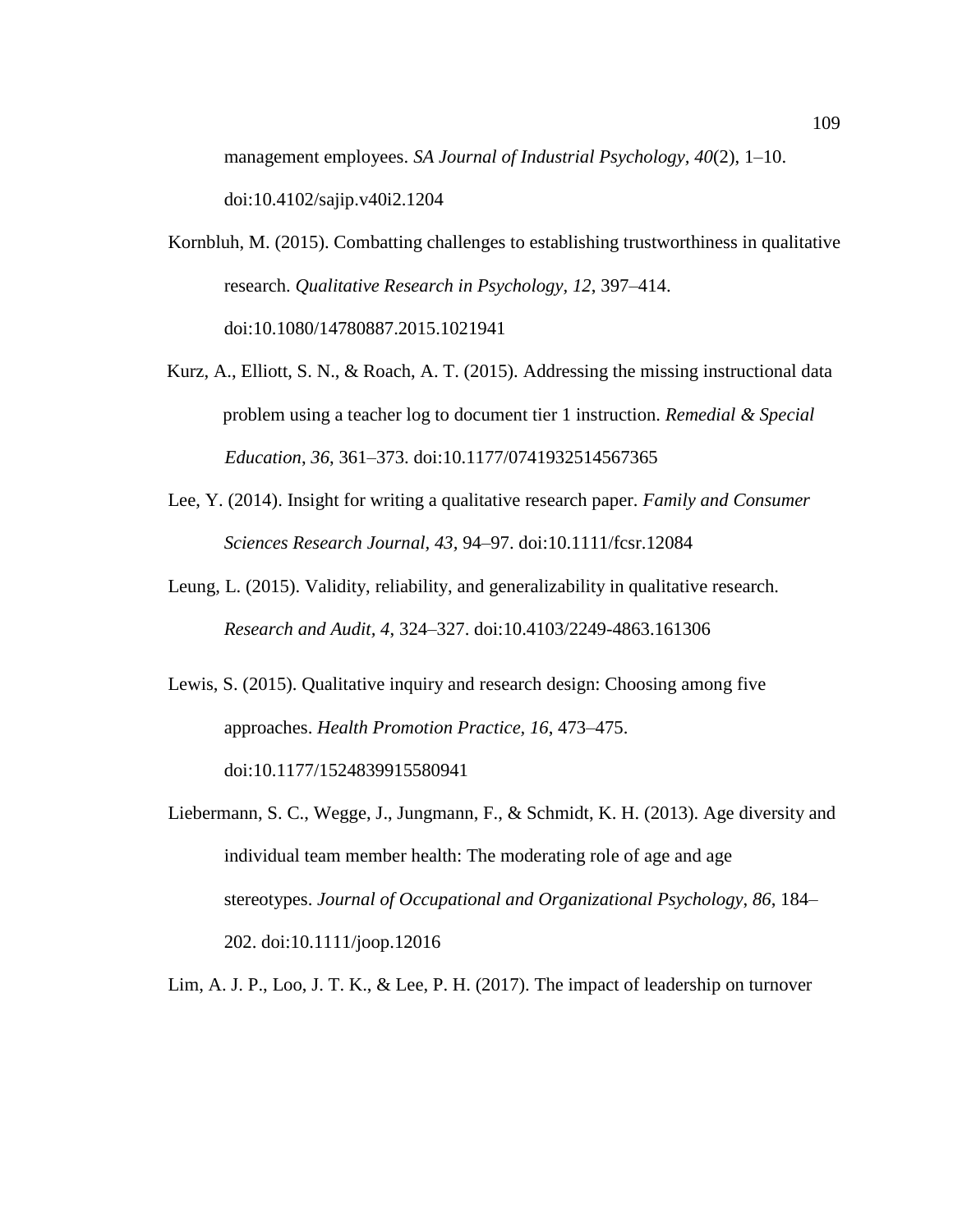management employees. *SA Journal of Industrial Psychology*, *40*(2), 1–10. doi:10.4102/sajip.v40i2.1204

Kornbluh, M. (2015). Combatting challenges to establishing trustworthiness in qualitative research. *Qualitative Research in Psychology*, *12*, 397–414. doi:10.1080/14780887.2015.1021941

Kurz, A., Elliott, S. N., & Roach, A. T. (2015). Addressing the missing instructional data problem using a teacher log to document tier 1 instruction. *Remedial & Special Education*, *36*, 361–373. doi:10.1177/0741932514567365

Lee, Y. (2014). Insight for writing a qualitative research paper. *Family and Consumer Sciences Research Journal*, *43*, 94–97. doi:10.1111/fcsr.12084

Leung, L. (2015). Validity, reliability, and generalizability in qualitative research. *Research and Audit*, *4*, 324–327. doi:10.4103/2249-4863.161306

Lewis, S. (2015). Qualitative inquiry and research design: Choosing among five approaches. *Health Promotion Practice*, *16*, 473–475. doi:10.1177/1524839915580941

Liebermann, S. C., Wegge, J., Jungmann, F., & Schmidt, K. H. (2013). Age diversity and individual team member health: The moderating role of age and age stereotypes. *Journal of Occupational and Organizational Psychology*, *86*, 184–202. doi:10.1111/joop.12016

Lim, A. J. P., Loo, J. T. K., & Lee, P. H. (2017). The impact of leadership on turnover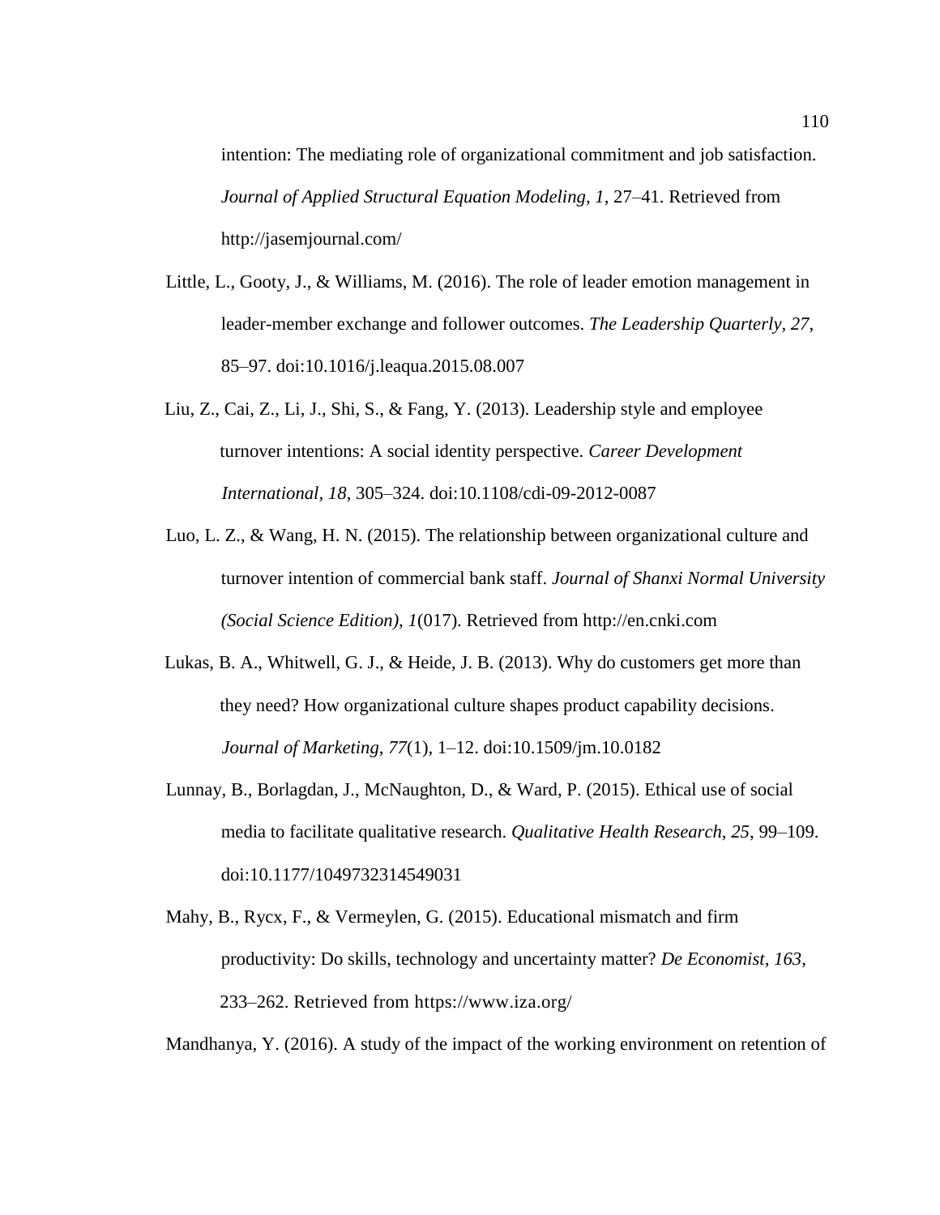intention: The mediating role of organizational commitment and job satisfaction. *Journal of Applied Structural Equation Modeling, 1*, 27–41. Retrieved from http://jasemjournal.com/

Little, L., Gooty, J., & Williams, M. (2016). The role of leader emotion management in leader-member exchange and follower outcomes. *The Leadership Quarterly, 27*, 85–97. doi:10.1016/j.leaqua.2015.08.007

Liu, Z., Cai, Z., Li, J., Shi, S., & Fang, Y. (2013). Leadership style and employee turnover intentions: A social identity perspective. *Career Development International, 18*, 305–324. doi:10.1108/cdi-09-2012-0087

Luo, L. Z., & Wang, H. N. (2015). The relationship between organizational culture and turnover intention of commercial bank staff. *Journal of Shanxi Normal University (Social Science Edition), 1*(017). Retrieved from http://en.cnki.com

Lukas, B. A., Whitwell, G. J., & Heide, J. B. (2013). Why do customers get more than they need? How organizational culture shapes product capability decisions. *Journal of Marketing, 77*(1), 1–12. doi:10.1509/jm.10.0182

Lunnay, B., Borlagdan, J., McNaughton, D., & Ward, P. (2015). Ethical use of social media to facilitate qualitative research. *Qualitative Health Research, 25*, 99–109. doi:10.1177/1049732314549031

Mahy, B., Rycx, F., & Vermeylen, G. (2015). Educational mismatch and firm productivity: Do skills, technology and uncertainty matter? *De Economist, 163*, 233–262. Retrieved from https://www.iza.org/

Mandhanya, Y. (2016). A study of the impact of the working environment on retention of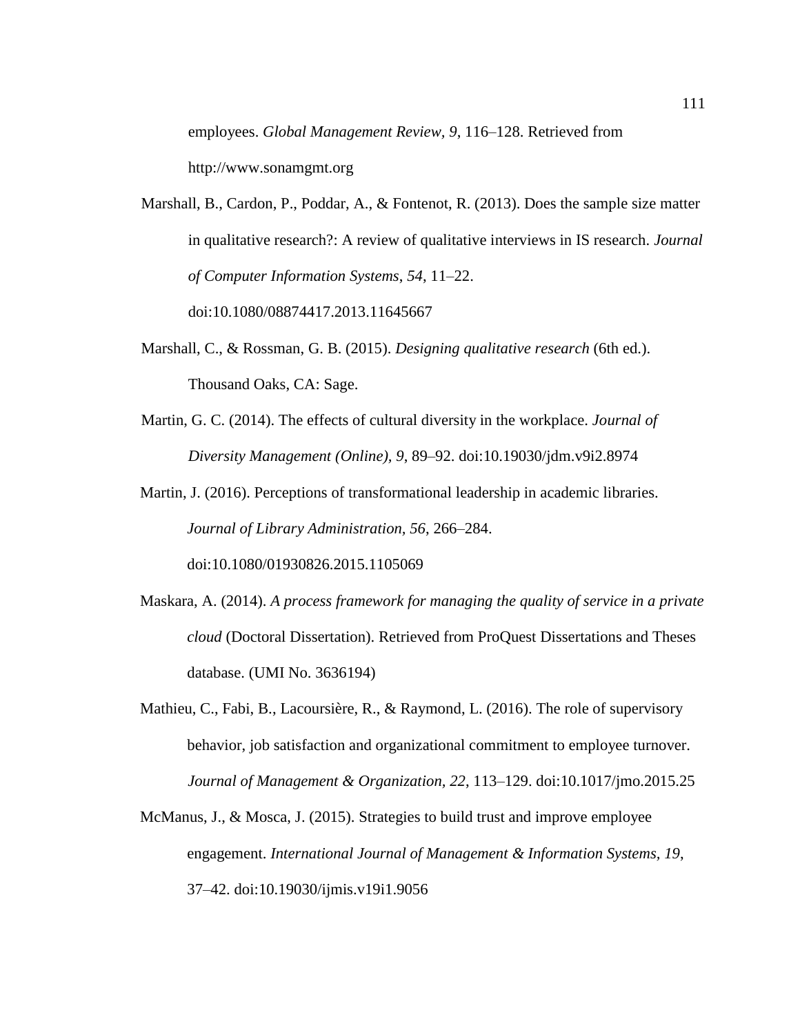employees. *Global Management Review, 9,* 116–128. Retrieved from http://www.sonamgmt.org

Marshall, B., Cardon, P., Poddar, A., & Fontenot, R. (2013). Does the sample size matter in qualitative research?: A review of qualitative interviews in IS research. *Journal of Computer Information Systems*, *54*, 11–22. doi:10.1080/08874417.2013.11645667

Marshall, C., & Rossman, G. B. (2015). *Designing qualitative research* (6th ed.). Thousand Oaks, CA: Sage.

Martin, G. C. (2014). The effects of cultural diversity in the workplace. *Journal of Diversity Management (Online), 9,* 89–92. doi:10.19030/jdm.v9i2.8974

Martin, J. (2016). Perceptions of transformational leadership in academic libraries. *Journal of Library Administration, 56*, 266–284. doi:10.1080/01930826.2015.1105069

Maskara, A. (2014). *A process framework for managing the quality of service in a private cloud* (Doctoral Dissertation). Retrieved from ProQuest Dissertations and Theses database. (UMI No. 3636194)

Mathieu, C., Fabi, B., Lacoursière, R., & Raymond, L. (2016). The role of supervisory behavior, job satisfaction and organizational commitment to employee turnover. *Journal of Management & Organization, 22*, 113–129. doi:10.1017/jmo.2015.25

McManus, J., & Mosca, J. (2015). Strategies to build trust and improve employee engagement. *International Journal of Management & Information Systems, 19*, 37–42. doi:10.19030/ijmis.v19i1.9056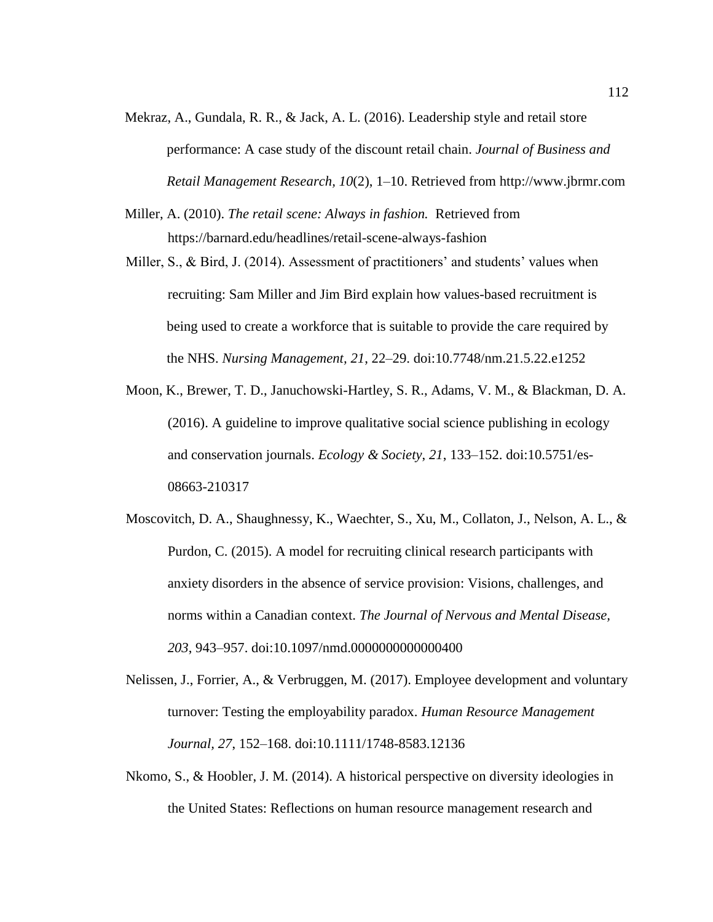Mekraz, A., Gundala, R. R., & Jack, A. L. (2016). Leadership style and retail store performance: A case study of the discount retail chain. *Journal of Business and Retail Management Research, 10*(2), 1–10. Retrieved from http://www.jbrmr.com

Miller, A. (2010). *The retail scene: Always in fashion.* Retrieved from https://barnard.edu/headlines/retail-scene-always-fashion

Miller, S., & Bird, J. (2014). Assessment of practitioners' and students' values when recruiting: Sam Miller and Jim Bird explain how values-based recruitment is being used to create a workforce that is suitable to provide the care required by the NHS. *Nursing Management*, *21*, 22–29. doi:10.7748/nm.21.5.22.e1252

Moon, K., Brewer, T. D., Januchowski-Hartley, S. R., Adams, V. M., & Blackman, D. A. (2016). A guideline to improve qualitative social science publishing in ecology and conservation journals. *Ecology & Society*, *21*, 133–152. doi:10.5751/es-08663-210317

Moscovitch, D. A., Shaughnessy, K., Waechter, S., Xu, M., Collaton, J., Nelson, A. L., & Purdon, C. (2015). A model for recruiting clinical research participants with anxiety disorders in the absence of service provision: Visions, challenges, and norms within a Canadian context. *The Journal of Nervous and Mental Disease, 203*, 943–957. doi:10.1097/nmd.0000000000000400

Nelissen, J., Forrier, A., & Verbruggen, M. (2017). Employee development and voluntary turnover: Testing the employability paradox. *Human Resource Management Journal, 27*, 152–168. doi:10.1111/1748-8583.12136

Nkomo, S., & Hoobler, J. M. (2014). A historical perspective on diversity ideologies in the United States: Reflections on human resource management research and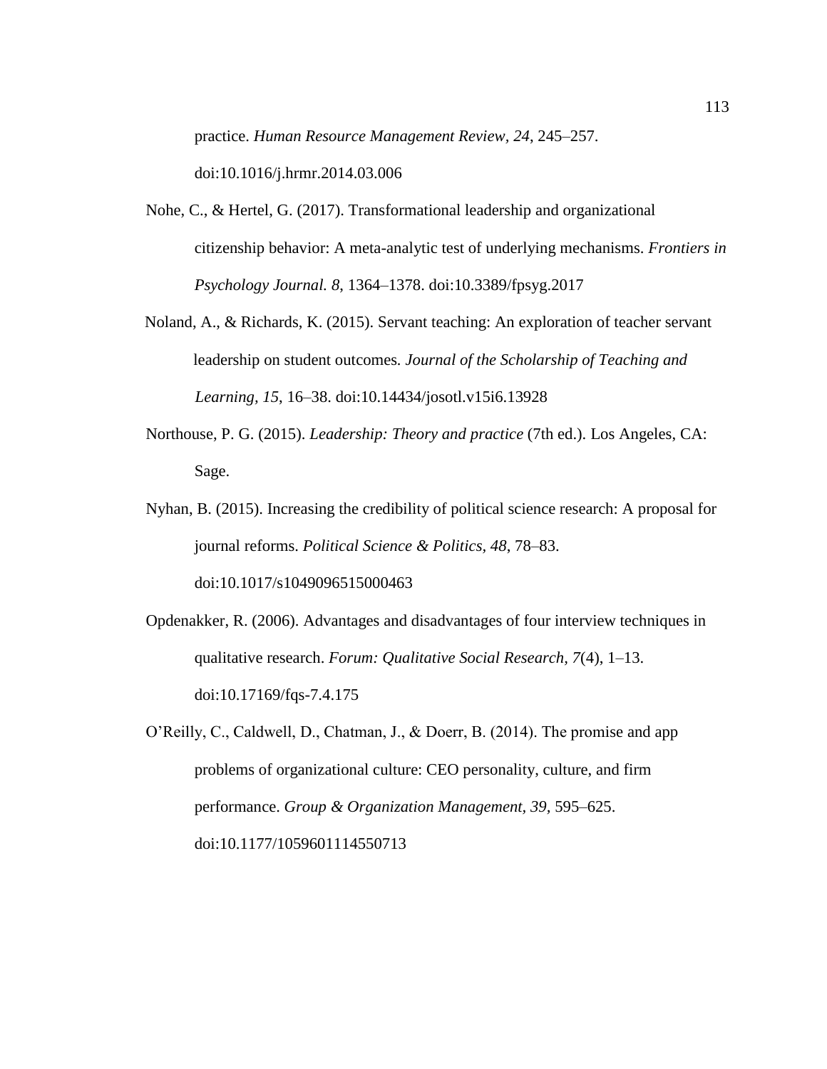practice. *Human Resource Management Review, 24*, 245–257. doi:10.1016/j.hrmr.2014.03.006

Nohe, C., & Hertel, G. (2017). Transformational leadership and organizational citizenship behavior: A meta-analytic test of underlying mechanisms. *Frontiers in Psychology Journal. 8*, 1364–1378. doi:10.3389/fpsyg.2017

Noland, A., & Richards, K. (2015). Servant teaching: An exploration of teacher servant leadership on student outcomes. *Journal of the Scholarship of Teaching and Learning, 15*, 16–38. doi:10.14434/josotl.v15i6.13928

Northouse, P. G. (2015). *Leadership: Theory and practice* (7th ed.). Los Angeles, CA: Sage.

Nyhan, B. (2015). Increasing the credibility of political science research: A proposal for journal reforms. *Political Science & Politics, 48*, 78–83. doi:10.1017/s1049096515000463

Opdenakker, R. (2006). Advantages and disadvantages of four interview techniques in qualitative research. *Forum: Qualitative Social Research, 7*(4), 1–13. doi:10.17169/fqs-7.4.175

O'Reilly, C., Caldwell, D., Chatman, J., & Doerr, B. (2014). The promise and app problems of organizational culture: CEO personality, culture, and firm performance. *Group & Organization Management, 39*, 595–625. doi:10.1177/1059601114550713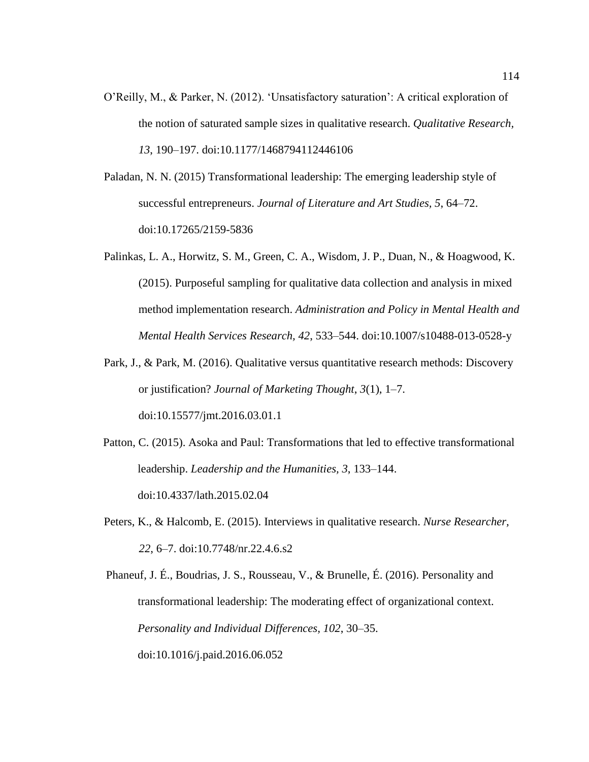O'Reilly, M., & Parker, N. (2012). 'Unsatisfactory saturation': A critical exploration of the notion of saturated sample sizes in qualitative research. *Qualitative Research, 13*, 190–197. doi:10.1177/1468794112446106

Paladan, N. N. (2015) Transformational leadership: The emerging leadership style of successful entrepreneurs. *Journal of Literature and Art Studies, 5*, 64–72. doi:10.17265/2159-5836

Palinkas, L. A., Horwitz, S. M., Green, C. A., Wisdom, J. P., Duan, N., & Hoagwood, K. (2015). Purposeful sampling for qualitative data collection and analysis in mixed method implementation research. *Administration and Policy in Mental Health and Mental Health Services Research, 42*, 533–544. doi:10.1007/s10488-013-0528-y

Park, J., & Park, M. (2016). Qualitative versus quantitative research methods: Discovery or justification? *Journal of Marketing Thought, 3*(1), 1–7. doi:10.15577/jmt.2016.03.01.1

Patton, C. (2015). Asoka and Paul: Transformations that led to effective transformational leadership. *Leadership and the Humanities, 3*, 133–144. doi:10.4337/lath.2015.02.04

Peters, K., & Halcomb, E. (2015). Interviews in qualitative research. *Nurse Researcher, 22*, 6–7. doi:10.7748/nr.22.4.6.s2

Phaneuf, J. É., Boudrias, J. S., Rousseau, V., & Brunelle, É. (2016). Personality and transformational leadership: The moderating effect of organizational context. *Personality and Individual Differences, 102*, 30–35. doi:10.1016/j.paid.2016.06.052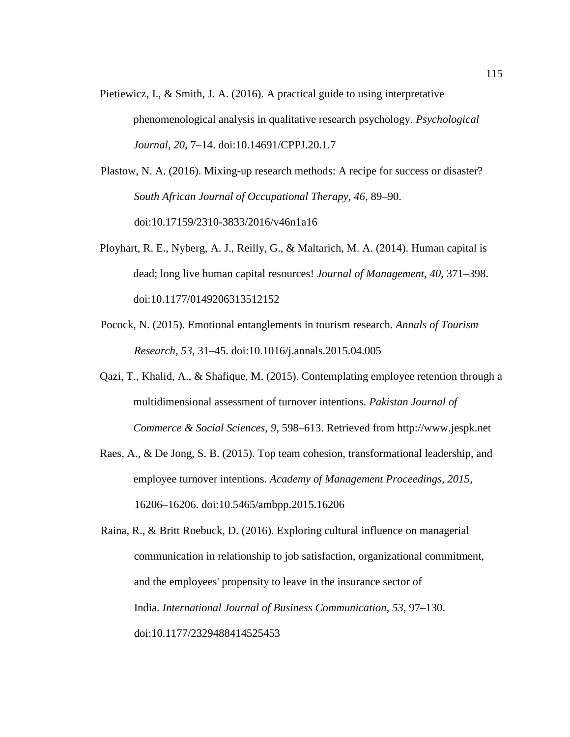Pietiewicz, I., & Smith, J. A. (2016). A practical guide to using interpretative phenomenological analysis in qualitative research psychology. *Psychological Journal, 20*, 7–14. doi:10.14691/CPPJ.20.1.7

Plastow, N. A. (2016). Mixing-up research methods: A recipe for success or disaster? *South African Journal of Occupational Therapy, 46,* 89–90. doi:10.17159/2310-3833/2016/v46n1a16

Ployhart, R. E., Nyberg, A. J., Reilly, G., & Maltarich, M. A. (2014). Human capital is dead; long live human capital resources! *Journal of Management, 40*, 371–398. doi:10.1177/0149206313512152

Pocock, N. (2015). Emotional entanglements in tourism research. *Annals of Tourism Research, 53*, 31–45. doi:10.1016/j.annals.2015.04.005

Qazi, T., Khalid, A., & Shafique, M. (2015). Contemplating employee retention through a multidimensional assessment of turnover intentions. *Pakistan Journal of Commerce & Social Sciences, 9*, 598–613. Retrieved from http://www.jespk.net

Raes, A., & De Jong, S. B. (2015). Top team cohesion, transformational leadership, and employee turnover intentions. *Academy of Management Proceedings, 2015*, 16206–16206. doi:10.5465/ambpp.2015.16206

Raina, R., & Britt Roebuck, D. (2016). Exploring cultural influence on managerial communication in relationship to job satisfaction, organizational commitment, and the employees' propensity to leave in the insurance sector of India. *International Journal of Business Communication, 53*, 97–130. doi:10.1177/2329488414525453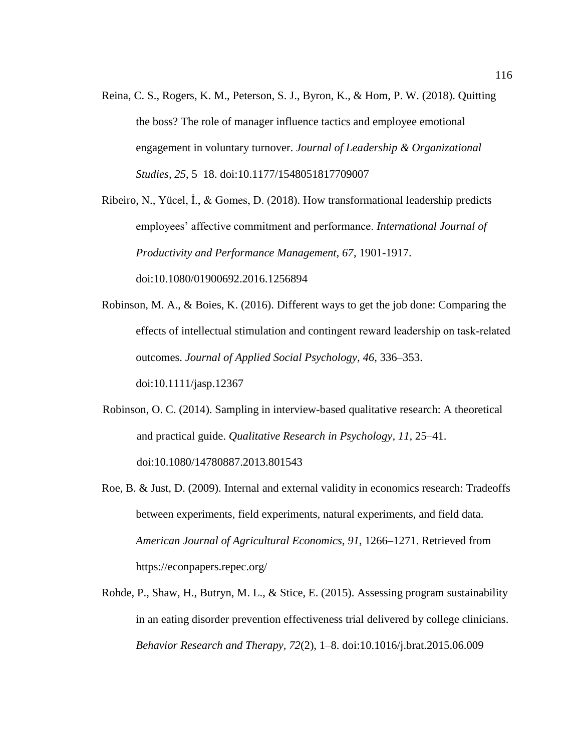Reina, C. S., Rogers, K. M., Peterson, S. J., Byron, K., & Hom, P. W. (2018). Quitting the boss? The role of manager influence tactics and employee emotional engagement in voluntary turnover. *Journal of Leadership & Organizational Studies, 25*, 5–18. doi:10.1177/1548051817709007

Ribeiro, N., Yücel, İ., & Gomes, D. (2018). How transformational leadership predicts employees' affective commitment and performance. *International Journal of Productivity and Performance Management*, *67*, 1901-1917. doi:10.1080/01900692.2016.1256894

Robinson, M. A., & Boies, K. (2016). Different ways to get the job done: Comparing the effects of intellectual stimulation and contingent reward leadership on task-related outcomes. *Journal of Applied Social Psychology, 46*, 336–353. doi:10.1111/jasp.12367

Robinson, O. C. (2014). Sampling in interview-based qualitative research: A theoretical and practical guide. *Qualitative Research in Psychology*, *11*, 25–41. doi:10.1080/14780887.2013.801543

Roe, B. & Just, D. (2009). Internal and external validity in economics research: Tradeoffs between experiments, field experiments, natural experiments, and field data. *American Journal of Agricultural Economics, 91*, 1266–1271. Retrieved from https://econpapers.repec.org/

Rohde, P., Shaw, H., Butryn, M. L., & Stice, E. (2015). Assessing program sustainability in an eating disorder prevention effectiveness trial delivered by college clinicians. *Behavior Research and Therapy, 72*(2), 1–8. doi:10.1016/j.brat.2015.06.009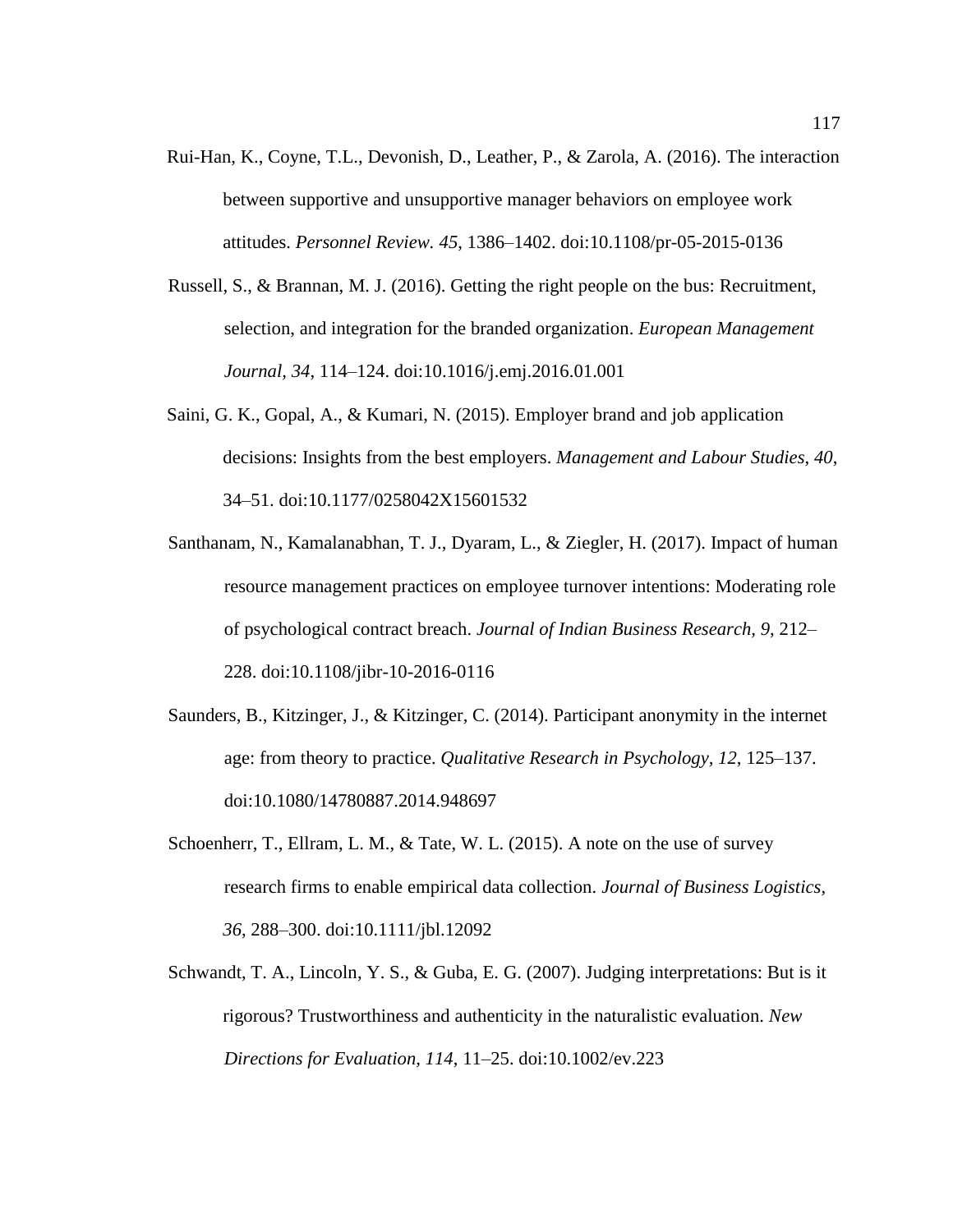Rui-Han, K., Coyne, T.L., Devonish, D., Leather, P., & Zarola, A. (2016). The interaction between supportive and unsupportive manager behaviors on employee work attitudes. *Personnel Review. 45*, 1386–1402. doi:10.1108/pr-05-2015-0136

Russell, S., & Brannan, M. J. (2016). Getting the right people on the bus: Recruitment, selection, and integration for the branded organization. *European Management Journal, 34*, 114–124. doi:10.1016/j.emj.2016.01.001

Saini, G. K., Gopal, A., & Kumari, N. (2015). Employer brand and job application decisions: Insights from the best employers. *Management and Labour Studies*, *40*, 34–51. doi:10.1177/0258042X15601532

Santhanam, N., Kamalanabhan, T. J., Dyaram, L., & Ziegler, H. (2017). Impact of human resource management practices on employee turnover intentions: Moderating role of psychological contract breach. *Journal of Indian Business Research, 9*, 212–228. doi:10.1108/jibr-10-2016-0116

Saunders, B., Kitzinger, J., & Kitzinger, C. (2014). Participant anonymity in the internet age: from theory to practice. *Qualitative Research in Psychology, 12*, 125–137. doi:10.1080/14780887.2014.948697

Schoenherr, T., Ellram, L. M., & Tate, W. L. (2015). A note on the use of survey research firms to enable empirical data collection. *Journal of Business Logistics, 36*, 288–300. doi:10.1111/jbl.12092

Schwandt, T. A., Lincoln, Y. S., & Guba, E. G. (2007). Judging interpretations: But is it rigorous? Trustworthiness and authenticity in the naturalistic evaluation. *New Directions for Evaluation, 114*, 11–25. doi:10.1002/ev.223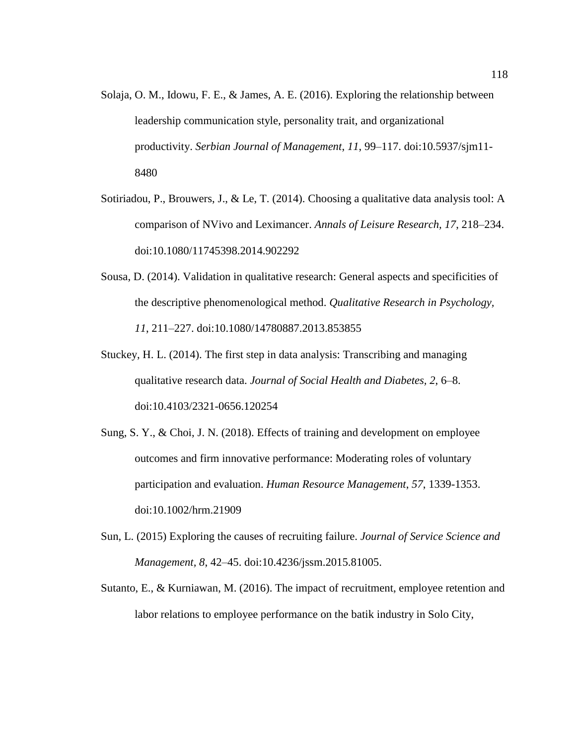Solaja, O. M., Idowu, F. E., & James, A. E. (2016). Exploring the relationship between leadership communication style, personality trait, and organizational productivity. *Serbian Journal of Management*, *11*, 99–117. doi:10.5937/sjm11-8480

Sotiriadou, P., Brouwers, J., & Le, T. (2014). Choosing a qualitative data analysis tool: A comparison of NVivo and Leximancer. *Annals of Leisure Research, 17*, 218–234. doi:10.1080/11745398.2014.902292

Sousa, D. (2014). Validation in qualitative research: General aspects and specificities of the descriptive phenomenological method. *Qualitative Research in Psychology, 11*, 211–227. doi:10.1080/14780887.2013.853855

Stuckey, H. L. (2014). The first step in data analysis: Transcribing and managing qualitative research data. *Journal of Social Health and Diabetes, 2*, 6–8. doi:10.4103/2321-0656.120254

Sung, S. Y., & Choi, J. N. (2018). Effects of training and development on employee outcomes and firm innovative performance: Moderating roles of voluntary participation and evaluation. *Human Resource Management*, *57*, 1339-1353. doi:10.1002/hrm.21909

Sun, L. (2015) Exploring the causes of recruiting failure. *Journal of Service Science and Management, 8*, 42–45. doi:10.4236/jssm.2015.81005.

Sutanto, E., & Kurniawan, M. (2016). The impact of recruitment, employee retention and labor relations to employee performance on the batik industry in Solo City,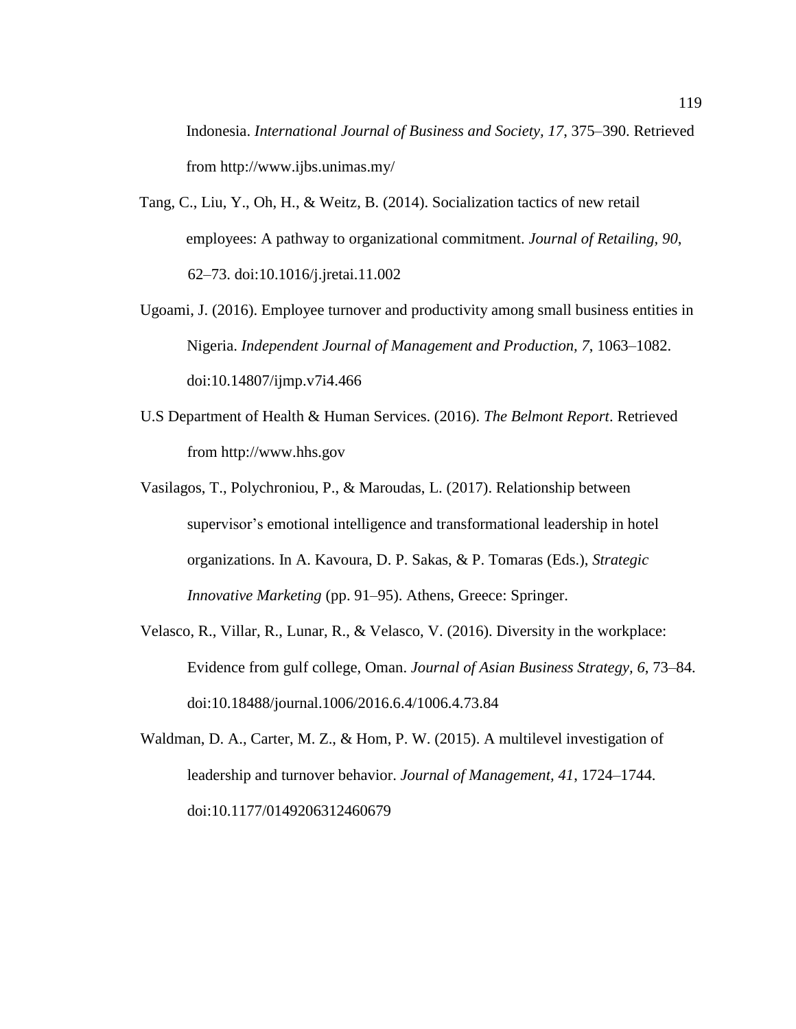Indonesia. *International Journal of Business and Society, 17*, 375–390. Retrieved from http://www.ijbs.unimas.my/

Tang, C., Liu, Y., Oh, H., & Weitz, B. (2014). Socialization tactics of new retail employees: A pathway to organizational commitment. *Journal of Retailing, 90*, 62–73. doi:10.1016/j.jretai.11.002

Ugoami, J. (2016). Employee turnover and productivity among small business entities in Nigeria. *Independent Journal of Management and Production, 7*, 1063–1082. doi:10.14807/ijmp.v7i4.466

U.S Department of Health & Human Services. (2016). *The Belmont Report*. Retrieved from http://www.hhs.gov

Vasilagos, T., Polychroniou, P., & Maroudas, L. (2017). Relationship between supervisor's emotional intelligence and transformational leadership in hotel organizations. In A. Kavoura, D. P. Sakas, & P. Tomaras (Eds.), *Strategic Innovative Marketing* (pp. 91–95). Athens, Greece: Springer.

Velasco, R., Villar, R., Lunar, R., & Velasco, V. (2016). Diversity in the workplace: Evidence from gulf college, Oman. *Journal of Asian Business Strategy, 6*, 73–84. doi:10.18488/journal.1006/2016.6.4/1006.4.73.84

Waldman, D. A., Carter, M. Z., & Hom, P. W. (2015). A multilevel investigation of leadership and turnover behavior. *Journal of Management, 41*, 1724–1744. doi:10.1177/0149206312460679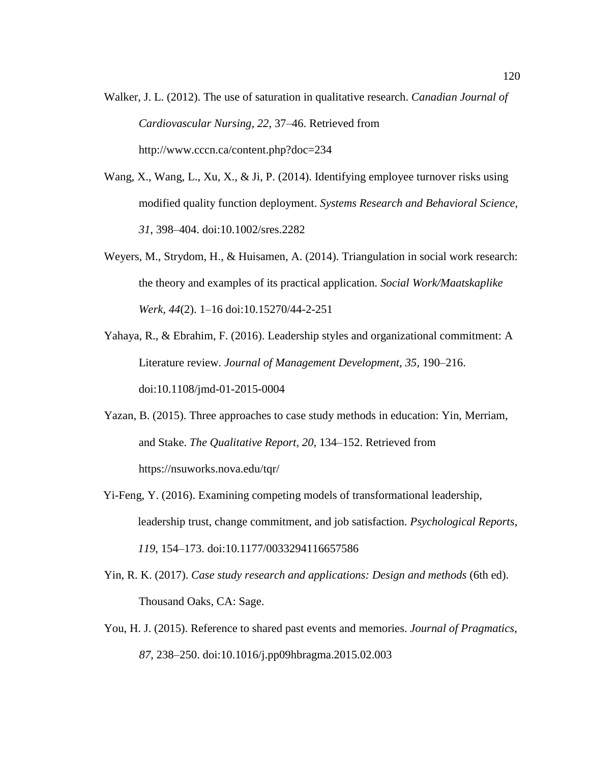Walker, J. L. (2012). The use of saturation in qualitative research. *Canadian Journal of Cardiovascular Nursing, 22*, 37–46. Retrieved from http://www.cccn.ca/content.php?doc=234

Wang, X., Wang, L., Xu, X., & Ji, P. (2014). Identifying employee turnover risks using modified quality function deployment. *Systems Research and Behavioral Science, 31*, 398–404. doi:10.1002/sres.2282

Weyers, M., Strydom, H., & Huisamen, A. (2014). Triangulation in social work research: the theory and examples of its practical application. *Social Work/Maatskaplike Werk, 44*(2). 1–16 doi:10.15270/44-2-251

Yahaya, R., & Ebrahim, F. (2016). Leadership styles and organizational commitment: A Literature review. *Journal of Management Development, 35*, 190–216. doi:10.1108/jmd-01-2015-0004

Yazan, B. (2015). Three approaches to case study methods in education: Yin, Merriam, and Stake. *The Qualitative Report, 20*, 134–152. Retrieved from https://nsuworks.nova.edu/tqr/

Yi-Feng, Y. (2016). Examining competing models of transformational leadership, leadership trust, change commitment, and job satisfaction. *Psychological Reports*, *119*, 154–173. doi:10.1177/0033294116657586

Yin, R. K. (2017). *Case study research and applications: Design and methods* (6th ed). Thousand Oaks, CA: Sage.

You, H. J. (2015). Reference to shared past events and memories. *Journal of Pragmatics*, *87*, 238–250. doi:10.1016/j.pp09hbragma.2015.02.003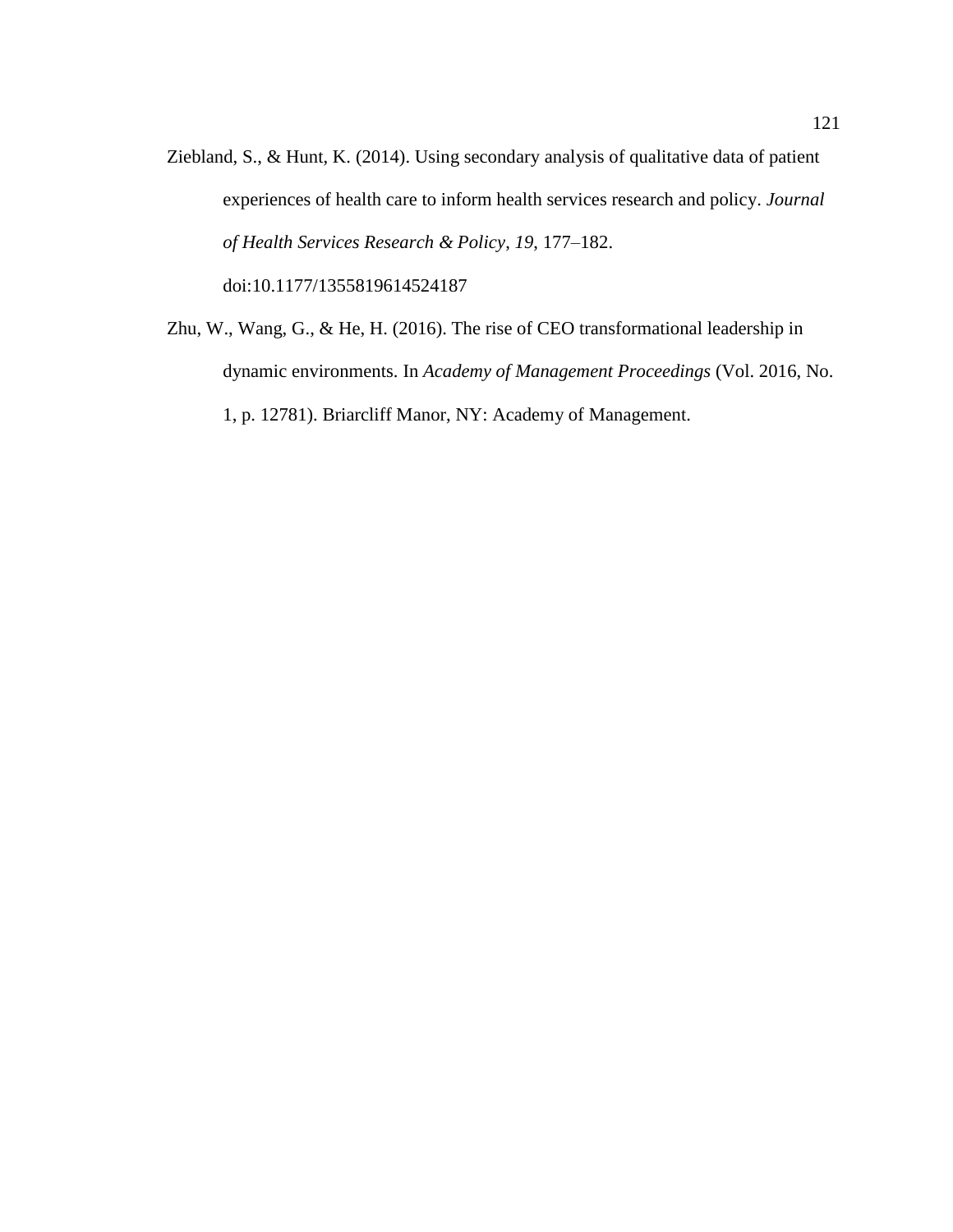Ziebland, S., & Hunt, K. (2014). Using secondary analysis of qualitative data of patient experiences of health care to inform health services research and policy. *Journal of Health Services Research & Policy*, *19*, 177–182. doi:10.1177/1355819614524187

Zhu, W., Wang, G., & He, H. (2016). The rise of CEO transformational leadership in dynamic environments. In *Academy of Management Proceedings* (Vol. 2016, No. 1, p. 12781). Briarcliff Manor, NY: Academy of Management.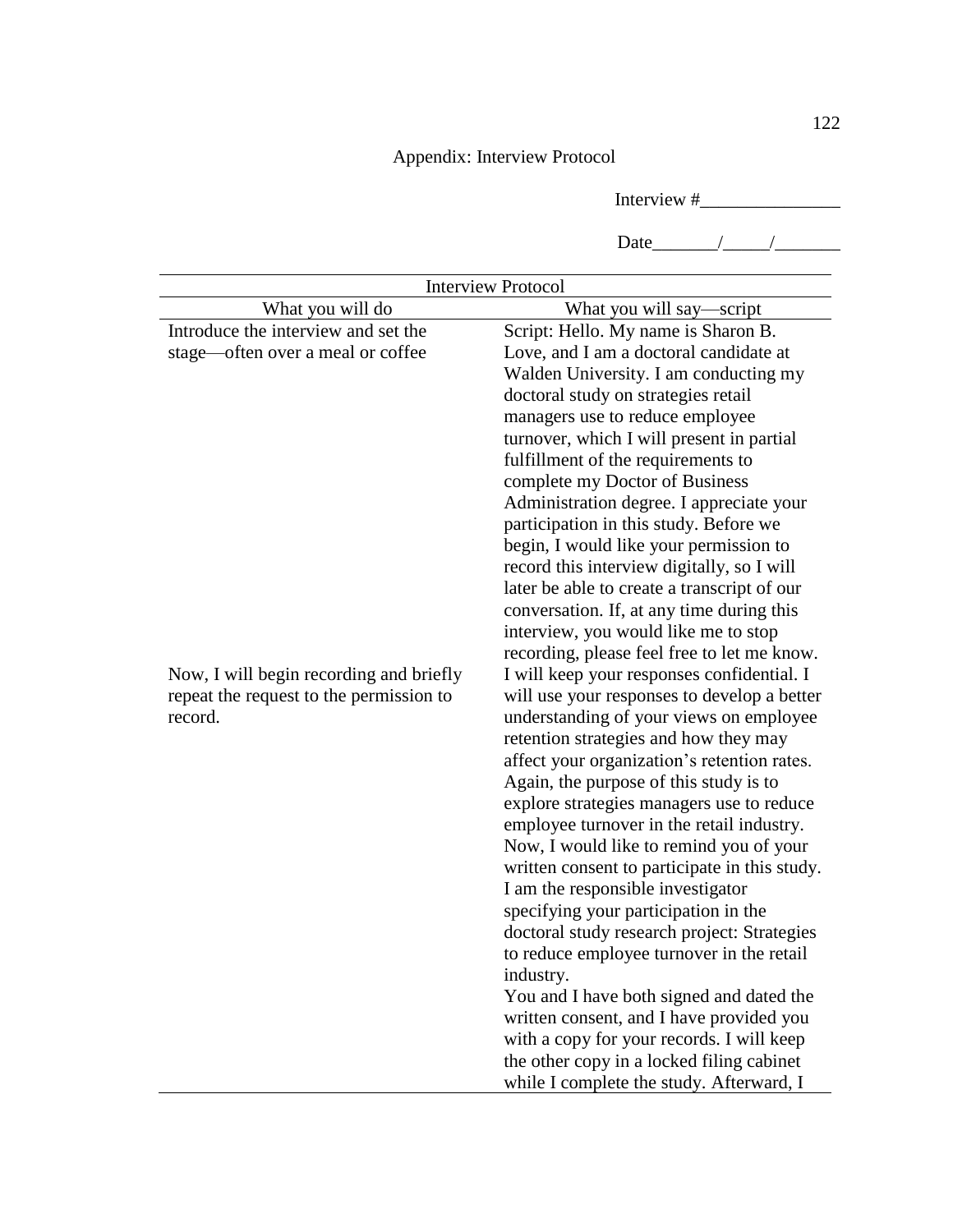# Appendix: Interview Protocol

Interview #_______________

Date_______/_____/_______

| Interview Protocol | |
|---|---|
| What you will do | What you will say—script |
| Introduce the interview and set the stage—often over a meal or coffee | Script: Hello. My name is Sharon B. Love, and I am a doctoral candidate at Walden University. I am conducting my doctoral study on strategies retail managers use to reduce employee turnover, which I will present in partial fulfillment of the requirements to complete my Doctor of Business Administration degree. I appreciate your participation in this study. Before we begin, I would like your permission to record this interview digitally, so I will later be able to create a transcript of our conversation. If, at any time during this interview, you would like me to stop recording, please feel free to let me know. |
| Now, I will begin recording and briefly repeat the request to the permission to record. | I will keep your responses confidential. I will use your responses to develop a better understanding of your views on employee retention strategies and how they may affect your organization's retention rates. Again, the purpose of this study is to explore strategies managers use to reduce employee turnover in the retail industry. Now, I would like to remind you of your written consent to participate in this study. I am the responsible investigator specifying your participation in the doctoral study research project: Strategies to reduce employee turnover in the retail industry. You and I have both signed and dated the written consent, and I have provided you with a copy for your records. I will keep the other copy in a locked filing cabinet while I complete the study. Afterward, I |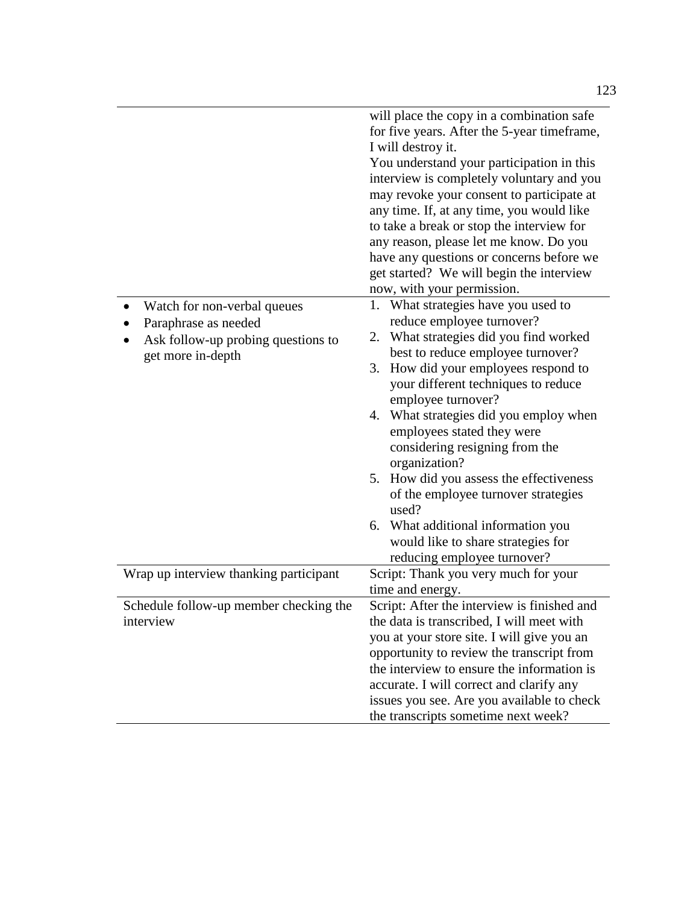| | |
|---|---|
| | will place the copy in a combination safe for five years. After the 5-year timeframe, I will destroy it.<br>You understand your participation in this interview is completely voluntary and you may revoke your consent to participate at any time. If, at any time, you would like to take a break or stop the interview for any reason, please let me know. Do you have any questions or concerns before we get started? We will begin the interview now, with your permission. |
| • Watch for non-verbal queues<br>• Paraphrase as needed<br>• Ask follow-up probing questions to get more in-depth | 1. What strategies have you used to reduce employee turnover?<br>2. What strategies did you find worked best to reduce employee turnover?<br>3. How did your employees respond to your different techniques to reduce employee turnover?<br>4. What strategies did you employ when employees stated they were considering resigning from the organization?<br>5. How did you assess the effectiveness of the employee turnover strategies used?<br>6. What additional information you would like to share strategies for reducing employee turnover? |
| Wrap up interview thanking participant | Script: Thank you very much for your time and energy. |
| Schedule follow-up member checking the interview | Script: After the interview is finished and the data is transcribed, I will meet with you at your store site. I will give you an opportunity to review the transcript from the interview to ensure the information is accurate. I will correct and clarify any issues you see. Are you available to check the transcripts sometime next week? |